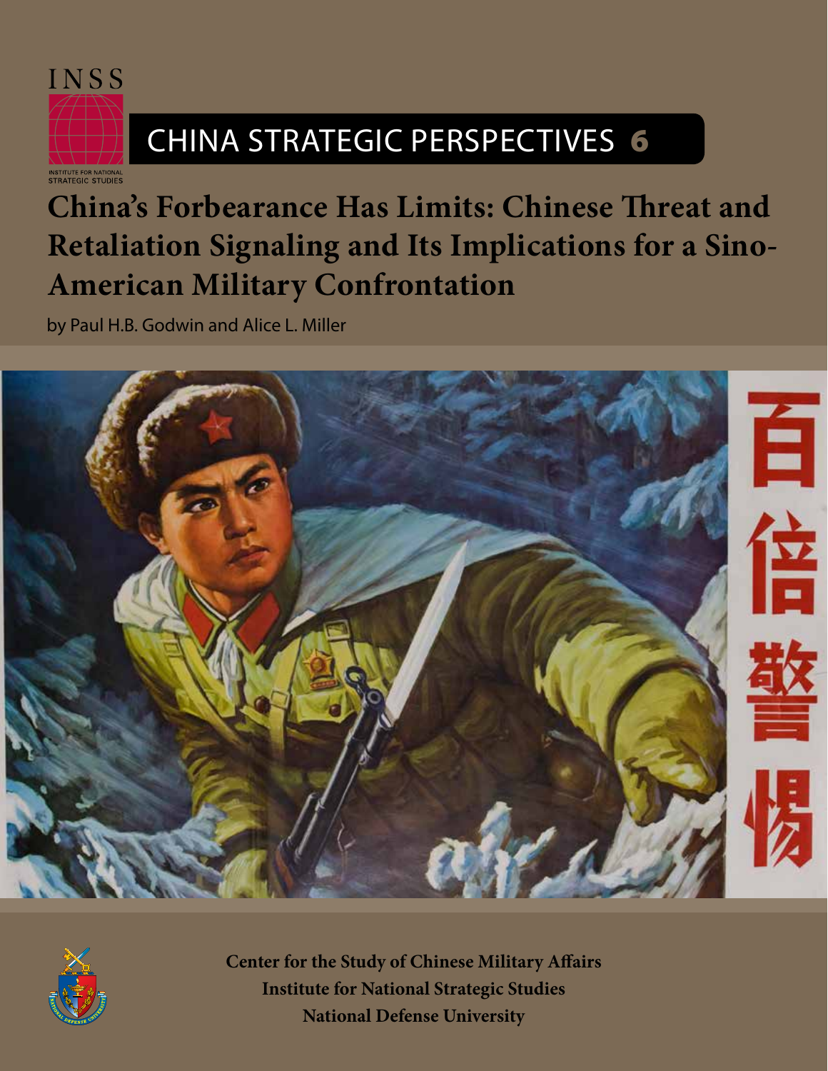INSS

INSTITUTE FOR NATIONAL STRATEGIC STUDIES

# CHINA STRATEGIC PERSPECTIVES 6

## China's Forbearance Has Limits: Chinese Threat and Retaliation Signaling and Its Implications for a Sino-American Military Confrontation

by Paul H.B. Godwin and Alice L. Miller

**Center for the Study of Chinese Military Affairs**
**Institute for National Strategic Studies**
**National Defense University**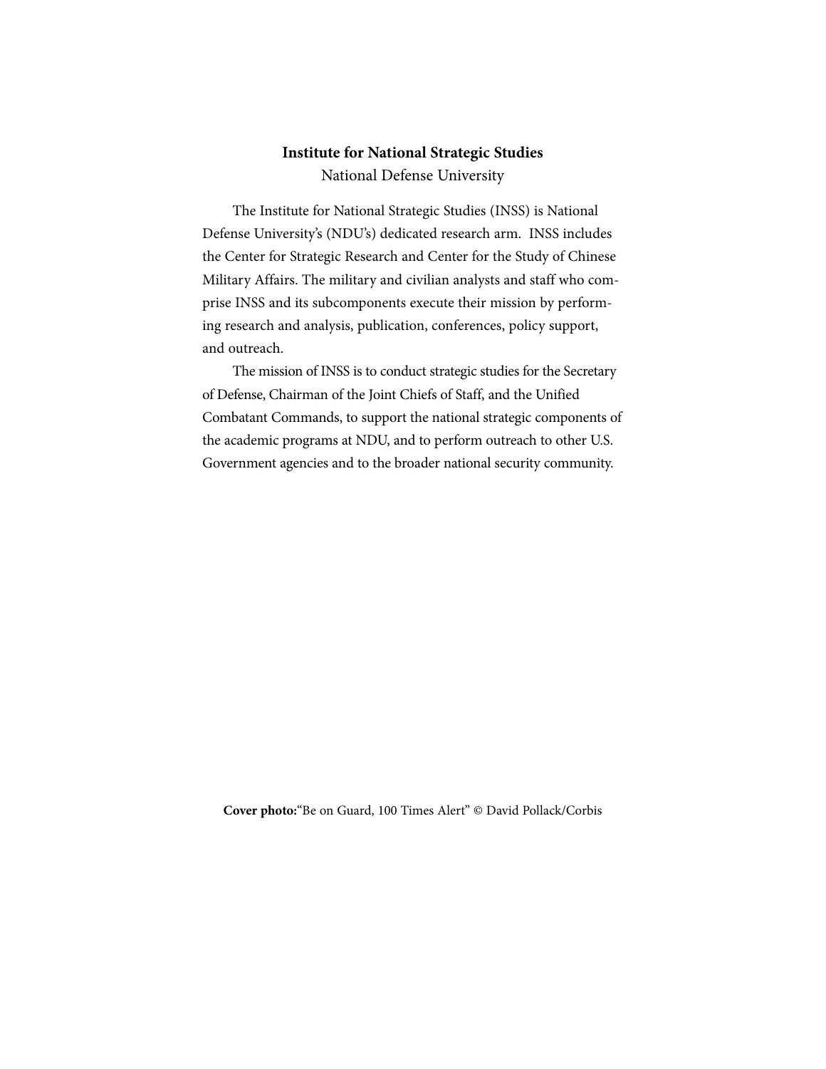**Institute for National Strategic Studies**
National Defense University

The Institute for National Strategic Studies (INSS) is National Defense University's (NDU's) dedicated research arm. INSS includes the Center for Strategic Research and Center for the Study of Chinese Military Affairs. The military and civilian analysts and staff who comprise INSS and its subcomponents execute their mission by performing research and analysis, publication, conferences, policy support, and outreach.

The mission of INSS is to conduct strategic studies for the Secretary of Defense, Chairman of the Joint Chiefs of Staff, and the Unified Combatant Commands, to support the national strategic components of the academic programs at NDU, and to perform outreach to other U.S. Government agencies and to the broader national security community.

**Cover photo:** "Be on Guard, 100 Times Alert" © David Pollack/Corbis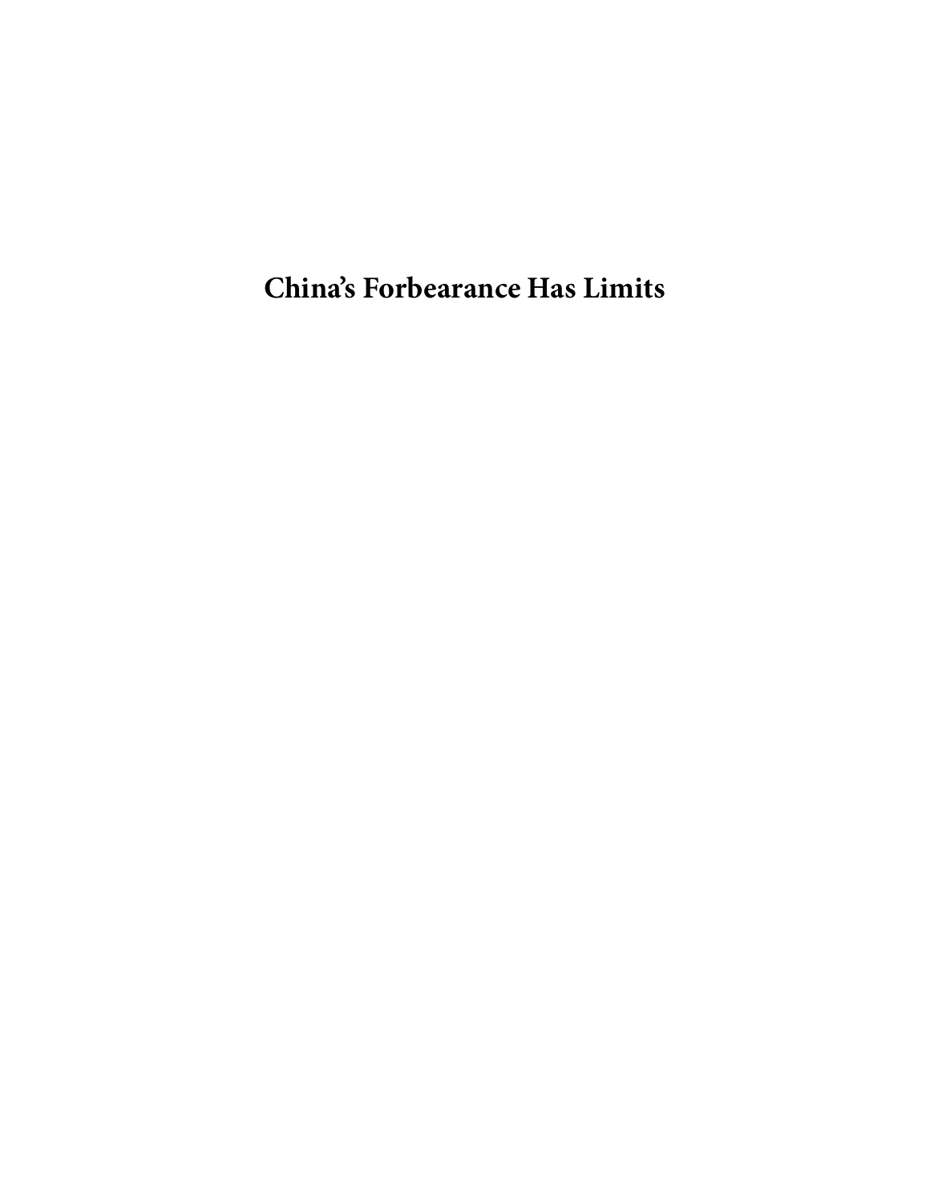# China's Forbearance Has Limits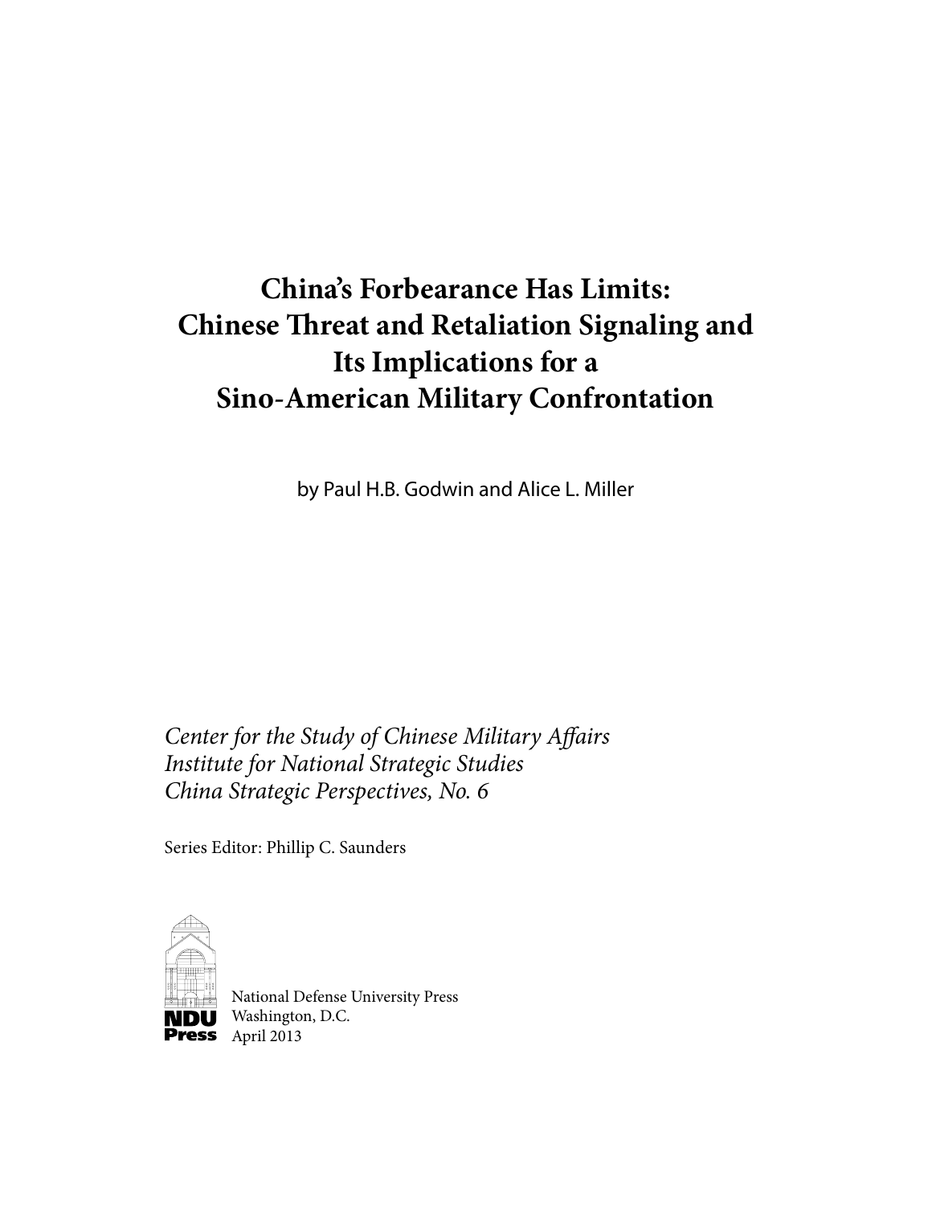# China's Forbearance Has Limits: Chinese Threat and Retaliation Signaling and Its Implications for a Sino-American Military Confrontation

by Paul H.B. Godwin and Alice L. Miller

*Center for the Study of Chinese Military Affairs*
*Institute for National Strategic Studies*
*China Strategic Perspectives, No. 6*

Series Editor: Phillip C. Saunders

National Defense University Press
Washington, D.C.
April 2013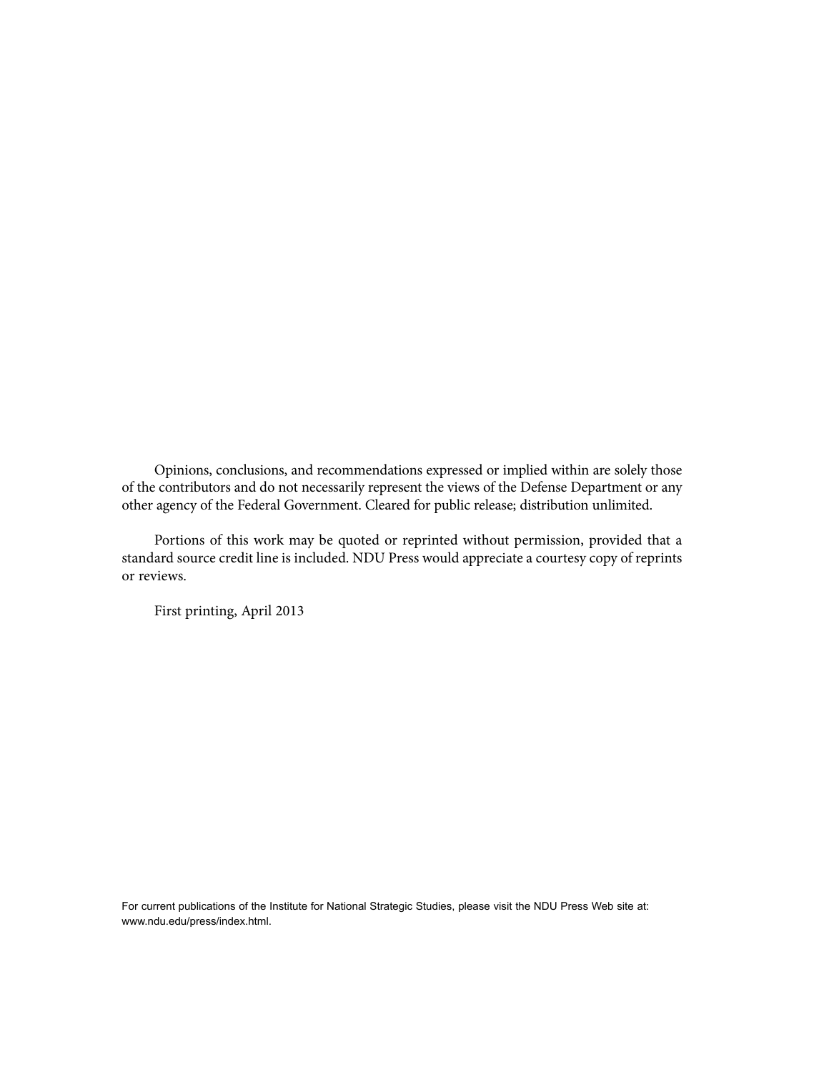Opinions, conclusions, and recommendations expressed or implied within are solely those of the contributors and do not necessarily represent the views of the Defense Department or any other agency of the Federal Government. Cleared for public release; distribution unlimited.

Portions of this work may be quoted or reprinted without permission, provided that a standard source credit line is included. NDU Press would appreciate a courtesy copy of reprints or reviews.

First printing, April 2013

For current publications of the Institute for National Strategic Studies, please visit the NDU Press Web site at: www.ndu.edu/press/index.html.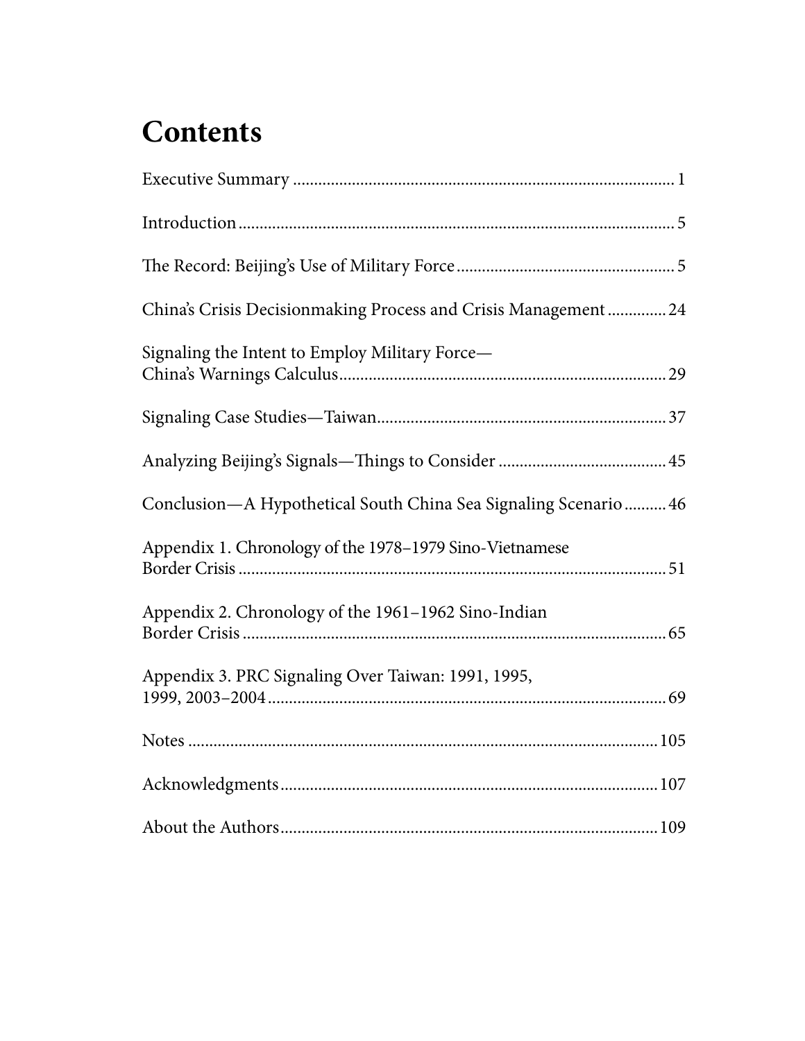# Contents

Executive Summary .......... 1

Introduction .......... 5

The Record: Beijing's Use of Military Force .......... 5

China's Crisis Decisionmaking Process and Crisis Management .......... 24

Signaling the Intent to Employ Military Force—China's Warnings Calculus .......... 29

Signaling Case Studies—Taiwan .......... 37

Analyzing Beijing's Signals—Things to Consider .......... 45

Conclusion—A Hypothetical South China Sea Signaling Scenario .......... 46

Appendix 1. Chronology of the 1978–1979 Sino-Vietnamese Border Crisis .......... 51

Appendix 2. Chronology of the 1961–1962 Sino-Indian Border Crisis .......... 65

Appendix 3. PRC Signaling Over Taiwan: 1991, 1995, 1999, 2003–2004 .......... 69

Notes .......... 105

Acknowledgments .......... 107

About the Authors .......... 109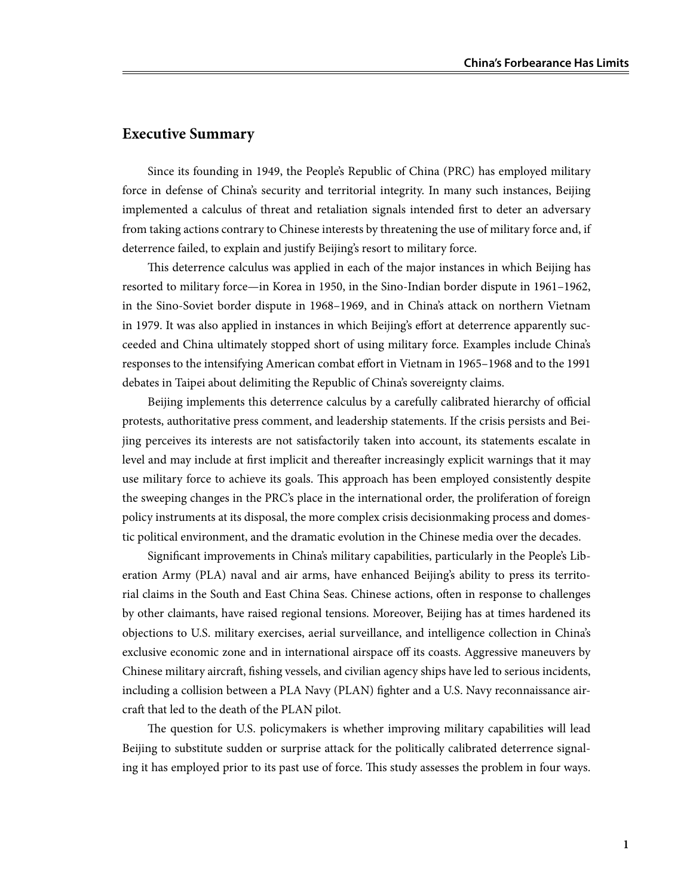## Executive Summary

Since its founding in 1949, the People's Republic of China (PRC) has employed military force in defense of China's security and territorial integrity. In many such instances, Beijing implemented a calculus of threat and retaliation signals intended first to deter an adversary from taking actions contrary to Chinese interests by threatening the use of military force and, if deterrence failed, to explain and justify Beijing's resort to military force.

This deterrence calculus was applied in each of the major instances in which Beijing has resorted to military force—in Korea in 1950, in the Sino-Indian border dispute in 1961–1962, in the Sino-Soviet border dispute in 1968–1969, and in China's attack on northern Vietnam in 1979. It was also applied in instances in which Beijing's effort at deterrence apparently succeeded and China ultimately stopped short of using military force. Examples include China's responses to the intensifying American combat effort in Vietnam in 1965–1968 and to the 1991 debates in Taipei about delimiting the Republic of China's sovereignty claims.

Beijing implements this deterrence calculus by a carefully calibrated hierarchy of official protests, authoritative press comment, and leadership statements. If the crisis persists and Beijing perceives its interests are not satisfactorily taken into account, its statements escalate in level and may include at first implicit and thereafter increasingly explicit warnings that it may use military force to achieve its goals. This approach has been employed consistently despite the sweeping changes in the PRC's place in the international order, the proliferation of foreign policy instruments at its disposal, the more complex crisis decisionmaking process and domestic political environment, and the dramatic evolution in the Chinese media over the decades.

Significant improvements in China's military capabilities, particularly in the People's Liberation Army (PLA) naval and air arms, have enhanced Beijing's ability to press its territorial claims in the South and East China Seas. Chinese actions, often in response to challenges by other claimants, have raised regional tensions. Moreover, Beijing has at times hardened its objections to U.S. military exercises, aerial surveillance, and intelligence collection in China's exclusive economic zone and in international airspace off its coasts. Aggressive maneuvers by Chinese military aircraft, fishing vessels, and civilian agency ships have led to serious incidents, including a collision between a PLA Navy (PLAN) fighter and a U.S. Navy reconnaissance aircraft that led to the death of the PLAN pilot.

The question for U.S. policymakers is whether improving military capabilities will lead Beijing to substitute sudden or surprise attack for the politically calibrated deterrence signaling it has employed prior to its past use of force. This study assesses the problem in four ways.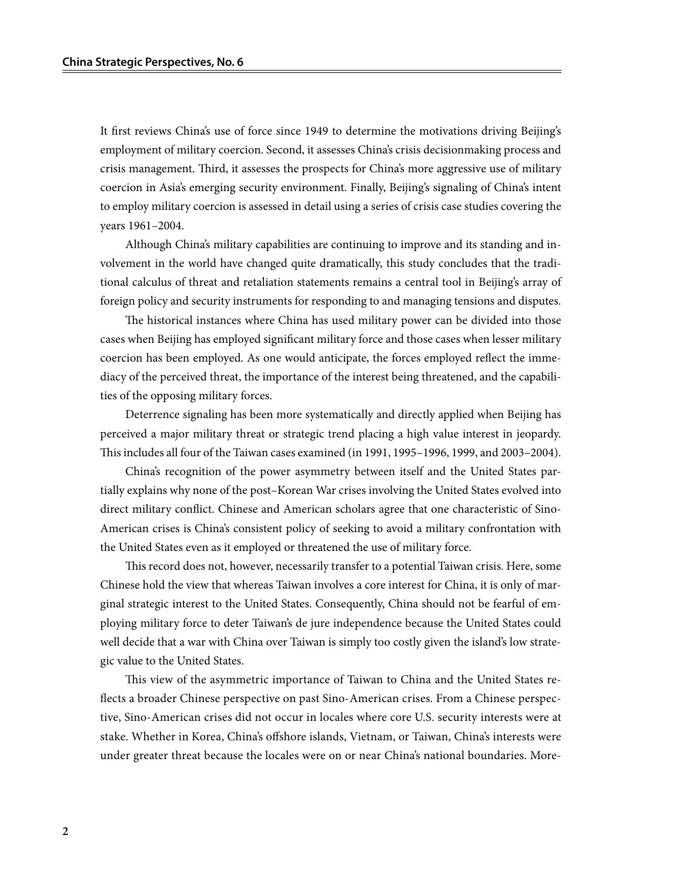It first reviews China's use of force since 1949 to determine the motivations driving Beijing's employment of military coercion. Second, it assesses China's crisis decisionmaking process and crisis management. Third, it assesses the prospects for China's more aggressive use of military coercion in Asia's emerging security environment. Finally, Beijing's signaling of China's intent to employ military coercion is assessed in detail using a series of crisis case studies covering the years 1961–2004.

Although China's military capabilities are continuing to improve and its standing and involvement in the world have changed quite dramatically, this study concludes that the traditional calculus of threat and retaliation statements remains a central tool in Beijing's array of foreign policy and security instruments for responding to and managing tensions and disputes.

The historical instances where China has used military power can be divided into those cases when Beijing has employed significant military force and those cases when lesser military coercion has been employed. As one would anticipate, the forces employed reflect the immediacy of the perceived threat, the importance of the interest being threatened, and the capabilities of the opposing military forces.

Deterrence signaling has been more systematically and directly applied when Beijing has perceived a major military threat or strategic trend placing a high value interest in jeopardy. This includes all four of the Taiwan cases examined (in 1991, 1995–1996, 1999, and 2003–2004).

China's recognition of the power asymmetry between itself and the United States partially explains why none of the post–Korean War crises involving the United States evolved into direct military conflict. Chinese and American scholars agree that one characteristic of Sino-American crises is China's consistent policy of seeking to avoid a military confrontation with the United States even as it employed or threatened the use of military force.

This record does not, however, necessarily transfer to a potential Taiwan crisis. Here, some Chinese hold the view that whereas Taiwan involves a core interest for China, it is only of marginal strategic interest to the United States. Consequently, China should not be fearful of employing military force to deter Taiwan's de jure independence because the United States could well decide that a war with China over Taiwan is simply too costly given the island's low strategic value to the United States.

This view of the asymmetric importance of Taiwan to China and the United States reflects a broader Chinese perspective on past Sino-American crises. From a Chinese perspective, Sino-American crises did not occur in locales where core U.S. security interests were at stake. Whether in Korea, China's offshore islands, Vietnam, or Taiwan, China's interests were under greater threat because the locales were on or near China's national boundaries. More-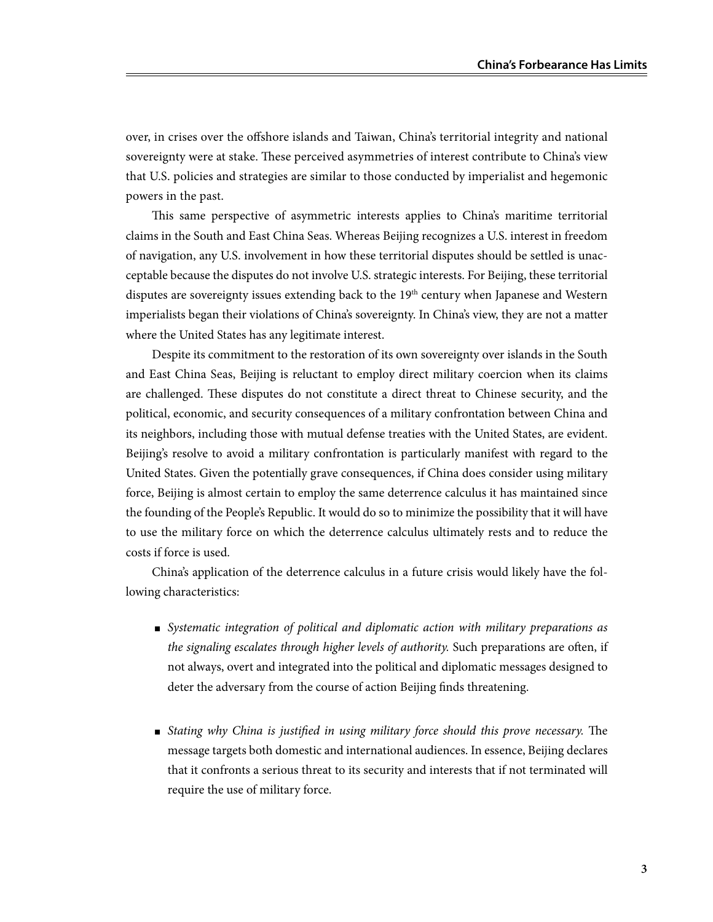over, in crises over the offshore islands and Taiwan, China's territorial integrity and national sovereignty were at stake. These perceived asymmetries of interest contribute to China's view that U.S. policies and strategies are similar to those conducted by imperialist and hegemonic powers in the past.

This same perspective of asymmetric interests applies to China's maritime territorial claims in the South and East China Seas. Whereas Beijing recognizes a U.S. interest in freedom of navigation, any U.S. involvement in how these territorial disputes should be settled is unacceptable because the disputes do not involve U.S. strategic interests. For Beijing, these territorial disputes are sovereignty issues extending back to the 19th century when Japanese and Western imperialists began their violations of China's sovereignty. In China's view, they are not a matter where the United States has any legitimate interest.

Despite its commitment to the restoration of its own sovereignty over islands in the South and East China Seas, Beijing is reluctant to employ direct military coercion when its claims are challenged. These disputes do not constitute a direct threat to Chinese security, and the political, economic, and security consequences of a military confrontation between China and its neighbors, including those with mutual defense treaties with the United States, are evident. Beijing's resolve to avoid a military confrontation is particularly manifest with regard to the United States. Given the potentially grave consequences, if China does consider using military force, Beijing is almost certain to employ the same deterrence calculus it has maintained since the founding of the People's Republic. It would do so to minimize the possibility that it will have to use the military force on which the deterrence calculus ultimately rests and to reduce the costs if force is used.

China's application of the deterrence calculus in a future crisis would likely have the following characteristics:

- *Systematic integration of political and diplomatic action with military preparations as the signaling escalates through higher levels of authority.* Such preparations are often, if not always, overt and integrated into the political and diplomatic messages designed to deter the adversary from the course of action Beijing finds threatening.

- *Stating why China is justified in using military force should this prove necessary.* The message targets both domestic and international audiences. In essence, Beijing declares that it confronts a serious threat to its security and interests that if not terminated will require the use of military force.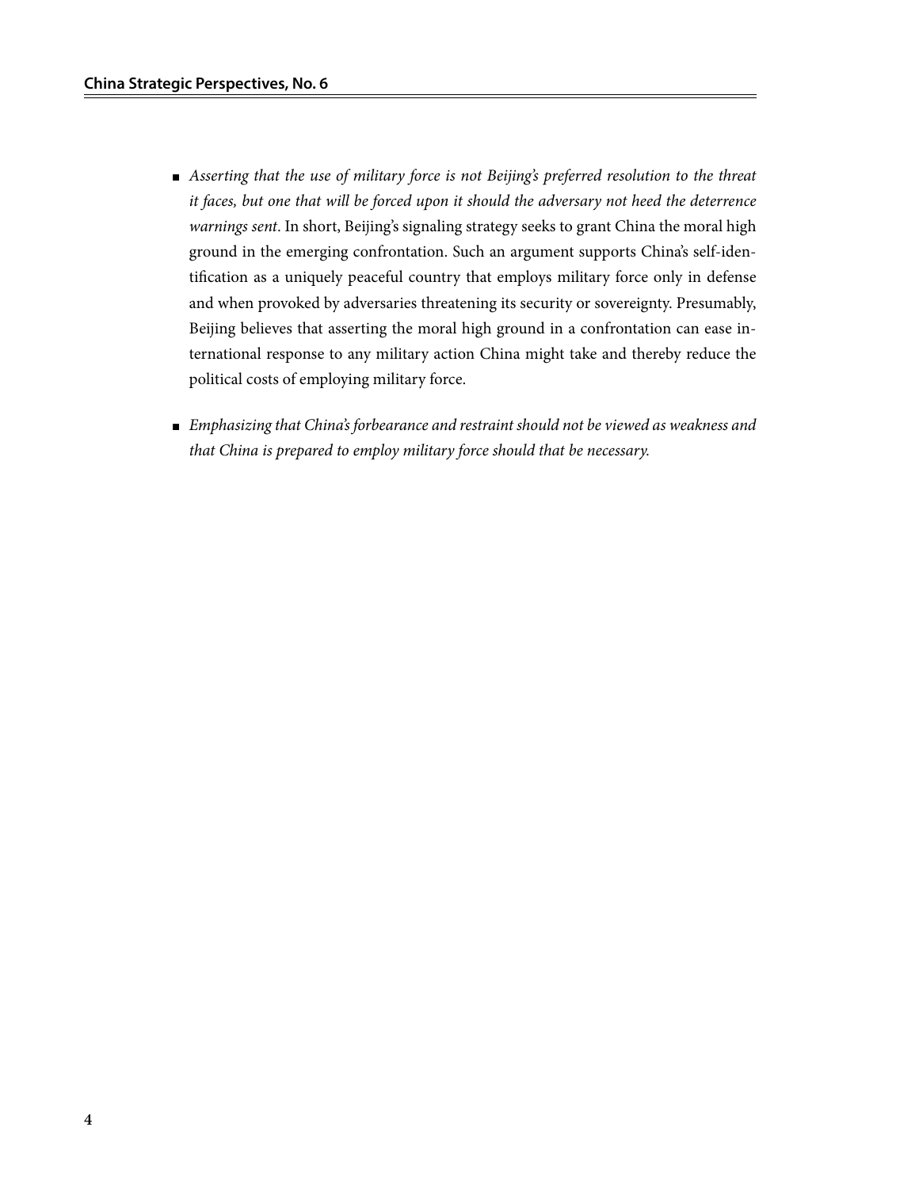- *Asserting that the use of military force is not Beijing's preferred resolution to the threat it faces, but one that will be forced upon it should the adversary not heed the deterrence warnings sent*. In short, Beijing's signaling strategy seeks to grant China the moral high ground in the emerging confrontation. Such an argument supports China's self-identification as a uniquely peaceful country that employs military force only in defense and when provoked by adversaries threatening its security or sovereignty. Presumably, Beijing believes that asserting the moral high ground in a confrontation can ease international response to any military action China might take and thereby reduce the political costs of employing military force.

- *Emphasizing that China's forbearance and restraint should not be viewed as weakness and that China is prepared to employ military force should that be necessary.*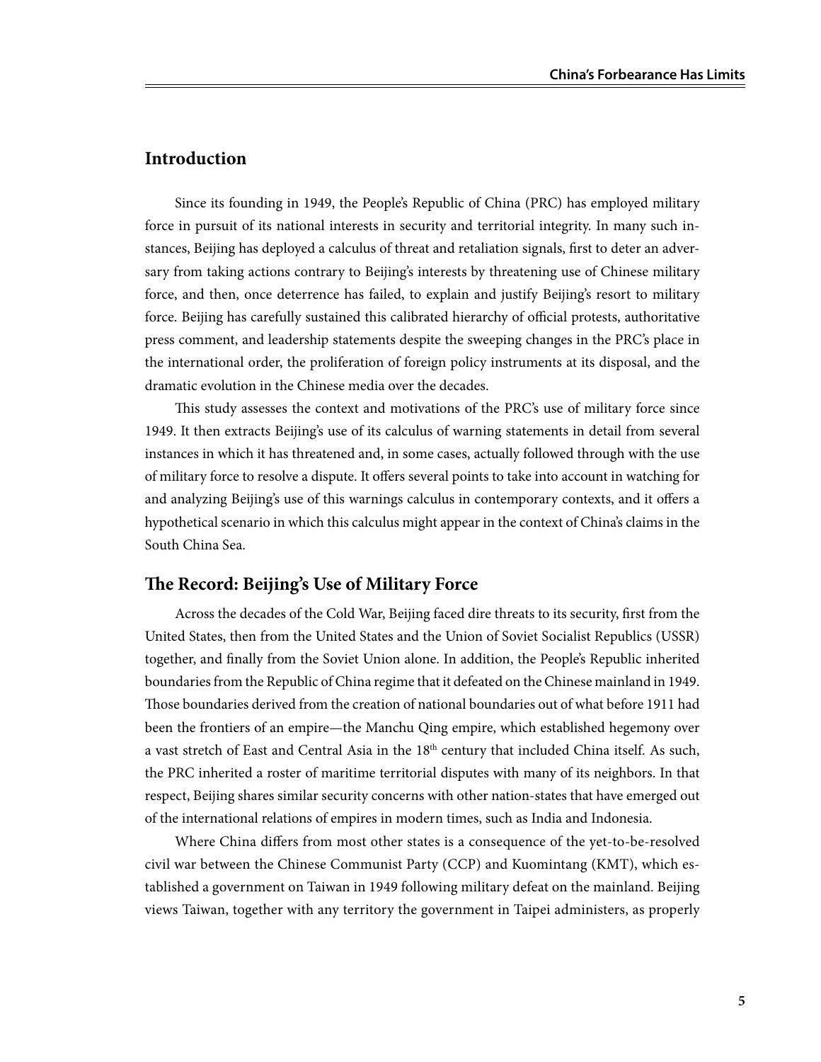## Introduction

Since its founding in 1949, the People's Republic of China (PRC) has employed military force in pursuit of its national interests in security and territorial integrity. In many such instances, Beijing has deployed a calculus of threat and retaliation signals, first to deter an adversary from taking actions contrary to Beijing's interests by threatening use of Chinese military force, and then, once deterrence has failed, to explain and justify Beijing's resort to military force. Beijing has carefully sustained this calibrated hierarchy of official protests, authoritative press comment, and leadership statements despite the sweeping changes in the PRC's place in the international order, the proliferation of foreign policy instruments at its disposal, and the dramatic evolution in the Chinese media over the decades.

This study assesses the context and motivations of the PRC's use of military force since 1949. It then extracts Beijing's use of its calculus of warning statements in detail from several instances in which it has threatened and, in some cases, actually followed through with the use of military force to resolve a dispute. It offers several points to take into account in watching for and analyzing Beijing's use of this warnings calculus in contemporary contexts, and it offers a hypothetical scenario in which this calculus might appear in the context of China's claims in the South China Sea.

## The Record: Beijing's Use of Military Force

Across the decades of the Cold War, Beijing faced dire threats to its security, first from the United States, then from the United States and the Union of Soviet Socialist Republics (USSR) together, and finally from the Soviet Union alone. In addition, the People's Republic inherited boundaries from the Republic of China regime that it defeated on the Chinese mainland in 1949. Those boundaries derived from the creation of national boundaries out of what before 1911 had been the frontiers of an empire—the Manchu Qing empire, which established hegemony over a vast stretch of East and Central Asia in the 18th century that included China itself. As such, the PRC inherited a roster of maritime territorial disputes with many of its neighbors. In that respect, Beijing shares similar security concerns with other nation-states that have emerged out of the international relations of empires in modern times, such as India and Indonesia.

Where China differs from most other states is a consequence of the yet-to-be-resolved civil war between the Chinese Communist Party (CCP) and Kuomintang (KMT), which established a government on Taiwan in 1949 following military defeat on the mainland. Beijing views Taiwan, together with any territory the government in Taipei administers, as properly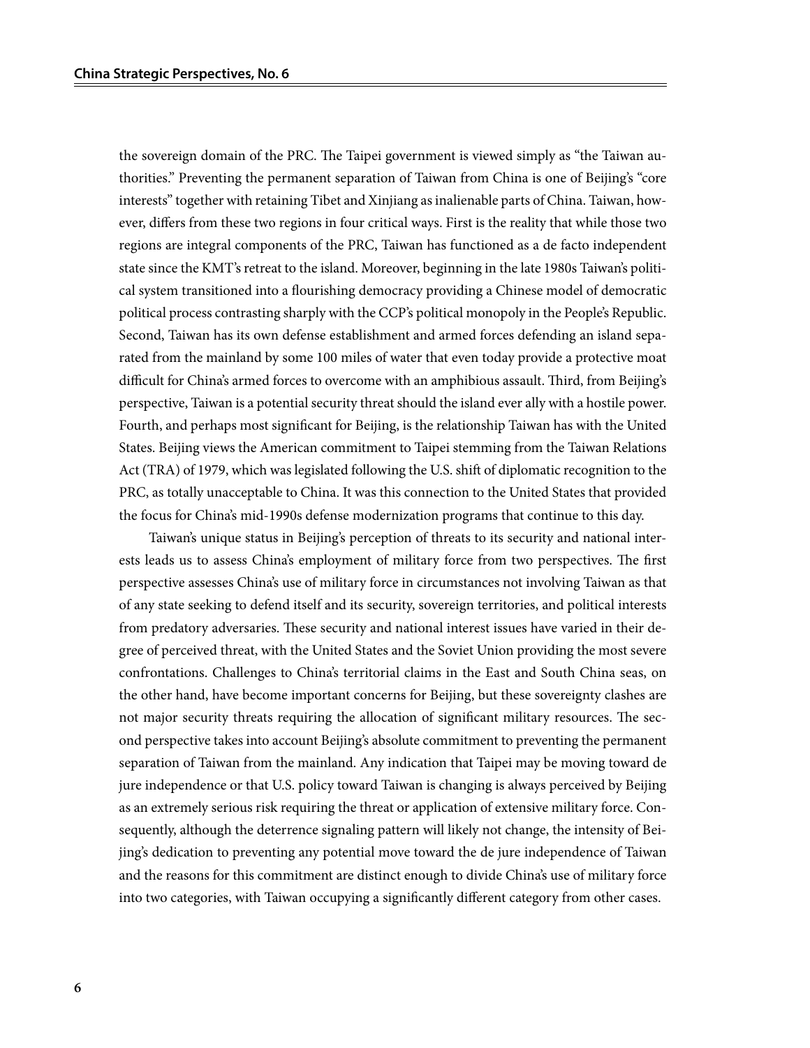the sovereign domain of the PRC. The Taipei government is viewed simply as "the Taiwan authorities." Preventing the permanent separation of Taiwan from China is one of Beijing's "core interests" together with retaining Tibet and Xinjiang as inalienable parts of China. Taiwan, however, differs from these two regions in four critical ways. First is the reality that while those two regions are integral components of the PRC, Taiwan has functioned as a de facto independent state since the KMT's retreat to the island. Moreover, beginning in the late 1980s Taiwan's political system transitioned into a flourishing democracy providing a Chinese model of democratic political process contrasting sharply with the CCP's political monopoly in the People's Republic. Second, Taiwan has its own defense establishment and armed forces defending an island separated from the mainland by some 100 miles of water that even today provide a protective moat difficult for China's armed forces to overcome with an amphibious assault. Third, from Beijing's perspective, Taiwan is a potential security threat should the island ever ally with a hostile power. Fourth, and perhaps most significant for Beijing, is the relationship Taiwan has with the United States. Beijing views the American commitment to Taipei stemming from the Taiwan Relations Act (TRA) of 1979, which was legislated following the U.S. shift of diplomatic recognition to the PRC, as totally unacceptable to China. It was this connection to the United States that provided the focus for China's mid-1990s defense modernization programs that continue to this day.

Taiwan's unique status in Beijing's perception of threats to its security and national interests leads us to assess China's employment of military force from two perspectives. The first perspective assesses China's use of military force in circumstances not involving Taiwan as that of any state seeking to defend itself and its security, sovereign territories, and political interests from predatory adversaries. These security and national interest issues have varied in their degree of perceived threat, with the United States and the Soviet Union providing the most severe confrontations. Challenges to China's territorial claims in the East and South China seas, on the other hand, have become important concerns for Beijing, but these sovereignty clashes are not major security threats requiring the allocation of significant military resources. The second perspective takes into account Beijing's absolute commitment to preventing the permanent separation of Taiwan from the mainland. Any indication that Taipei may be moving toward de jure independence or that U.S. policy toward Taiwan is changing is always perceived by Beijing as an extremely serious risk requiring the threat or application of extensive military force. Consequently, although the deterrence signaling pattern will likely not change, the intensity of Beijing's dedication to preventing any potential move toward the de jure independence of Taiwan and the reasons for this commitment are distinct enough to divide China's use of military force into two categories, with Taiwan occupying a significantly different category from other cases.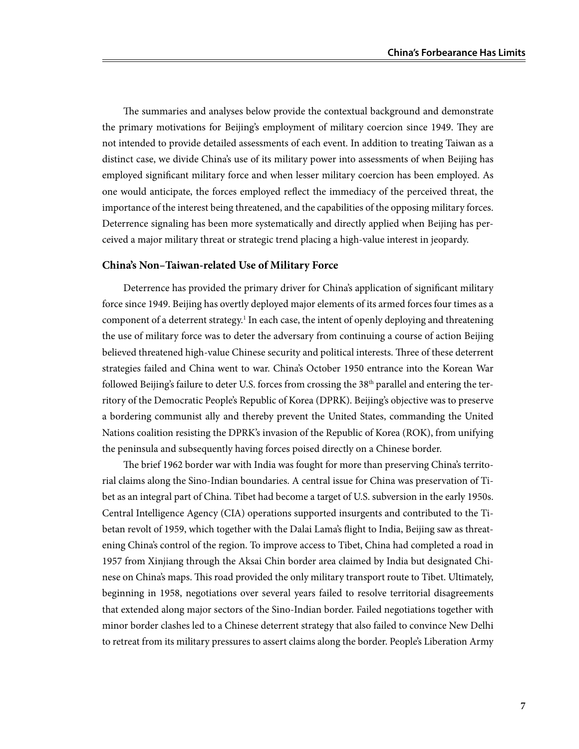The summaries and analyses below provide the contextual background and demonstrate the primary motivations for Beijing's employment of military coercion since 1949. They are not intended to provide detailed assessments of each event. In addition to treating Taiwan as a distinct case, we divide China's use of its military power into assessments of when Beijing has employed significant military force and when lesser military coercion has been employed. As one would anticipate, the forces employed reflect the immediacy of the perceived threat, the importance of the interest being threatened, and the capabilities of the opposing military forces. Deterrence signaling has been more systematically and directly applied when Beijing has perceived a major military threat or strategic trend placing a high-value interest in jeopardy.

### China's Non–Taiwan-related Use of Military Force

Deterrence has provided the primary driver for China's application of significant military force since 1949. Beijing has overtly deployed major elements of its armed forces four times as a component of a deterrent strategy.[1] In each case, the intent of openly deploying and threatening the use of military force was to deter the adversary from continuing a course of action Beijing believed threatened high-value Chinese security and political interests. Three of these deterrent strategies failed and China went to war. China's October 1950 entrance into the Korean War followed Beijing's failure to deter U.S. forces from crossing the 38th parallel and entering the territory of the Democratic People's Republic of Korea (DPRK). Beijing's objective was to preserve a bordering communist ally and thereby prevent the United States, commanding the United Nations coalition resisting the DPRK's invasion of the Republic of Korea (ROK), from unifying the peninsula and subsequently having forces poised directly on a Chinese border.

The brief 1962 border war with India was fought for more than preserving China's territorial claims along the Sino-Indian boundaries. A central issue for China was preservation of Tibet as an integral part of China. Tibet had become a target of U.S. subversion in the early 1950s. Central Intelligence Agency (CIA) operations supported insurgents and contributed to the Tibetan revolt of 1959, which together with the Dalai Lama's flight to India, Beijing saw as threatening China's control of the region. To improve access to Tibet, China had completed a road in 1957 from Xinjiang through the Aksai Chin border area claimed by India but designated Chinese on China's maps. This road provided the only military transport route to Tibet. Ultimately, beginning in 1958, negotiations over several years failed to resolve territorial disagreements that extended along major sectors of the Sino-Indian border. Failed negotiations together with minor border clashes led to a Chinese deterrent strategy that also failed to convince New Delhi to retreat from its military pressures to assert claims along the border. People's Liberation Army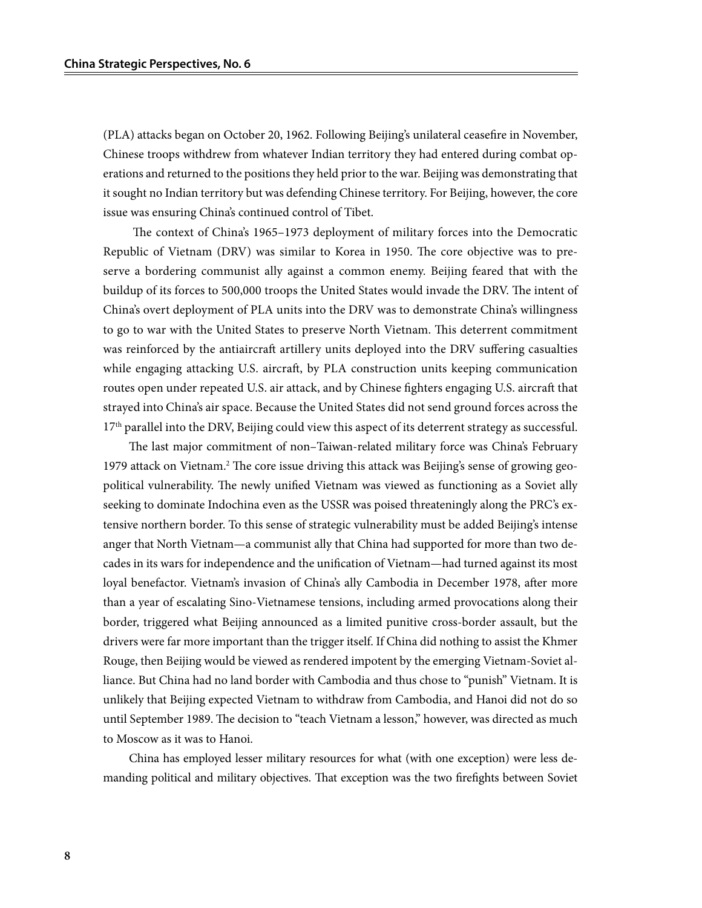(PLA) attacks began on October 20, 1962. Following Beijing's unilateral ceasefire in November, Chinese troops withdrew from whatever Indian territory they had entered during combat operations and returned to the positions they held prior to the war. Beijing was demonstrating that it sought no Indian territory but was defending Chinese territory. For Beijing, however, the core issue was ensuring China's continued control of Tibet.

The context of China's 1965–1973 deployment of military forces into the Democratic Republic of Vietnam (DRV) was similar to Korea in 1950. The core objective was to preserve a bordering communist ally against a common enemy. Beijing feared that with the buildup of its forces to 500,000 troops the United States would invade the DRV. The intent of China's overt deployment of PLA units into the DRV was to demonstrate China's willingness to go to war with the United States to preserve North Vietnam. This deterrent commitment was reinforced by the antiaircraft artillery units deployed into the DRV suffering casualties while engaging attacking U.S. aircraft, by PLA construction units keeping communication routes open under repeated U.S. air attack, and by Chinese fighters engaging U.S. aircraft that strayed into China's air space. Because the United States did not send ground forces across the 17th parallel into the DRV, Beijing could view this aspect of its deterrent strategy as successful.

The last major commitment of non–Taiwan-related military force was China's February 1979 attack on Vietnam.[2] The core issue driving this attack was Beijing's sense of growing geopolitical vulnerability. The newly unified Vietnam was viewed as functioning as a Soviet ally seeking to dominate Indochina even as the USSR was poised threateningly along the PRC's extensive northern border. To this sense of strategic vulnerability must be added Beijing's intense anger that North Vietnam—a communist ally that China had supported for more than two decades in its wars for independence and the unification of Vietnam—had turned against its most loyal benefactor. Vietnam's invasion of China's ally Cambodia in December 1978, after more than a year of escalating Sino-Vietnamese tensions, including armed provocations along their border, triggered what Beijing announced as a limited punitive cross-border assault, but the drivers were far more important than the trigger itself. If China did nothing to assist the Khmer Rouge, then Beijing would be viewed as rendered impotent by the emerging Vietnam-Soviet alliance. But China had no land border with Cambodia and thus chose to "punish" Vietnam. It is unlikely that Beijing expected Vietnam to withdraw from Cambodia, and Hanoi did not do so until September 1989. The decision to "teach Vietnam a lesson," however, was directed as much to Moscow as it was to Hanoi.

China has employed lesser military resources for what (with one exception) were less demanding political and military objectives. That exception was the two firefights between Soviet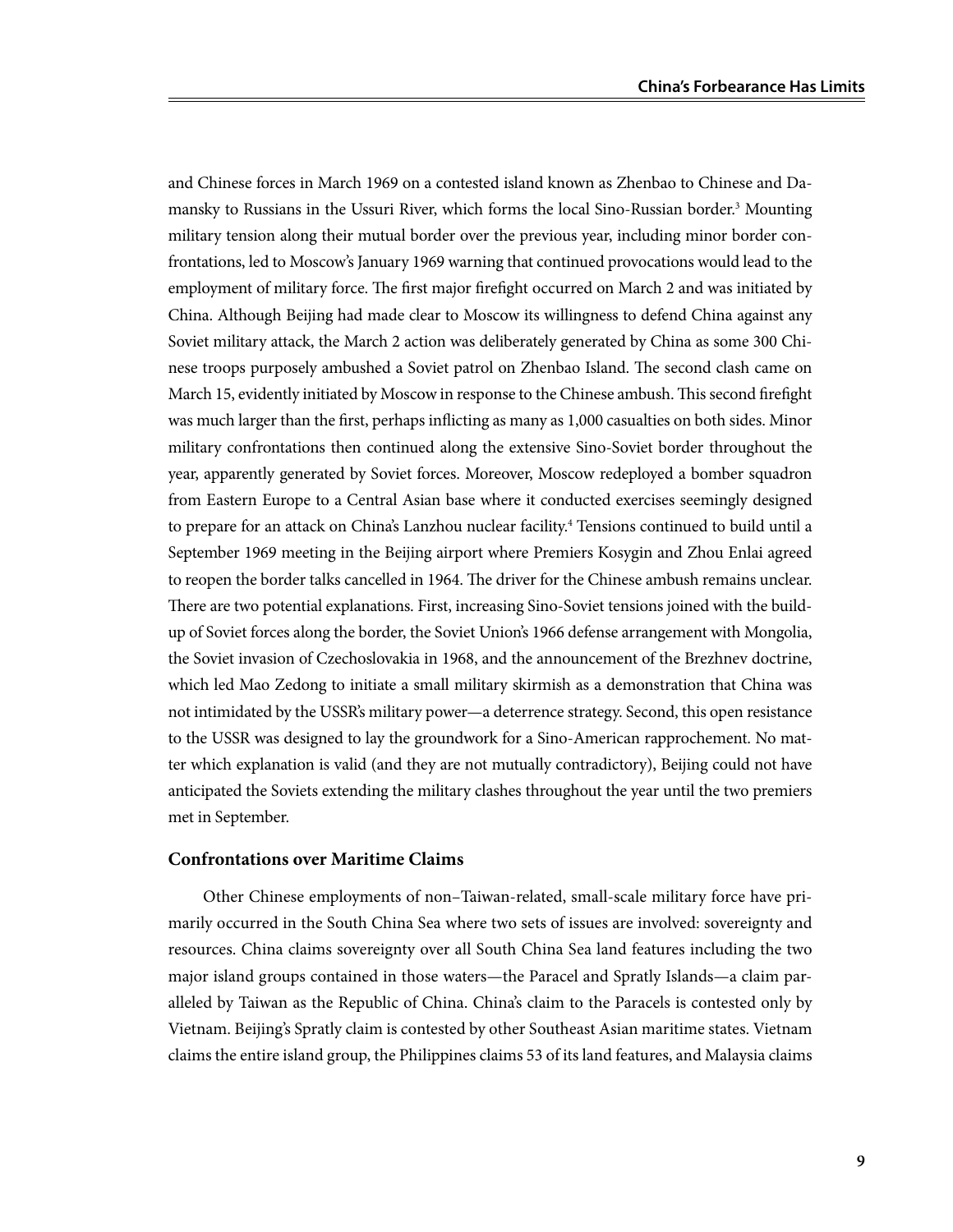and Chinese forces in March 1969 on a contested island known as Zhenbao to Chinese and Damansky to Russians in the Ussuri River, which forms the local Sino-Russian border.[3] Mounting military tension along their mutual border over the previous year, including minor border confrontations, led to Moscow's January 1969 warning that continued provocations would lead to the employment of military force. The first major firefight occurred on March 2 and was initiated by China. Although Beijing had made clear to Moscow its willingness to defend China against any Soviet military attack, the March 2 action was deliberately generated by China as some 300 Chinese troops purposely ambushed a Soviet patrol on Zhenbao Island. The second clash came on March 15, evidently initiated by Moscow in response to the Chinese ambush. This second firefight was much larger than the first, perhaps inflicting as many as 1,000 casualties on both sides. Minor military confrontations then continued along the extensive Sino-Soviet border throughout the year, apparently generated by Soviet forces. Moreover, Moscow redeployed a bomber squadron from Eastern Europe to a Central Asian base where it conducted exercises seemingly designed to prepare for an attack on China's Lanzhou nuclear facility.[4] Tensions continued to build until a September 1969 meeting in the Beijing airport where Premiers Kosygin and Zhou Enlai agreed to reopen the border talks cancelled in 1964. The driver for the Chinese ambush remains unclear. There are two potential explanations. First, increasing Sino-Soviet tensions joined with the buildup of Soviet forces along the border, the Soviet Union's 1966 defense arrangement with Mongolia, the Soviet invasion of Czechoslovakia in 1968, and the announcement of the Brezhnev doctrine, which led Mao Zedong to initiate a small military skirmish as a demonstration that China was not intimidated by the USSR's military power—a deterrence strategy. Second, this open resistance to the USSR was designed to lay the groundwork for a Sino-American rapprochement. No matter which explanation is valid (and they are not mutually contradictory), Beijing could not have anticipated the Soviets extending the military clashes throughout the year until the two premiers met in September.

### Confrontations over Maritime Claims

Other Chinese employments of non–Taiwan-related, small-scale military force have primarily occurred in the South China Sea where two sets of issues are involved: sovereignty and resources. China claims sovereignty over all South China Sea land features including the two major island groups contained in those waters—the Paracel and Spratly Islands—a claim paralleled by Taiwan as the Republic of China. China's claim to the Paracels is contested only by Vietnam. Beijing's Spratly claim is contested by other Southeast Asian maritime states. Vietnam claims the entire island group, the Philippines claims 53 of its land features, and Malaysia claims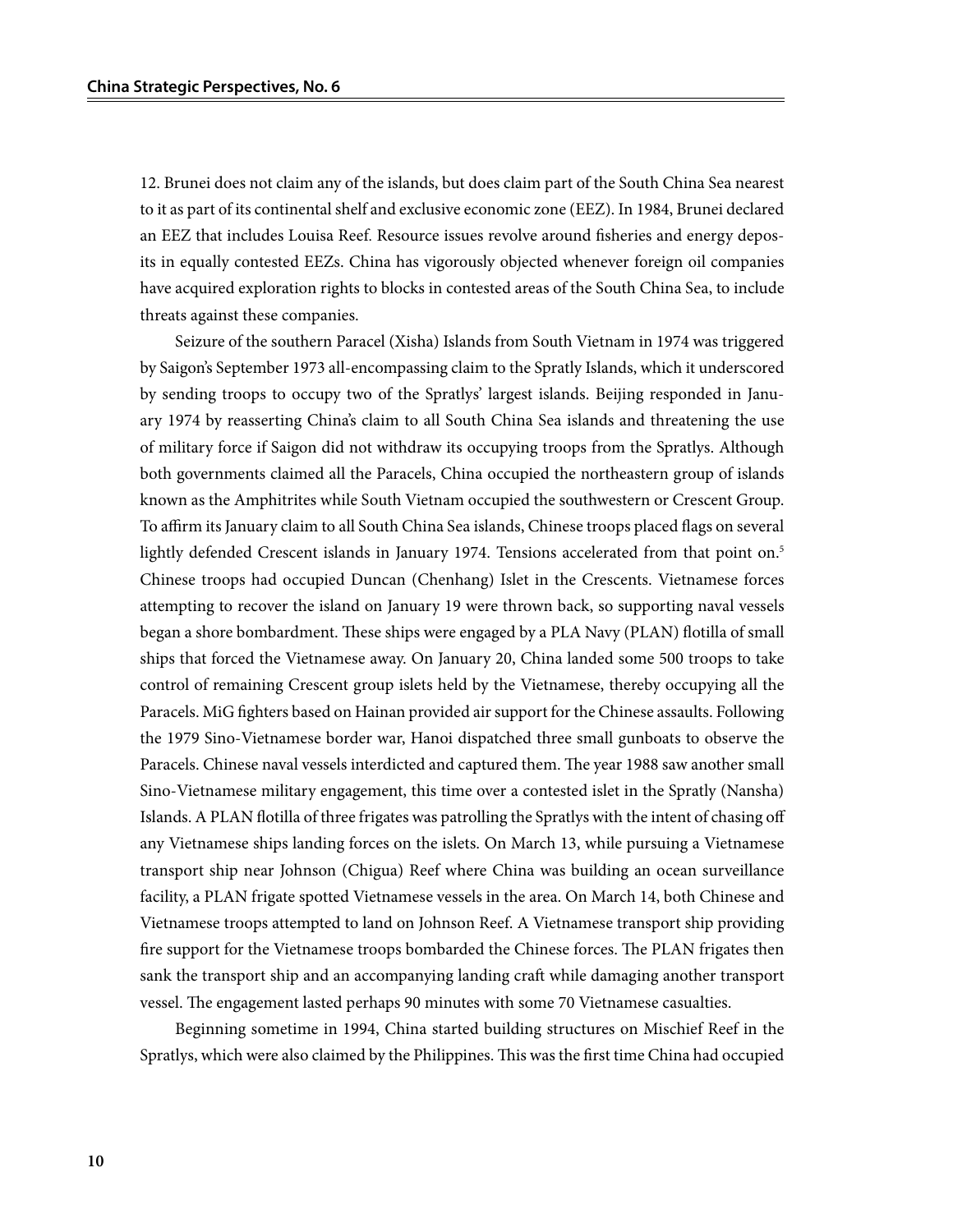12. Brunei does not claim any of the islands, but does claim part of the South China Sea nearest to it as part of its continental shelf and exclusive economic zone (EEZ). In 1984, Brunei declared an EEZ that includes Louisa Reef. Resource issues revolve around fisheries and energy deposits in equally contested EEZs. China has vigorously objected whenever foreign oil companies have acquired exploration rights to blocks in contested areas of the South China Sea, to include threats against these companies.

Seizure of the southern Paracel (Xisha) Islands from South Vietnam in 1974 was triggered by Saigon's September 1973 all-encompassing claim to the Spratly Islands, which it underscored by sending troops to occupy two of the Spratlys' largest islands. Beijing responded in January 1974 by reasserting China's claim to all South China Sea islands and threatening the use of military force if Saigon did not withdraw its occupying troops from the Spratlys. Although both governments claimed all the Paracels, China occupied the northeastern group of islands known as the Amphitrites while South Vietnam occupied the southwestern or Crescent Group. To affirm its January claim to all South China Sea islands, Chinese troops placed flags on several lightly defended Crescent islands in January 1974. Tensions accelerated from that point on.[5] Chinese troops had occupied Duncan (Chenhang) Islet in the Crescents. Vietnamese forces attempting to recover the island on January 19 were thrown back, so supporting naval vessels began a shore bombardment. These ships were engaged by a PLA Navy (PLAN) flotilla of small ships that forced the Vietnamese away. On January 20, China landed some 500 troops to take control of remaining Crescent group islets held by the Vietnamese, thereby occupying all the Paracels. MiG fighters based on Hainan provided air support for the Chinese assaults. Following the 1979 Sino-Vietnamese border war, Hanoi dispatched three small gunboats to observe the Paracels. Chinese naval vessels interdicted and captured them. The year 1988 saw another small Sino-Vietnamese military engagement, this time over a contested islet in the Spratly (Nansha) Islands. A PLAN flotilla of three frigates was patrolling the Spratlys with the intent of chasing off any Vietnamese ships landing forces on the islets. On March 13, while pursuing a Vietnamese transport ship near Johnson (Chigua) Reef where China was building an ocean surveillance facility, a PLAN frigate spotted Vietnamese vessels in the area. On March 14, both Chinese and Vietnamese troops attempted to land on Johnson Reef. A Vietnamese transport ship providing fire support for the Vietnamese troops bombarded the Chinese forces. The PLAN frigates then sank the transport ship and an accompanying landing craft while damaging another transport vessel. The engagement lasted perhaps 90 minutes with some 70 Vietnamese casualties.

Beginning sometime in 1994, China started building structures on Mischief Reef in the Spratlys, which were also claimed by the Philippines. This was the first time China had occupied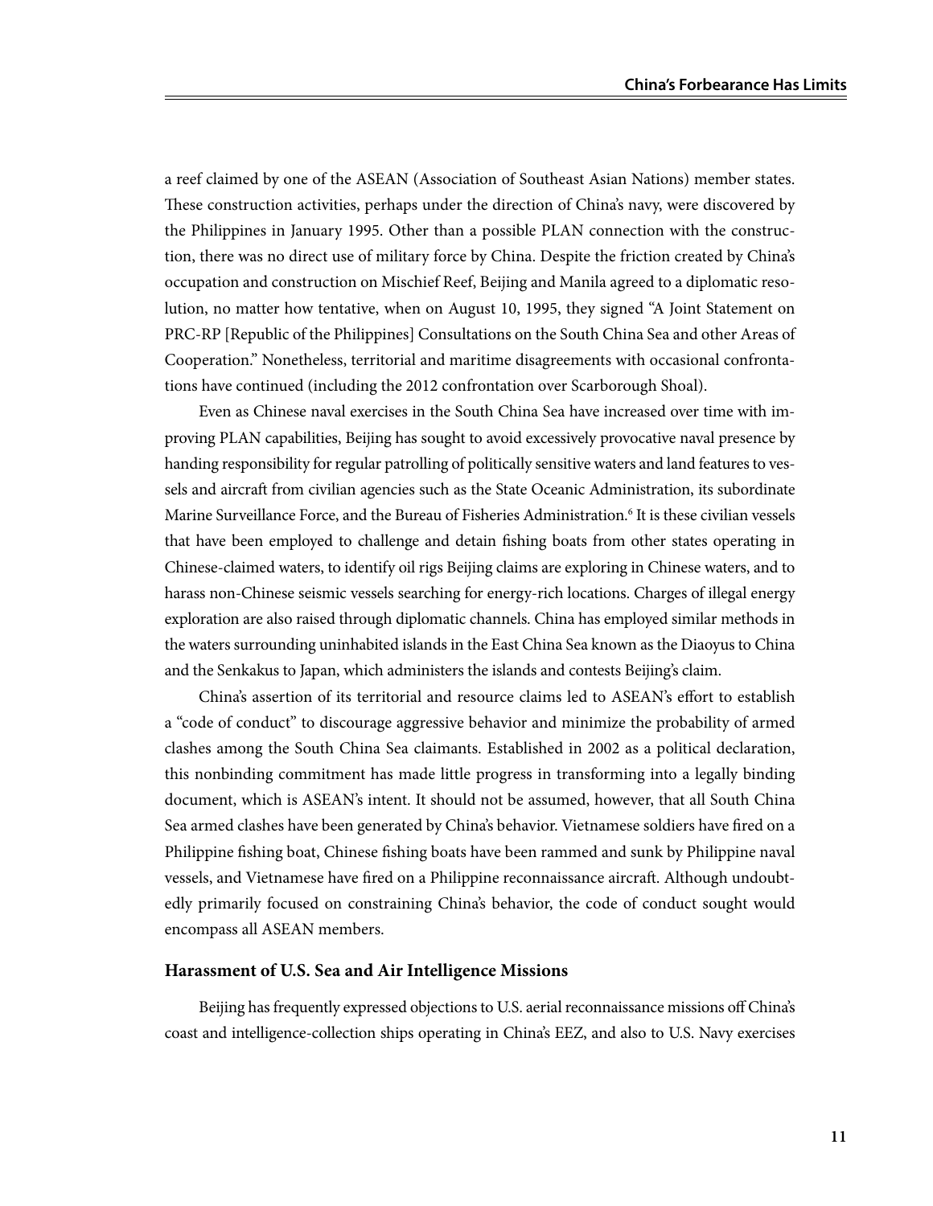a reef claimed by one of the ASEAN (Association of Southeast Asian Nations) member states. These construction activities, perhaps under the direction of China's navy, were discovered by the Philippines in January 1995. Other than a possible PLAN connection with the construction, there was no direct use of military force by China. Despite the friction created by China's occupation and construction on Mischief Reef, Beijing and Manila agreed to a diplomatic resolution, no matter how tentative, when on August 10, 1995, they signed "A Joint Statement on PRC-RP [Republic of the Philippines] Consultations on the South China Sea and other Areas of Cooperation." Nonetheless, territorial and maritime disagreements with occasional confrontations have continued (including the 2012 confrontation over Scarborough Shoal).

Even as Chinese naval exercises in the South China Sea have increased over time with improving PLAN capabilities, Beijing has sought to avoid excessively provocative naval presence by handing responsibility for regular patrolling of politically sensitive waters and land features to vessels and aircraft from civilian agencies such as the State Oceanic Administration, its subordinate Marine Surveillance Force, and the Bureau of Fisheries Administration.[6] It is these civilian vessels that have been employed to challenge and detain fishing boats from other states operating in Chinese-claimed waters, to identify oil rigs Beijing claims are exploring in Chinese waters, and to harass non-Chinese seismic vessels searching for energy-rich locations. Charges of illegal energy exploration are also raised through diplomatic channels. China has employed similar methods in the waters surrounding uninhabited islands in the East China Sea known as the Diaoyus to China and the Senkakus to Japan, which administers the islands and contests Beijing's claim.

China's assertion of its territorial and resource claims led to ASEAN's effort to establish a "code of conduct" to discourage aggressive behavior and minimize the probability of armed clashes among the South China Sea claimants. Established in 2002 as a political declaration, this nonbinding commitment has made little progress in transforming into a legally binding document, which is ASEAN's intent. It should not be assumed, however, that all South China Sea armed clashes have been generated by China's behavior. Vietnamese soldiers have fired on a Philippine fishing boat, Chinese fishing boats have been rammed and sunk by Philippine naval vessels, and Vietnamese have fired on a Philippine reconnaissance aircraft. Although undoubtedly primarily focused on constraining China's behavior, the code of conduct sought would encompass all ASEAN members.

### Harassment of U.S. Sea and Air Intelligence Missions

Beijing has frequently expressed objections to U.S. aerial reconnaissance missions off China's coast and intelligence-collection ships operating in China's EEZ, and also to U.S. Navy exercises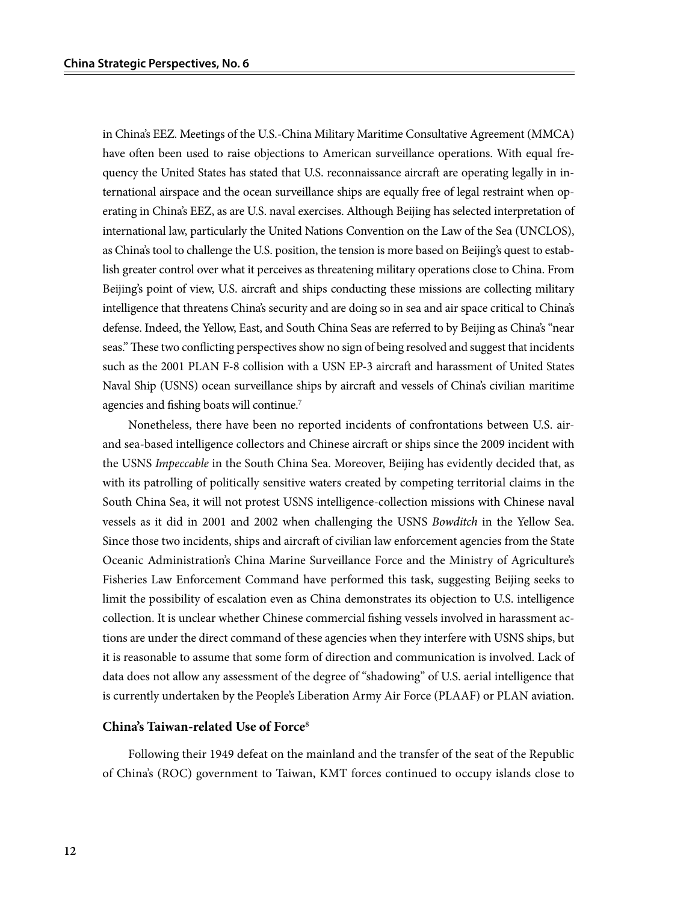in China's EEZ. Meetings of the U.S.-China Military Maritime Consultative Agreement (MMCA) have often been used to raise objections to American surveillance operations. With equal frequency the United States has stated that U.S. reconnaissance aircraft are operating legally in international airspace and the ocean surveillance ships are equally free of legal restraint when operating in China's EEZ, as are U.S. naval exercises. Although Beijing has selected interpretation of international law, particularly the United Nations Convention on the Law of the Sea (UNCLOS), as China's tool to challenge the U.S. position, the tension is more based on Beijing's quest to establish greater control over what it perceives as threatening military operations close to China. From Beijing's point of view, U.S. aircraft and ships conducting these missions are collecting military intelligence that threatens China's security and are doing so in sea and air space critical to China's defense. Indeed, the Yellow, East, and South China Seas are referred to by Beijing as China's "near seas." These two conflicting perspectives show no sign of being resolved and suggest that incidents such as the 2001 PLAN F-8 collision with a USN EP-3 aircraft and harassment of United States Naval Ship (USNS) ocean surveillance ships by aircraft and vessels of China's civilian maritime agencies and fishing boats will continue.[7]

Nonetheless, there have been no reported incidents of confrontations between U.S. air- and sea-based intelligence collectors and Chinese aircraft or ships since the 2009 incident with the USNS *Impeccable* in the South China Sea. Moreover, Beijing has evidently decided that, as with its patrolling of politically sensitive waters created by competing territorial claims in the South China Sea, it will not protest USNS intelligence-collection missions with Chinese naval vessels as it did in 2001 and 2002 when challenging the USNS *Bowditch* in the Yellow Sea. Since those two incidents, ships and aircraft of civilian law enforcement agencies from the State Oceanic Administration's China Marine Surveillance Force and the Ministry of Agriculture's Fisheries Law Enforcement Command have performed this task, suggesting Beijing seeks to limit the possibility of escalation even as China demonstrates its objection to U.S. intelligence collection. It is unclear whether Chinese commercial fishing vessels involved in harassment actions are under the direct command of these agencies when they interfere with USNS ships, but it is reasonable to assume that some form of direction and communication is involved. Lack of data does not allow any assessment of the degree of "shadowing" of U.S. aerial intelligence that is currently undertaken by the People's Liberation Army Air Force (PLAAF) or PLAN aviation.

### China's Taiwan-related Use of Force[8]

Following their 1949 defeat on the mainland and the transfer of the seat of the Republic of China's (ROC) government to Taiwan, KMT forces continued to occupy islands close to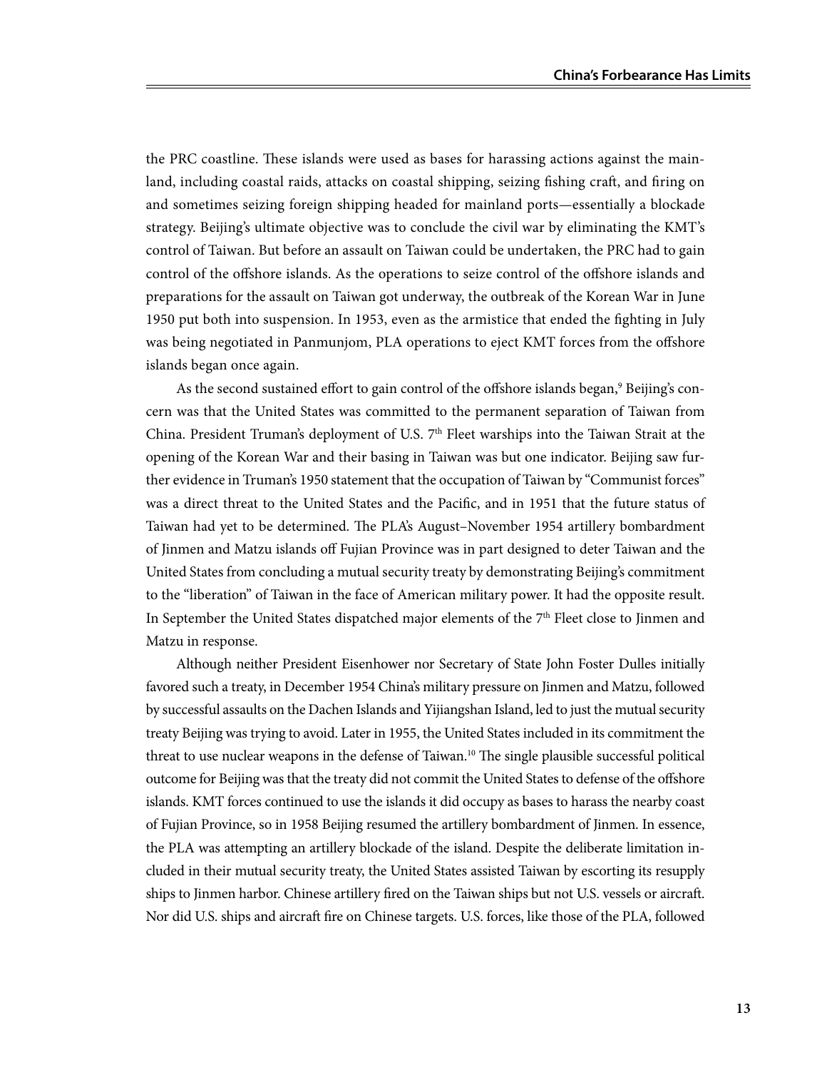the PRC coastline. These islands were used as bases for harassing actions against the mainland, including coastal raids, attacks on coastal shipping, seizing fishing craft, and firing on and sometimes seizing foreign shipping headed for mainland ports—essentially a blockade strategy. Beijing's ultimate objective was to conclude the civil war by eliminating the KMT's control of Taiwan. But before an assault on Taiwan could be undertaken, the PRC had to gain control of the offshore islands. As the operations to seize control of the offshore islands and preparations for the assault on Taiwan got underway, the outbreak of the Korean War in June 1950 put both into suspension. In 1953, even as the armistice that ended the fighting in July was being negotiated in Panmunjom, PLA operations to eject KMT forces from the offshore islands began once again.

As the second sustained effort to gain control of the offshore islands began,[9] Beijing's concern was that the United States was committed to the permanent separation of Taiwan from China. President Truman's deployment of U.S. 7th Fleet warships into the Taiwan Strait at the opening of the Korean War and their basing in Taiwan was but one indicator. Beijing saw further evidence in Truman's 1950 statement that the occupation of Taiwan by "Communist forces" was a direct threat to the United States and the Pacific, and in 1951 that the future status of Taiwan had yet to be determined. The PLA's August–November 1954 artillery bombardment of Jinmen and Matzu islands off Fujian Province was in part designed to deter Taiwan and the United States from concluding a mutual security treaty by demonstrating Beijing's commitment to the "liberation" of Taiwan in the face of American military power. It had the opposite result. In September the United States dispatched major elements of the 7th Fleet close to Jinmen and Matzu in response.

Although neither President Eisenhower nor Secretary of State John Foster Dulles initially favored such a treaty, in December 1954 China's military pressure on Jinmen and Matzu, followed by successful assaults on the Dachen Islands and Yijiangshan Island, led to just the mutual security treaty Beijing was trying to avoid. Later in 1955, the United States included in its commitment the threat to use nuclear weapons in the defense of Taiwan.[10] The single plausible successful political outcome for Beijing was that the treaty did not commit the United States to defense of the offshore islands. KMT forces continued to use the islands it did occupy as bases to harass the nearby coast of Fujian Province, so in 1958 Beijing resumed the artillery bombardment of Jinmen. In essence, the PLA was attempting an artillery blockade of the island. Despite the deliberate limitation included in their mutual security treaty, the United States assisted Taiwan by escorting its resupply ships to Jinmen harbor. Chinese artillery fired on the Taiwan ships but not U.S. vessels or aircraft. Nor did U.S. ships and aircraft fire on Chinese targets. U.S. forces, like those of the PLA, followed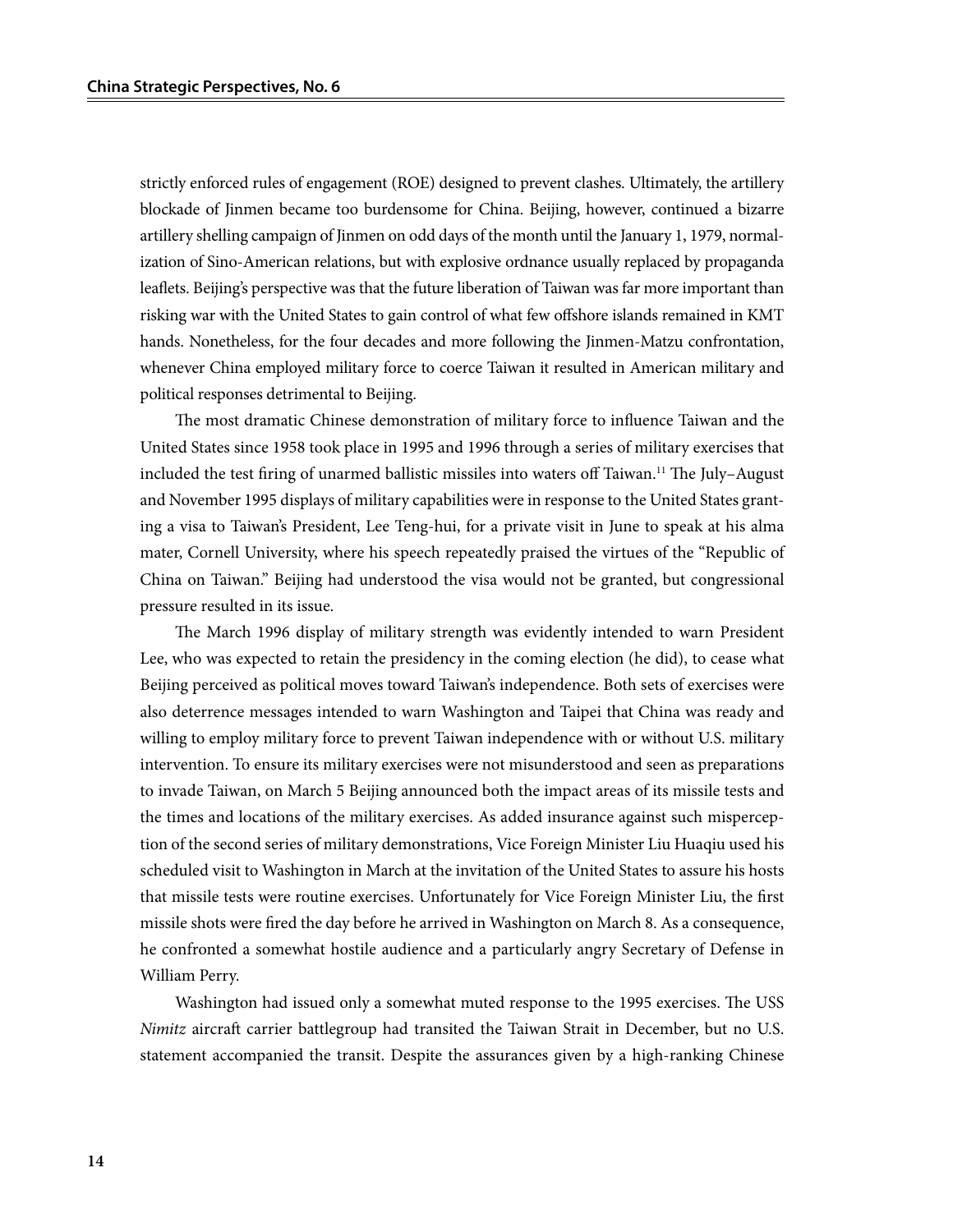strictly enforced rules of engagement (ROE) designed to prevent clashes. Ultimately, the artillery blockade of Jinmen became too burdensome for China. Beijing, however, continued a bizarre artillery shelling campaign of Jinmen on odd days of the month until the January 1, 1979, normalization of Sino-American relations, but with explosive ordnance usually replaced by propaganda leaflets. Beijing's perspective was that the future liberation of Taiwan was far more important than risking war with the United States to gain control of what few offshore islands remained in KMT hands. Nonetheless, for the four decades and more following the Jinmen-Matzu confrontation, whenever China employed military force to coerce Taiwan it resulted in American military and political responses detrimental to Beijing.

The most dramatic Chinese demonstration of military force to influence Taiwan and the United States since 1958 took place in 1995 and 1996 through a series of military exercises that included the test firing of unarmed ballistic missiles into waters off Taiwan.[11] The July–August and November 1995 displays of military capabilities were in response to the United States granting a visa to Taiwan's President, Lee Teng-hui, for a private visit in June to speak at his alma mater, Cornell University, where his speech repeatedly praised the virtues of the "Republic of China on Taiwan." Beijing had understood the visa would not be granted, but congressional pressure resulted in its issue.

The March 1996 display of military strength was evidently intended to warn President Lee, who was expected to retain the presidency in the coming election (he did), to cease what Beijing perceived as political moves toward Taiwan's independence. Both sets of exercises were also deterrence messages intended to warn Washington and Taipei that China was ready and willing to employ military force to prevent Taiwan independence with or without U.S. military intervention. To ensure its military exercises were not misunderstood and seen as preparations to invade Taiwan, on March 5 Beijing announced both the impact areas of its missile tests and the times and locations of the military exercises. As added insurance against such misperception of the second series of military demonstrations, Vice Foreign Minister Liu Huaqiu used his scheduled visit to Washington in March at the invitation of the United States to assure his hosts that missile tests were routine exercises. Unfortunately for Vice Foreign Minister Liu, the first missile shots were fired the day before he arrived in Washington on March 8. As a consequence, he confronted a somewhat hostile audience and a particularly angry Secretary of Defense in William Perry.

Washington had issued only a somewhat muted response to the 1995 exercises. The USS *Nimitz* aircraft carrier battlegroup had transited the Taiwan Strait in December, but no U.S. statement accompanied the transit. Despite the assurances given by a high-ranking Chinese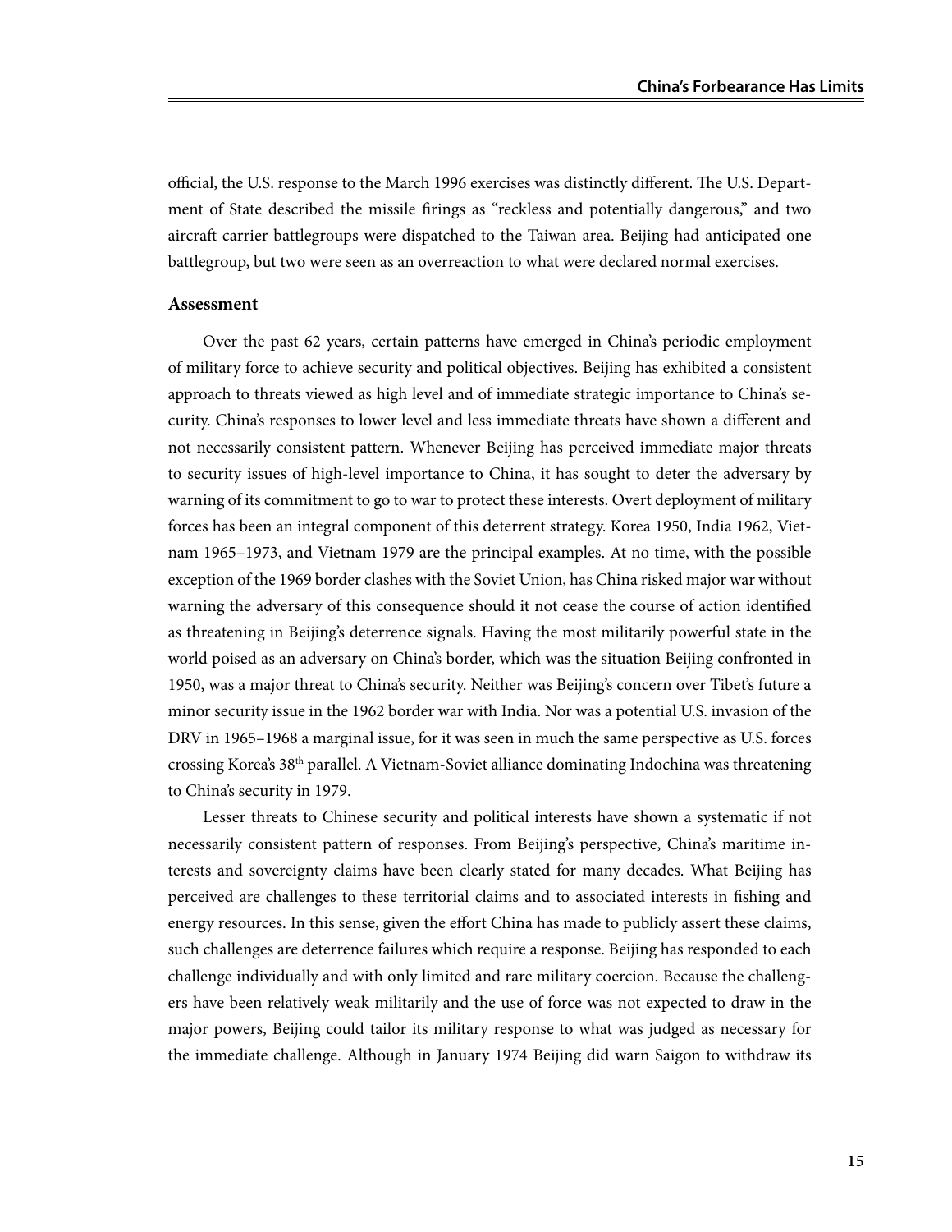official, the U.S. response to the March 1996 exercises was distinctly different. The U.S. Department of State described the missile firings as "reckless and potentially dangerous," and two aircraft carrier battlegroups were dispatched to the Taiwan area. Beijing had anticipated one battlegroup, but two were seen as an overreaction to what were declared normal exercises.

### Assessment

Over the past 62 years, certain patterns have emerged in China's periodic employment of military force to achieve security and political objectives. Beijing has exhibited a consistent approach to threats viewed as high level and of immediate strategic importance to China's security. China's responses to lower level and less immediate threats have shown a different and not necessarily consistent pattern. Whenever Beijing has perceived immediate major threats to security issues of high-level importance to China, it has sought to deter the adversary by warning of its commitment to go to war to protect these interests. Overt deployment of military forces has been an integral component of this deterrent strategy. Korea 1950, India 1962, Vietnam 1965–1973, and Vietnam 1979 are the principal examples. At no time, with the possible exception of the 1969 border clashes with the Soviet Union, has China risked major war without warning the adversary of this consequence should it not cease the course of action identified as threatening in Beijing's deterrence signals. Having the most militarily powerful state in the world poised as an adversary on China's border, which was the situation Beijing confronted in 1950, was a major threat to China's security. Neither was Beijing's concern over Tibet's future a minor security issue in the 1962 border war with India. Nor was a potential U.S. invasion of the DRV in 1965–1968 a marginal issue, for it was seen in much the same perspective as U.S. forces crossing Korea's 38th parallel. A Vietnam-Soviet alliance dominating Indochina was threatening to China's security in 1979.

Lesser threats to Chinese security and political interests have shown a systematic if not necessarily consistent pattern of responses. From Beijing's perspective, China's maritime interests and sovereignty claims have been clearly stated for many decades. What Beijing has perceived are challenges to these territorial claims and to associated interests in fishing and energy resources. In this sense, given the effort China has made to publicly assert these claims, such challenges are deterrence failures which require a response. Beijing has responded to each challenge individually and with only limited and rare military coercion. Because the challengers have been relatively weak militarily and the use of force was not expected to draw in the major powers, Beijing could tailor its military response to what was judged as necessary for the immediate challenge. Although in January 1974 Beijing did warn Saigon to withdraw its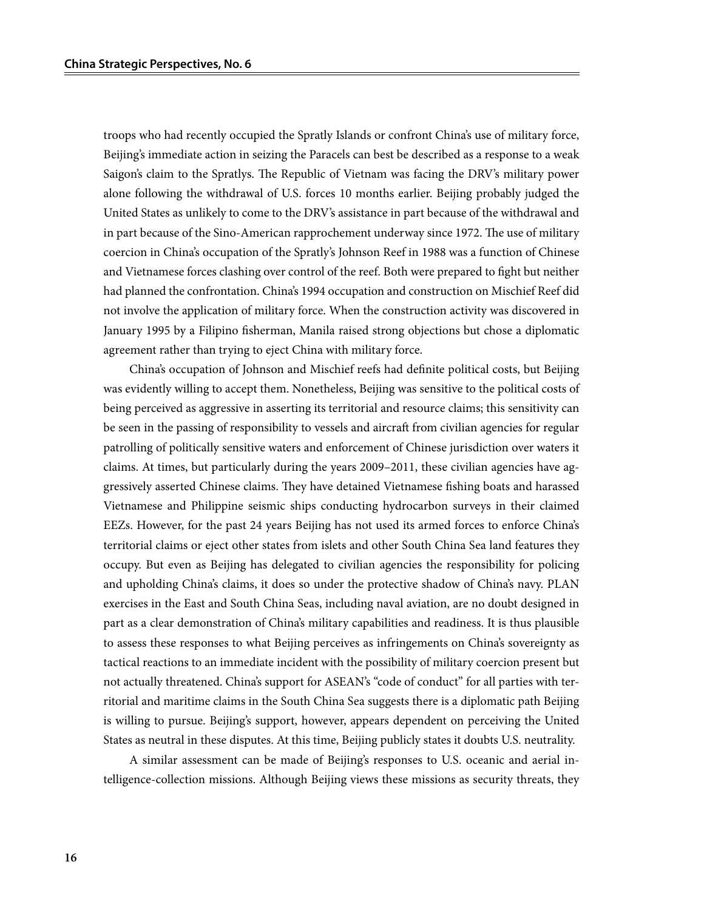troops who had recently occupied the Spratly Islands or confront China's use of military force, Beijing's immediate action in seizing the Paracels can best be described as a response to a weak Saigon's claim to the Spratlys. The Republic of Vietnam was facing the DRV's military power alone following the withdrawal of U.S. forces 10 months earlier. Beijing probably judged the United States as unlikely to come to the DRV's assistance in part because of the withdrawal and in part because of the Sino-American rapprochement underway since 1972. The use of military coercion in China's occupation of the Spratly's Johnson Reef in 1988 was a function of Chinese and Vietnamese forces clashing over control of the reef. Both were prepared to fight but neither had planned the confrontation. China's 1994 occupation and construction on Mischief Reef did not involve the application of military force. When the construction activity was discovered in January 1995 by a Filipino fisherman, Manila raised strong objections but chose a diplomatic agreement rather than trying to eject China with military force.

China's occupation of Johnson and Mischief reefs had definite political costs, but Beijing was evidently willing to accept them. Nonetheless, Beijing was sensitive to the political costs of being perceived as aggressive in asserting its territorial and resource claims; this sensitivity can be seen in the passing of responsibility to vessels and aircraft from civilian agencies for regular patrolling of politically sensitive waters and enforcement of Chinese jurisdiction over waters it claims. At times, but particularly during the years 2009–2011, these civilian agencies have aggressively asserted Chinese claims. They have detained Vietnamese fishing boats and harassed Vietnamese and Philippine seismic ships conducting hydrocarbon surveys in their claimed EEZs. However, for the past 24 years Beijing has not used its armed forces to enforce China's territorial claims or eject other states from islets and other South China Sea land features they occupy. But even as Beijing has delegated to civilian agencies the responsibility for policing and upholding China's claims, it does so under the protective shadow of China's navy. PLAN exercises in the East and South China Seas, including naval aviation, are no doubt designed in part as a clear demonstration of China's military capabilities and readiness. It is thus plausible to assess these responses to what Beijing perceives as infringements on China's sovereignty as tactical reactions to an immediate incident with the possibility of military coercion present but not actually threatened. China's support for ASEAN's "code of conduct" for all parties with territorial and maritime claims in the South China Sea suggests there is a diplomatic path Beijing is willing to pursue. Beijing's support, however, appears dependent on perceiving the United States as neutral in these disputes. At this time, Beijing publicly states it doubts U.S. neutrality.

A similar assessment can be made of Beijing's responses to U.S. oceanic and aerial intelligence-collection missions. Although Beijing views these missions as security threats, they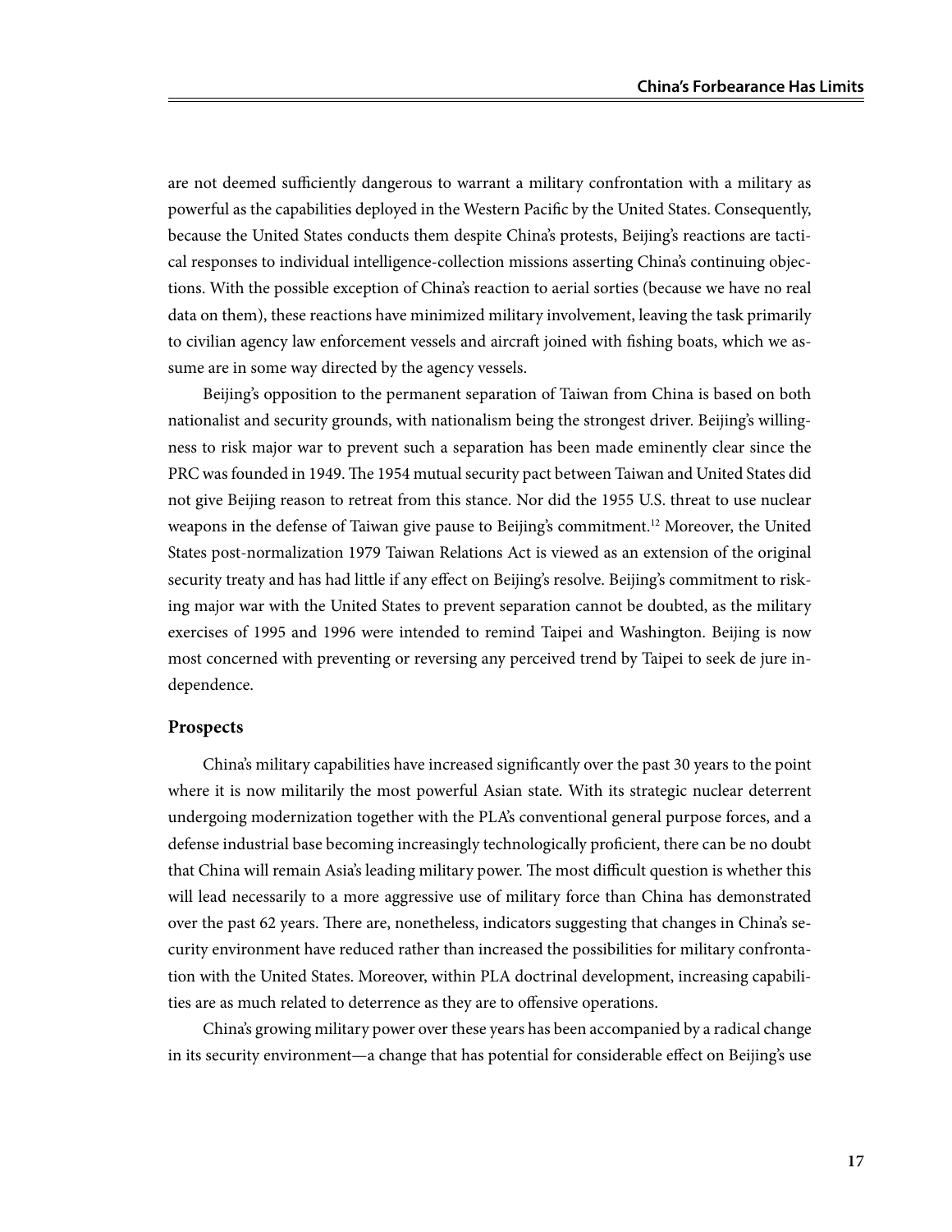are not deemed sufficiently dangerous to warrant a military confrontation with a military as powerful as the capabilities deployed in the Western Pacific by the United States. Consequently, because the United States conducts them despite China's protests, Beijing's reactions are tactical responses to individual intelligence-collection missions asserting China's continuing objections. With the possible exception of China's reaction to aerial sorties (because we have no real data on them), these reactions have minimized military involvement, leaving the task primarily to civilian agency law enforcement vessels and aircraft joined with fishing boats, which we assume are in some way directed by the agency vessels.

Beijing's opposition to the permanent separation of Taiwan from China is based on both nationalist and security grounds, with nationalism being the strongest driver. Beijing's willingness to risk major war to prevent such a separation has been made eminently clear since the PRC was founded in 1949. The 1954 mutual security pact between Taiwan and United States did not give Beijing reason to retreat from this stance. Nor did the 1955 U.S. threat to use nuclear weapons in the defense of Taiwan give pause to Beijing's commitment.[12] Moreover, the United States post-normalization 1979 Taiwan Relations Act is viewed as an extension of the original security treaty and has had little if any effect on Beijing's resolve. Beijing's commitment to risking major war with the United States to prevent separation cannot be doubted, as the military exercises of 1995 and 1996 were intended to remind Taipei and Washington. Beijing is now most concerned with preventing or reversing any perceived trend by Taipei to seek de jure independence.

### Prospects

China's military capabilities have increased significantly over the past 30 years to the point where it is now militarily the most powerful Asian state. With its strategic nuclear deterrent undergoing modernization together with the PLA's conventional general purpose forces, and a defense industrial base becoming increasingly technologically proficient, there can be no doubt that China will remain Asia's leading military power. The most difficult question is whether this will lead necessarily to a more aggressive use of military force than China has demonstrated over the past 62 years. There are, nonetheless, indicators suggesting that changes in China's security environment have reduced rather than increased the possibilities for military confrontation with the United States. Moreover, within PLA doctrinal development, increasing capabilities are as much related to deterrence as they are to offensive operations.

China's growing military power over these years has been accompanied by a radical change in its security environment—a change that has potential for considerable effect on Beijing's use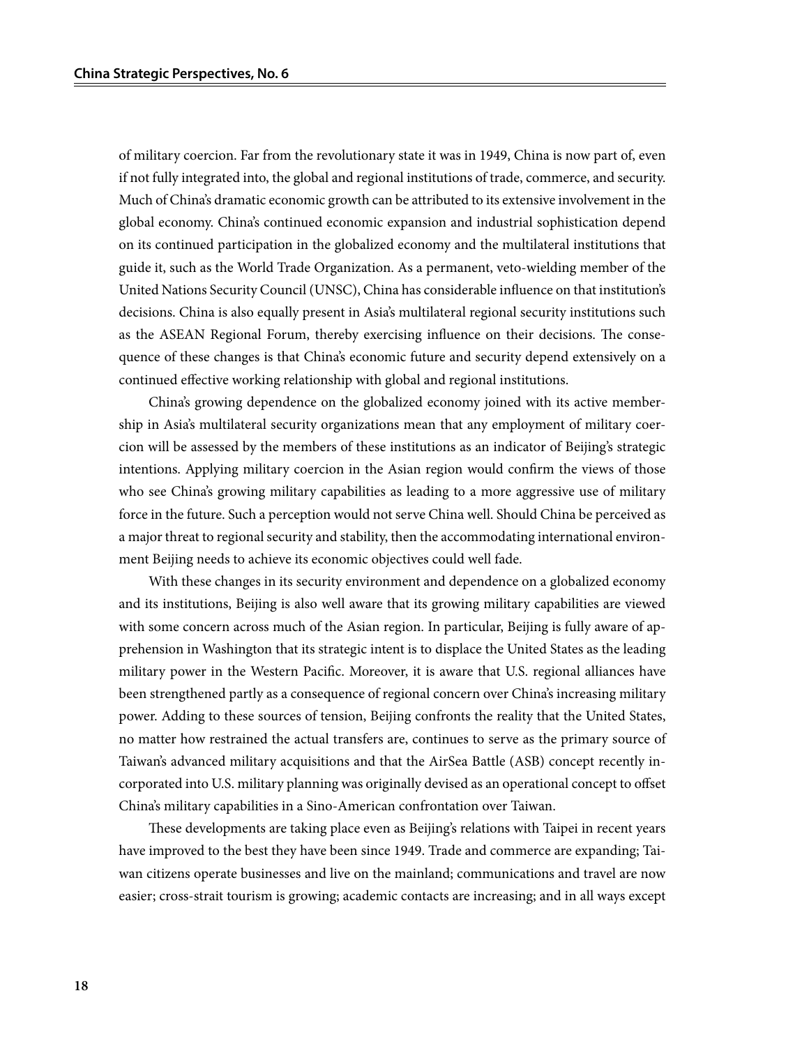of military coercion. Far from the revolutionary state it was in 1949, China is now part of, even if not fully integrated into, the global and regional institutions of trade, commerce, and security. Much of China's dramatic economic growth can be attributed to its extensive involvement in the global economy. China's continued economic expansion and industrial sophistication depend on its continued participation in the globalized economy and the multilateral institutions that guide it, such as the World Trade Organization. As a permanent, veto-wielding member of the United Nations Security Council (UNSC), China has considerable influence on that institution's decisions. China is also equally present in Asia's multilateral regional security institutions such as the ASEAN Regional Forum, thereby exercising influence on their decisions. The consequence of these changes is that China's economic future and security depend extensively on a continued effective working relationship with global and regional institutions.

China's growing dependence on the globalized economy joined with its active membership in Asia's multilateral security organizations mean that any employment of military coercion will be assessed by the members of these institutions as an indicator of Beijing's strategic intentions. Applying military coercion in the Asian region would confirm the views of those who see China's growing military capabilities as leading to a more aggressive use of military force in the future. Such a perception would not serve China well. Should China be perceived as a major threat to regional security and stability, then the accommodating international environment Beijing needs to achieve its economic objectives could well fade.

With these changes in its security environment and dependence on a globalized economy and its institutions, Beijing is also well aware that its growing military capabilities are viewed with some concern across much of the Asian region. In particular, Beijing is fully aware of apprehension in Washington that its strategic intent is to displace the United States as the leading military power in the Western Pacific. Moreover, it is aware that U.S. regional alliances have been strengthened partly as a consequence of regional concern over China's increasing military power. Adding to these sources of tension, Beijing confronts the reality that the United States, no matter how restrained the actual transfers are, continues to serve as the primary source of Taiwan's advanced military acquisitions and that the AirSea Battle (ASB) concept recently incorporated into U.S. military planning was originally devised as an operational concept to offset China's military capabilities in a Sino-American confrontation over Taiwan.

These developments are taking place even as Beijing's relations with Taipei in recent years have improved to the best they have been since 1949. Trade and commerce are expanding; Taiwan citizens operate businesses and live on the mainland; communications and travel are now easier; cross-strait tourism is growing; academic contacts are increasing; and in all ways except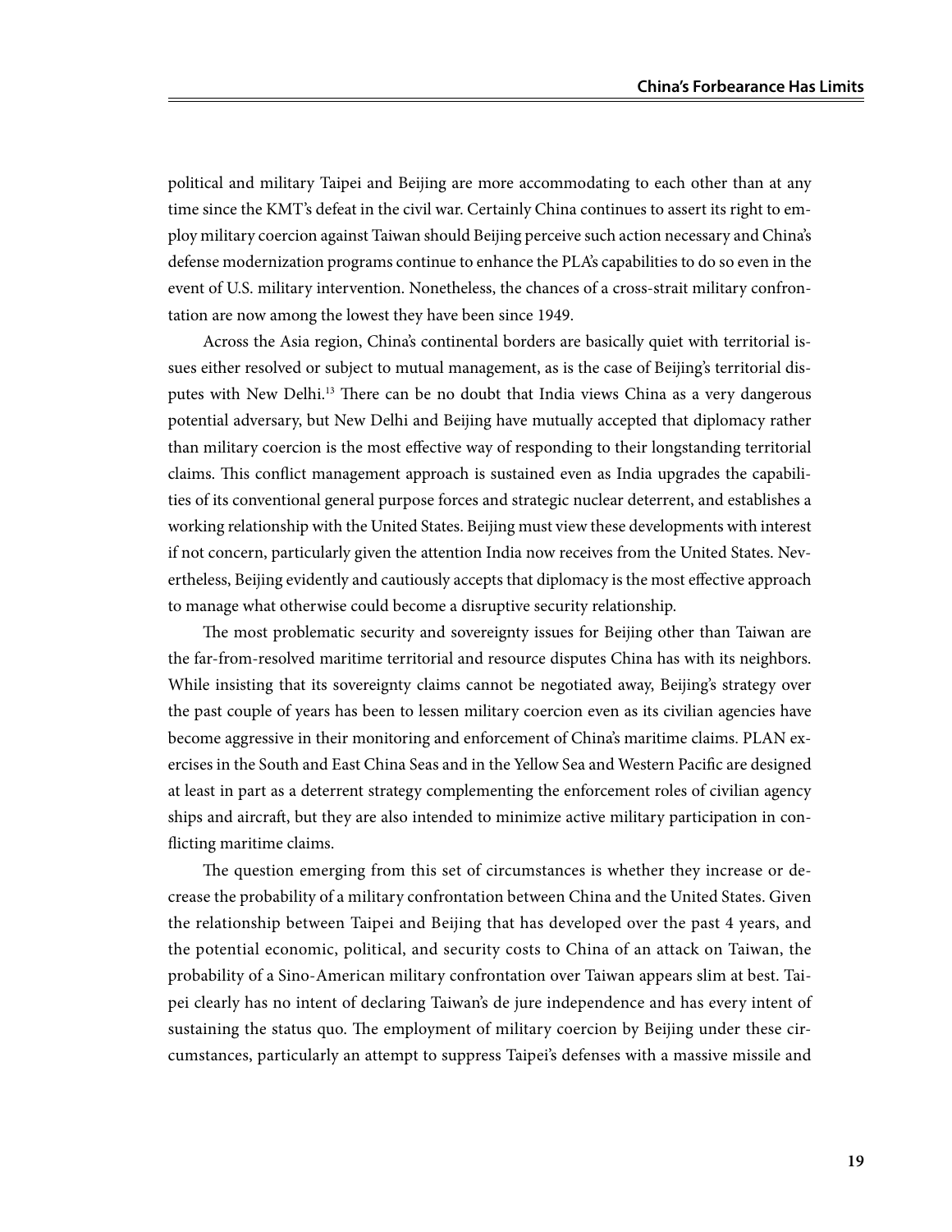political and military Taipei and Beijing are more accommodating to each other than at any time since the KMT's defeat in the civil war. Certainly China continues to assert its right to employ military coercion against Taiwan should Beijing perceive such action necessary and China's defense modernization programs continue to enhance the PLA's capabilities to do so even in the event of U.S. military intervention. Nonetheless, the chances of a cross-strait military confrontation are now among the lowest they have been since 1949.

Across the Asia region, China's continental borders are basically quiet with territorial issues either resolved or subject to mutual management, as is the case of Beijing's territorial disputes with New Delhi.[13] There can be no doubt that India views China as a very dangerous potential adversary, but New Delhi and Beijing have mutually accepted that diplomacy rather than military coercion is the most effective way of responding to their longstanding territorial claims. This conflict management approach is sustained even as India upgrades the capabilities of its conventional general purpose forces and strategic nuclear deterrent, and establishes a working relationship with the United States. Beijing must view these developments with interest if not concern, particularly given the attention India now receives from the United States. Nevertheless, Beijing evidently and cautiously accepts that diplomacy is the most effective approach to manage what otherwise could become a disruptive security relationship.

The most problematic security and sovereignty issues for Beijing other than Taiwan are the far-from-resolved maritime territorial and resource disputes China has with its neighbors. While insisting that its sovereignty claims cannot be negotiated away, Beijing's strategy over the past couple of years has been to lessen military coercion even as its civilian agencies have become aggressive in their monitoring and enforcement of China's maritime claims. PLAN exercises in the South and East China Seas and in the Yellow Sea and Western Pacific are designed at least in part as a deterrent strategy complementing the enforcement roles of civilian agency ships and aircraft, but they are also intended to minimize active military participation in conflicting maritime claims.

The question emerging from this set of circumstances is whether they increase or decrease the probability of a military confrontation between China and the United States. Given the relationship between Taipei and Beijing that has developed over the past 4 years, and the potential economic, political, and security costs to China of an attack on Taiwan, the probability of a Sino-American military confrontation over Taiwan appears slim at best. Taipei clearly has no intent of declaring Taiwan's de jure independence and has every intent of sustaining the status quo. The employment of military coercion by Beijing under these circumstances, particularly an attempt to suppress Taipei's defenses with a massive missile and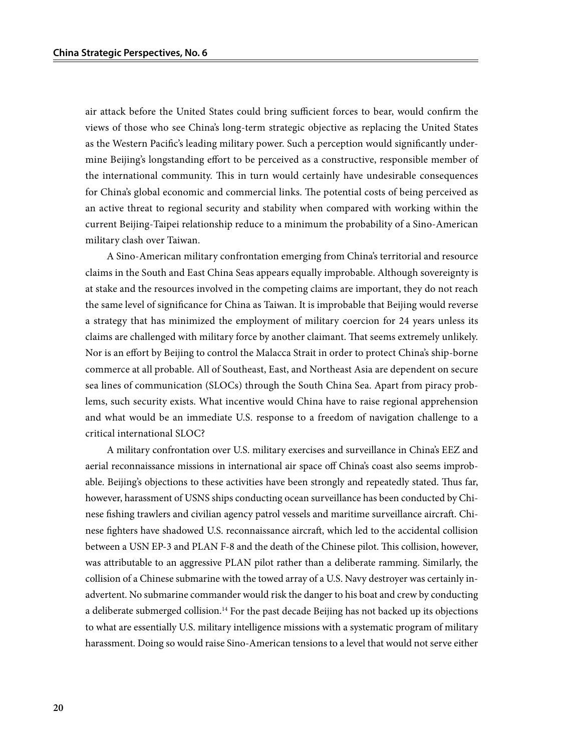air attack before the United States could bring sufficient forces to bear, would confirm the views of those who see China's long-term strategic objective as replacing the United States as the Western Pacific's leading military power. Such a perception would significantly undermine Beijing's longstanding effort to be perceived as a constructive, responsible member of the international community. This in turn would certainly have undesirable consequences for China's global economic and commercial links. The potential costs of being perceived as an active threat to regional security and stability when compared with working within the current Beijing-Taipei relationship reduce to a minimum the probability of a Sino-American military clash over Taiwan.

A Sino-American military confrontation emerging from China's territorial and resource claims in the South and East China Seas appears equally improbable. Although sovereignty is at stake and the resources involved in the competing claims are important, they do not reach the same level of significance for China as Taiwan. It is improbable that Beijing would reverse a strategy that has minimized the employment of military coercion for 24 years unless its claims are challenged with military force by another claimant. That seems extremely unlikely. Nor is an effort by Beijing to control the Malacca Strait in order to protect China's ship-borne commerce at all probable. All of Southeast, East, and Northeast Asia are dependent on secure sea lines of communication (SLOCs) through the South China Sea. Apart from piracy problems, such security exists. What incentive would China have to raise regional apprehension and what would be an immediate U.S. response to a freedom of navigation challenge to a critical international SLOC?

A military confrontation over U.S. military exercises and surveillance in China's EEZ and aerial reconnaissance missions in international air space off China's coast also seems improbable. Beijing's objections to these activities have been strongly and repeatedly stated. Thus far, however, harassment of USNS ships conducting ocean surveillance has been conducted by Chinese fishing trawlers and civilian agency patrol vessels and maritime surveillance aircraft. Chinese fighters have shadowed U.S. reconnaissance aircraft, which led to the accidental collision between a USN EP-3 and PLAN F-8 and the death of the Chinese pilot. This collision, however, was attributable to an aggressive PLAN pilot rather than a deliberate ramming. Similarly, the collision of a Chinese submarine with the towed array of a U.S. Navy destroyer was certainly inadvertent. No submarine commander would risk the danger to his boat and crew by conducting a deliberate submerged collision.[14] For the past decade Beijing has not backed up its objections to what are essentially U.S. military intelligence missions with a systematic program of military harassment. Doing so would raise Sino-American tensions to a level that would not serve either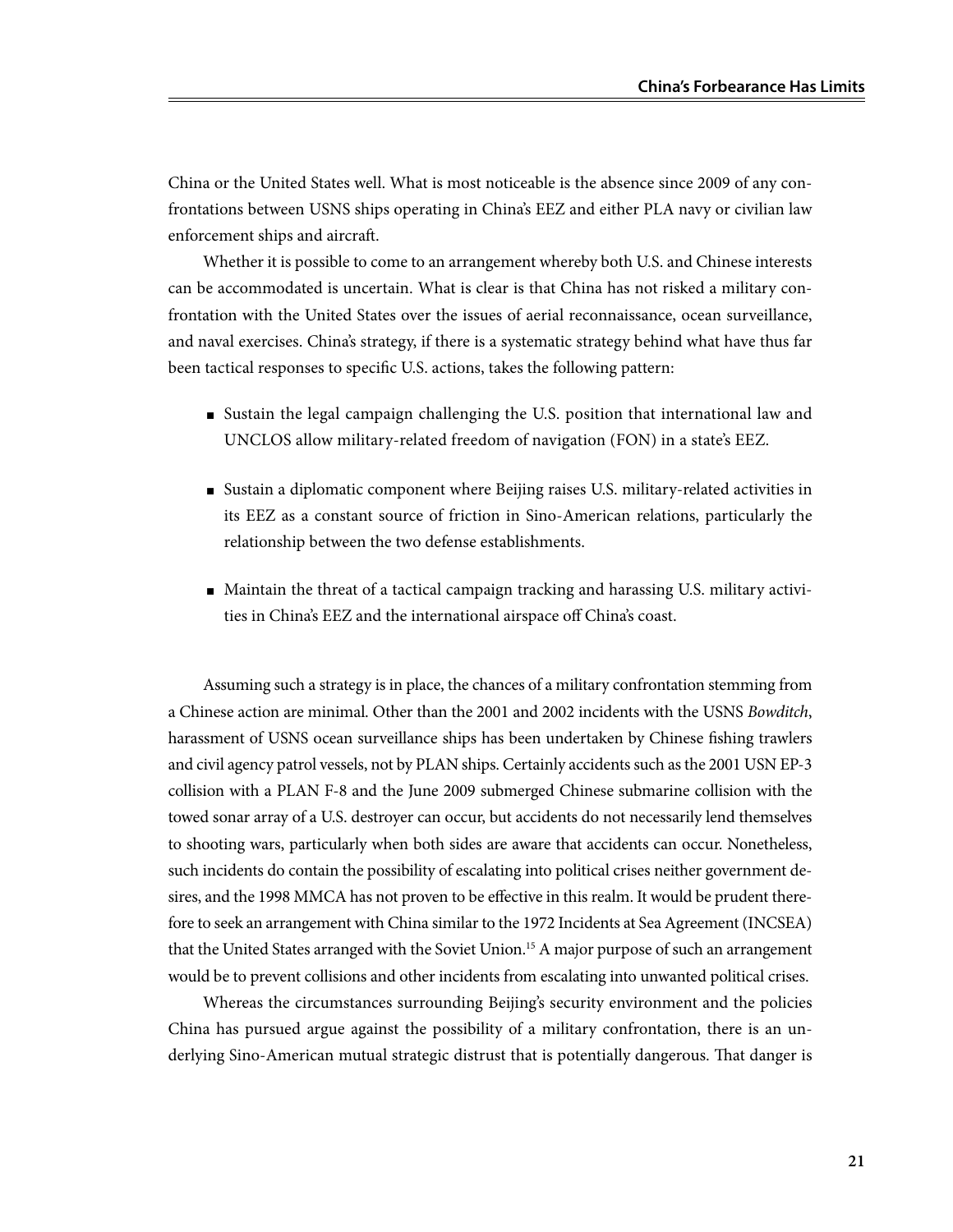China or the United States well. What is most noticeable is the absence since 2009 of any confrontations between USNS ships operating in China's EEZ and either PLA navy or civilian law enforcement ships and aircraft.

Whether it is possible to come to an arrangement whereby both U.S. and Chinese interests can be accommodated is uncertain. What is clear is that China has not risked a military confrontation with the United States over the issues of aerial reconnaissance, ocean surveillance, and naval exercises. China's strategy, if there is a systematic strategy behind what have thus far been tactical responses to specific U.S. actions, takes the following pattern:

- Sustain the legal campaign challenging the U.S. position that international law and UNCLOS allow military-related freedom of navigation (FON) in a state's EEZ.
- Sustain a diplomatic component where Beijing raises U.S. military-related activities in its EEZ as a constant source of friction in Sino-American relations, particularly the relationship between the two defense establishments.
- Maintain the threat of a tactical campaign tracking and harassing U.S. military activities in China's EEZ and the international airspace off China's coast.

Assuming such a strategy is in place, the chances of a military confrontation stemming from a Chinese action are minimal. Other than the 2001 and 2002 incidents with the USNS *Bowditch*, harassment of USNS ocean surveillance ships has been undertaken by Chinese fishing trawlers and civil agency patrol vessels, not by PLAN ships. Certainly accidents such as the 2001 USN EP-3 collision with a PLAN F-8 and the June 2009 submerged Chinese submarine collision with the towed sonar array of a U.S. destroyer can occur, but accidents do not necessarily lend themselves to shooting wars, particularly when both sides are aware that accidents can occur. Nonetheless, such incidents do contain the possibility of escalating into political crises neither government desires, and the 1998 MMCA has not proven to be effective in this realm. It would be prudent therefore to seek an arrangement with China similar to the 1972 Incidents at Sea Agreement (INCSEA) that the United States arranged with the Soviet Union.[15] A major purpose of such an arrangement would be to prevent collisions and other incidents from escalating into unwanted political crises.

Whereas the circumstances surrounding Beijing's security environment and the policies China has pursued argue against the possibility of a military confrontation, there is an underlying Sino-American mutual strategic distrust that is potentially dangerous. That danger is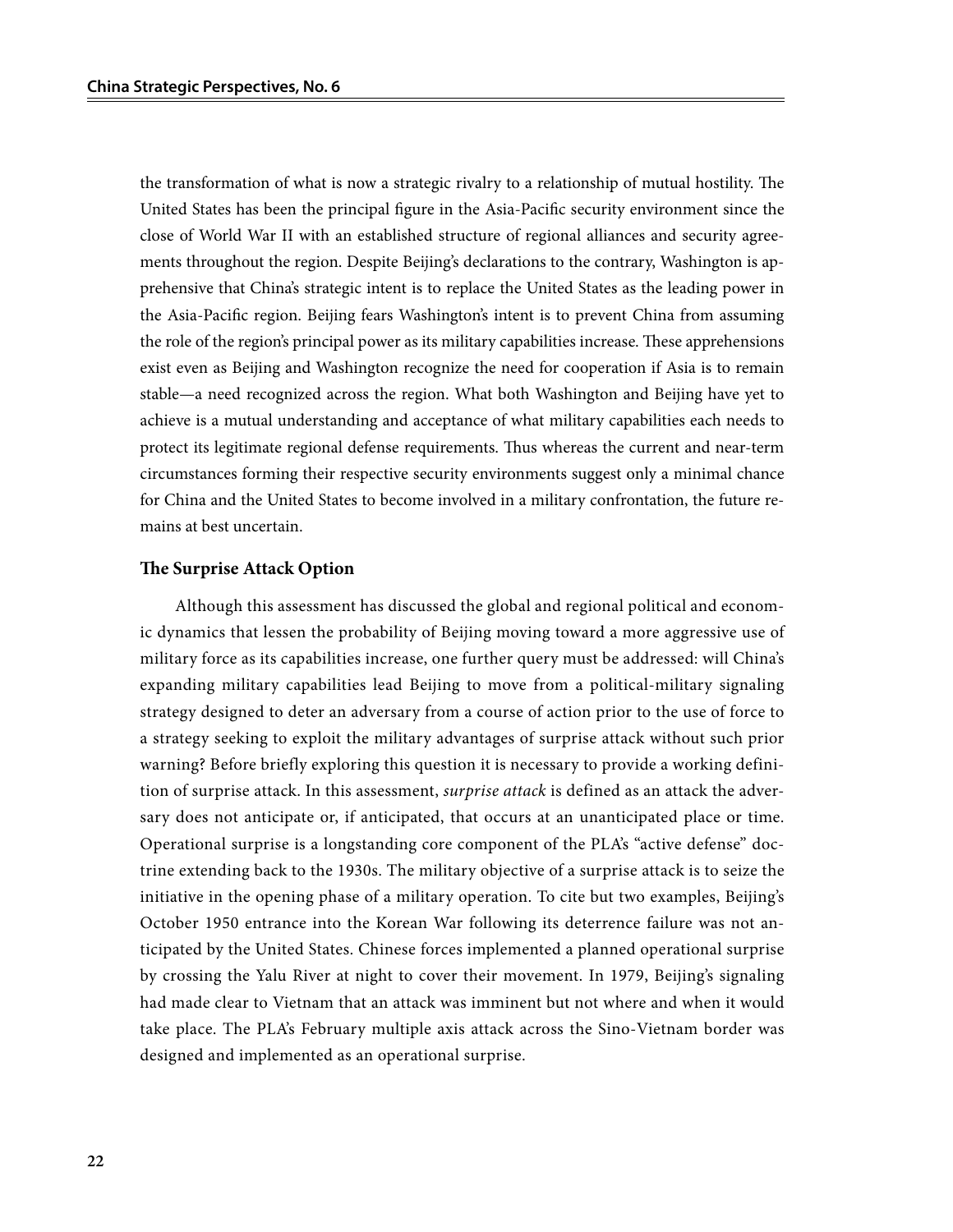the transformation of what is now a strategic rivalry to a relationship of mutual hostility. The United States has been the principal figure in the Asia-Pacific security environment since the close of World War II with an established structure of regional alliances and security agreements throughout the region. Despite Beijing's declarations to the contrary, Washington is apprehensive that China's strategic intent is to replace the United States as the leading power in the Asia-Pacific region. Beijing fears Washington's intent is to prevent China from assuming the role of the region's principal power as its military capabilities increase. These apprehensions exist even as Beijing and Washington recognize the need for cooperation if Asia is to remain stable—a need recognized across the region. What both Washington and Beijing have yet to achieve is a mutual understanding and acceptance of what military capabilities each needs to protect its legitimate regional defense requirements. Thus whereas the current and near-term circumstances forming their respective security environments suggest only a minimal chance for China and the United States to become involved in a military confrontation, the future remains at best uncertain.

### The Surprise Attack Option

Although this assessment has discussed the global and regional political and economic dynamics that lessen the probability of Beijing moving toward a more aggressive use of military force as its capabilities increase, one further query must be addressed: will China's expanding military capabilities lead Beijing to move from a political-military signaling strategy designed to deter an adversary from a course of action prior to the use of force to a strategy seeking to exploit the military advantages of surprise attack without such prior warning? Before briefly exploring this question it is necessary to provide a working definition of surprise attack. In this assessment, *surprise attack* is defined as an attack the adversary does not anticipate or, if anticipated, that occurs at an unanticipated place or time. Operational surprise is a longstanding core component of the PLA's "active defense" doctrine extending back to the 1930s. The military objective of a surprise attack is to seize the initiative in the opening phase of a military operation. To cite but two examples, Beijing's October 1950 entrance into the Korean War following its deterrence failure was not anticipated by the United States. Chinese forces implemented a planned operational surprise by crossing the Yalu River at night to cover their movement. In 1979, Beijing's signaling had made clear to Vietnam that an attack was imminent but not where and when it would take place. The PLA's February multiple axis attack across the Sino-Vietnam border was designed and implemented as an operational surprise.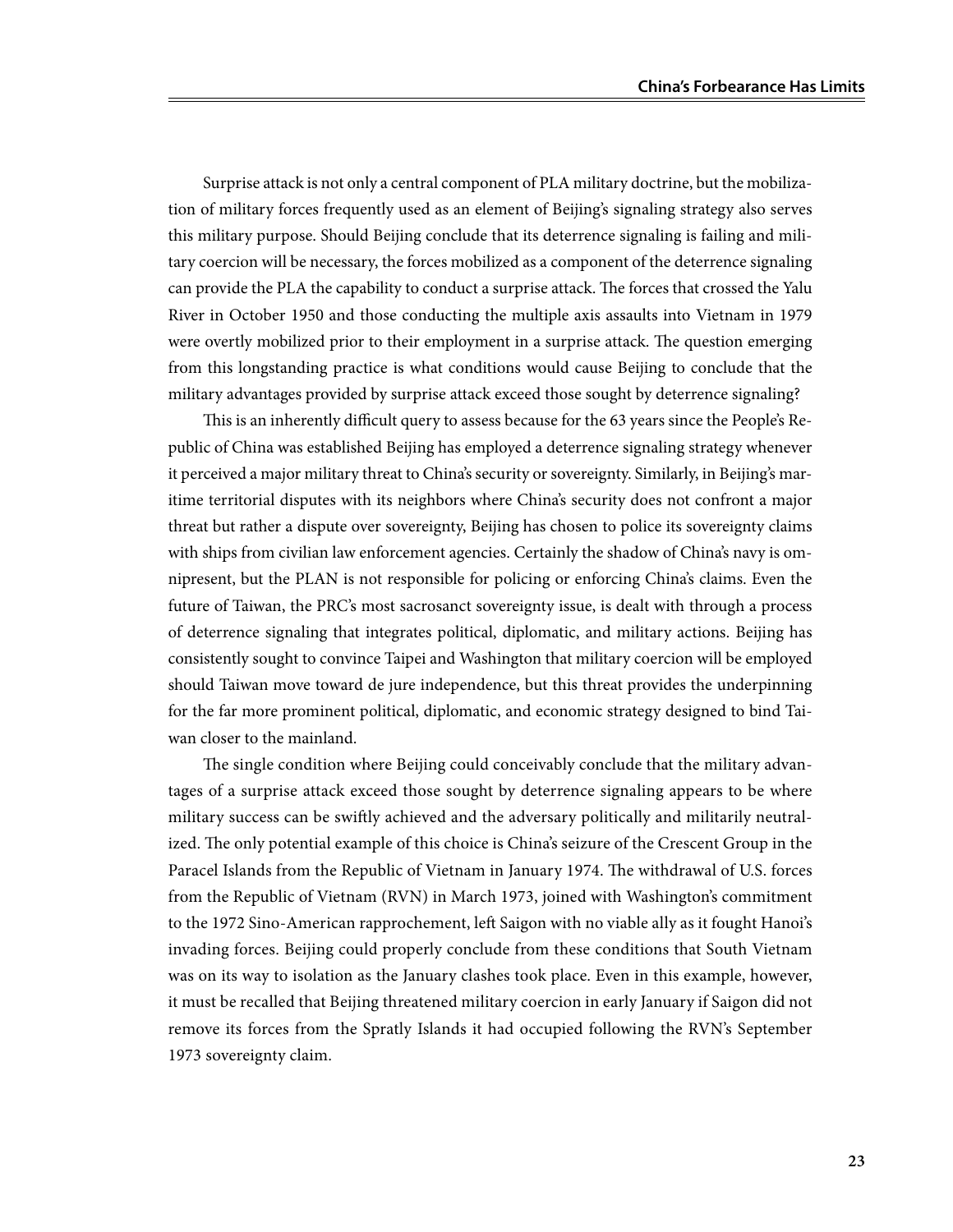Surprise attack is not only a central component of PLA military doctrine, but the mobilization of military forces frequently used as an element of Beijing's signaling strategy also serves this military purpose. Should Beijing conclude that its deterrence signaling is failing and military coercion will be necessary, the forces mobilized as a component of the deterrence signaling can provide the PLA the capability to conduct a surprise attack. The forces that crossed the Yalu River in October 1950 and those conducting the multiple axis assaults into Vietnam in 1979 were overtly mobilized prior to their employment in a surprise attack. The question emerging from this longstanding practice is what conditions would cause Beijing to conclude that the military advantages provided by surprise attack exceed those sought by deterrence signaling?

This is an inherently difficult query to assess because for the 63 years since the People's Republic of China was established Beijing has employed a deterrence signaling strategy whenever it perceived a major military threat to China's security or sovereignty. Similarly, in Beijing's maritime territorial disputes with its neighbors where China's security does not confront a major threat but rather a dispute over sovereignty, Beijing has chosen to police its sovereignty claims with ships from civilian law enforcement agencies. Certainly the shadow of China's navy is omnipresent, but the PLAN is not responsible for policing or enforcing China's claims. Even the future of Taiwan, the PRC's most sacrosanct sovereignty issue, is dealt with through a process of deterrence signaling that integrates political, diplomatic, and military actions. Beijing has consistently sought to convince Taipei and Washington that military coercion will be employed should Taiwan move toward de jure independence, but this threat provides the underpinning for the far more prominent political, diplomatic, and economic strategy designed to bind Taiwan closer to the mainland.

The single condition where Beijing could conceivably conclude that the military advantages of a surprise attack exceed those sought by deterrence signaling appears to be where military success can be swiftly achieved and the adversary politically and militarily neutralized. The only potential example of this choice is China's seizure of the Crescent Group in the Paracel Islands from the Republic of Vietnam in January 1974. The withdrawal of U.S. forces from the Republic of Vietnam (RVN) in March 1973, joined with Washington's commitment to the 1972 Sino-American rapprochement, left Saigon with no viable ally as it fought Hanoi's invading forces. Beijing could properly conclude from these conditions that South Vietnam was on its way to isolation as the January clashes took place. Even in this example, however, it must be recalled that Beijing threatened military coercion in early January if Saigon did not remove its forces from the Spratly Islands it had occupied following the RVN's September 1973 sovereignty claim.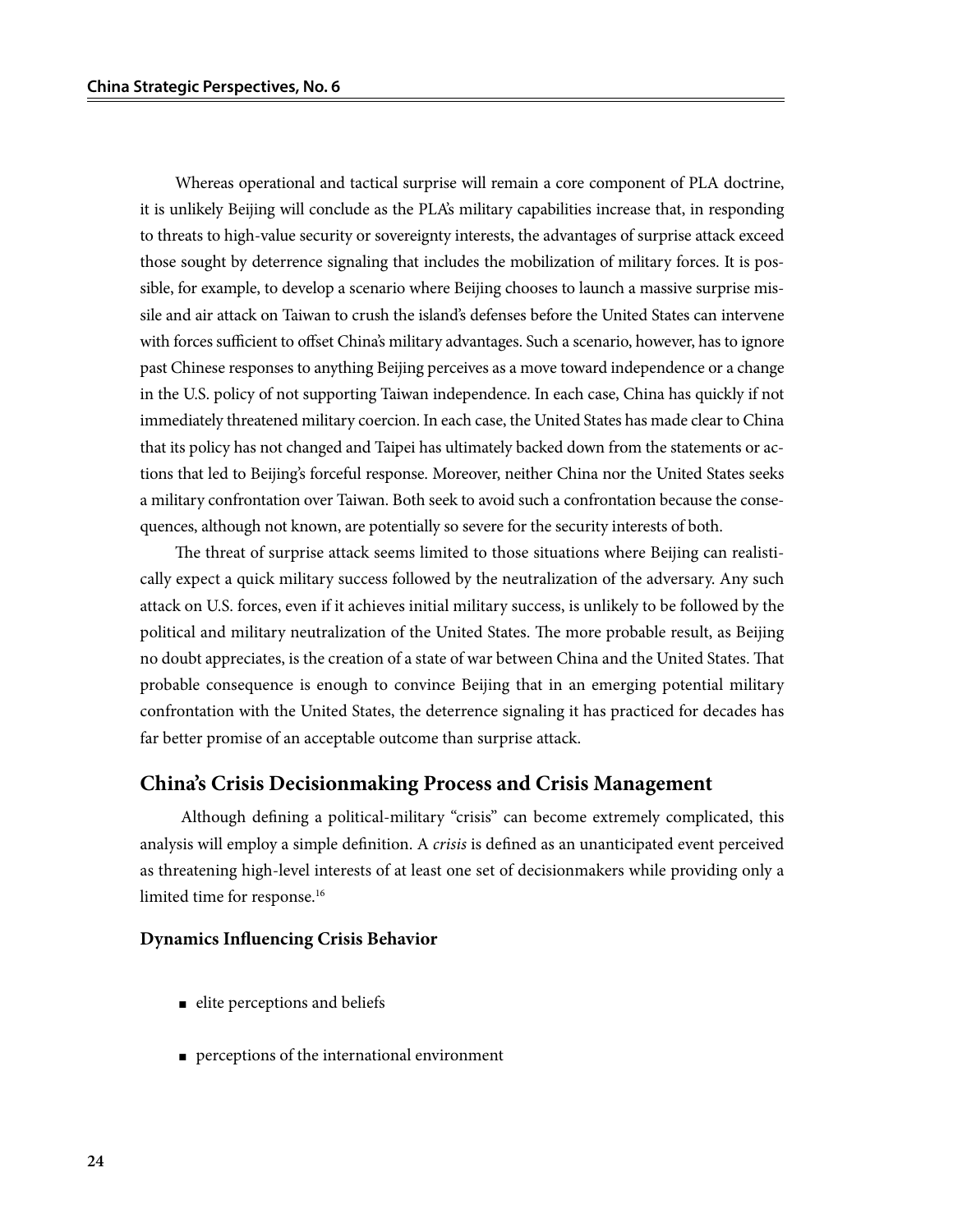Whereas operational and tactical surprise will remain a core component of PLA doctrine, it is unlikely Beijing will conclude as the PLA's military capabilities increase that, in responding to threats to high-value security or sovereignty interests, the advantages of surprise attack exceed those sought by deterrence signaling that includes the mobilization of military forces. It is possible, for example, to develop a scenario where Beijing chooses to launch a massive surprise missile and air attack on Taiwan to crush the island's defenses before the United States can intervene with forces sufficient to offset China's military advantages. Such a scenario, however, has to ignore past Chinese responses to anything Beijing perceives as a move toward independence or a change in the U.S. policy of not supporting Taiwan independence. In each case, China has quickly if not immediately threatened military coercion. In each case, the United States has made clear to China that its policy has not changed and Taipei has ultimately backed down from the statements or actions that led to Beijing's forceful response. Moreover, neither China nor the United States seeks a military confrontation over Taiwan. Both seek to avoid such a confrontation because the consequences, although not known, are potentially so severe for the security interests of both.

The threat of surprise attack seems limited to those situations where Beijing can realistically expect a quick military success followed by the neutralization of the adversary. Any such attack on U.S. forces, even if it achieves initial military success, is unlikely to be followed by the political and military neutralization of the United States. The more probable result, as Beijing no doubt appreciates, is the creation of a state of war between China and the United States. That probable consequence is enough to convince Beijing that in an emerging potential military confrontation with the United States, the deterrence signaling it has practiced for decades has far better promise of an acceptable outcome than surprise attack.

## China's Crisis Decisionmaking Process and Crisis Management

Although defining a political-military "crisis" can become extremely complicated, this analysis will employ a simple definition. A *crisis* is defined as an unanticipated event perceived as threatening high-level interests of at least one set of decisionmakers while providing only a limited time for response.[16]

### Dynamics Influencing Crisis Behavior

- elite perceptions and beliefs
- perceptions of the international environment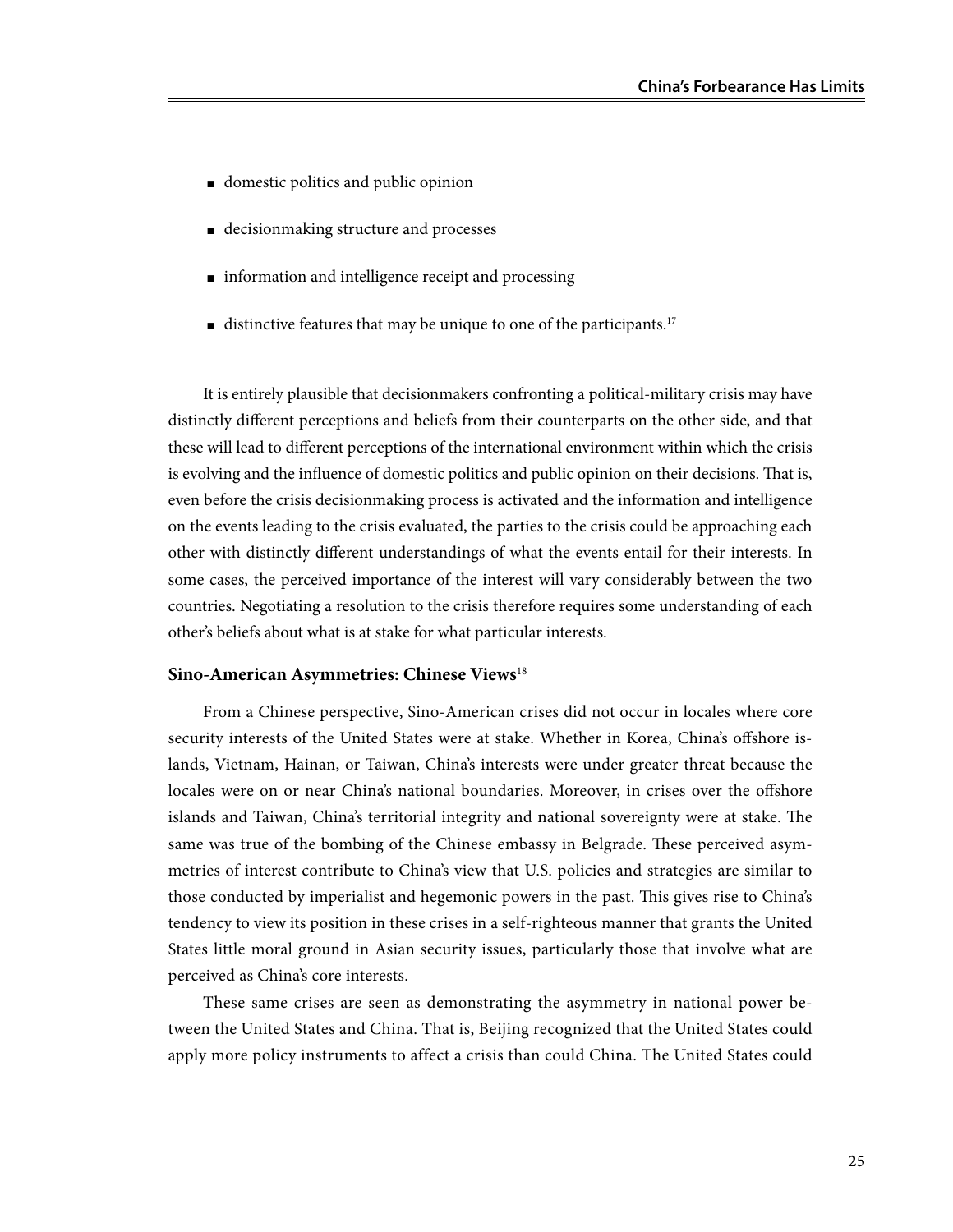- domestic politics and public opinion
- decisionmaking structure and processes
- information and intelligence receipt and processing
- distinctive features that may be unique to one of the participants.[17]

It is entirely plausible that decisionmakers confronting a political-military crisis may have distinctly different perceptions and beliefs from their counterparts on the other side, and that these will lead to different perceptions of the international environment within which the crisis is evolving and the influence of domestic politics and public opinion on their decisions. That is, even before the crisis decisionmaking process is activated and the information and intelligence on the events leading to the crisis evaluated, the parties to the crisis could be approaching each other with distinctly different understandings of what the events entail for their interests. In some cases, the perceived importance of the interest will vary considerably between the two countries. Negotiating a resolution to the crisis therefore requires some understanding of each other's beliefs about what is at stake for what particular interests.

### Sino-American Asymmetries: Chinese Views[18]

From a Chinese perspective, Sino-American crises did not occur in locales where core security interests of the United States were at stake. Whether in Korea, China's offshore islands, Vietnam, Hainan, or Taiwan, China's interests were under greater threat because the locales were on or near China's national boundaries. Moreover, in crises over the offshore islands and Taiwan, China's territorial integrity and national sovereignty were at stake. The same was true of the bombing of the Chinese embassy in Belgrade. These perceived asymmetries of interest contribute to China's view that U.S. policies and strategies are similar to those conducted by imperialist and hegemonic powers in the past. This gives rise to China's tendency to view its position in these crises in a self-righteous manner that grants the United States little moral ground in Asian security issues, particularly those that involve what are perceived as China's core interests.

These same crises are seen as demonstrating the asymmetry in national power between the United States and China. That is, Beijing recognized that the United States could apply more policy instruments to affect a crisis than could China. The United States could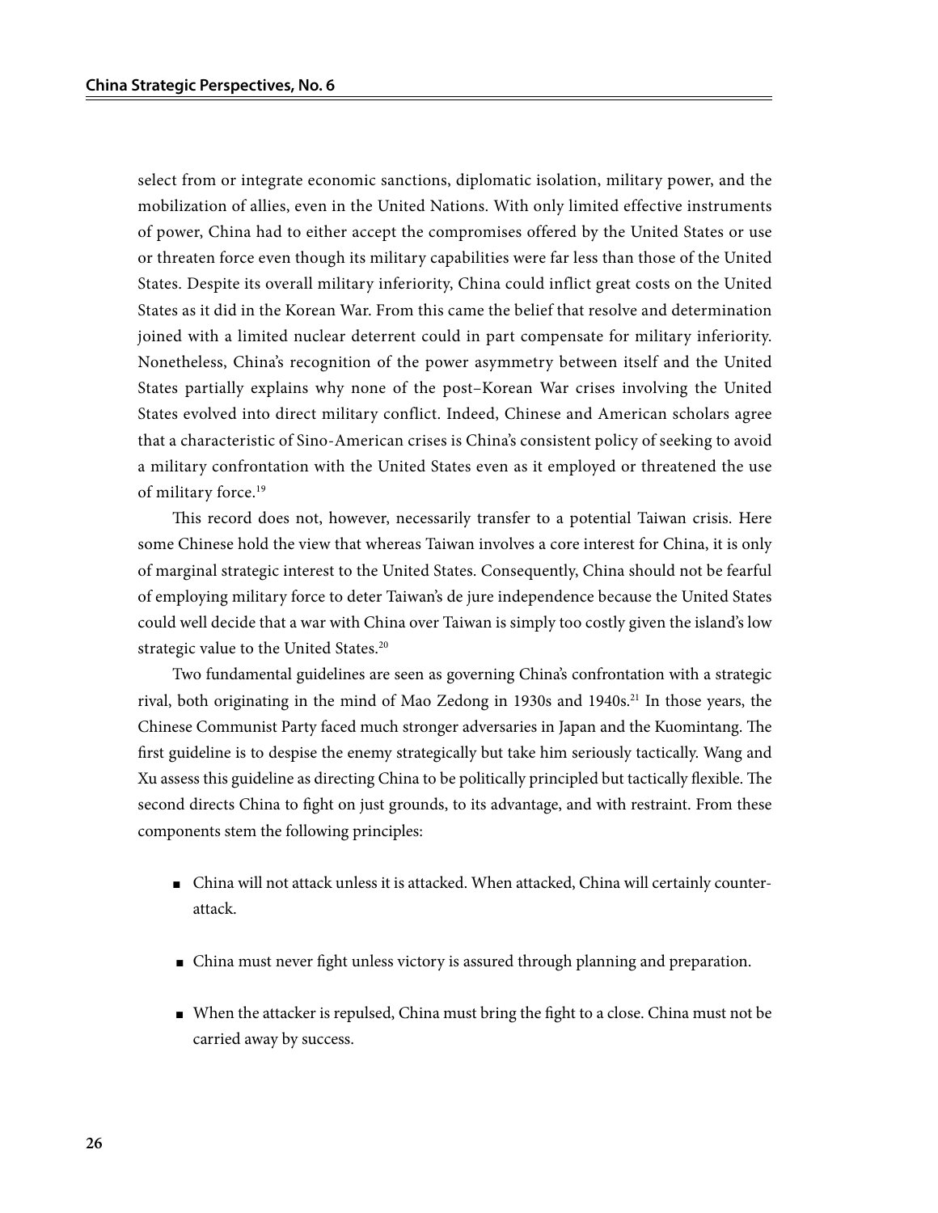select from or integrate economic sanctions, diplomatic isolation, military power, and the mobilization of allies, even in the United Nations. With only limited effective instruments of power, China had to either accept the compromises offered by the United States or use or threaten force even though its military capabilities were far less than those of the United States. Despite its overall military inferiority, China could inflict great costs on the United States as it did in the Korean War. From this came the belief that resolve and determination joined with a limited nuclear deterrent could in part compensate for military inferiority. Nonetheless, China's recognition of the power asymmetry between itself and the United States partially explains why none of the post–Korean War crises involving the United States evolved into direct military conflict. Indeed, Chinese and American scholars agree that a characteristic of Sino-American crises is China's consistent policy of seeking to avoid a military confrontation with the United States even as it employed or threatened the use of military force.[19]

This record does not, however, necessarily transfer to a potential Taiwan crisis. Here some Chinese hold the view that whereas Taiwan involves a core interest for China, it is only of marginal strategic interest to the United States. Consequently, China should not be fearful of employing military force to deter Taiwan's de jure independence because the United States could well decide that a war with China over Taiwan is simply too costly given the island's low strategic value to the United States.[20]

Two fundamental guidelines are seen as governing China's confrontation with a strategic rival, both originating in the mind of Mao Zedong in 1930s and 1940s.[21] In those years, the Chinese Communist Party faced much stronger adversaries in Japan and the Kuomintang. The first guideline is to despise the enemy strategically but take him seriously tactically. Wang and Xu assess this guideline as directing China to be politically principled but tactically flexible. The second directs China to fight on just grounds, to its advantage, and with restraint. From these components stem the following principles:

- China will not attack unless it is attacked. When attacked, China will certainly counterattack.
- China must never fight unless victory is assured through planning and preparation.
- When the attacker is repulsed, China must bring the fight to a close. China must not be carried away by success.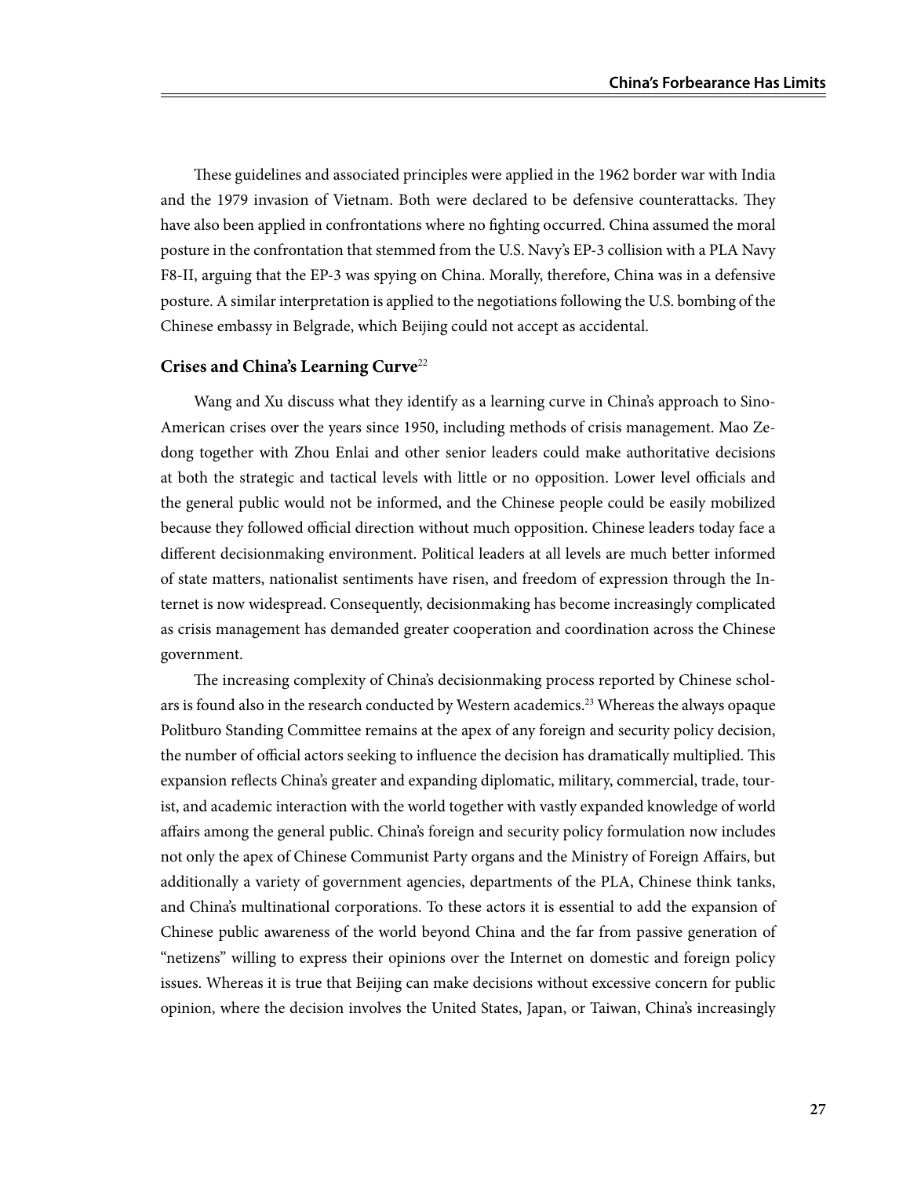These guidelines and associated principles were applied in the 1962 border war with India and the 1979 invasion of Vietnam. Both were declared to be defensive counterattacks. They have also been applied in confrontations where no fighting occurred. China assumed the moral posture in the confrontation that stemmed from the U.S. Navy's EP-3 collision with a PLA Navy F8-II, arguing that the EP-3 was spying on China. Morally, therefore, China was in a defensive posture. A similar interpretation is applied to the negotiations following the U.S. bombing of the Chinese embassy in Belgrade, which Beijing could not accept as accidental.

### Crises and China's Learning Curve[22]

Wang and Xu discuss what they identify as a learning curve in China's approach to Sino-American crises over the years since 1950, including methods of crisis management. Mao Zedong together with Zhou Enlai and other senior leaders could make authoritative decisions at both the strategic and tactical levels with little or no opposition. Lower level officials and the general public would not be informed, and the Chinese people could be easily mobilized because they followed official direction without much opposition. Chinese leaders today face a different decisionmaking environment. Political leaders at all levels are much better informed of state matters, nationalist sentiments have risen, and freedom of expression through the Internet is now widespread. Consequently, decisionmaking has become increasingly complicated as crisis management has demanded greater cooperation and coordination across the Chinese government.

The increasing complexity of China's decisionmaking process reported by Chinese scholars is found also in the research conducted by Western academics.[23] Whereas the always opaque Politburo Standing Committee remains at the apex of any foreign and security policy decision, the number of official actors seeking to influence the decision has dramatically multiplied. This expansion reflects China's greater and expanding diplomatic, military, commercial, trade, tourist, and academic interaction with the world together with vastly expanded knowledge of world affairs among the general public. China's foreign and security policy formulation now includes not only the apex of Chinese Communist Party organs and the Ministry of Foreign Affairs, but additionally a variety of government agencies, departments of the PLA, Chinese think tanks, and China's multinational corporations. To these actors it is essential to add the expansion of Chinese public awareness of the world beyond China and the far from passive generation of "netizens" willing to express their opinions over the Internet on domestic and foreign policy issues. Whereas it is true that Beijing can make decisions without excessive concern for public opinion, where the decision involves the United States, Japan, or Taiwan, China's increasingly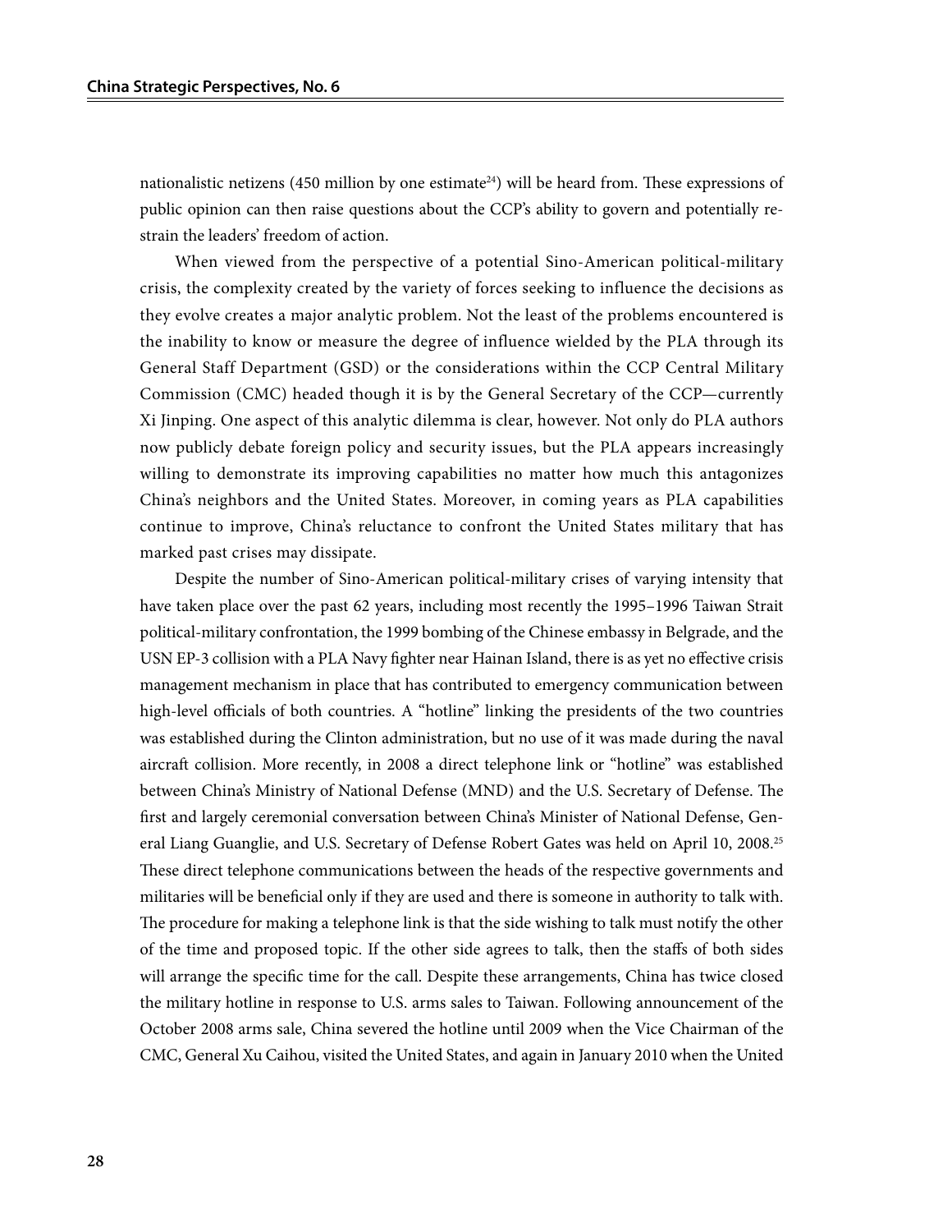nationalistic netizens (450 million by one estimate[24]) will be heard from. These expressions of public opinion can then raise questions about the CCP's ability to govern and potentially restrain the leaders' freedom of action.

When viewed from the perspective of a potential Sino-American political-military crisis, the complexity created by the variety of forces seeking to influence the decisions as they evolve creates a major analytic problem. Not the least of the problems encountered is the inability to know or measure the degree of influence wielded by the PLA through its General Staff Department (GSD) or the considerations within the CCP Central Military Commission (CMC) headed though it is by the General Secretary of the CCP—currently Xi Jinping. One aspect of this analytic dilemma is clear, however. Not only do PLA authors now publicly debate foreign policy and security issues, but the PLA appears increasingly willing to demonstrate its improving capabilities no matter how much this antagonizes China's neighbors and the United States. Moreover, in coming years as PLA capabilities continue to improve, China's reluctance to confront the United States military that has marked past crises may dissipate.

Despite the number of Sino-American political-military crises of varying intensity that have taken place over the past 62 years, including most recently the 1995–1996 Taiwan Strait political-military confrontation, the 1999 bombing of the Chinese embassy in Belgrade, and the USN EP-3 collision with a PLA Navy fighter near Hainan Island, there is as yet no effective crisis management mechanism in place that has contributed to emergency communication between high-level officials of both countries. A "hotline" linking the presidents of the two countries was established during the Clinton administration, but no use of it was made during the naval aircraft collision. More recently, in 2008 a direct telephone link or "hotline" was established between China's Ministry of National Defense (MND) and the U.S. Secretary of Defense. The first and largely ceremonial conversation between China's Minister of National Defense, General Liang Guanglie, and U.S. Secretary of Defense Robert Gates was held on April 10, 2008.[25] These direct telephone communications between the heads of the respective governments and militaries will be beneficial only if they are used and there is someone in authority to talk with. The procedure for making a telephone link is that the side wishing to talk must notify the other of the time and proposed topic. If the other side agrees to talk, then the staffs of both sides will arrange the specific time for the call. Despite these arrangements, China has twice closed the military hotline in response to U.S. arms sales to Taiwan. Following announcement of the October 2008 arms sale, China severed the hotline until 2009 when the Vice Chairman of the CMC, General Xu Caihou, visited the United States, and again in January 2010 when the United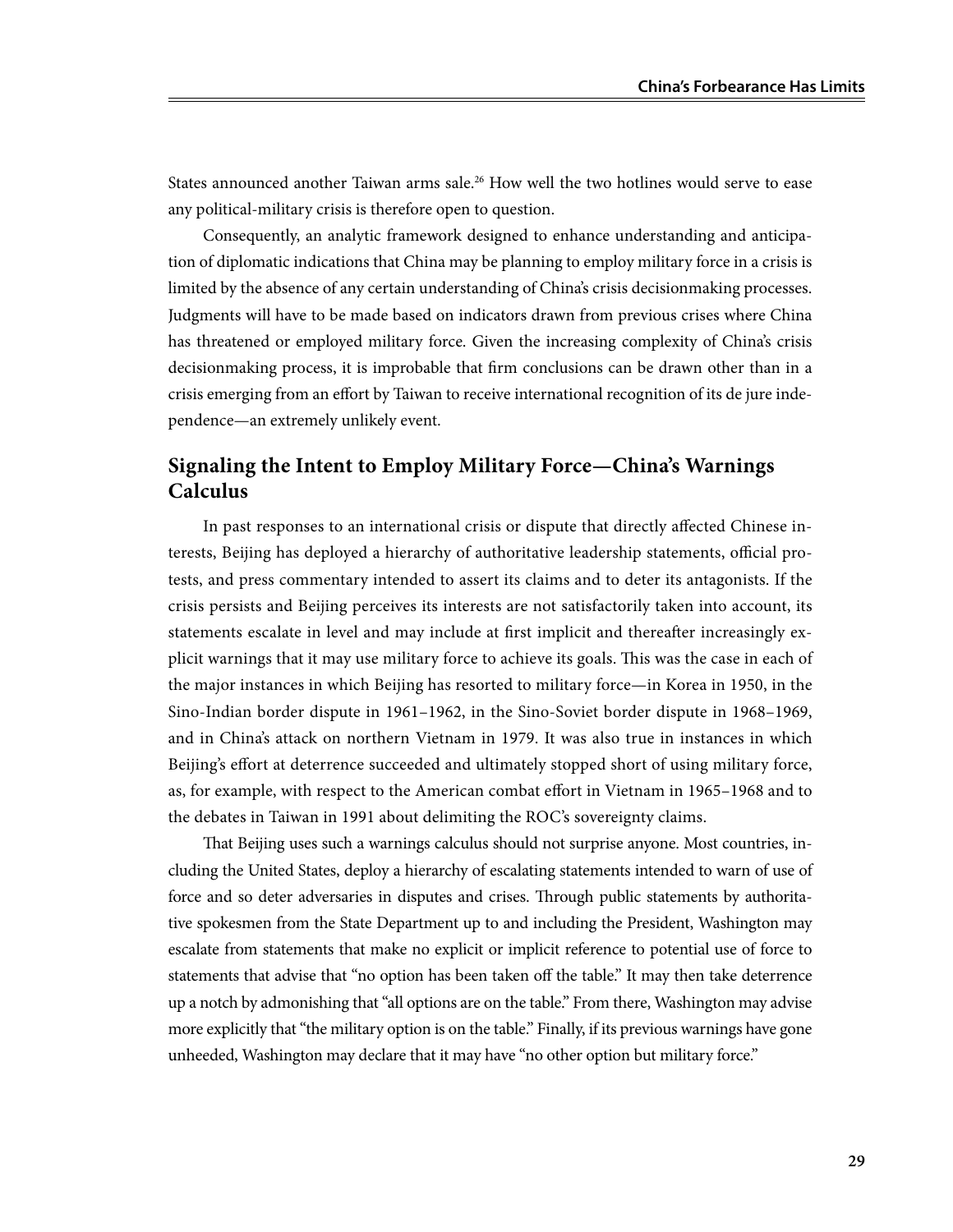States announced another Taiwan arms sale.[26] How well the two hotlines would serve to ease any political-military crisis is therefore open to question.

Consequently, an analytic framework designed to enhance understanding and anticipation of diplomatic indications that China may be planning to employ military force in a crisis is limited by the absence of any certain understanding of China's crisis decisionmaking processes. Judgments will have to be made based on indicators drawn from previous crises where China has threatened or employed military force. Given the increasing complexity of China's crisis decisionmaking process, it is improbable that firm conclusions can be drawn other than in a crisis emerging from an effort by Taiwan to receive international recognition of its de jure independence—an extremely unlikely event.

## Signaling the Intent to Employ Military Force—China's Warnings Calculus

In past responses to an international crisis or dispute that directly affected Chinese interests, Beijing has deployed a hierarchy of authoritative leadership statements, official protests, and press commentary intended to assert its claims and to deter its antagonists. If the crisis persists and Beijing perceives its interests are not satisfactorily taken into account, its statements escalate in level and may include at first implicit and thereafter increasingly explicit warnings that it may use military force to achieve its goals. This was the case in each of the major instances in which Beijing has resorted to military force—in Korea in 1950, in the Sino-Indian border dispute in 1961–1962, in the Sino-Soviet border dispute in 1968–1969, and in China's attack on northern Vietnam in 1979. It was also true in instances in which Beijing's effort at deterrence succeeded and ultimately stopped short of using military force, as, for example, with respect to the American combat effort in Vietnam in 1965–1968 and to the debates in Taiwan in 1991 about delimiting the ROC's sovereignty claims.

That Beijing uses such a warnings calculus should not surprise anyone. Most countries, including the United States, deploy a hierarchy of escalating statements intended to warn of use of force and so deter adversaries in disputes and crises. Through public statements by authoritative spokesmen from the State Department up to and including the President, Washington may escalate from statements that make no explicit or implicit reference to potential use of force to statements that advise that "no option has been taken off the table." It may then take deterrence up a notch by admonishing that "all options are on the table." From there, Washington may advise more explicitly that "the military option is on the table." Finally, if its previous warnings have gone unheeded, Washington may declare that it may have "no other option but military force."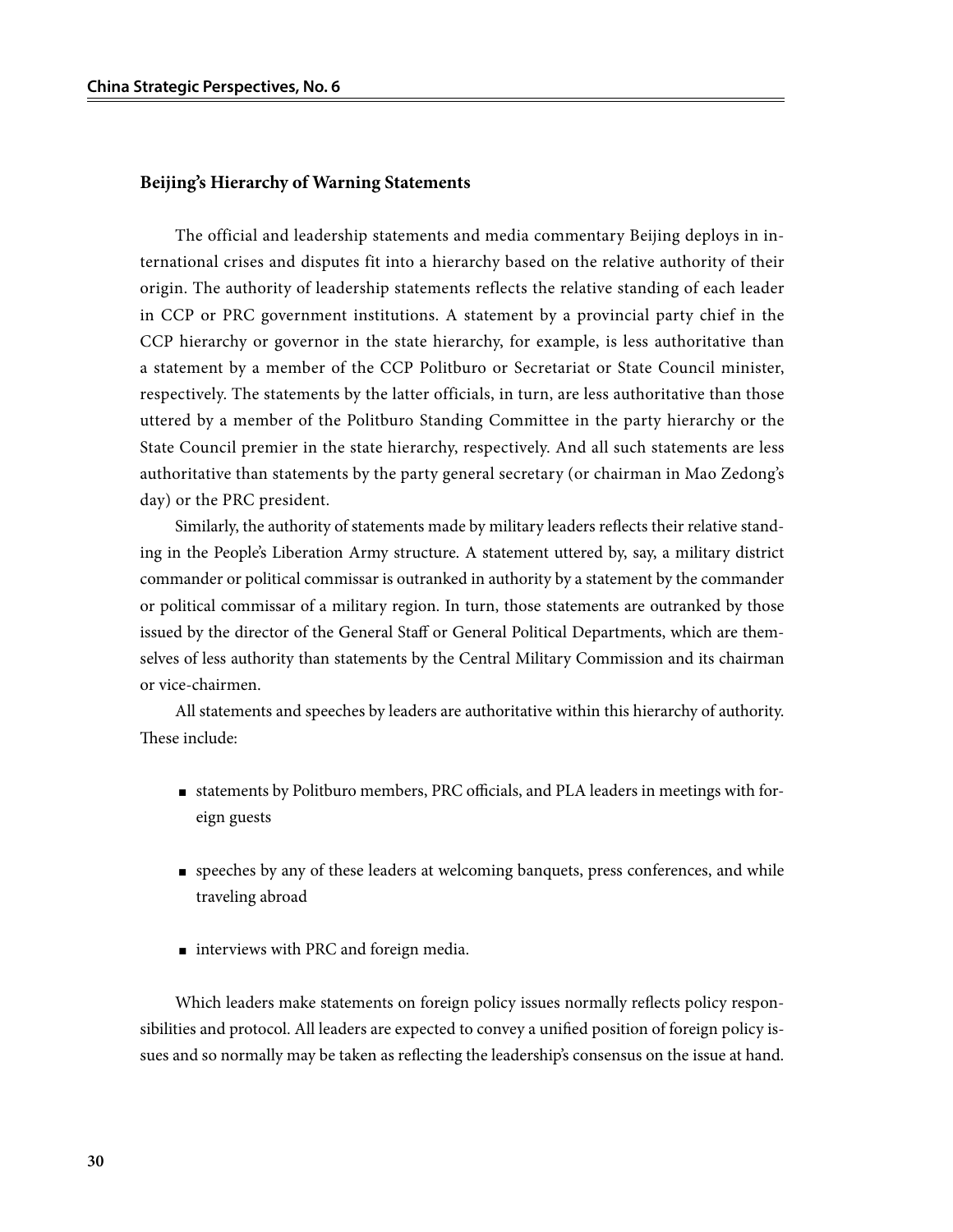### Beijing's Hierarchy of Warning Statements

The official and leadership statements and media commentary Beijing deploys in international crises and disputes fit into a hierarchy based on the relative authority of their origin. The authority of leadership statements reflects the relative standing of each leader in CCP or PRC government institutions. A statement by a provincial party chief in the CCP hierarchy or governor in the state hierarchy, for example, is less authoritative than a statement by a member of the CCP Politburo or Secretariat or State Council minister, respectively. The statements by the latter officials, in turn, are less authoritative than those uttered by a member of the Politburo Standing Committee in the party hierarchy or the State Council premier in the state hierarchy, respectively. And all such statements are less authoritative than statements by the party general secretary (or chairman in Mao Zedong's day) or the PRC president.

Similarly, the authority of statements made by military leaders reflects their relative standing in the People's Liberation Army structure. A statement uttered by, say, a military district commander or political commissar is outranked in authority by a statement by the commander or political commissar of a military region. In turn, those statements are outranked by those issued by the director of the General Staff or General Political Departments, which are themselves of less authority than statements by the Central Military Commission and its chairman or vice-chairmen.

All statements and speeches by leaders are authoritative within this hierarchy of authority. These include:

- statements by Politburo members, PRC officials, and PLA leaders in meetings with foreign guests
- speeches by any of these leaders at welcoming banquets, press conferences, and while traveling abroad
- interviews with PRC and foreign media.

Which leaders make statements on foreign policy issues normally reflects policy responsibilities and protocol. All leaders are expected to convey a unified position of foreign policy issues and so normally may be taken as reflecting the leadership's consensus on the issue at hand.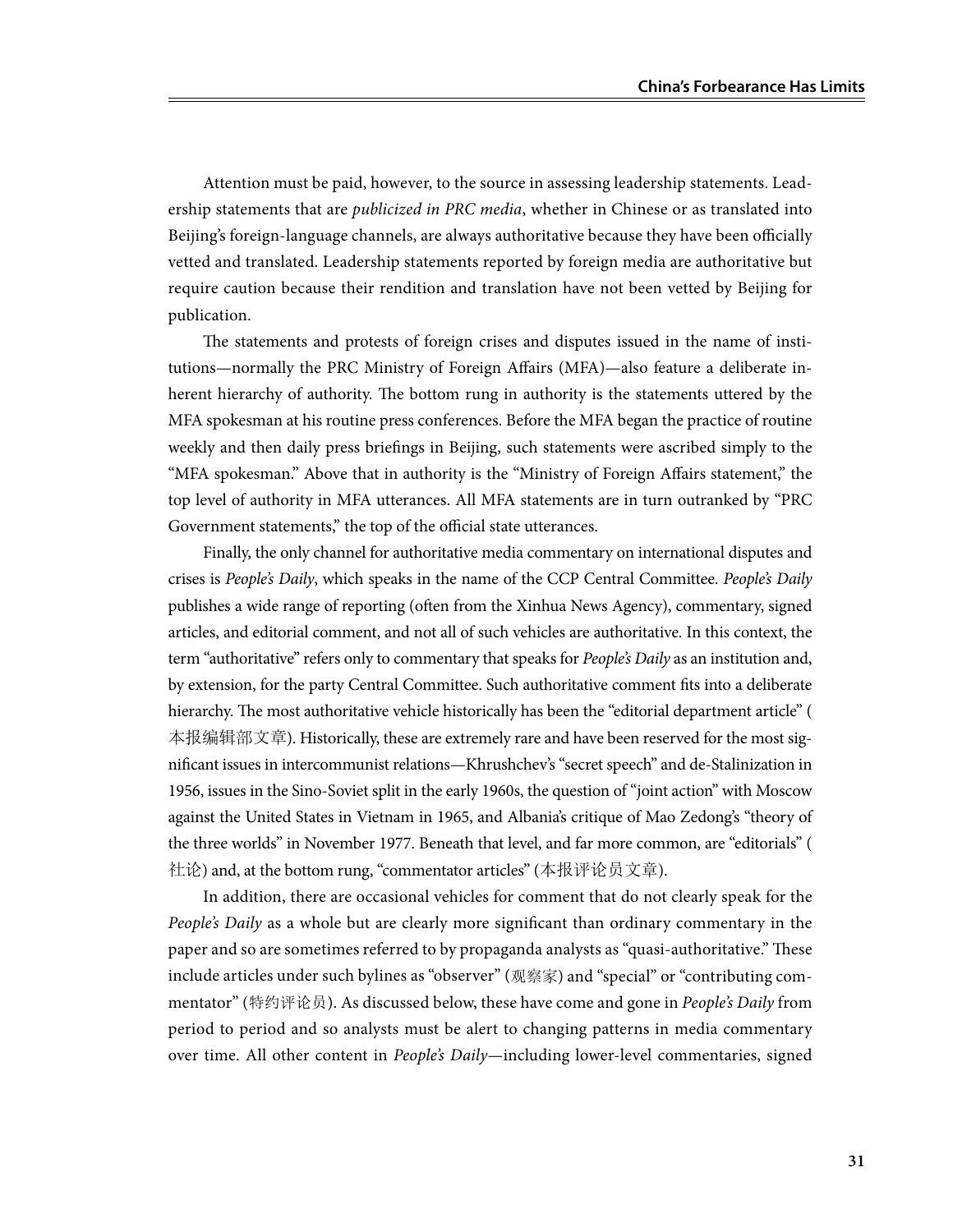Attention must be paid, however, to the source in assessing leadership statements. Leadership statements that are *publicized in PRC media*, whether in Chinese or as translated into Beijing's foreign-language channels, are always authoritative because they have been officially vetted and translated. Leadership statements reported by foreign media are authoritative but require caution because their rendition and translation have not been vetted by Beijing for publication.

The statements and protests of foreign crises and disputes issued in the name of institutions—normally the PRC Ministry of Foreign Affairs (MFA)—also feature a deliberate inherent hierarchy of authority. The bottom rung in authority is the statements uttered by the MFA spokesman at his routine press conferences. Before the MFA began the practice of routine weekly and then daily press briefings in Beijing, such statements were ascribed simply to the "MFA spokesman." Above that in authority is the "Ministry of Foreign Affairs statement," the top level of authority in MFA utterances. All MFA statements are in turn outranked by "PRC Government statements," the top of the official state utterances.

Finally, the only channel for authoritative media commentary on international disputes and crises is *People's Daily*, which speaks in the name of the CCP Central Committee. *People's Daily* publishes a wide range of reporting (often from the Xinhua News Agency), commentary, signed articles, and editorial comment, and not all of such vehicles are authoritative. In this context, the term "authoritative" refers only to commentary that speaks for *People's Daily* as an institution and, by extension, for the party Central Committee. Such authoritative comment fits into a deliberate hierarchy. The most authoritative vehicle historically has been the "editorial department article" (本报编辑部文章). Historically, these are extremely rare and have been reserved for the most significant issues in intercommunist relations—Khrushchev's "secret speech" and de-Stalinization in 1956, issues in the Sino-Soviet split in the early 1960s, the question of "joint action" with Moscow against the United States in Vietnam in 1965, and Albania's critique of Mao Zedong's "theory of the three worlds" in November 1977. Beneath that level, and far more common, are "editorials" (社论) and, at the bottom rung, "commentator articles" (本报评论员文章).

In addition, there are occasional vehicles for comment that do not clearly speak for the *People's Daily* as a whole but are clearly more significant than ordinary commentary in the paper and so are sometimes referred to by propaganda analysts as "quasi-authoritative." These include articles under such bylines as "observer" (观察家) and "special" or "contributing commentator" (特约评论员). As discussed below, these have come and gone in *People's Daily* from period to period and so analysts must be alert to changing patterns in media commentary over time. All other content in *People's Daily*—including lower-level commentaries, signed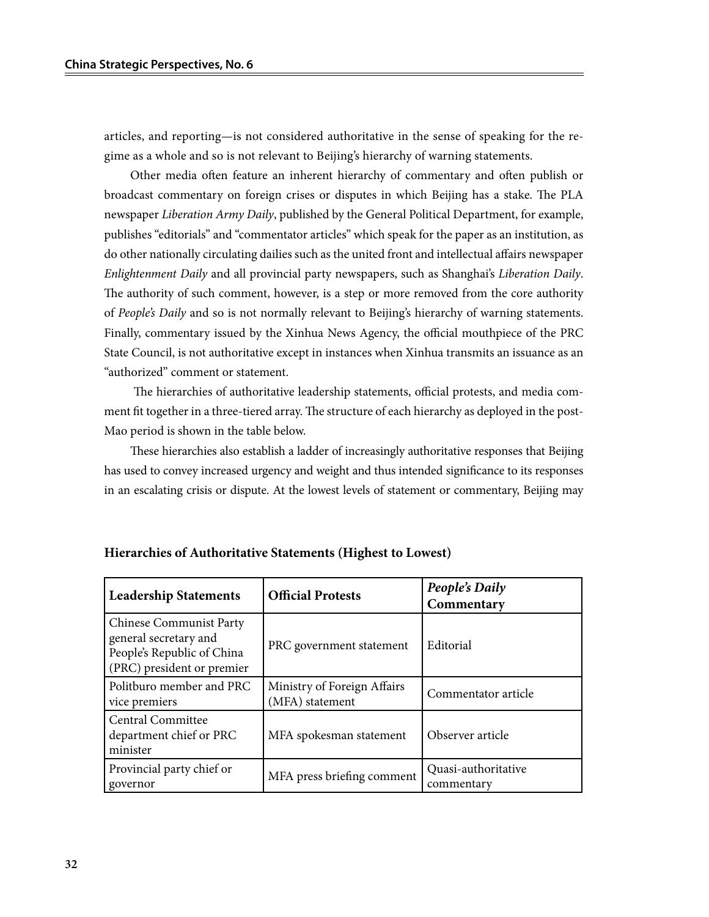articles, and reporting—is not considered authoritative in the sense of speaking for the regime as a whole and so is not relevant to Beijing's hierarchy of warning statements.

Other media often feature an inherent hierarchy of commentary and often publish or broadcast commentary on foreign crises or disputes in which Beijing has a stake. The PLA newspaper *Liberation Army Daily*, published by the General Political Department, for example, publishes "editorials" and "commentator articles" which speak for the paper as an institution, as do other nationally circulating dailies such as the united front and intellectual affairs newspaper *Enlightenment Daily* and all provincial party newspapers, such as Shanghai's *Liberation Daily*. The authority of such comment, however, is a step or more removed from the core authority of *People's Daily* and so is not normally relevant to Beijing's hierarchy of warning statements. Finally, commentary issued by the Xinhua News Agency, the official mouthpiece of the PRC State Council, is not authoritative except in instances when Xinhua transmits an issuance as an "authorized" comment or statement.

The hierarchies of authoritative leadership statements, official protests, and media comment fit together in a three-tiered array. The structure of each hierarchy as deployed in the post-Mao period is shown in the table below.

These hierarchies also establish a ladder of increasingly authoritative responses that Beijing has used to convey increased urgency and weight and thus intended significance to its responses in an escalating crisis or dispute. At the lowest levels of statement or commentary, Beijing may

**Hierarchies of Authoritative Statements (Highest to Lowest)**

| Leadership Statements | Official Protests | *People's Daily* Commentary |
|---|---|---|
| Chinese Communist Party general secretary and People's Republic of China (PRC) president or premier | PRC government statement | Editorial |
| Politburo member and PRC vice premiers | Ministry of Foreign Affairs (MFA) statement | Commentator article |
| Central Committee department chief or PRC minister | MFA spokesman statement | Observer article |
| Provincial party chief or governor | MFA press briefing comment | Quasi-authoritative commentary |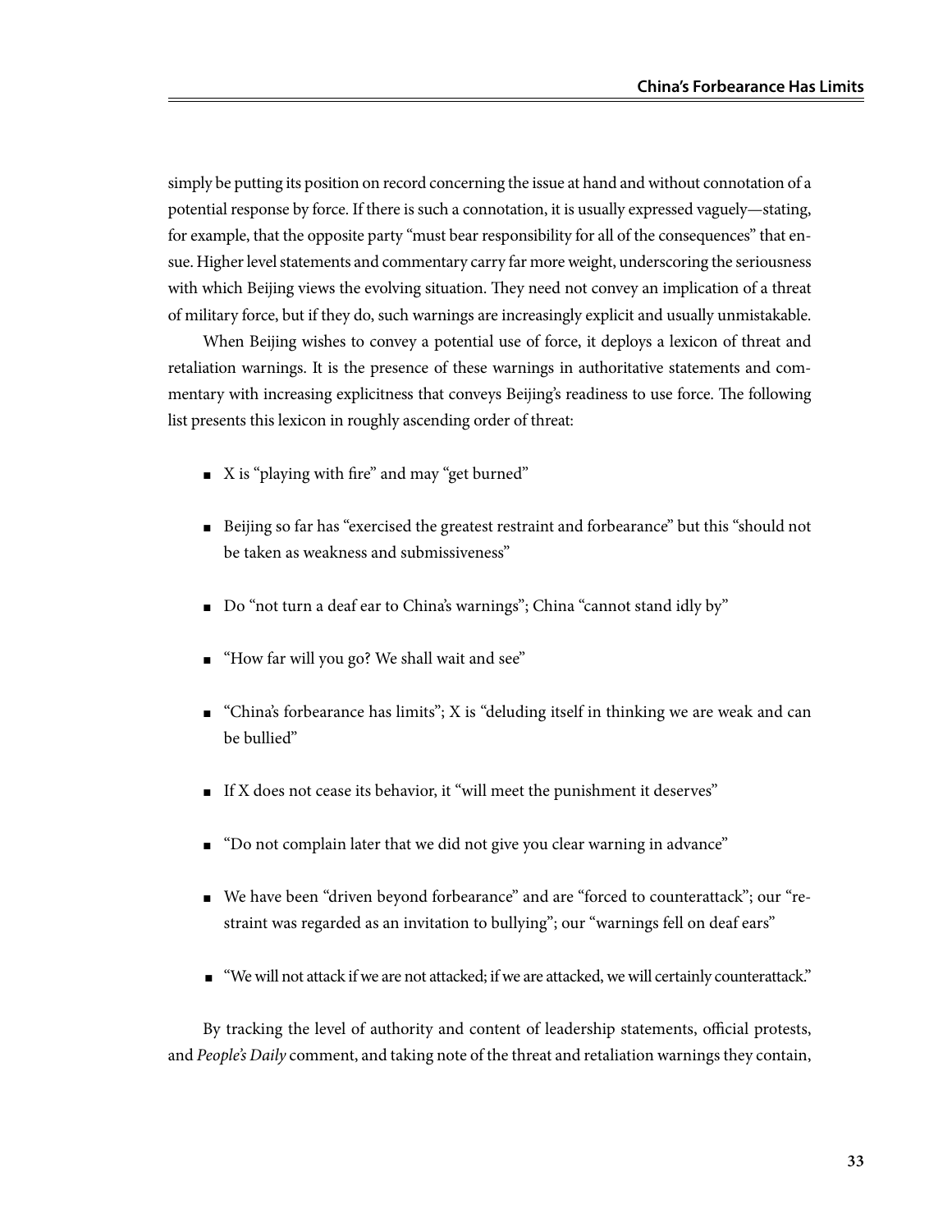simply be putting its position on record concerning the issue at hand and without connotation of a potential response by force. If there is such a connotation, it is usually expressed vaguely—stating, for example, that the opposite party "must bear responsibility for all of the consequences" that ensue. Higher level statements and commentary carry far more weight, underscoring the seriousness with which Beijing views the evolving situation. They need not convey an implication of a threat of military force, but if they do, such warnings are increasingly explicit and usually unmistakable.

When Beijing wishes to convey a potential use of force, it deploys a lexicon of threat and retaliation warnings. It is the presence of these warnings in authoritative statements and commentary with increasing explicitness that conveys Beijing's readiness to use force. The following list presents this lexicon in roughly ascending order of threat:

- X is "playing with fire" and may "get burned"
- Beijing so far has "exercised the greatest restraint and forbearance" but this "should not be taken as weakness and submissiveness"
- Do "not turn a deaf ear to China's warnings"; China "cannot stand idly by"
- "How far will you go? We shall wait and see"
- "China's forbearance has limits"; X is "deluding itself in thinking we are weak and can be bullied"
- If X does not cease its behavior, it "will meet the punishment it deserves"
- "Do not complain later that we did not give you clear warning in advance"
- We have been "driven beyond forbearance" and are "forced to counterattack"; our "restraint was regarded as an invitation to bullying"; our "warnings fell on deaf ears"
- "We will not attack if we are not attacked; if we are attacked, we will certainly counterattack."

By tracking the level of authority and content of leadership statements, official protests, and *People's Daily* comment, and taking note of the threat and retaliation warnings they contain,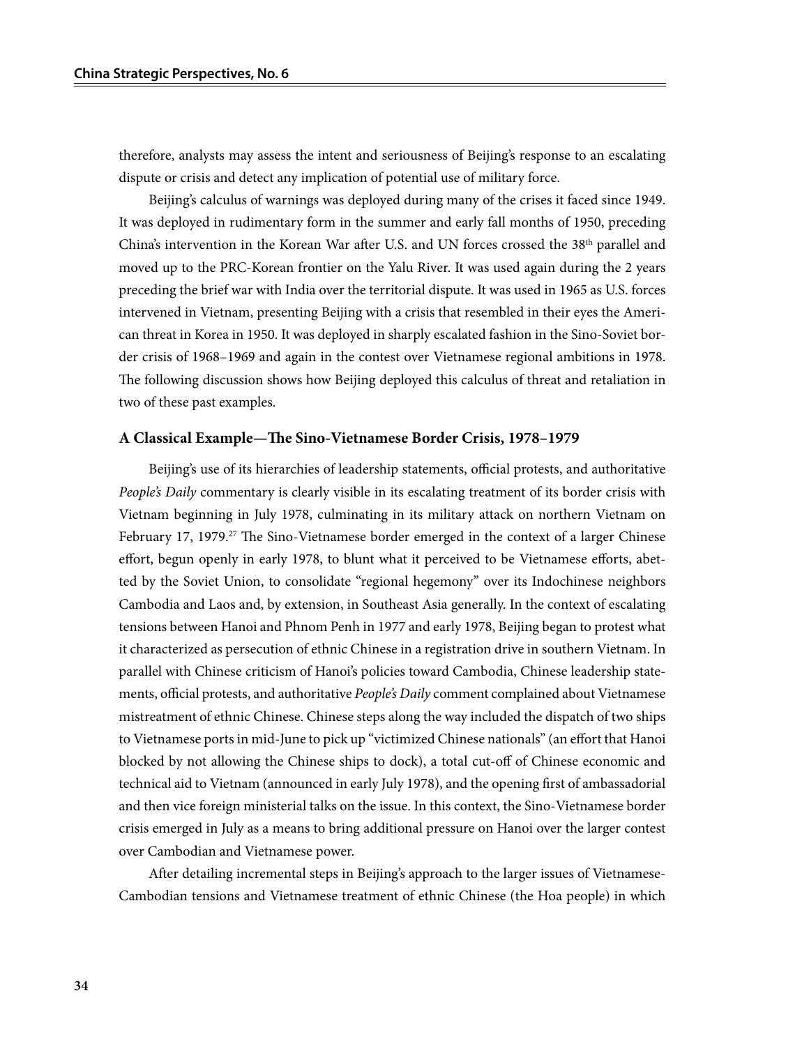therefore, analysts may assess the intent and seriousness of Beijing's response to an escalating dispute or crisis and detect any implication of potential use of military force.

Beijing's calculus of warnings was deployed during many of the crises it faced since 1949. It was deployed in rudimentary form in the summer and early fall months of 1950, preceding China's intervention in the Korean War after U.S. and UN forces crossed the 38th parallel and moved up to the PRC-Korean frontier on the Yalu River. It was used again during the 2 years preceding the brief war with India over the territorial dispute. It was used in 1965 as U.S. forces intervened in Vietnam, presenting Beijing with a crisis that resembled in their eyes the American threat in Korea in 1950. It was deployed in sharply escalated fashion in the Sino-Soviet border crisis of 1968–1969 and again in the contest over Vietnamese regional ambitions in 1978. The following discussion shows how Beijing deployed this calculus of threat and retaliation in two of these past examples.

### A Classical Example—The Sino-Vietnamese Border Crisis, 1978–1979

Beijing's use of its hierarchies of leadership statements, official protests, and authoritative *People's Daily* commentary is clearly visible in its escalating treatment of its border crisis with Vietnam beginning in July 1978, culminating in its military attack on northern Vietnam on February 17, 1979.[27] The Sino-Vietnamese border emerged in the context of a larger Chinese effort, begun openly in early 1978, to blunt what it perceived to be Vietnamese efforts, abetted by the Soviet Union, to consolidate "regional hegemony" over its Indochinese neighbors Cambodia and Laos and, by extension, in Southeast Asia generally. In the context of escalating tensions between Hanoi and Phnom Penh in 1977 and early 1978, Beijing began to protest what it characterized as persecution of ethnic Chinese in a registration drive in southern Vietnam. In parallel with Chinese criticism of Hanoi's policies toward Cambodia, Chinese leadership statements, official protests, and authoritative *People's Daily* comment complained about Vietnamese mistreatment of ethnic Chinese. Chinese steps along the way included the dispatch of two ships to Vietnamese ports in mid-June to pick up "victimized Chinese nationals" (an effort that Hanoi blocked by not allowing the Chinese ships to dock), a total cut-off of Chinese economic and technical aid to Vietnam (announced in early July 1978), and the opening first of ambassadorial and then vice foreign ministerial talks on the issue. In this context, the Sino-Vietnamese border crisis emerged in July as a means to bring additional pressure on Hanoi over the larger contest over Cambodian and Vietnamese power.

After detailing incremental steps in Beijing's approach to the larger issues of Vietnamese-Cambodian tensions and Vietnamese treatment of ethnic Chinese (the Hoa people) in which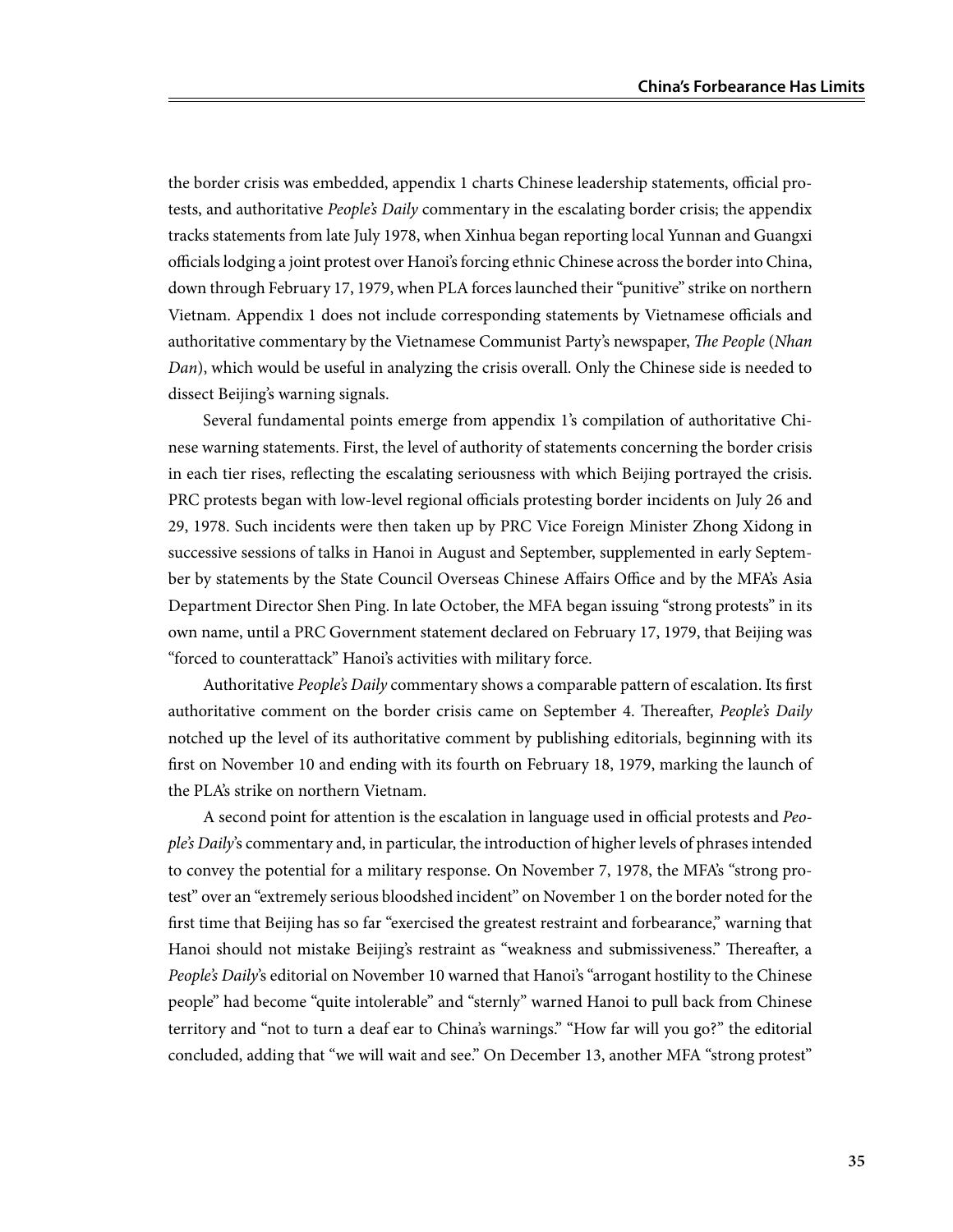the border crisis was embedded, appendix 1 charts Chinese leadership statements, official protests, and authoritative *People's Daily* commentary in the escalating border crisis; the appendix tracks statements from late July 1978, when Xinhua began reporting local Yunnan and Guangxi officials lodging a joint protest over Hanoi's forcing ethnic Chinese across the border into China, down through February 17, 1979, when PLA forces launched their "punitive" strike on northern Vietnam. Appendix 1 does not include corresponding statements by Vietnamese officials and authoritative commentary by the Vietnamese Communist Party's newspaper, *The People* (*Nhan Dan*), which would be useful in analyzing the crisis overall. Only the Chinese side is needed to dissect Beijing's warning signals.

Several fundamental points emerge from appendix 1's compilation of authoritative Chinese warning statements. First, the level of authority of statements concerning the border crisis in each tier rises, reflecting the escalating seriousness with which Beijing portrayed the crisis. PRC protests began with low-level regional officials protesting border incidents on July 26 and 29, 1978. Such incidents were then taken up by PRC Vice Foreign Minister Zhong Xidong in successive sessions of talks in Hanoi in August and September, supplemented in early September by statements by the State Council Overseas Chinese Affairs Office and by the MFA's Asia Department Director Shen Ping. In late October, the MFA began issuing "strong protests" in its own name, until a PRC Government statement declared on February 17, 1979, that Beijing was "forced to counterattack" Hanoi's activities with military force.

Authoritative *People's Daily* commentary shows a comparable pattern of escalation. Its first authoritative comment on the border crisis came on September 4. Thereafter, *People's Daily* notched up the level of its authoritative comment by publishing editorials, beginning with its first on November 10 and ending with its fourth on February 18, 1979, marking the launch of the PLA's strike on northern Vietnam.

A second point for attention is the escalation in language used in official protests and *People's Daily*'s commentary and, in particular, the introduction of higher levels of phrases intended to convey the potential for a military response. On November 7, 1978, the MFA's "strong protest" over an "extremely serious bloodshed incident" on November 1 on the border noted for the first time that Beijing has so far "exercised the greatest restraint and forbearance," warning that Hanoi should not mistake Beijing's restraint as "weakness and submissiveness." Thereafter, a *People's Daily*'s editorial on November 10 warned that Hanoi's "arrogant hostility to the Chinese people" had become "quite intolerable" and "sternly" warned Hanoi to pull back from Chinese territory and "not to turn a deaf ear to China's warnings." "How far will you go?" the editorial concluded, adding that "we will wait and see." On December 13, another MFA "strong protest"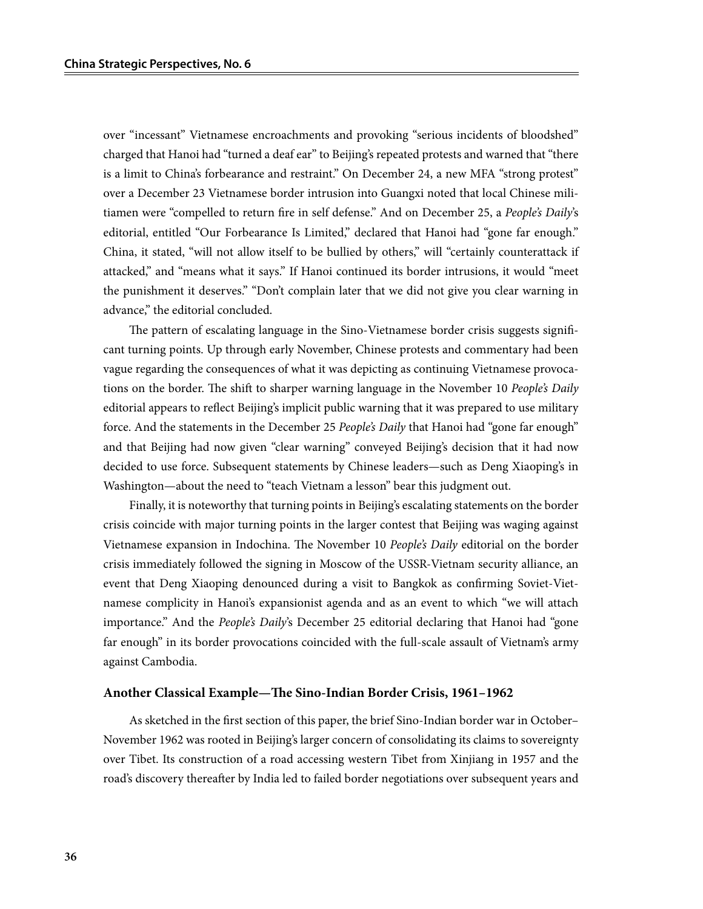over "incessant" Vietnamese encroachments and provoking "serious incidents of bloodshed" charged that Hanoi had "turned a deaf ear" to Beijing's repeated protests and warned that "there is a limit to China's forbearance and restraint." On December 24, a new MFA "strong protest" over a December 23 Vietnamese border intrusion into Guangxi noted that local Chinese militiamen were "compelled to return fire in self defense." And on December 25, a *People's Daily*'s editorial, entitled "Our Forbearance Is Limited," declared that Hanoi had "gone far enough." China, it stated, "will not allow itself to be bullied by others," will "certainly counterattack if attacked," and "means what it says." If Hanoi continued its border intrusions, it would "meet the punishment it deserves." "Don't complain later that we did not give you clear warning in advance," the editorial concluded.

The pattern of escalating language in the Sino-Vietnamese border crisis suggests significant turning points. Up through early November, Chinese protests and commentary had been vague regarding the consequences of what it was depicting as continuing Vietnamese provocations on the border. The shift to sharper warning language in the November 10 *People's Daily* editorial appears to reflect Beijing's implicit public warning that it was prepared to use military force. And the statements in the December 25 *People's Daily* that Hanoi had "gone far enough" and that Beijing had now given "clear warning" conveyed Beijing's decision that it had now decided to use force. Subsequent statements by Chinese leaders—such as Deng Xiaoping's in Washington—about the need to "teach Vietnam a lesson" bear this judgment out.

Finally, it is noteworthy that turning points in Beijing's escalating statements on the border crisis coincide with major turning points in the larger contest that Beijing was waging against Vietnamese expansion in Indochina. The November 10 *People's Daily* editorial on the border crisis immediately followed the signing in Moscow of the USSR-Vietnam security alliance, an event that Deng Xiaoping denounced during a visit to Bangkok as confirming Soviet-Vietnamese complicity in Hanoi's expansionist agenda and as an event to which "we will attach importance." And the *People's Daily*'s December 25 editorial declaring that Hanoi had "gone far enough" in its border provocations coincided with the full-scale assault of Vietnam's army against Cambodia.

### Another Classical Example—The Sino-Indian Border Crisis, 1961–1962

As sketched in the first section of this paper, the brief Sino-Indian border war in October–November 1962 was rooted in Beijing's larger concern of consolidating its claims to sovereignty over Tibet. Its construction of a road accessing western Tibet from Xinjiang in 1957 and the road's discovery thereafter by India led to failed border negotiations over subsequent years and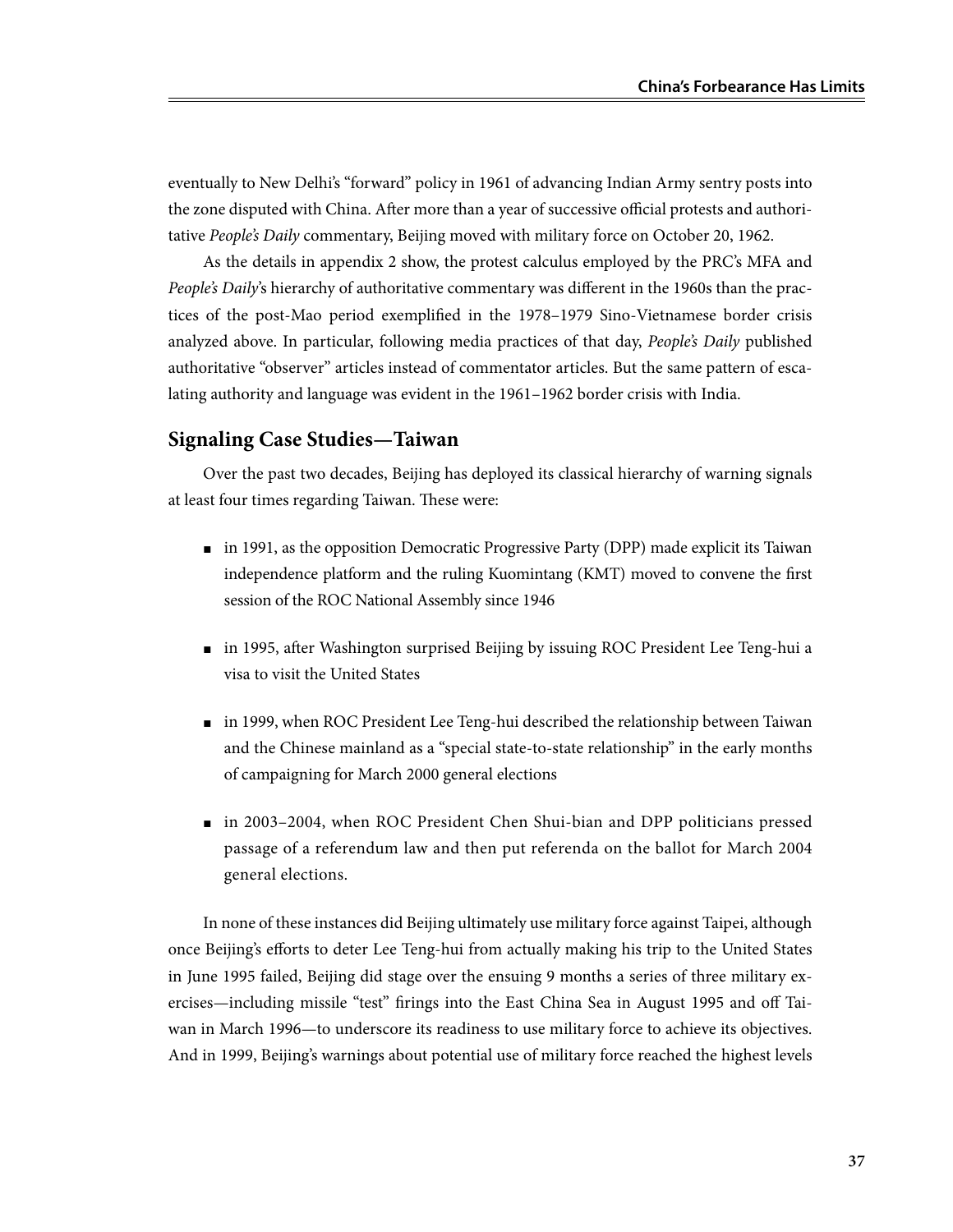eventually to New Delhi's "forward" policy in 1961 of advancing Indian Army sentry posts into the zone disputed with China. After more than a year of successive official protests and authoritative *People's Daily* commentary, Beijing moved with military force on October 20, 1962.

As the details in appendix 2 show, the protest calculus employed by the PRC's MFA and *People's Daily*'s hierarchy of authoritative commentary was different in the 1960s than the practices of the post-Mao period exemplified in the 1978–1979 Sino-Vietnamese border crisis analyzed above. In particular, following media practices of that day, *People's Daily* published authoritative "observer" articles instead of commentator articles. But the same pattern of escalating authority and language was evident in the 1961–1962 border crisis with India.

## Signaling Case Studies—Taiwan

Over the past two decades, Beijing has deployed its classical hierarchy of warning signals at least four times regarding Taiwan. These were:

- in 1991, as the opposition Democratic Progressive Party (DPP) made explicit its Taiwan independence platform and the ruling Kuomintang (KMT) moved to convene the first session of the ROC National Assembly since 1946
- in 1995, after Washington surprised Beijing by issuing ROC President Lee Teng-hui a visa to visit the United States
- in 1999, when ROC President Lee Teng-hui described the relationship between Taiwan and the Chinese mainland as a "special state-to-state relationship" in the early months of campaigning for March 2000 general elections
- in 2003–2004, when ROC President Chen Shui-bian and DPP politicians pressed passage of a referendum law and then put referenda on the ballot for March 2004 general elections.

In none of these instances did Beijing ultimately use military force against Taipei, although once Beijing's efforts to deter Lee Teng-hui from actually making his trip to the United States in June 1995 failed, Beijing did stage over the ensuing 9 months a series of three military exercises—including missile "test" firings into the East China Sea in August 1995 and off Taiwan in March 1996—to underscore its readiness to use military force to achieve its objectives. And in 1999, Beijing's warnings about potential use of military force reached the highest levels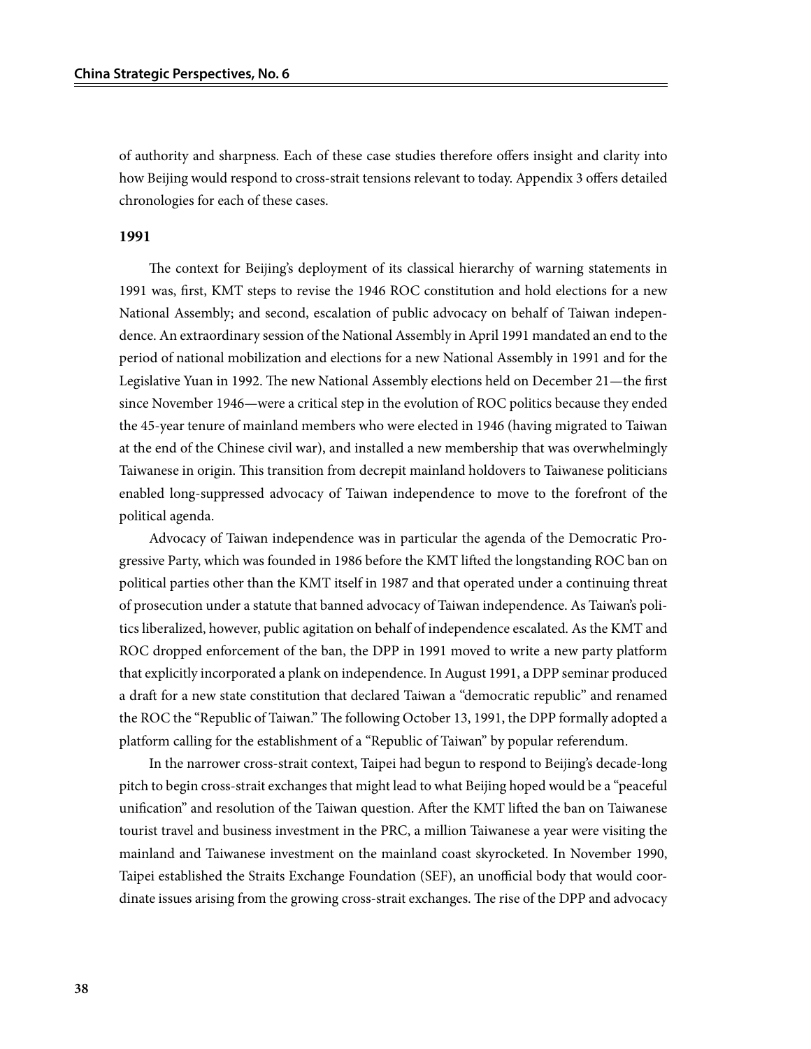of authority and sharpness. Each of these case studies therefore offers insight and clarity into how Beijing would respond to cross-strait tensions relevant to today. Appendix 3 offers detailed chronologies for each of these cases.

### 1991

The context for Beijing's deployment of its classical hierarchy of warning statements in 1991 was, first, KMT steps to revise the 1946 ROC constitution and hold elections for a new National Assembly; and second, escalation of public advocacy on behalf of Taiwan independence. An extraordinary session of the National Assembly in April 1991 mandated an end to the period of national mobilization and elections for a new National Assembly in 1991 and for the Legislative Yuan in 1992. The new National Assembly elections held on December 21—the first since November 1946—were a critical step in the evolution of ROC politics because they ended the 45-year tenure of mainland members who were elected in 1946 (having migrated to Taiwan at the end of the Chinese civil war), and installed a new membership that was overwhelmingly Taiwanese in origin. This transition from decrepit mainland holdovers to Taiwanese politicians enabled long-suppressed advocacy of Taiwan independence to move to the forefront of the political agenda.

Advocacy of Taiwan independence was in particular the agenda of the Democratic Progressive Party, which was founded in 1986 before the KMT lifted the longstanding ROC ban on political parties other than the KMT itself in 1987 and that operated under a continuing threat of prosecution under a statute that banned advocacy of Taiwan independence. As Taiwan's politics liberalized, however, public agitation on behalf of independence escalated. As the KMT and ROC dropped enforcement of the ban, the DPP in 1991 moved to write a new party platform that explicitly incorporated a plank on independence. In August 1991, a DPP seminar produced a draft for a new state constitution that declared Taiwan a "democratic republic" and renamed the ROC the "Republic of Taiwan." The following October 13, 1991, the DPP formally adopted a platform calling for the establishment of a "Republic of Taiwan" by popular referendum.

In the narrower cross-strait context, Taipei had begun to respond to Beijing's decade-long pitch to begin cross-strait exchanges that might lead to what Beijing hoped would be a "peaceful unification" and resolution of the Taiwan question. After the KMT lifted the ban on Taiwanese tourist travel and business investment in the PRC, a million Taiwanese a year were visiting the mainland and Taiwanese investment on the mainland coast skyrocketed. In November 1990, Taipei established the Straits Exchange Foundation (SEF), an unofficial body that would coordinate issues arising from the growing cross-strait exchanges. The rise of the DPP and advocacy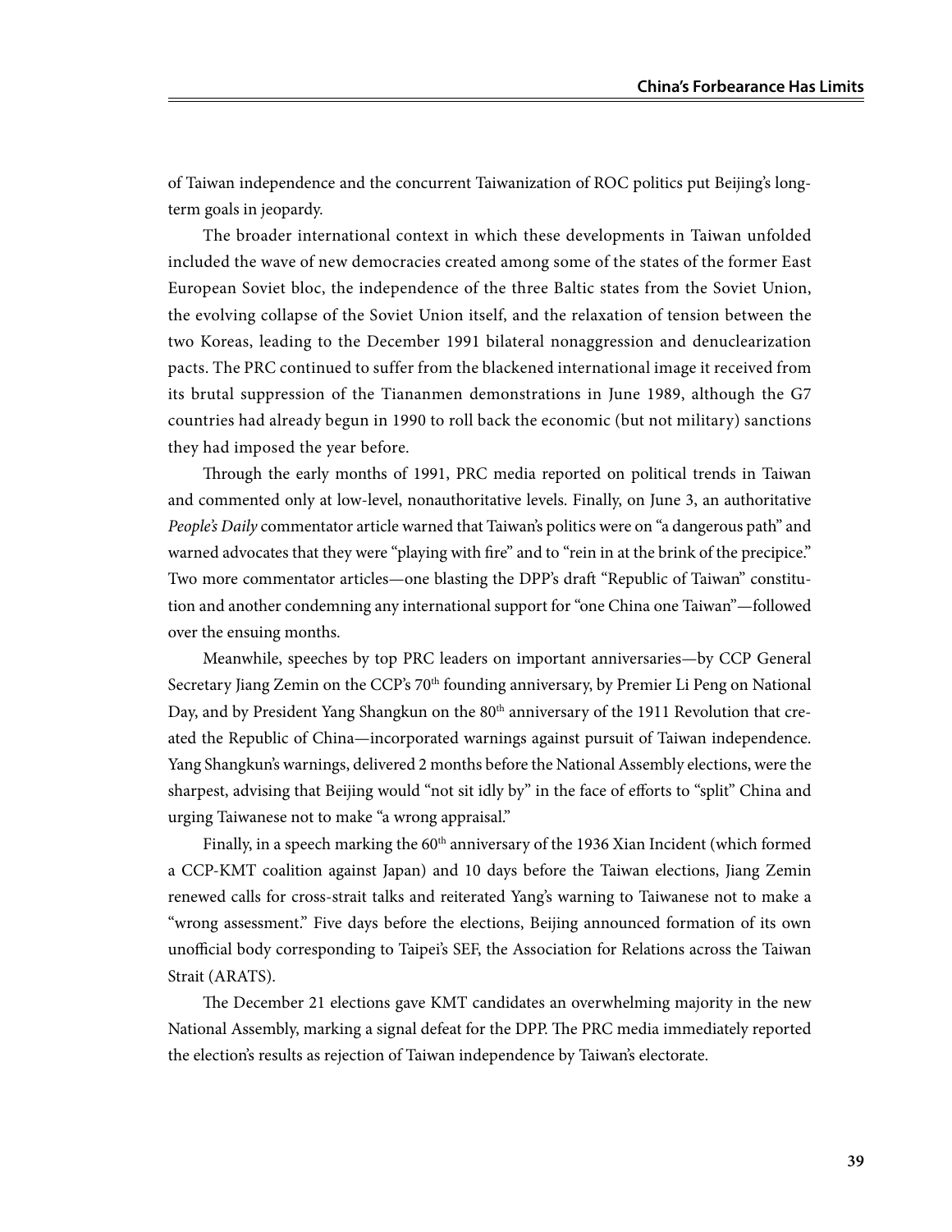of Taiwan independence and the concurrent Taiwanization of ROC politics put Beijing's long-term goals in jeopardy.

The broader international context in which these developments in Taiwan unfolded included the wave of new democracies created among some of the states of the former East European Soviet bloc, the independence of the three Baltic states from the Soviet Union, the evolving collapse of the Soviet Union itself, and the relaxation of tension between the two Koreas, leading to the December 1991 bilateral nonaggression and denuclearization pacts. The PRC continued to suffer from the blackened international image it received from its brutal suppression of the Tiananmen demonstrations in June 1989, although the G7 countries had already begun in 1990 to roll back the economic (but not military) sanctions they had imposed the year before.

Through the early months of 1991, PRC media reported on political trends in Taiwan and commented only at low-level, nonauthoritative levels. Finally, on June 3, an authoritative *People's Daily* commentator article warned that Taiwan's politics were on "a dangerous path" and warned advocates that they were "playing with fire" and to "rein in at the brink of the precipice." Two more commentator articles—one blasting the DPP's draft "Republic of Taiwan" constitution and another condemning any international support for "one China one Taiwan"—followed over the ensuing months.

Meanwhile, speeches by top PRC leaders on important anniversaries—by CCP General Secretary Jiang Zemin on the CCP's 70th founding anniversary, by Premier Li Peng on National Day, and by President Yang Shangkun on the 80th anniversary of the 1911 Revolution that created the Republic of China—incorporated warnings against pursuit of Taiwan independence. Yang Shangkun's warnings, delivered 2 months before the National Assembly elections, were the sharpest, advising that Beijing would "not sit idly by" in the face of efforts to "split" China and urging Taiwanese not to make "a wrong appraisal."

Finally, in a speech marking the 60th anniversary of the 1936 Xian Incident (which formed a CCP-KMT coalition against Japan) and 10 days before the Taiwan elections, Jiang Zemin renewed calls for cross-strait talks and reiterated Yang's warning to Taiwanese not to make a "wrong assessment." Five days before the elections, Beijing announced formation of its own unofficial body corresponding to Taipei's SEF, the Association for Relations across the Taiwan Strait (ARATS).

The December 21 elections gave KMT candidates an overwhelming majority in the new National Assembly, marking a signal defeat for the DPP. The PRC media immediately reported the election's results as rejection of Taiwan independence by Taiwan's electorate.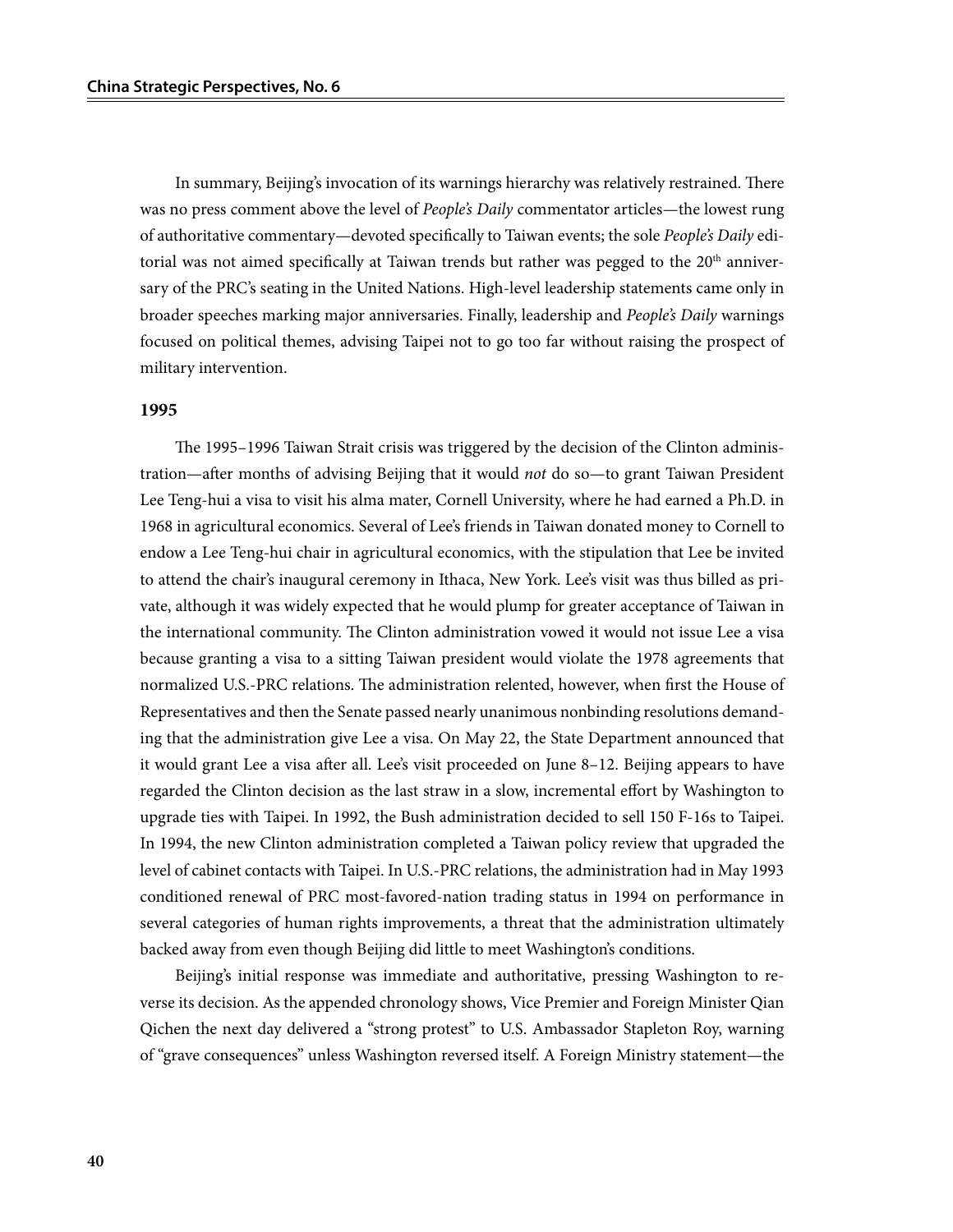In summary, Beijing's invocation of its warnings hierarchy was relatively restrained. There was no press comment above the level of *People's Daily* commentator articles—the lowest rung of authoritative commentary—devoted specifically to Taiwan events; the sole *People's Daily* editorial was not aimed specifically at Taiwan trends but rather was pegged to the 20th anniversary of the PRC's seating in the United Nations. High-level leadership statements came only in broader speeches marking major anniversaries. Finally, leadership and *People's Daily* warnings focused on political themes, advising Taipei not to go too far without raising the prospect of military intervention.

### 1995

The 1995–1996 Taiwan Strait crisis was triggered by the decision of the Clinton administration—after months of advising Beijing that it would *not* do so—to grant Taiwan President Lee Teng-hui a visa to visit his alma mater, Cornell University, where he had earned a Ph.D. in 1968 in agricultural economics. Several of Lee's friends in Taiwan donated money to Cornell to endow a Lee Teng-hui chair in agricultural economics, with the stipulation that Lee be invited to attend the chair's inaugural ceremony in Ithaca, New York. Lee's visit was thus billed as private, although it was widely expected that he would plump for greater acceptance of Taiwan in the international community. The Clinton administration vowed it would not issue Lee a visa because granting a visa to a sitting Taiwan president would violate the 1978 agreements that normalized U.S.-PRC relations. The administration relented, however, when first the House of Representatives and then the Senate passed nearly unanimous nonbinding resolutions demanding that the administration give Lee a visa. On May 22, the State Department announced that it would grant Lee a visa after all. Lee's visit proceeded on June 8–12. Beijing appears to have regarded the Clinton decision as the last straw in a slow, incremental effort by Washington to upgrade ties with Taipei. In 1992, the Bush administration decided to sell 150 F-16s to Taipei. In 1994, the new Clinton administration completed a Taiwan policy review that upgraded the level of cabinet contacts with Taipei. In U.S.-PRC relations, the administration had in May 1993 conditioned renewal of PRC most-favored-nation trading status in 1994 on performance in several categories of human rights improvements, a threat that the administration ultimately backed away from even though Beijing did little to meet Washington's conditions.

Beijing's initial response was immediate and authoritative, pressing Washington to reverse its decision. As the appended chronology shows, Vice Premier and Foreign Minister Qian Qichen the next day delivered a "strong protest" to U.S. Ambassador Stapleton Roy, warning of "grave consequences" unless Washington reversed itself. A Foreign Ministry statement—the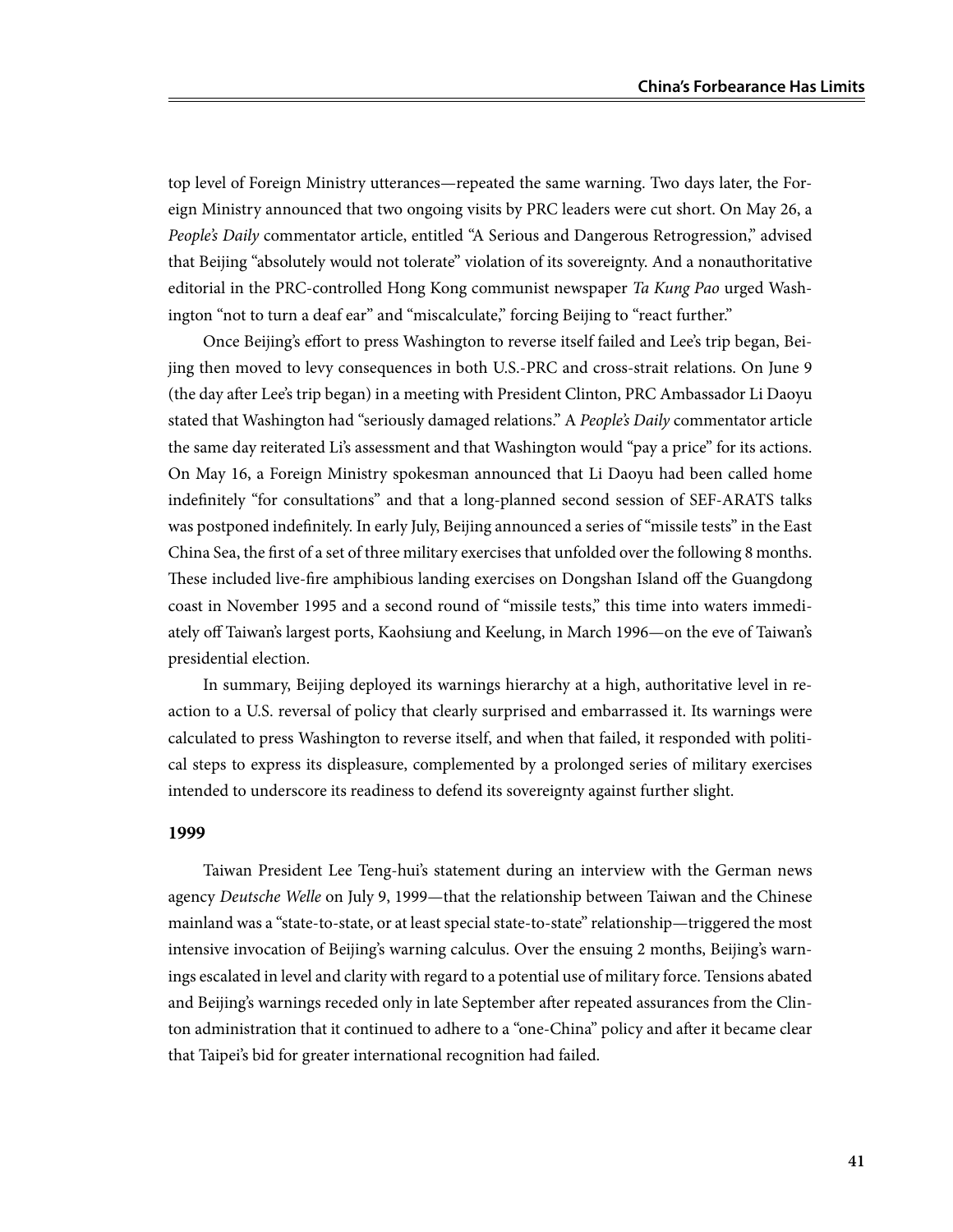top level of Foreign Ministry utterances—repeated the same warning. Two days later, the Foreign Ministry announced that two ongoing visits by PRC leaders were cut short. On May 26, a *People's Daily* commentator article, entitled "A Serious and Dangerous Retrogression," advised that Beijing "absolutely would not tolerate" violation of its sovereignty. And a nonauthoritative editorial in the PRC-controlled Hong Kong communist newspaper *Ta Kung Pao* urged Washington "not to turn a deaf ear" and "miscalculate," forcing Beijing to "react further."

Once Beijing's effort to press Washington to reverse itself failed and Lee's trip began, Beijing then moved to levy consequences in both U.S.-PRC and cross-strait relations. On June 9 (the day after Lee's trip began) in a meeting with President Clinton, PRC Ambassador Li Daoyu stated that Washington had "seriously damaged relations." A *People's Daily* commentator article the same day reiterated Li's assessment and that Washington would "pay a price" for its actions. On May 16, a Foreign Ministry spokesman announced that Li Daoyu had been called home indefinitely "for consultations" and that a long-planned second session of SEF-ARATS talks was postponed indefinitely. In early July, Beijing announced a series of "missile tests" in the East China Sea, the first of a set of three military exercises that unfolded over the following 8 months. These included live-fire amphibious landing exercises on Dongshan Island off the Guangdong coast in November 1995 and a second round of "missile tests," this time into waters immediately off Taiwan's largest ports, Kaohsiung and Keelung, in March 1996—on the eve of Taiwan's presidential election.

In summary, Beijing deployed its warnings hierarchy at a high, authoritative level in reaction to a U.S. reversal of policy that clearly surprised and embarrassed it. Its warnings were calculated to press Washington to reverse itself, and when that failed, it responded with political steps to express its displeasure, complemented by a prolonged series of military exercises intended to underscore its readiness to defend its sovereignty against further slight.

**1999**

Taiwan President Lee Teng-hui's statement during an interview with the German news agency *Deutsche Welle* on July 9, 1999—that the relationship between Taiwan and the Chinese mainland was a "state-to-state, or at least special state-to-state" relationship—triggered the most intensive invocation of Beijing's warning calculus. Over the ensuing 2 months, Beijing's warnings escalated in level and clarity with regard to a potential use of military force. Tensions abated and Beijing's warnings receded only in late September after repeated assurances from the Clinton administration that it continued to adhere to a "one-China" policy and after it became clear that Taipei's bid for greater international recognition had failed.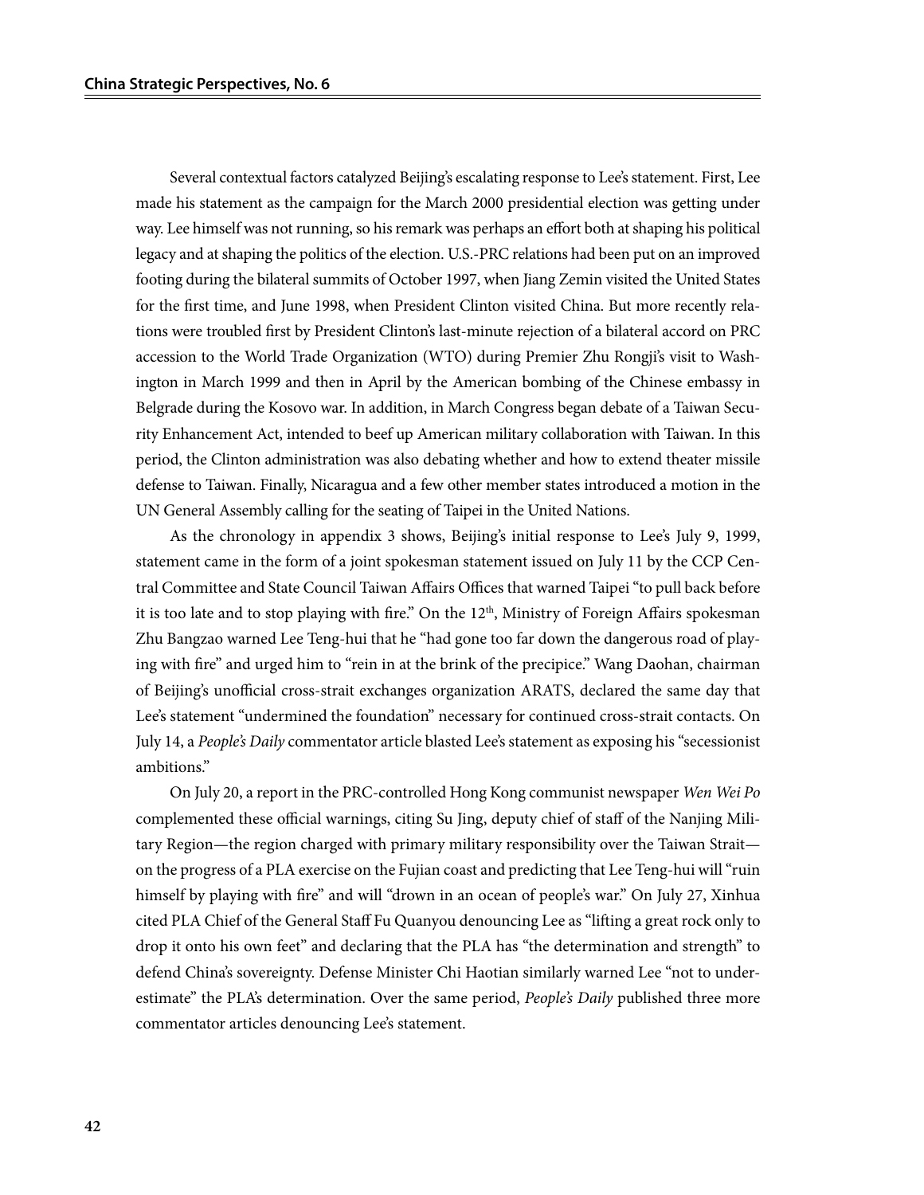Several contextual factors catalyzed Beijing's escalating response to Lee's statement. First, Lee made his statement as the campaign for the March 2000 presidential election was getting under way. Lee himself was not running, so his remark was perhaps an effort both at shaping his political legacy and at shaping the politics of the election. U.S.-PRC relations had been put on an improved footing during the bilateral summits of October 1997, when Jiang Zemin visited the United States for the first time, and June 1998, when President Clinton visited China. But more recently relations were troubled first by President Clinton's last-minute rejection of a bilateral accord on PRC accession to the World Trade Organization (WTO) during Premier Zhu Rongji's visit to Washington in March 1999 and then in April by the American bombing of the Chinese embassy in Belgrade during the Kosovo war. In addition, in March Congress began debate of a Taiwan Security Enhancement Act, intended to beef up American military collaboration with Taiwan. In this period, the Clinton administration was also debating whether and how to extend theater missile defense to Taiwan. Finally, Nicaragua and a few other member states introduced a motion in the UN General Assembly calling for the seating of Taipei in the United Nations.

As the chronology in appendix 3 shows, Beijing's initial response to Lee's July 9, 1999, statement came in the form of a joint spokesman statement issued on July 11 by the CCP Central Committee and State Council Taiwan Affairs Offices that warned Taipei "to pull back before it is too late and to stop playing with fire." On the 12th, Ministry of Foreign Affairs spokesman Zhu Bangzao warned Lee Teng-hui that he "had gone too far down the dangerous road of playing with fire" and urged him to "rein in at the brink of the precipice." Wang Daohan, chairman of Beijing's unofficial cross-strait exchanges organization ARATS, declared the same day that Lee's statement "undermined the foundation" necessary for continued cross-strait contacts. On July 14, a *People's Daily* commentator article blasted Lee's statement as exposing his "secessionist ambitions."

On July 20, a report in the PRC-controlled Hong Kong communist newspaper *Wen Wei Po* complemented these official warnings, citing Su Jing, deputy chief of staff of the Nanjing Military Region—the region charged with primary military responsibility over the Taiwan Strait—on the progress of a PLA exercise on the Fujian coast and predicting that Lee Teng-hui will "ruin himself by playing with fire" and will "drown in an ocean of people's war." On July 27, Xinhua cited PLA Chief of the General Staff Fu Quanyou denouncing Lee as "lifting a great rock only to drop it onto his own feet" and declaring that the PLA has "the determination and strength" to defend China's sovereignty. Defense Minister Chi Haotian similarly warned Lee "not to underestimate" the PLA's determination. Over the same period, *People's Daily* published three more commentator articles denouncing Lee's statement.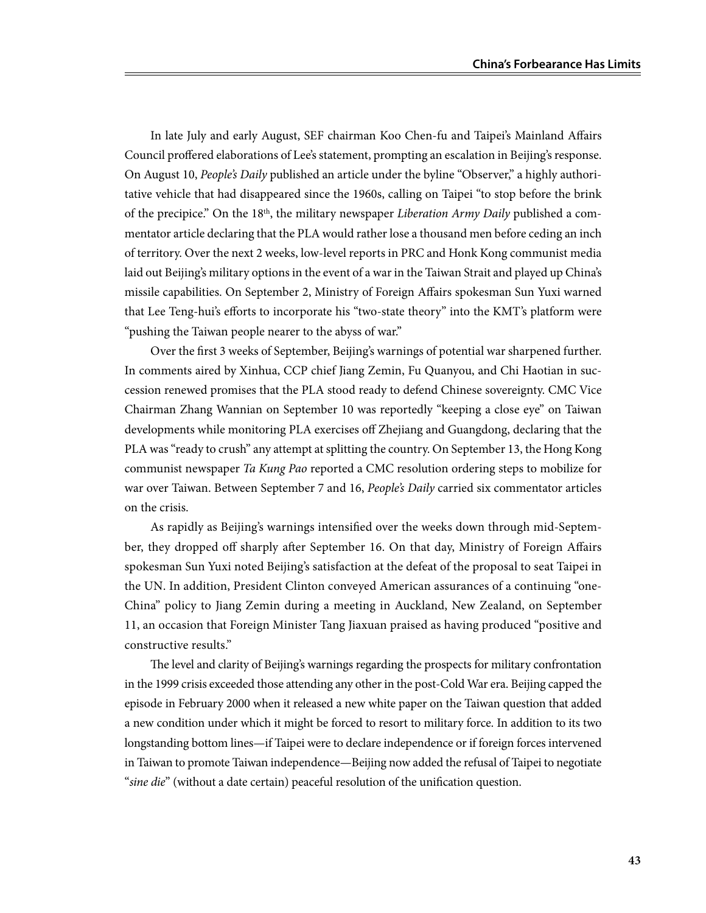In late July and early August, SEF chairman Koo Chen-fu and Taipei's Mainland Affairs Council proffered elaborations of Lee's statement, prompting an escalation in Beijing's response. On August 10, *People's Daily* published an article under the byline "Observer," a highly authoritative vehicle that had disappeared since the 1960s, calling on Taipei "to stop before the brink of the precipice." On the 18th, the military newspaper *Liberation Army Daily* published a commentator article declaring that the PLA would rather lose a thousand men before ceding an inch of territory. Over the next 2 weeks, low-level reports in PRC and Honk Kong communist media laid out Beijing's military options in the event of a war in the Taiwan Strait and played up China's missile capabilities. On September 2, Ministry of Foreign Affairs spokesman Sun Yuxi warned that Lee Teng-hui's efforts to incorporate his "two-state theory" into the KMT's platform were "pushing the Taiwan people nearer to the abyss of war."

Over the first 3 weeks of September, Beijing's warnings of potential war sharpened further. In comments aired by Xinhua, CCP chief Jiang Zemin, Fu Quanyou, and Chi Haotian in succession renewed promises that the PLA stood ready to defend Chinese sovereignty. CMC Vice Chairman Zhang Wannian on September 10 was reportedly "keeping a close eye" on Taiwan developments while monitoring PLA exercises off Zhejiang and Guangdong, declaring that the PLA was "ready to crush" any attempt at splitting the country. On September 13, the Hong Kong communist newspaper *Ta Kung Pao* reported a CMC resolution ordering steps to mobilize for war over Taiwan. Between September 7 and 16, *People's Daily* carried six commentator articles on the crisis.

As rapidly as Beijing's warnings intensified over the weeks down through mid-September, they dropped off sharply after September 16. On that day, Ministry of Foreign Affairs spokesman Sun Yuxi noted Beijing's satisfaction at the defeat of the proposal to seat Taipei in the UN. In addition, President Clinton conveyed American assurances of a continuing "one-China" policy to Jiang Zemin during a meeting in Auckland, New Zealand, on September 11, an occasion that Foreign Minister Tang Jiaxuan praised as having produced "positive and constructive results."

The level and clarity of Beijing's warnings regarding the prospects for military confrontation in the 1999 crisis exceeded those attending any other in the post-Cold War era. Beijing capped the episode in February 2000 when it released a new white paper on the Taiwan question that added a new condition under which it might be forced to resort to military force. In addition to its two longstanding bottom lines—if Taipei were to declare independence or if foreign forces intervened in Taiwan to promote Taiwan independence—Beijing now added the refusal of Taipei to negotiate "*sine die*" (without a date certain) peaceful resolution of the unification question.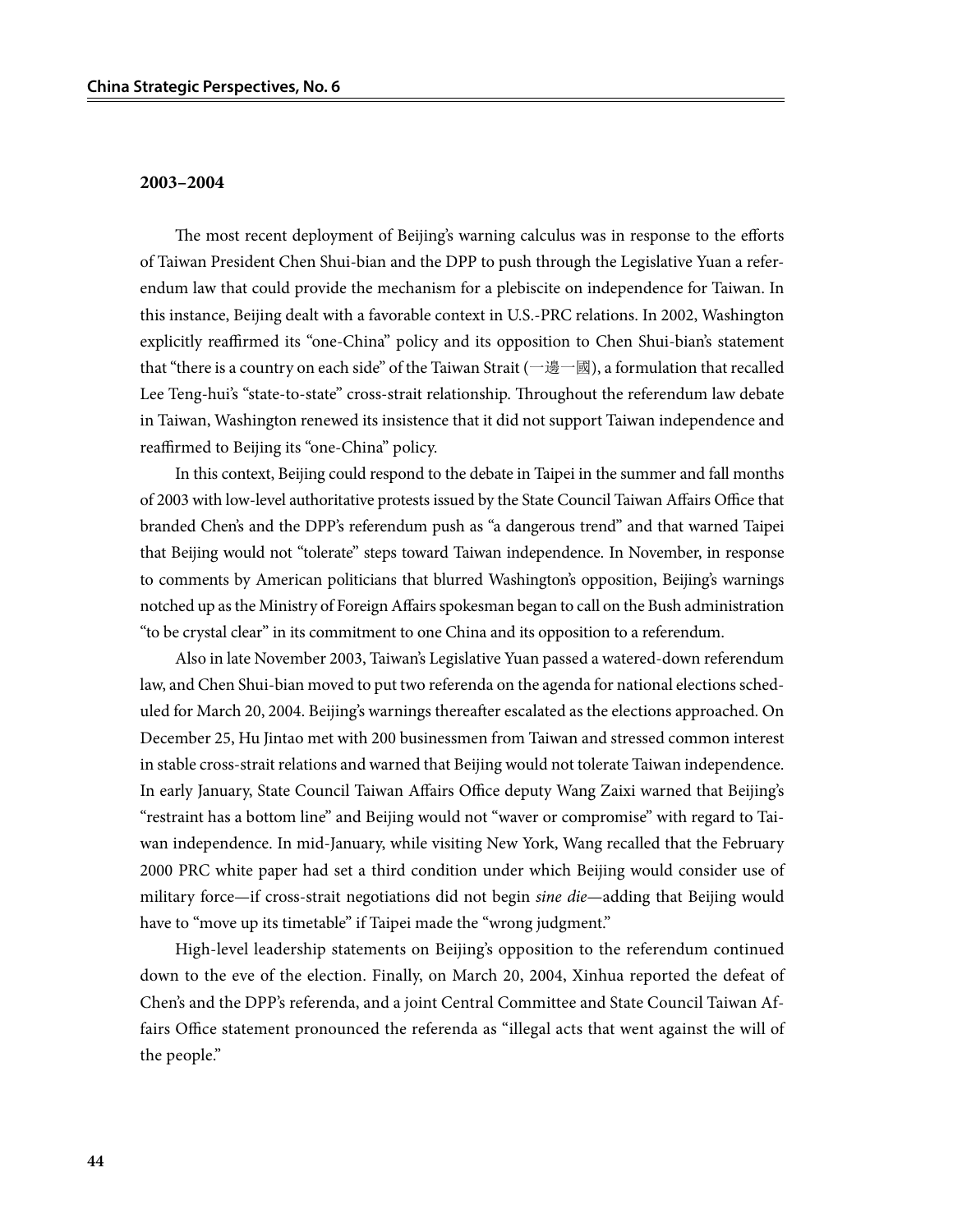### 2003–2004

The most recent deployment of Beijing's warning calculus was in response to the efforts of Taiwan President Chen Shui-bian and the DPP to push through the Legislative Yuan a referendum law that could provide the mechanism for a plebiscite on independence for Taiwan. In this instance, Beijing dealt with a favorable context in U.S.-PRC relations. In 2002, Washington explicitly reaffirmed its "one-China" policy and its opposition to Chen Shui-bian's statement that "there is a country on each side" of the Taiwan Strait (一邊一國), a formulation that recalled Lee Teng-hui's "state-to-state" cross-strait relationship. Throughout the referendum law debate in Taiwan, Washington renewed its insistence that it did not support Taiwan independence and reaffirmed to Beijing its "one-China" policy.

In this context, Beijing could respond to the debate in Taipei in the summer and fall months of 2003 with low-level authoritative protests issued by the State Council Taiwan Affairs Office that branded Chen's and the DPP's referendum push as "a dangerous trend" and that warned Taipei that Beijing would not "tolerate" steps toward Taiwan independence. In November, in response to comments by American politicians that blurred Washington's opposition, Beijing's warnings notched up as the Ministry of Foreign Affairs spokesman began to call on the Bush administration "to be crystal clear" in its commitment to one China and its opposition to a referendum.

Also in late November 2003, Taiwan's Legislative Yuan passed a watered-down referendum law, and Chen Shui-bian moved to put two referenda on the agenda for national elections scheduled for March 20, 2004. Beijing's warnings thereafter escalated as the elections approached. On December 25, Hu Jintao met with 200 businessmen from Taiwan and stressed common interest in stable cross-strait relations and warned that Beijing would not tolerate Taiwan independence. In early January, State Council Taiwan Affairs Office deputy Wang Zaixi warned that Beijing's "restraint has a bottom line" and Beijing would not "waver or compromise" with regard to Taiwan independence. In mid-January, while visiting New York, Wang recalled that the February 2000 PRC white paper had set a third condition under which Beijing would consider use of military force—if cross-strait negotiations did not begin *sine die*—adding that Beijing would have to "move up its timetable" if Taipei made the "wrong judgment."

High-level leadership statements on Beijing's opposition to the referendum continued down to the eve of the election. Finally, on March 20, 2004, Xinhua reported the defeat of Chen's and the DPP's referenda, and a joint Central Committee and State Council Taiwan Affairs Office statement pronounced the referenda as "illegal acts that went against the will of the people."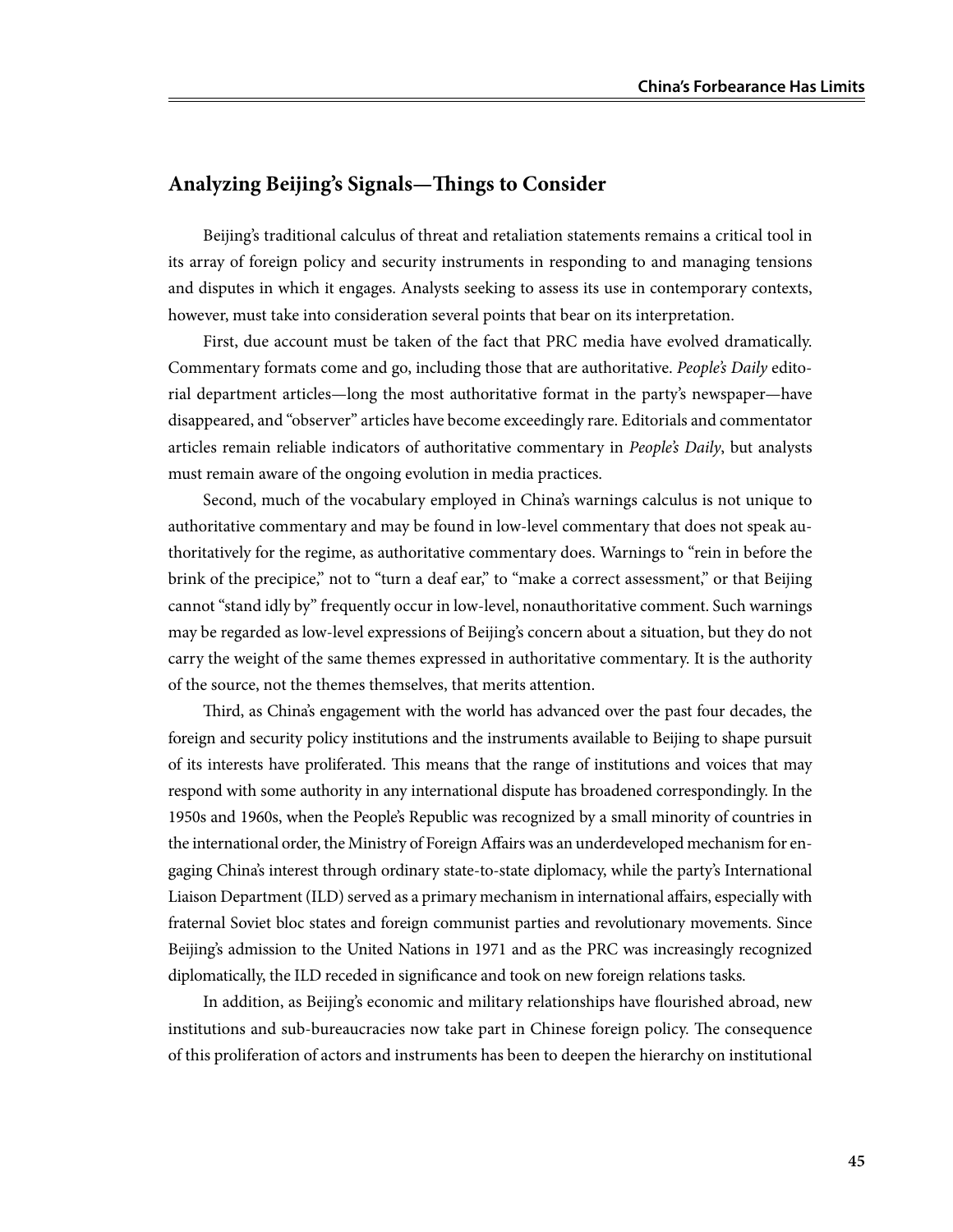## Analyzing Beijing's Signals—Things to Consider

Beijing's traditional calculus of threat and retaliation statements remains a critical tool in its array of foreign policy and security instruments in responding to and managing tensions and disputes in which it engages. Analysts seeking to assess its use in contemporary contexts, however, must take into consideration several points that bear on its interpretation.

First, due account must be taken of the fact that PRC media have evolved dramatically. Commentary formats come and go, including those that are authoritative. *People's Daily* editorial department articles—long the most authoritative format in the party's newspaper—have disappeared, and "observer" articles have become exceedingly rare. Editorials and commentator articles remain reliable indicators of authoritative commentary in *People's Daily*, but analysts must remain aware of the ongoing evolution in media practices.

Second, much of the vocabulary employed in China's warnings calculus is not unique to authoritative commentary and may be found in low-level commentary that does not speak authoritatively for the regime, as authoritative commentary does. Warnings to "rein in before the brink of the precipice," not to "turn a deaf ear," to "make a correct assessment," or that Beijing cannot "stand idly by" frequently occur in low-level, nonauthoritative comment. Such warnings may be regarded as low-level expressions of Beijing's concern about a situation, but they do not carry the weight of the same themes expressed in authoritative commentary. It is the authority of the source, not the themes themselves, that merits attention.

Third, as China's engagement with the world has advanced over the past four decades, the foreign and security policy institutions and the instruments available to Beijing to shape pursuit of its interests have proliferated. This means that the range of institutions and voices that may respond with some authority in any international dispute has broadened correspondingly. In the 1950s and 1960s, when the People's Republic was recognized by a small minority of countries in the international order, the Ministry of Foreign Affairs was an underdeveloped mechanism for engaging China's interest through ordinary state-to-state diplomacy, while the party's International Liaison Department (ILD) served as a primary mechanism in international affairs, especially with fraternal Soviet bloc states and foreign communist parties and revolutionary movements. Since Beijing's admission to the United Nations in 1971 and as the PRC was increasingly recognized diplomatically, the ILD receded in significance and took on new foreign relations tasks.

In addition, as Beijing's economic and military relationships have flourished abroad, new institutions and sub-bureaucracies now take part in Chinese foreign policy. The consequence of this proliferation of actors and instruments has been to deepen the hierarchy on institutional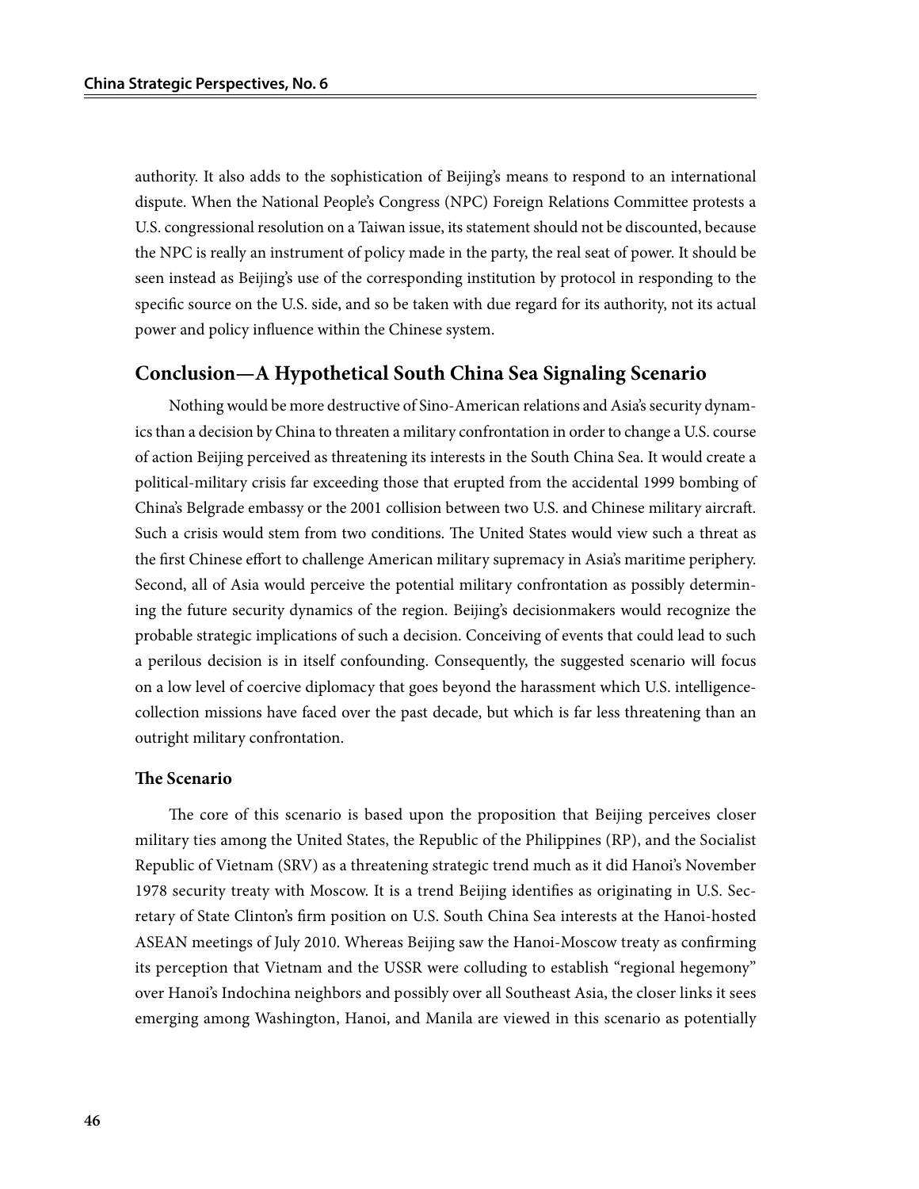authority. It also adds to the sophistication of Beijing's means to respond to an international dispute. When the National People's Congress (NPC) Foreign Relations Committee protests a U.S. congressional resolution on a Taiwan issue, its statement should not be discounted, because the NPC is really an instrument of policy made in the party, the real seat of power. It should be seen instead as Beijing's use of the corresponding institution by protocol in responding to the specific source on the U.S. side, and so be taken with due regard for its authority, not its actual power and policy influence within the Chinese system.

## Conclusion—A Hypothetical South China Sea Signaling Scenario

Nothing would be more destructive of Sino-American relations and Asia's security dynamics than a decision by China to threaten a military confrontation in order to change a U.S. course of action Beijing perceived as threatening its interests in the South China Sea. It would create a political-military crisis far exceeding those that erupted from the accidental 1999 bombing of China's Belgrade embassy or the 2001 collision between two U.S. and Chinese military aircraft. Such a crisis would stem from two conditions. The United States would view such a threat as the first Chinese effort to challenge American military supremacy in Asia's maritime periphery. Second, all of Asia would perceive the potential military confrontation as possibly determining the future security dynamics of the region. Beijing's decisionmakers would recognize the probable strategic implications of such a decision. Conceiving of events that could lead to such a perilous decision is in itself confounding. Consequently, the suggested scenario will focus on a low level of coercive diplomacy that goes beyond the harassment which U.S. intelligence-collection missions have faced over the past decade, but which is far less threatening than an outright military confrontation.

### The Scenario

The core of this scenario is based upon the proposition that Beijing perceives closer military ties among the United States, the Republic of the Philippines (RP), and the Socialist Republic of Vietnam (SRV) as a threatening strategic trend much as it did Hanoi's November 1978 security treaty with Moscow. It is a trend Beijing identifies as originating in U.S. Secretary of State Clinton's firm position on U.S. South China Sea interests at the Hanoi-hosted ASEAN meetings of July 2010. Whereas Beijing saw the Hanoi-Moscow treaty as confirming its perception that Vietnam and the USSR were colluding to establish "regional hegemony" over Hanoi's Indochina neighbors and possibly over all Southeast Asia, the closer links it sees emerging among Washington, Hanoi, and Manila are viewed in this scenario as potentially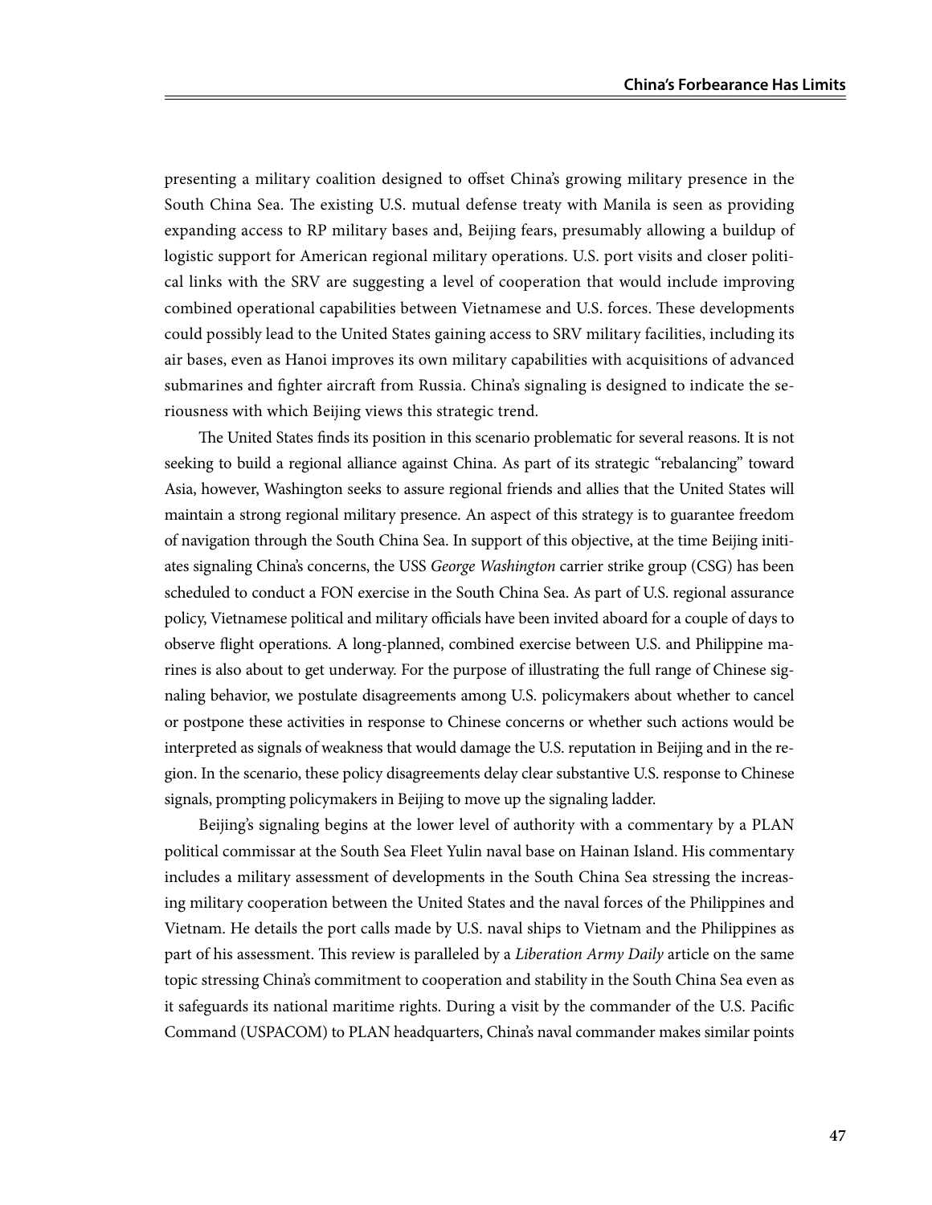presenting a military coalition designed to offset China's growing military presence in the South China Sea. The existing U.S. mutual defense treaty with Manila is seen as providing expanding access to RP military bases and, Beijing fears, presumably allowing a buildup of logistic support for American regional military operations. U.S. port visits and closer political links with the SRV are suggesting a level of cooperation that would include improving combined operational capabilities between Vietnamese and U.S. forces. These developments could possibly lead to the United States gaining access to SRV military facilities, including its air bases, even as Hanoi improves its own military capabilities with acquisitions of advanced submarines and fighter aircraft from Russia. China's signaling is designed to indicate the seriousness with which Beijing views this strategic trend.

The United States finds its position in this scenario problematic for several reasons. It is not seeking to build a regional alliance against China. As part of its strategic "rebalancing" toward Asia, however, Washington seeks to assure regional friends and allies that the United States will maintain a strong regional military presence. An aspect of this strategy is to guarantee freedom of navigation through the South China Sea. In support of this objective, at the time Beijing initiates signaling China's concerns, the USS *George Washington* carrier strike group (CSG) has been scheduled to conduct a FON exercise in the South China Sea. As part of U.S. regional assurance policy, Vietnamese political and military officials have been invited aboard for a couple of days to observe flight operations. A long-planned, combined exercise between U.S. and Philippine marines is also about to get underway. For the purpose of illustrating the full range of Chinese signaling behavior, we postulate disagreements among U.S. policymakers about whether to cancel or postpone these activities in response to Chinese concerns or whether such actions would be interpreted as signals of weakness that would damage the U.S. reputation in Beijing and in the region. In the scenario, these policy disagreements delay clear substantive U.S. response to Chinese signals, prompting policymakers in Beijing to move up the signaling ladder.

Beijing's signaling begins at the lower level of authority with a commentary by a PLAN political commissar at the South Sea Fleet Yulin naval base on Hainan Island. His commentary includes a military assessment of developments in the South China Sea stressing the increasing military cooperation between the United States and the naval forces of the Philippines and Vietnam. He details the port calls made by U.S. naval ships to Vietnam and the Philippines as part of his assessment. This review is paralleled by a *Liberation Army Daily* article on the same topic stressing China's commitment to cooperation and stability in the South China Sea even as it safeguards its national maritime rights. During a visit by the commander of the U.S. Pacific Command (USPACOM) to PLAN headquarters, China's naval commander makes similar points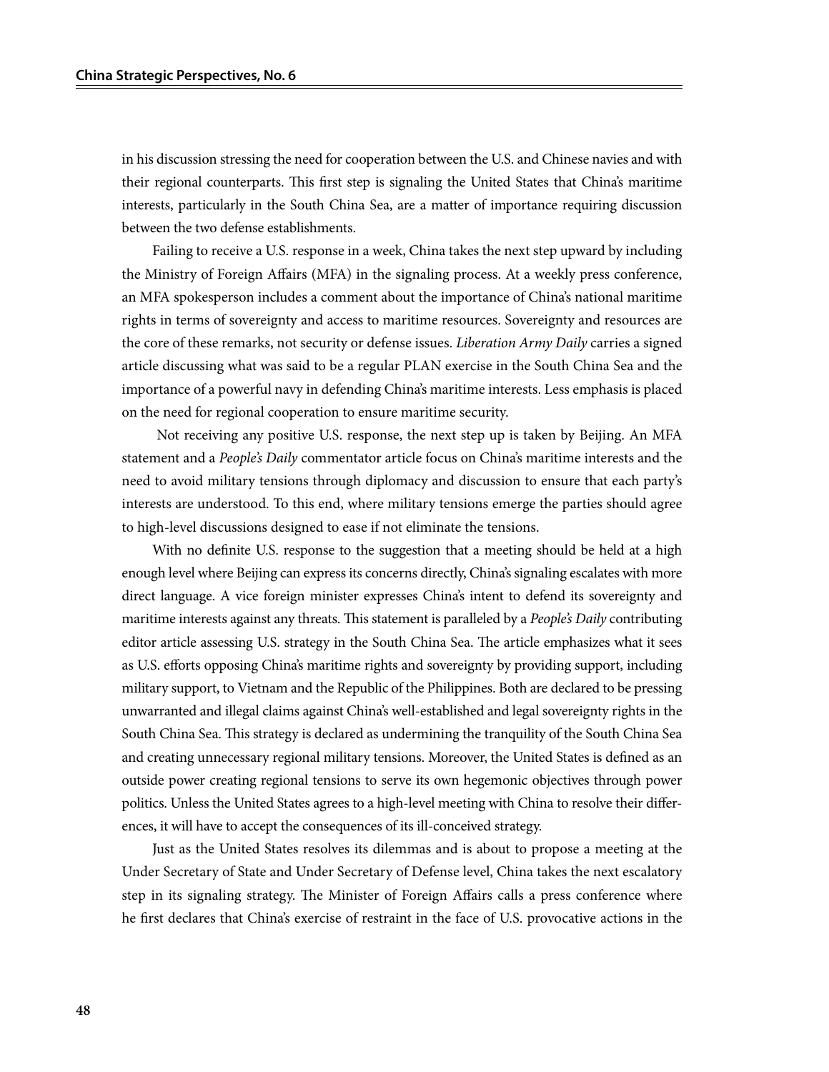in his discussion stressing the need for cooperation between the U.S. and Chinese navies and with their regional counterparts. This first step is signaling the United States that China's maritime interests, particularly in the South China Sea, are a matter of importance requiring discussion between the two defense establishments.

Failing to receive a U.S. response in a week, China takes the next step upward by including the Ministry of Foreign Affairs (MFA) in the signaling process. At a weekly press conference, an MFA spokesperson includes a comment about the importance of China's national maritime rights in terms of sovereignty and access to maritime resources. Sovereignty and resources are the core of these remarks, not security or defense issues. *Liberation Army Daily* carries a signed article discussing what was said to be a regular PLAN exercise in the South China Sea and the importance of a powerful navy in defending China's maritime interests. Less emphasis is placed on the need for regional cooperation to ensure maritime security.

Not receiving any positive U.S. response, the next step up is taken by Beijing. An MFA statement and a *People's Daily* commentator article focus on China's maritime interests and the need to avoid military tensions through diplomacy and discussion to ensure that each party's interests are understood. To this end, where military tensions emerge the parties should agree to high-level discussions designed to ease if not eliminate the tensions.

With no definite U.S. response to the suggestion that a meeting should be held at a high enough level where Beijing can express its concerns directly, China's signaling escalates with more direct language. A vice foreign minister expresses China's intent to defend its sovereignty and maritime interests against any threats. This statement is paralleled by a *People's Daily* contributing editor article assessing U.S. strategy in the South China Sea. The article emphasizes what it sees as U.S. efforts opposing China's maritime rights and sovereignty by providing support, including military support, to Vietnam and the Republic of the Philippines. Both are declared to be pressing unwarranted and illegal claims against China's well-established and legal sovereignty rights in the South China Sea. This strategy is declared as undermining the tranquility of the South China Sea and creating unnecessary regional military tensions. Moreover, the United States is defined as an outside power creating regional tensions to serve its own hegemonic objectives through power politics. Unless the United States agrees to a high-level meeting with China to resolve their differences, it will have to accept the consequences of its ill-conceived strategy.

Just as the United States resolves its dilemmas and is about to propose a meeting at the Under Secretary of State and Under Secretary of Defense level, China takes the next escalatory step in its signaling strategy. The Minister of Foreign Affairs calls a press conference where he first declares that China's exercise of restraint in the face of U.S. provocative actions in the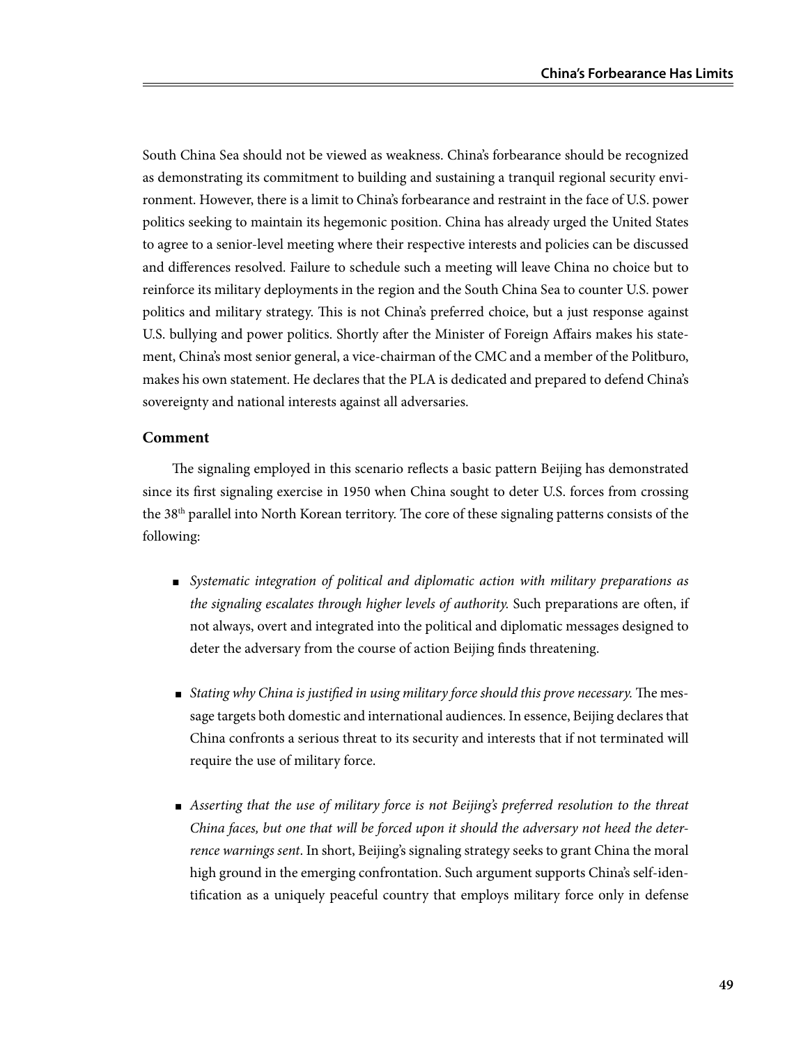South China Sea should not be viewed as weakness. China's forbearance should be recognized as demonstrating its commitment to building and sustaining a tranquil regional security environment. However, there is a limit to China's forbearance and restraint in the face of U.S. power politics seeking to maintain its hegemonic position. China has already urged the United States to agree to a senior-level meeting where their respective interests and policies can be discussed and differences resolved. Failure to schedule such a meeting will leave China no choice but to reinforce its military deployments in the region and the South China Sea to counter U.S. power politics and military strategy. This is not China's preferred choice, but a just response against U.S. bullying and power politics. Shortly after the Minister of Foreign Affairs makes his statement, China's most senior general, a vice-chairman of the CMC and a member of the Politburo, makes his own statement. He declares that the PLA is dedicated and prepared to defend China's sovereignty and national interests against all adversaries.

### Comment

The signaling employed in this scenario reflects a basic pattern Beijing has demonstrated since its first signaling exercise in 1950 when China sought to deter U.S. forces from crossing the 38th parallel into North Korean territory. The core of these signaling patterns consists of the following:

- *Systematic integration of political and diplomatic action with military preparations as the signaling escalates through higher levels of authority.* Such preparations are often, if not always, overt and integrated into the political and diplomatic messages designed to deter the adversary from the course of action Beijing finds threatening.

- *Stating why China is justified in using military force should this prove necessary.* The message targets both domestic and international audiences. In essence, Beijing declares that China confronts a serious threat to its security and interests that if not terminated will require the use of military force.

- *Asserting that the use of military force is not Beijing's preferred resolution to the threat China faces, but one that will be forced upon it should the adversary not heed the deterrence warnings sent*. In short, Beijing's signaling strategy seeks to grant China the moral high ground in the emerging confrontation. Such argument supports China's self-identification as a uniquely peaceful country that employs military force only in defense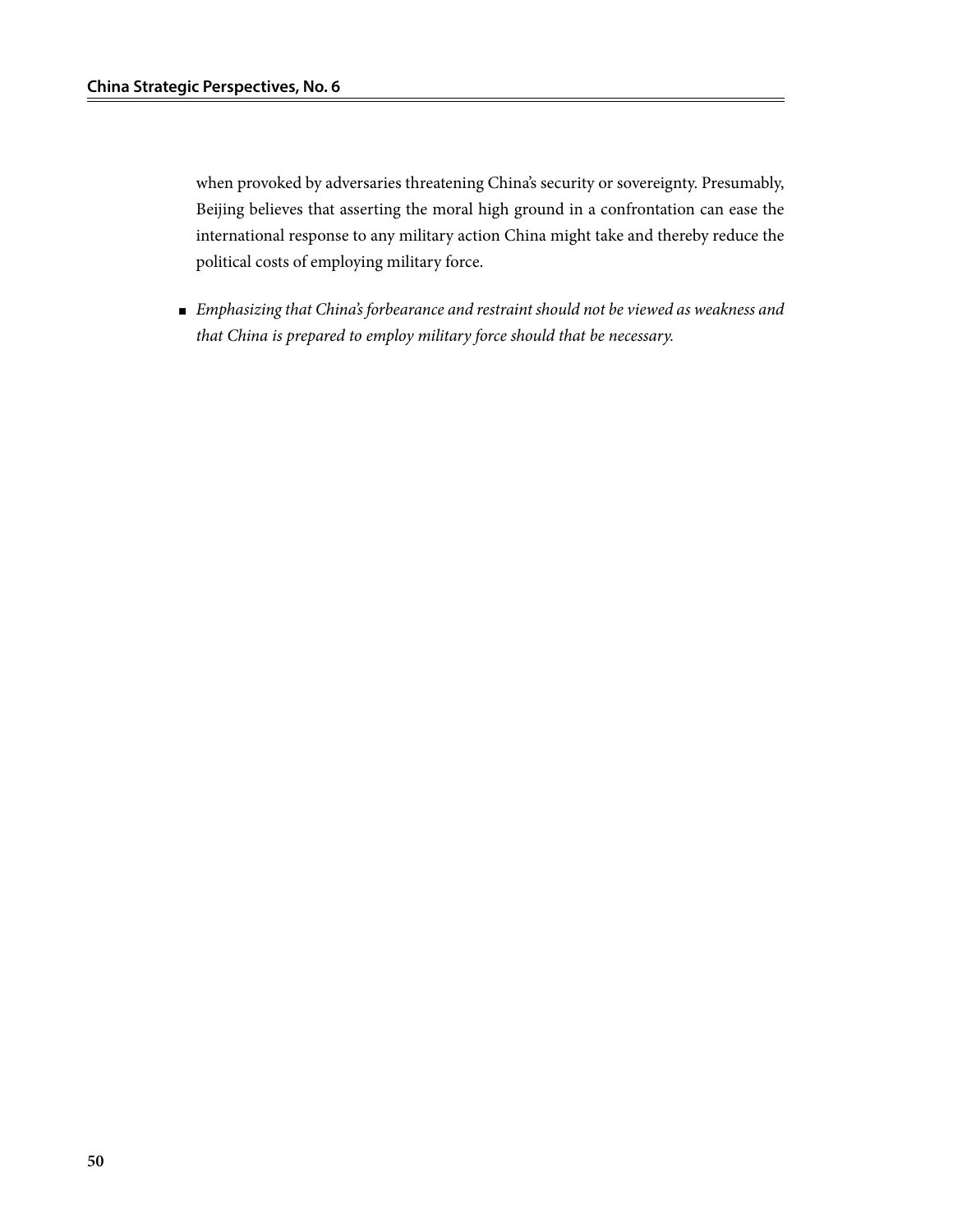when provoked by adversaries threatening China's security or sovereignty. Presumably, Beijing believes that asserting the moral high ground in a confrontation can ease the international response to any military action China might take and thereby reduce the political costs of employing military force.

- *Emphasizing that China's forbearance and restraint should not be viewed as weakness and that China is prepared to employ military force should that be necessary.*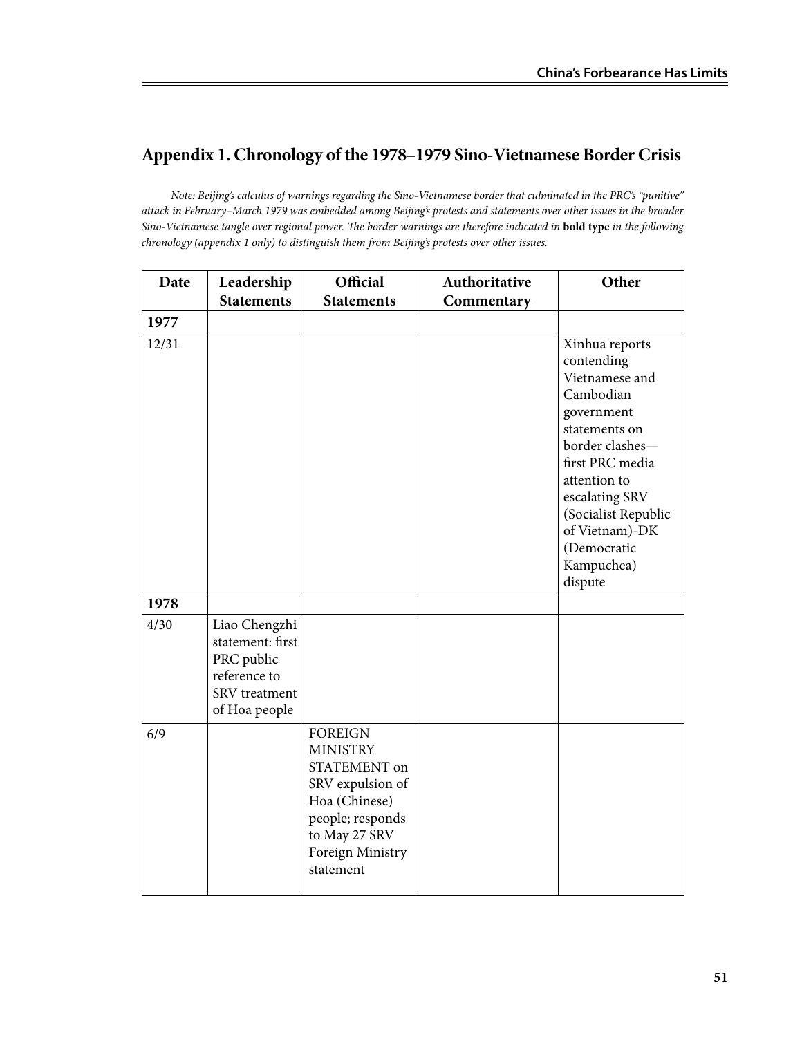## Appendix 1. Chronology of the 1978–1979 Sino-Vietnamese Border Crisis

*Note: Beijing's calculus of warnings regarding the Sino-Vietnamese border that culminated in the PRC's "punitive" attack in February–March 1979 was embedded among Beijing's protests and statements over other issues in the broader Sino-Vietnamese tangle over regional power. The border warnings are therefore indicated in* **bold type** *in the following chronology (appendix 1 only) to distinguish them from Beijing's protests over other issues.*

| Date | Leadership Statements | Official Statements | Authoritative Commentary | Other |
|---|---|---|---|---|
| **1977** | | | | |
| 12/31 | | | | Xinhua reports contending Vietnamese and Cambodian government statements on border clashes—first PRC media attention to escalating SRV (Socialist Republic of Vietnam)-DK (Democratic Kampuchea) dispute |
| **1978** | | | | |
| 4/30 | Liao Chengzhi statement: first PRC public reference to SRV treatment of Hoa people | | | |
| 6/9 | | FOREIGN MINISTRY STATEMENT on SRV expulsion of Hoa (Chinese) people; responds to May 27 SRV Foreign Ministry statement | | |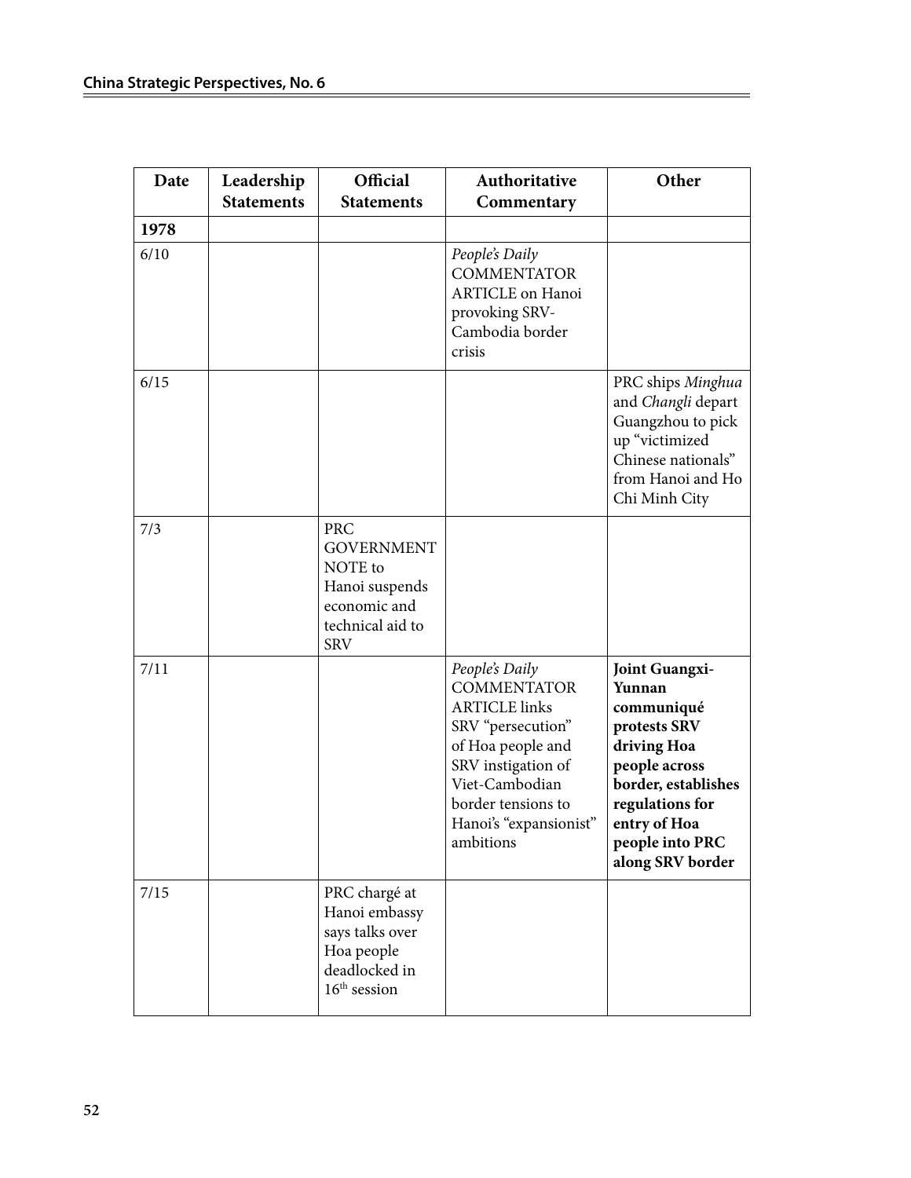| Date | Leadership Statements | Official Statements | Authoritative Commentary | Other |
|---|---|---|---|---|
| **1978** | | | | |
| 6/10 | | | *People's Daily* COMMENTATOR ARTICLE on Hanoi provoking SRV-Cambodia border crisis | |
| 6/15 | | | | PRC ships *Minghua* and *Changli* depart Guangzhou to pick up "victimized Chinese nationals" from Hanoi and Ho Chi Minh City |
| 7/3 | | PRC GOVERNMENT NOTE to Hanoi suspends economic and technical aid to SRV | | |
| 7/11 | | | *People's Daily* COMMENTATOR ARTICLE links SRV "persecution" of Hoa people and SRV instigation of Viet-Cambodian border tensions to Hanoi's "expansionist" ambitions | **Joint Guangxi-Yunnan communiqué protests SRV driving Hoa people across border, establishes regulations for entry of Hoa people into PRC along SRV border** |
| 7/15 | | PRC chargé at Hanoi embassy says talks over Hoa people deadlocked in 16th session | | |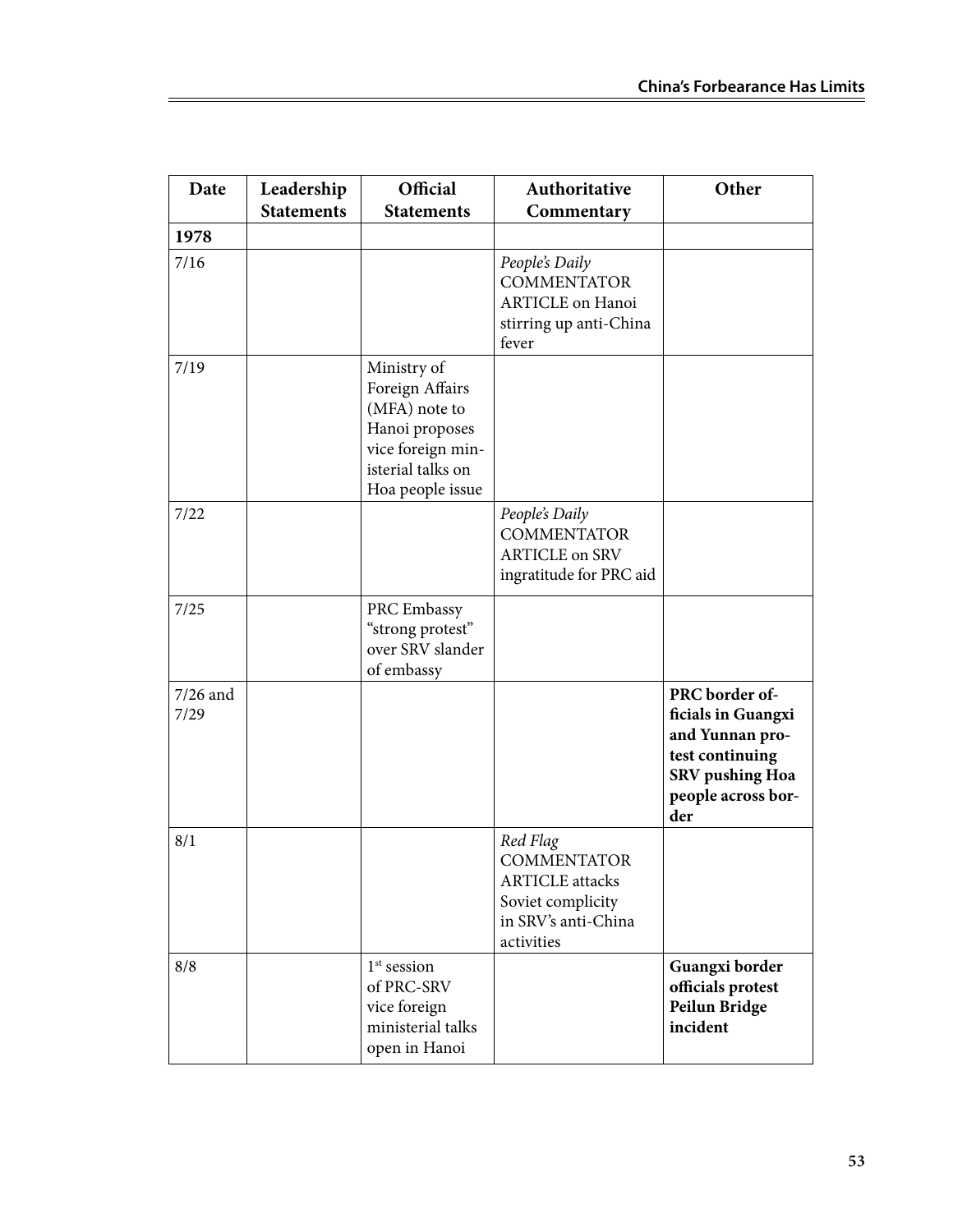| Date | Leadership Statements | Official Statements | Authoritative Commentary | Other |
|---|---|---|---|---|
| **1978** | | | | |
| 7/16 | | | *People's Daily* COMMENTATOR ARTICLE on Hanoi stirring up anti-China fever | |
| 7/19 | | Ministry of Foreign Affairs (MFA) note to Hanoi proposes vice foreign ministerial talks on Hoa people issue | | |
| 7/22 | | | *People's Daily* COMMENTATOR ARTICLE on SRV ingratitude for PRC aid | |
| 7/25 | | PRC Embassy "strong protest" over SRV slander of embassy | | |
| 7/26 and 7/29 | | | | **PRC border officials in Guangxi and Yunnan protest continuing SRV pushing Hoa people across border** |
| 8/1 | | | *Red Flag* COMMENTATOR ARTICLE attacks Soviet complicity in SRV's anti-China activities | |
| 8/8 | | 1st session of PRC-SRV vice foreign ministerial talks open in Hanoi | | **Guangxi border officials protest Peilun Bridge incident** |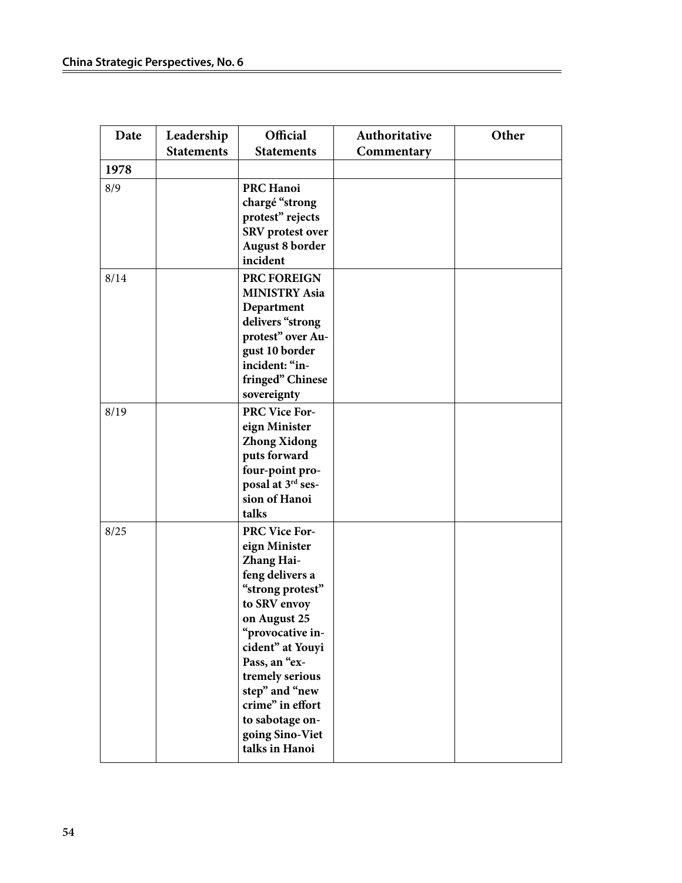| Date | Leadership Statements | Official Statements | Authoritative Commentary | Other |
|---|---|---|---|---|
| **1978** | | | | |
| 8/9 | | **PRC Hanoi chargé "strong protest" rejects SRV protest over August 8 border incident** | | |
| 8/14 | | **PRC FOREIGN MINISTRY Asia Department delivers "strong protest" over August 10 border incident: "infringed" Chinese sovereignty** | | |
| 8/19 | | **PRC Vice Foreign Minister Zhong Xidong puts forward four-point proposal at 3rd session of Hanoi talks** | | |
| 8/25 | | **PRC Vice Foreign Minister Zhang Haifeng delivers a "strong protest" to SRV envoy on August 25 "provocative incident" at Youyi Pass, an "extremely serious step" and "new crime" in effort to sabotage ongoing Sino-Viet talks in Hanoi** | | |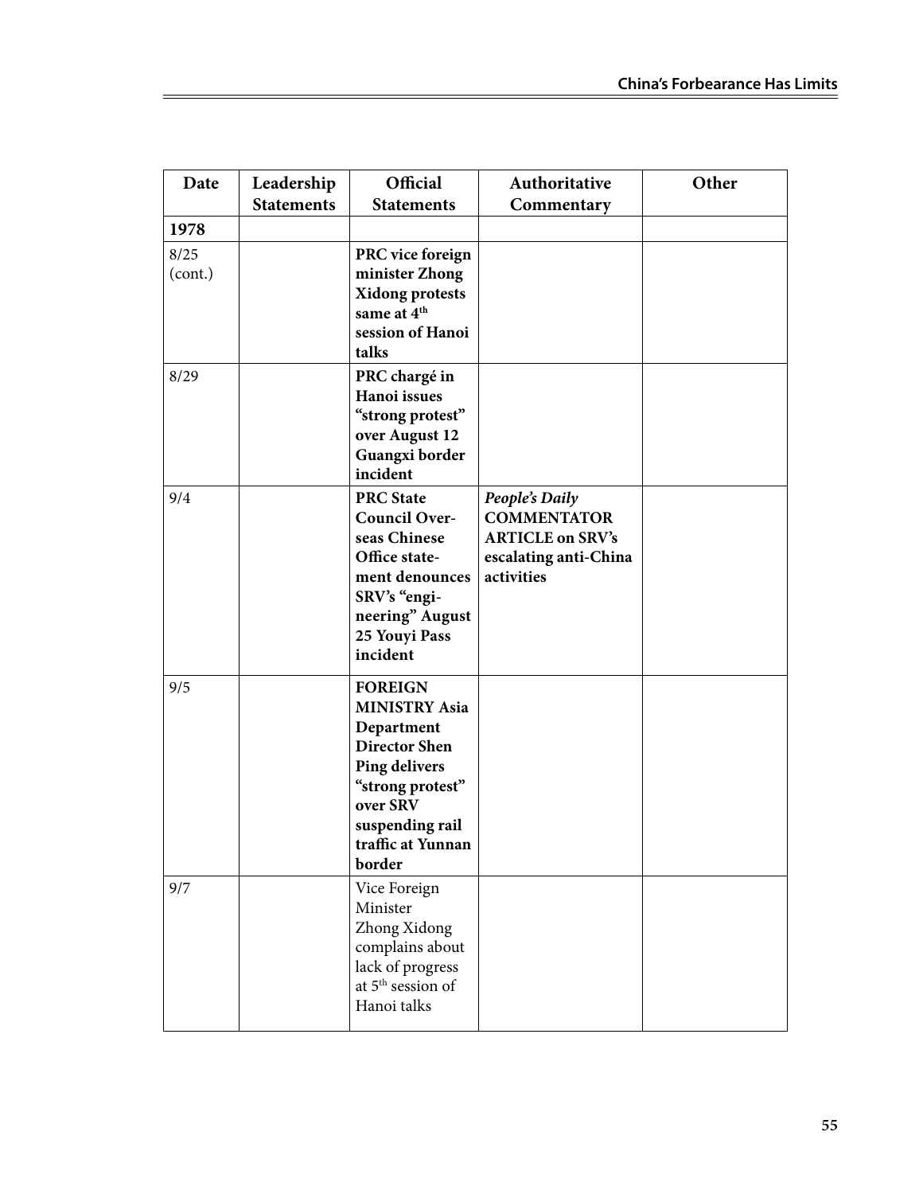| Date | Leadership Statements | Official Statements | Authoritative Commentary | Other |
|---|---|---|---|---|
| **1978** | | | | |
| 8/25 (cont.) | | **PRC vice foreign minister Zhong Xidong protests same at 4th session of Hanoi talks** | | |
| 8/29 | | **PRC chargé in Hanoi issues "strong protest" over August 12 Guangxi border incident** | | |
| 9/4 | | **PRC State Council Overseas Chinese Office statement denounces SRV's "engineering" August 25 Youyi Pass incident** | ***People's Daily* COMMENTATOR ARTICLE on SRV's escalating anti-China activities** | |
| 9/5 | | **FOREIGN MINISTRY Asia Department Director Shen Ping delivers "strong protest" over SRV suspending rail traffic at Yunnan border** | | |
| 9/7 | | Vice Foreign Minister Zhong Xidong complains about lack of progress at 5th session of Hanoi talks | | |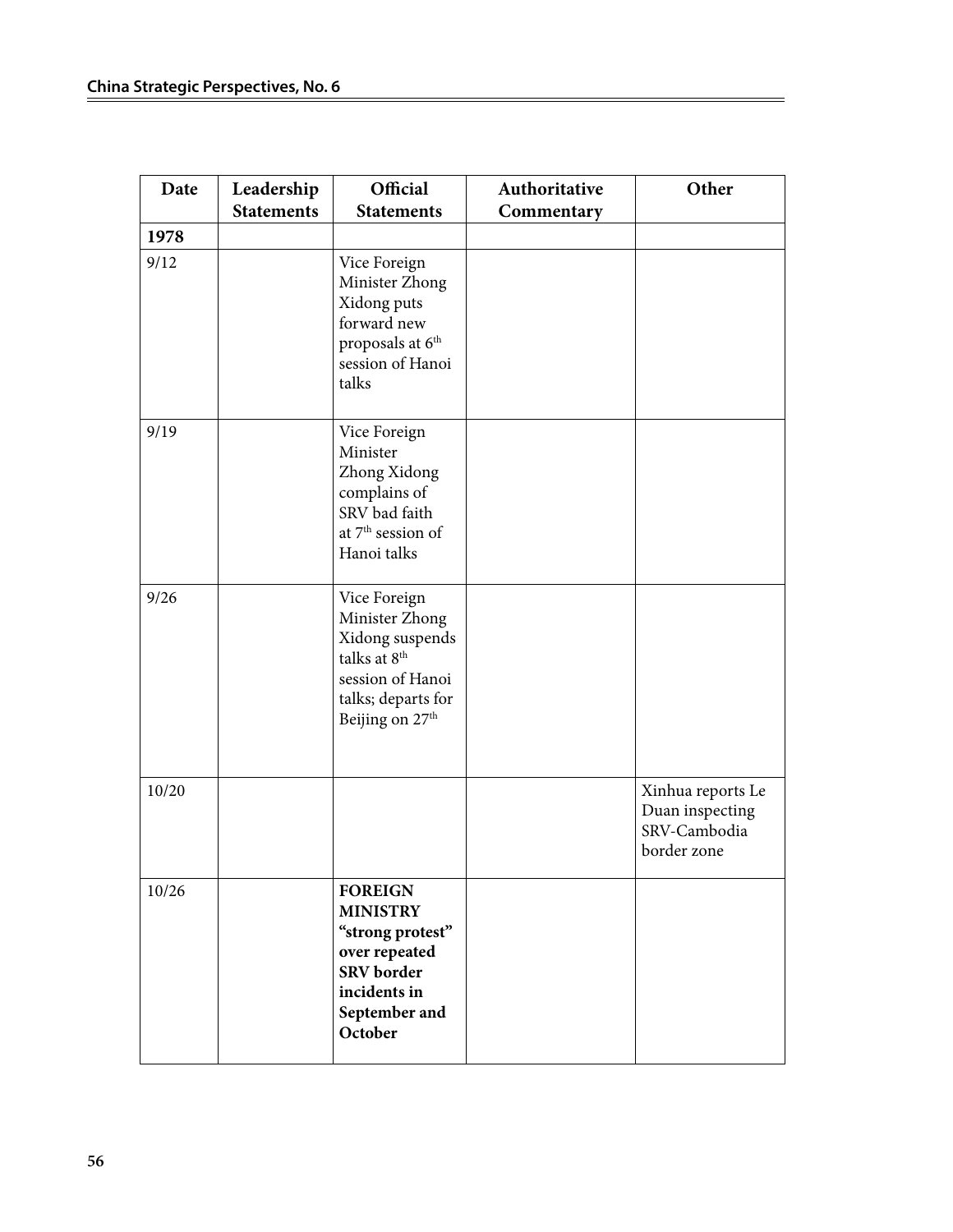| Date | Leadership Statements | Official Statements | Authoritative Commentary | Other |
|---|---|---|---|---|
| **1978** | | | | |
| 9/12 | | Vice Foreign Minister Zhong Xidong puts forward new proposals at 6th session of Hanoi talks | | |
| 9/19 | | Vice Foreign Minister Zhong Xidong complains of SRV bad faith at 7th session of Hanoi talks | | |
| 9/26 | | Vice Foreign Minister Zhong Xidong suspends talks at 8th session of Hanoi talks; departs for Beijing on 27th | | |
| 10/20 | | | | Xinhua reports Le Duan inspecting SRV-Cambodia border zone |
| 10/26 | | **FOREIGN MINISTRY "strong protest" over repeated SRV border incidents in September and October** | | |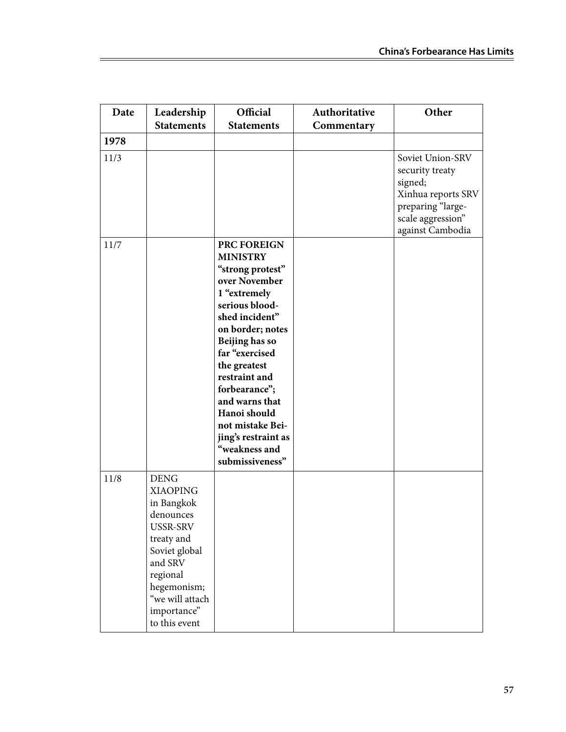| Date | Leadership Statements | Official Statements | Authoritative Commentary | Other |
|---|---|---|---|---|
| **1978** | | | | |
| 11/3 | | | | Soviet Union-SRV security treaty signed; Xinhua reports SRV preparing "large-scale aggression" against Cambodia |
| 11/7 | | **PRC FOREIGN MINISTRY "strong protest" over November 1 "extremely serious blood-shed incident" on border; notes Beijing has so far "exercised the greatest restraint and forbearance"; and warns that Hanoi should not mistake Beijing's restraint as "weakness and submissiveness"** | | |
| 11/8 | DENG XIAOPING in Bangkok denounces USSR-SRV treaty and Soviet global and SRV regional hegemonism; "we will attach importance" to this event | | | |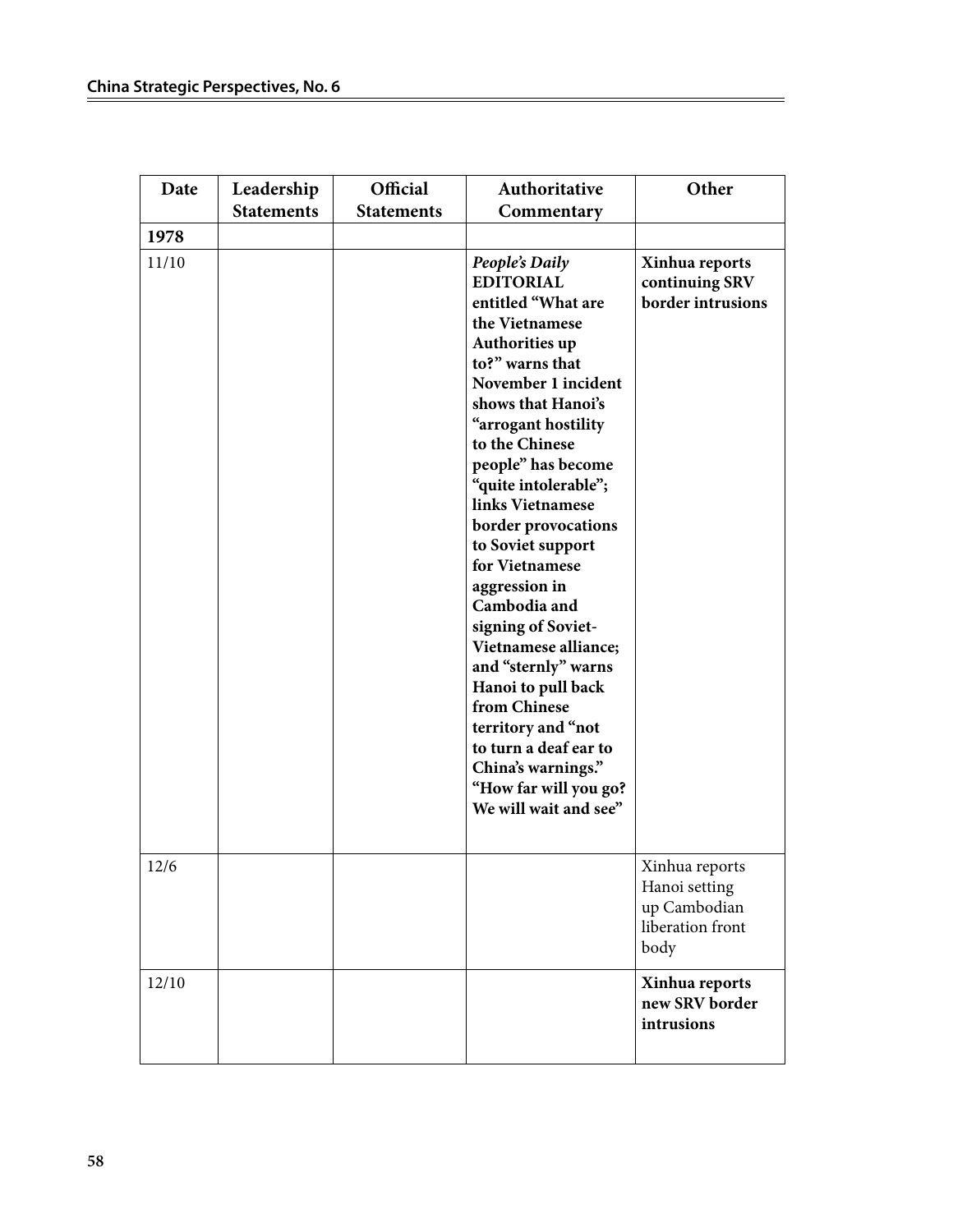| Date | Leadership Statements | Official Statements | Authoritative Commentary | Other |
|---|---|---|---|---|
| **1978** | | | | |
| 11/10 | | | ***People's Daily*** **EDITORIAL entitled "What are the Vietnamese Authorities up to?" warns that November 1 incident shows that Hanoi's "arrogant hostility to the Chinese people" has become "quite intolerable"; links Vietnamese border provocations to Soviet support for Vietnamese aggression in Cambodia and signing of Soviet-Vietnamese alliance; and "sternly" warns Hanoi to pull back from Chinese territory and "not to turn a deaf ear to China's warnings." "How far will you go? We will wait and see"** | **Xinhua reports continuing SRV border intrusions** |
| 12/6 | | | | Xinhua reports Hanoi setting up Cambodian liberation front body |
| 12/10 | | | | **Xinhua reports new SRV border intrusions** |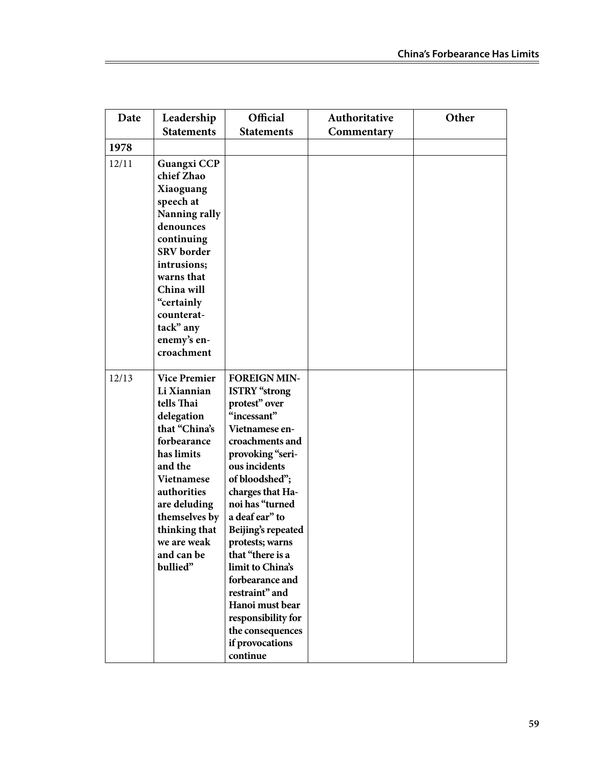| Date | Leadership Statements | Official Statements | Authoritative Commentary | Other |
|---|---|---|---|---|
| **1978** | | | | |
| 12/11 | **Guangxi CCP chief Zhao Xiaoguang speech at Nanning rally denounces continuing SRV border intrusions; warns that China will "certainly counterattack" any enemy's encroachment** | | | |
| 12/13 | **Vice Premier Li Xiannian tells Thai delegation that "China's forbearance has limits and the Vietnamese authorities are deluding themselves by thinking that we are weak and can be bullied"** | **FOREIGN MINISTRY "strong protest" over "incessant" Vietnamese encroachments and provoking "serious incidents of bloodshed"; charges that Hanoi has "turned a deaf ear" to Beijing's repeated protests; warns that "there is a limit to China's forbearance and restraint" and Hanoi must bear responsibility for the consequences if provocations continue** | | |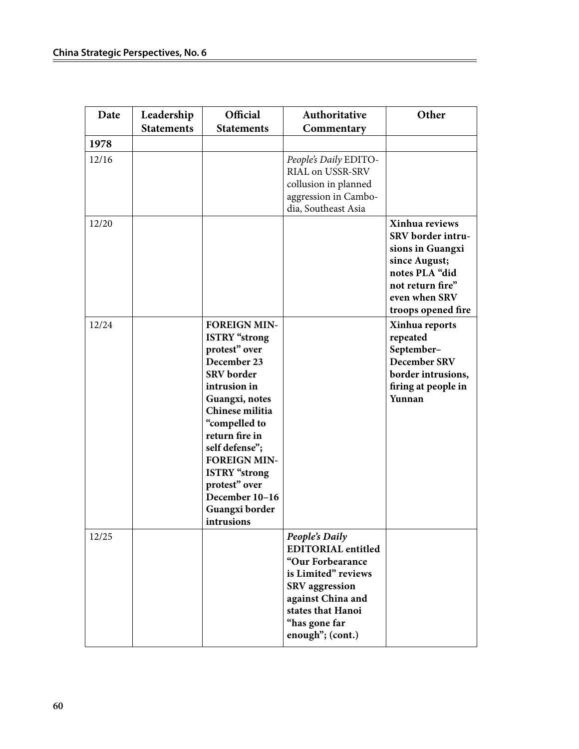| Date | Leadership Statements | Official Statements | Authoritative Commentary | Other |
|---|---|---|---|---|
| **1978** | | | | |
| 12/16 | | | *People's Daily* EDITORIAL on USSR-SRV collusion in planned aggression in Cambodia, Southeast Asia | |
| 12/20 | | | | **Xinhua reviews SRV border intrusions in Guangxi since August; notes PLA "did not return fire" even when SRV troops opened fire** |
| 12/24 | | **FOREIGN MINISTRY "strong protest" over December 23 SRV border intrusion in Guangxi, notes Chinese militia "compelled to return fire in self defense"; FOREIGN MINISTRY "strong protest" over December 10–16 Guangxi border intrusions** | | **Xinhua reports repeated September–December SRV border intrusions, firing at people in Yunnan** |
| 12/25 | | | ***People's Daily* EDITORIAL entitled "Our Forbearance is Limited" reviews SRV aggression against China and states that Hanoi "has gone far enough"; (cont.)** | |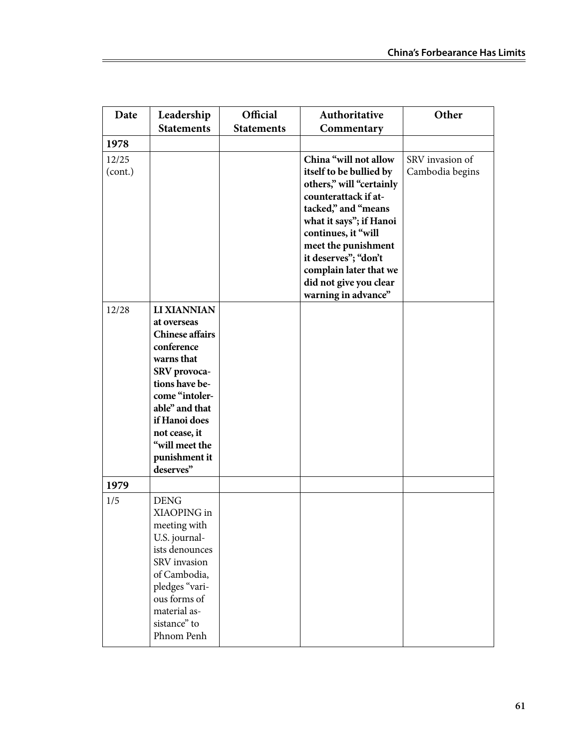| Date | Leadership Statements | Official Statements | Authoritative Commentary | Other |
|---|---|---|---|---|
| **1978** | | | | |
| 12/25 (cont.) | | | **China "will not allow itself to be bullied by others," will "certainly counterattack if attacked," and "means what it says"; if Hanoi continues, it "will meet the punishment it deserves"; "don't complain later that we did not give you clear warning in advance"** | SRV invasion of Cambodia begins |
| 12/28 | **LI XIANNIAN at overseas Chinese affairs conference warns that SRV provocations have become "intolerable" and that if Hanoi does not cease, it "will meet the punishment it deserves"** | | | |
| **1979** | | | | |
| 1/5 | DENG XIAOPING in meeting with U.S. journalists denounces SRV invasion of Cambodia, pledges "various forms of material assistance" to Phnom Penh | | | |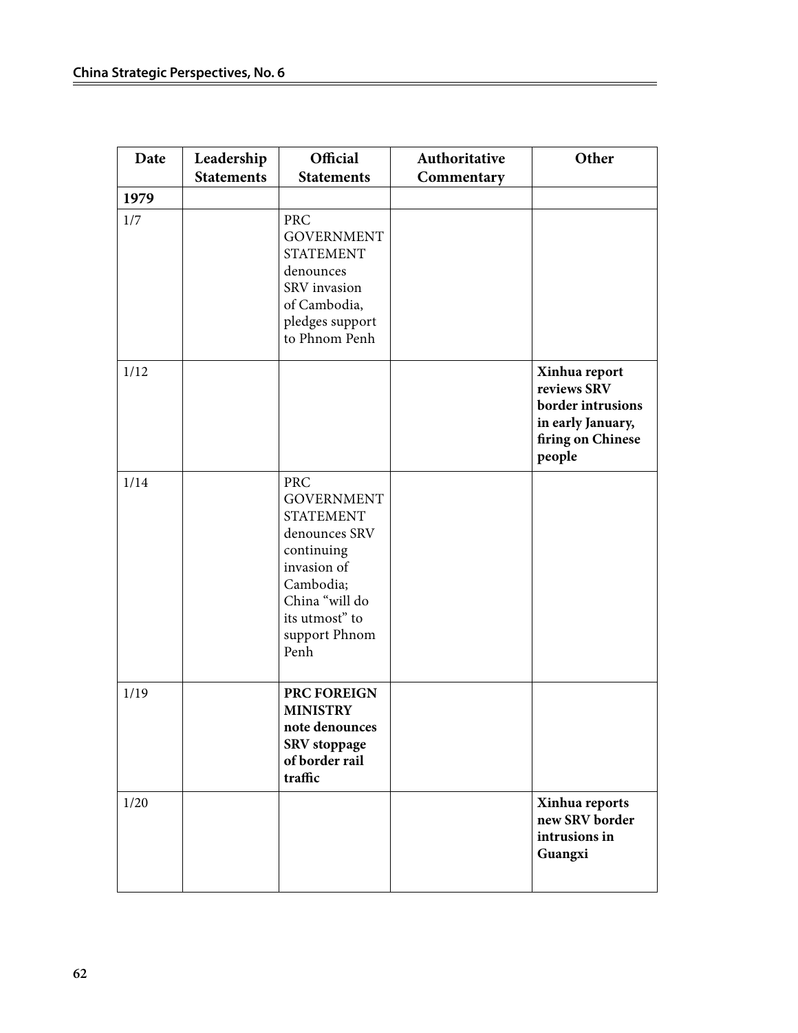| Date | Leadership Statements | Official Statements | Authoritative Commentary | Other |
|---|---|---|---|---|
| **1979** | | | | |
| 1/7 | | PRC GOVERNMENT STATEMENT denounces SRV invasion of Cambodia, pledges support to Phnom Penh | | |
| 1/12 | | | | **Xinhua report reviews SRV border intrusions in early January, firing on Chinese people** |
| 1/14 | | PRC GOVERNMENT STATEMENT denounces SRV continuing invasion of Cambodia; China "will do its utmost" to support Phnom Penh | | |
| 1/19 | | **PRC FOREIGN MINISTRY note denounces SRV stoppage of border rail traffic** | | |
| 1/20 | | | | **Xinhua reports new SRV border intrusions in Guangxi** |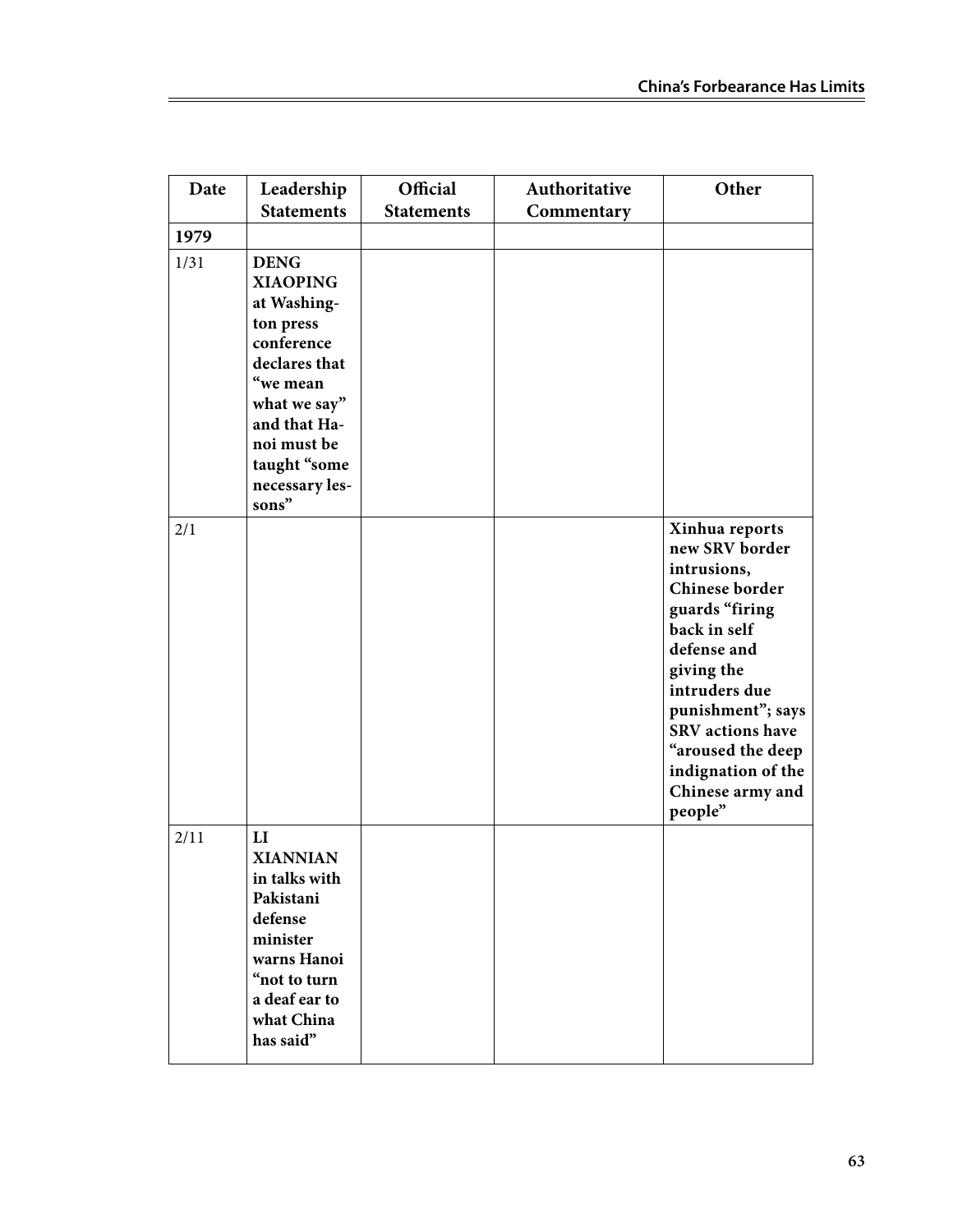| Date | Leadership Statements | Official Statements | Authoritative Commentary | Other |
|---|---|---|---|---|
| **1979** | | | | |
| 1/31 | **DENG XIAOPING at Washington press conference declares that "we mean what we say" and that Hanoi must be taught "some necessary lessons"** | | | |
| 2/1 | | | | **Xinhua reports new SRV border intrusions, Chinese border guards "firing back in self defense and giving the intruders due punishment"; says SRV actions have "aroused the deep indignation of the Chinese army and people"** |
| 2/11 | **LI XIANNIAN in talks with Pakistani defense minister warns Hanoi "not to turn a deaf ear to what China has said"** | | | |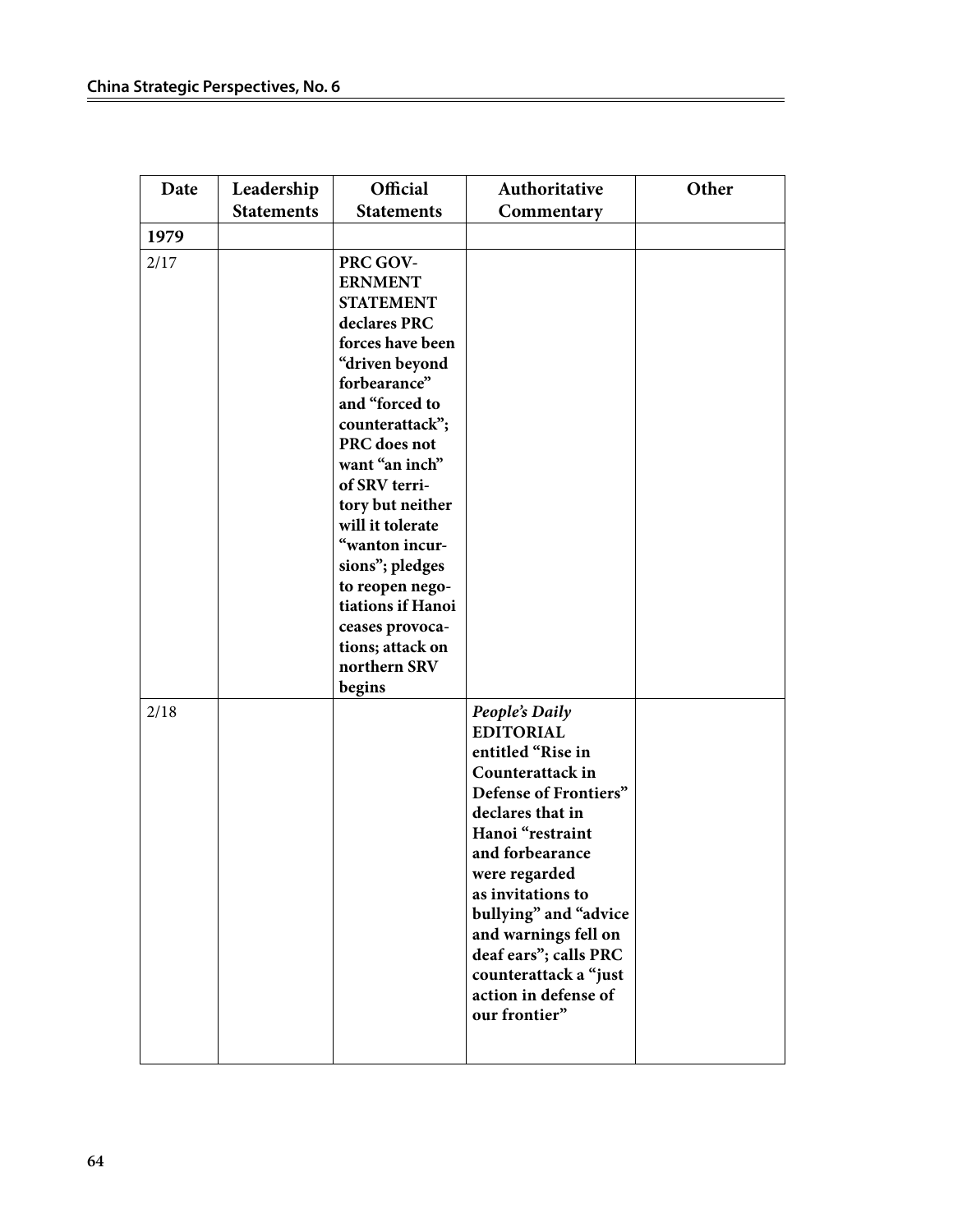| Date | Leadership Statements | Official Statements | Authoritative Commentary | Other |
|---|---|---|---|---|
| **1979** | | | | |
| 2/17 | | **PRC GOVERNMENT STATEMENT declares PRC forces have been "driven beyond forbearance" and "forced to counterattack"; PRC does not want "an inch" of SRV territory but neither will it tolerate "wanton incursions"; pledges to reopen negotiations if Hanoi ceases provocations; attack on northern SRV begins** | | |
| 2/18 | | | ***People's Daily* EDITORIAL entitled "Rise in Counterattack in Defense of Frontiers" declares that in Hanoi "restraint and forbearance were regarded as invitations to bullying" and "advice and warnings fell on deaf ears"; calls PRC counterattack a "just action in defense of our frontier"** | |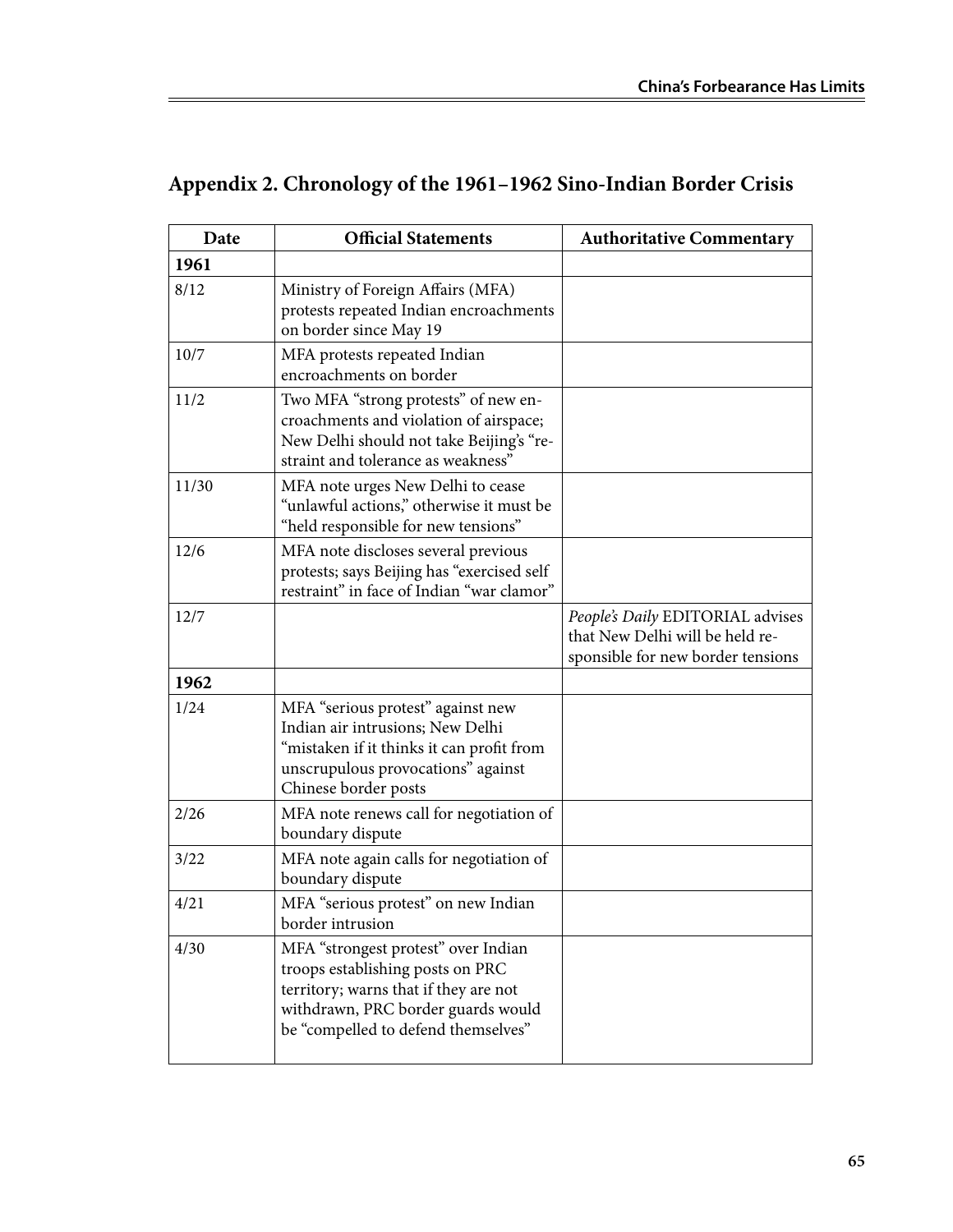## Appendix 2. Chronology of the 1961–1962 Sino-Indian Border Crisis

| Date | Official Statements | Authoritative Commentary |
|---|---|---|
| **1961** | | |
| 8/12 | Ministry of Foreign Affairs (MFA) protests repeated Indian encroachments on border since May 19 | |
| 10/7 | MFA protests repeated Indian encroachments on border | |
| 11/2 | Two MFA "strong protests" of new encroachments and violation of airspace; New Delhi should not take Beijing's "restraint and tolerance as weakness" | |
| 11/30 | MFA note urges New Delhi to cease "unlawful actions," otherwise it must be "held responsible for new tensions" | |
| 12/6 | MFA note discloses several previous protests; says Beijing has "exercised self restraint" in face of Indian "war clamor" | |
| 12/7 | | *People's Daily* EDITORIAL advises that New Delhi will be held responsible for new border tensions |
| **1962** | | |
| 1/24 | MFA "serious protest" against new Indian air intrusions; New Delhi "mistaken if it thinks it can profit from unscrupulous provocations" against Chinese border posts | |
| 2/26 | MFA note renews call for negotiation of boundary dispute | |
| 3/22 | MFA note again calls for negotiation of boundary dispute | |
| 4/21 | MFA "serious protest" on new Indian border intrusion | |
| 4/30 | MFA "strongest protest" over Indian troops establishing posts on PRC territory; warns that if they are not withdrawn, PRC border guards would be "compelled to defend themselves" | |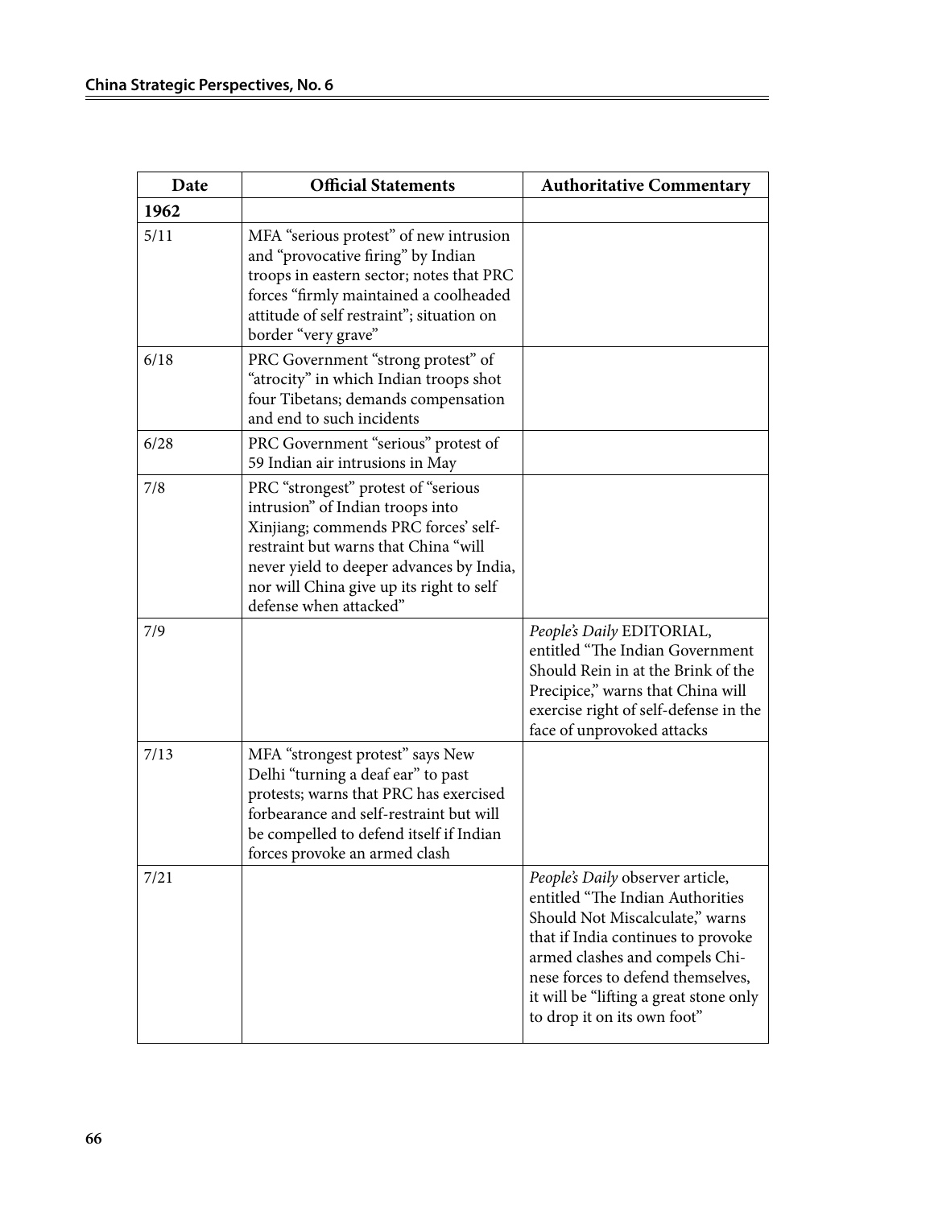| Date | Official Statements | Authoritative Commentary |
|---|---|---|
| **1962** | | |
| 5/11 | MFA "serious protest" of new intrusion and "provocative firing" by Indian troops in eastern sector; notes that PRC forces "firmly maintained a coolheaded attitude of self restraint"; situation on border "very grave" | |
| 6/18 | PRC Government "strong protest" of "atrocity" in which Indian troops shot four Tibetans; demands compensation and end to such incidents | |
| 6/28 | PRC Government "serious" protest of 59 Indian air intrusions in May | |
| 7/8 | PRC "strongest" protest of "serious intrusion" of Indian troops into Xinjiang; commends PRC forces' self-restraint but warns that China "will never yield to deeper advances by India, nor will China give up its right to self defense when attacked" | |
| 7/9 | | *People's Daily* EDITORIAL, entitled "The Indian Government Should Rein in at the Brink of the Precipice," warns that China will exercise right of self-defense in the face of unprovoked attacks |
| 7/13 | MFA "strongest protest" says New Delhi "turning a deaf ear" to past protests; warns that PRC has exercised forbearance and self-restraint but will be compelled to defend itself if Indian forces provoke an armed clash | |
| 7/21 | | *People's Daily* observer article, entitled "The Indian Authorities Should Not Miscalculate," warns that if India continues to provoke armed clashes and compels Chinese forces to defend themselves, it will be "lifting a great stone only to drop it on its own foot" |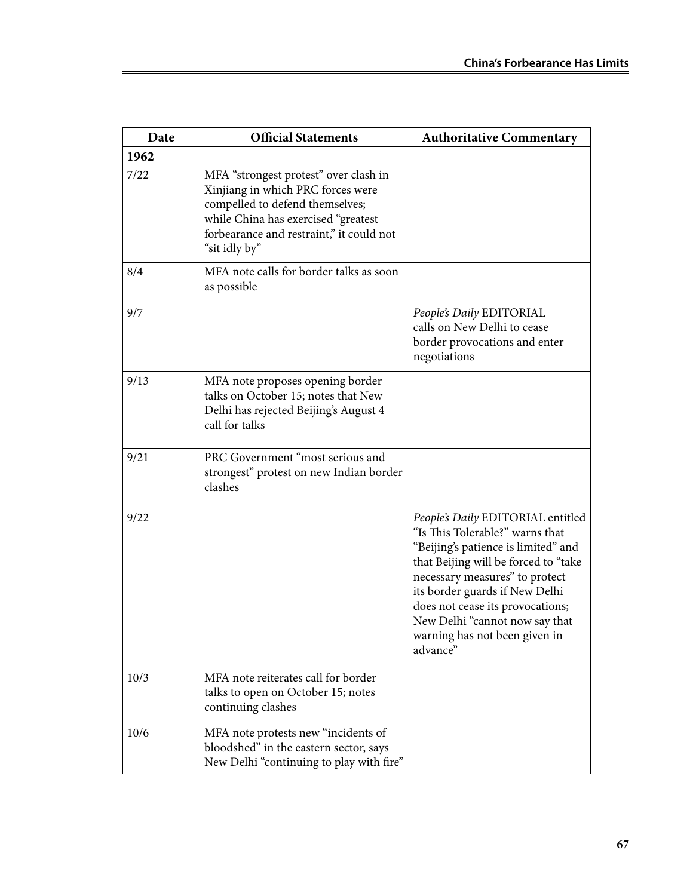| Date | Official Statements | Authoritative Commentary |
|---|---|---|
| **1962** | | |
| 7/22 | MFA "strongest protest" over clash in Xinjiang in which PRC forces were compelled to defend themselves; while China has exercised "greatest forbearance and restraint," it could not "sit idly by" | |
| 8/4 | MFA note calls for border talks as soon as possible | |
| 9/7 | | *People's Daily* EDITORIAL calls on New Delhi to cease border provocations and enter negotiations |
| 9/13 | MFA note proposes opening border talks on October 15; notes that New Delhi has rejected Beijing's August 4 call for talks | |
| 9/21 | PRC Government "most serious and strongest" protest on new Indian border clashes | |
| 9/22 | | *People's Daily* EDITORIAL entitled "Is This Tolerable?" warns that "Beijing's patience is limited" and that Beijing will be forced to "take necessary measures" to protect its border guards if New Delhi does not cease its provocations; New Delhi "cannot now say that warning has not been given in advance" |
| 10/3 | MFA note reiterates call for border talks to open on October 15; notes continuing clashes | |
| 10/6 | MFA note protests new "incidents of bloodshed" in the eastern sector, says New Delhi "continuing to play with fire" | |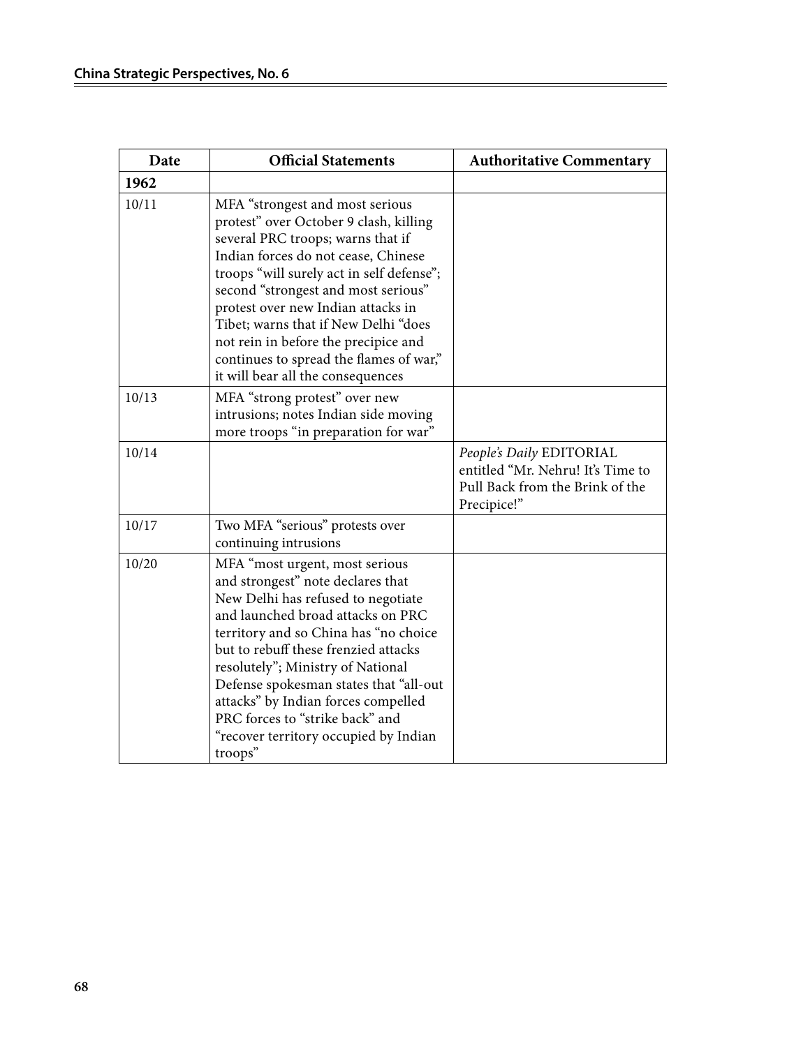| Date | Official Statements | Authoritative Commentary |
| --- | --- | --- |
| **1962** | | |
| 10/11 | MFA "strongest and most serious protest" over October 9 clash, killing several PRC troops; warns that if Indian forces do not cease, Chinese troops "will surely act in self defense"; second "strongest and most serious" protest over new Indian attacks in Tibet; warns that if New Delhi "does not rein in before the precipice and continues to spread the flames of war," it will bear all the consequences | |
| 10/13 | MFA "strong protest" over new intrusions; notes Indian side moving more troops "in preparation for war" | |
| 10/14 | | *People's Daily* EDITORIAL entitled "Mr. Nehru! It's Time to Pull Back from the Brink of the Precipice!" |
| 10/17 | Two MFA "serious" protests over continuing intrusions | |
| 10/20 | MFA "most urgent, most serious and strongest" note declares that New Delhi has refused to negotiate and launched broad attacks on PRC territory and so China has "no choice but to rebuff these frenzied attacks resolutely"; Ministry of National Defense spokesman states that "all-out attacks" by Indian forces compelled PRC forces to "strike back" and "recover territory occupied by Indian troops" | |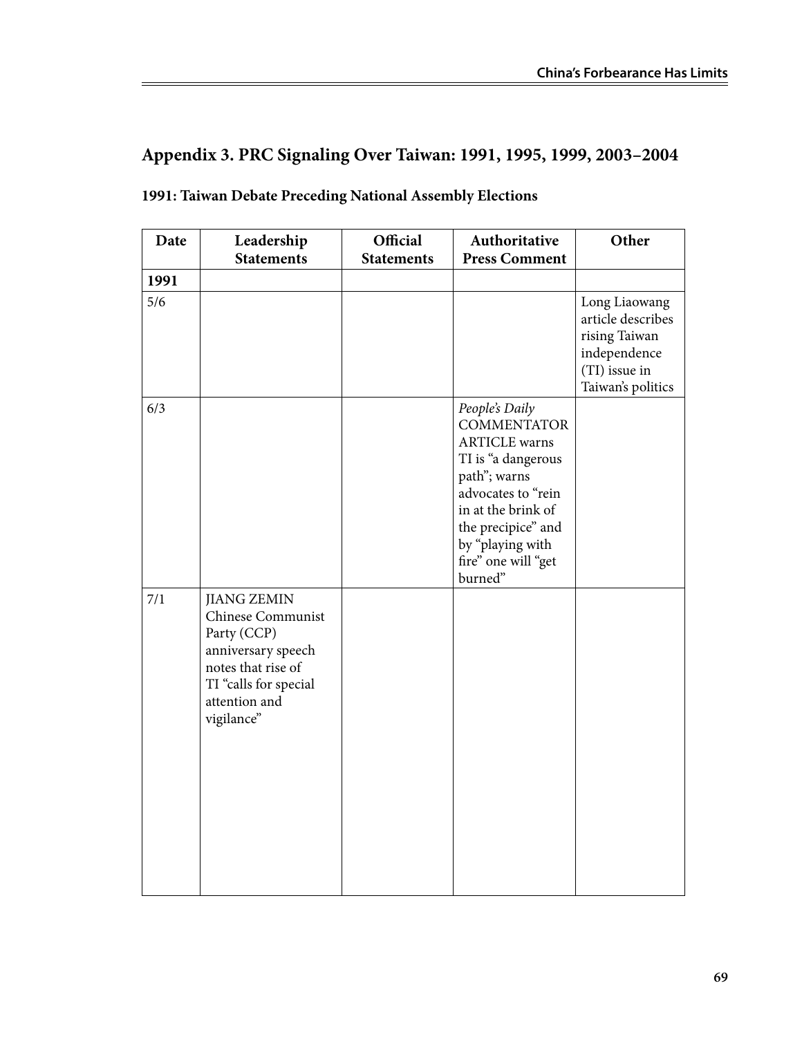## Appendix 3. PRC Signaling Over Taiwan: 1991, 1995, 1999, 2003–2004

### 1991: Taiwan Debate Preceding National Assembly Elections

| Date | Leadership Statements | Official Statements | Authoritative Press Comment | Other |
|---|---|---|---|---|
| **1991** | | | | |
| 5/6 | | | | Long Liaowang article describes rising Taiwan independence (TI) issue in Taiwan's politics |
| 6/3 | | | *People's Daily* COMMENTATOR ARTICLE warns TI is "a dangerous path"; warns advocates to "rein in at the brink of the precipice" and by "playing with fire" one will "get burned" | |
| 7/1 | JIANG ZEMIN Chinese Communist Party (CCP) anniversary speech notes that rise of TI "calls for special attention and vigilance" | | | |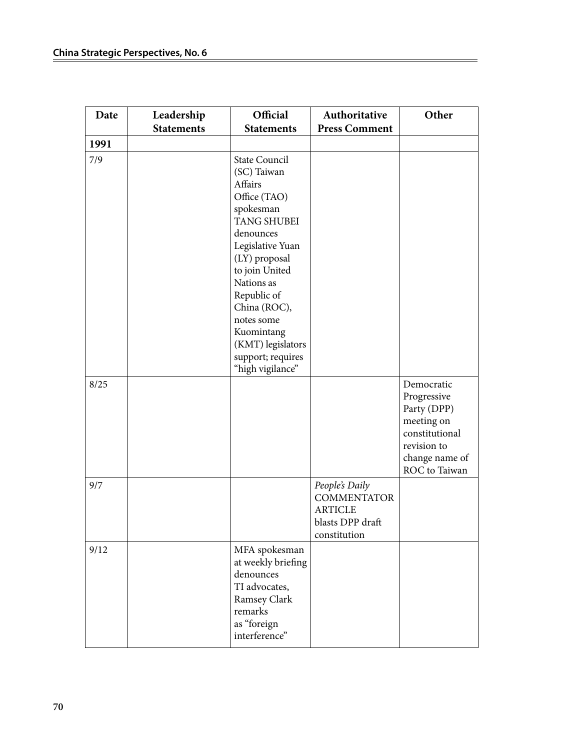| Date | Leadership Statements | Official Statements | Authoritative Press Comment | Other |
|---|---|---|---|---|
| **1991** | | | | |
| 7/9 | | State Council (SC) Taiwan Affairs Office (TAO) spokesman TANG SHUBEI denounces Legislative Yuan (LY) proposal to join United Nations as Republic of China (ROC), notes some Kuomintang (KMT) legislators support; requires "high vigilance" | | |
| 8/25 | | | | Democratic Progressive Party (DPP) meeting on constitutional revision to change name of ROC to Taiwan |
| 9/7 | | | *People's Daily* COMMENTATOR ARTICLE blasts DPP draft constitution | |
| 9/12 | | MFA spokesman at weekly briefing denounces TI advocates, Ramsey Clark remarks as "foreign interference" | | |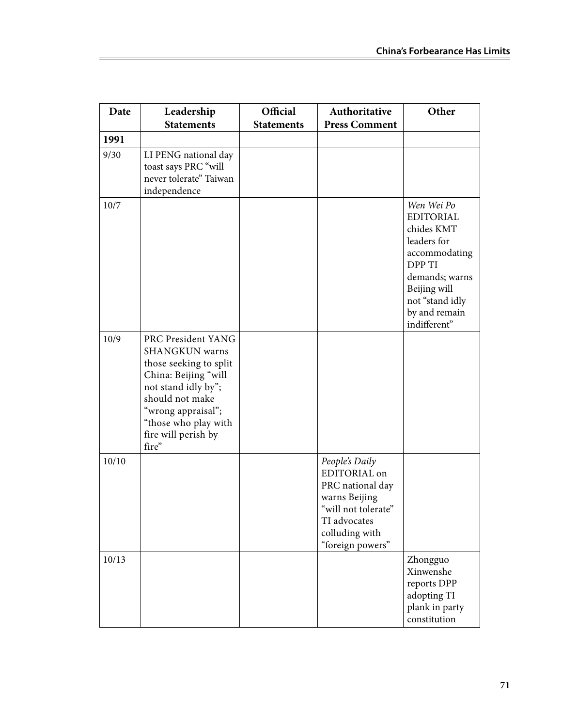| Date | Leadership Statements | Official Statements | Authoritative Press Comment | Other |
|---|---|---|---|---|
| **1991** | | | | |
| 9/30 | LI PENG national day toast says PRC "will never tolerate" Taiwan independence | | | |
| 10/7 | | | | *Wen Wei Po* EDITORIAL chides KMT leaders for accommodating DPP TI demands; warns Beijing will not "stand idly by and remain indifferent" |
| 10/9 | PRC President YANG SHANGKUN warns those seeking to split China: Beijing "will not stand idly by"; should not make "wrong appraisal"; "those who play with fire will perish by fire" | | | |
| 10/10 | | | *People's Daily* EDITORIAL on PRC national day warns Beijing "will not tolerate" TI advocates colluding with "foreign powers" | |
| 10/13 | | | | Zhongguo Xinwenshe reports DPP adopting TI plank in party constitution |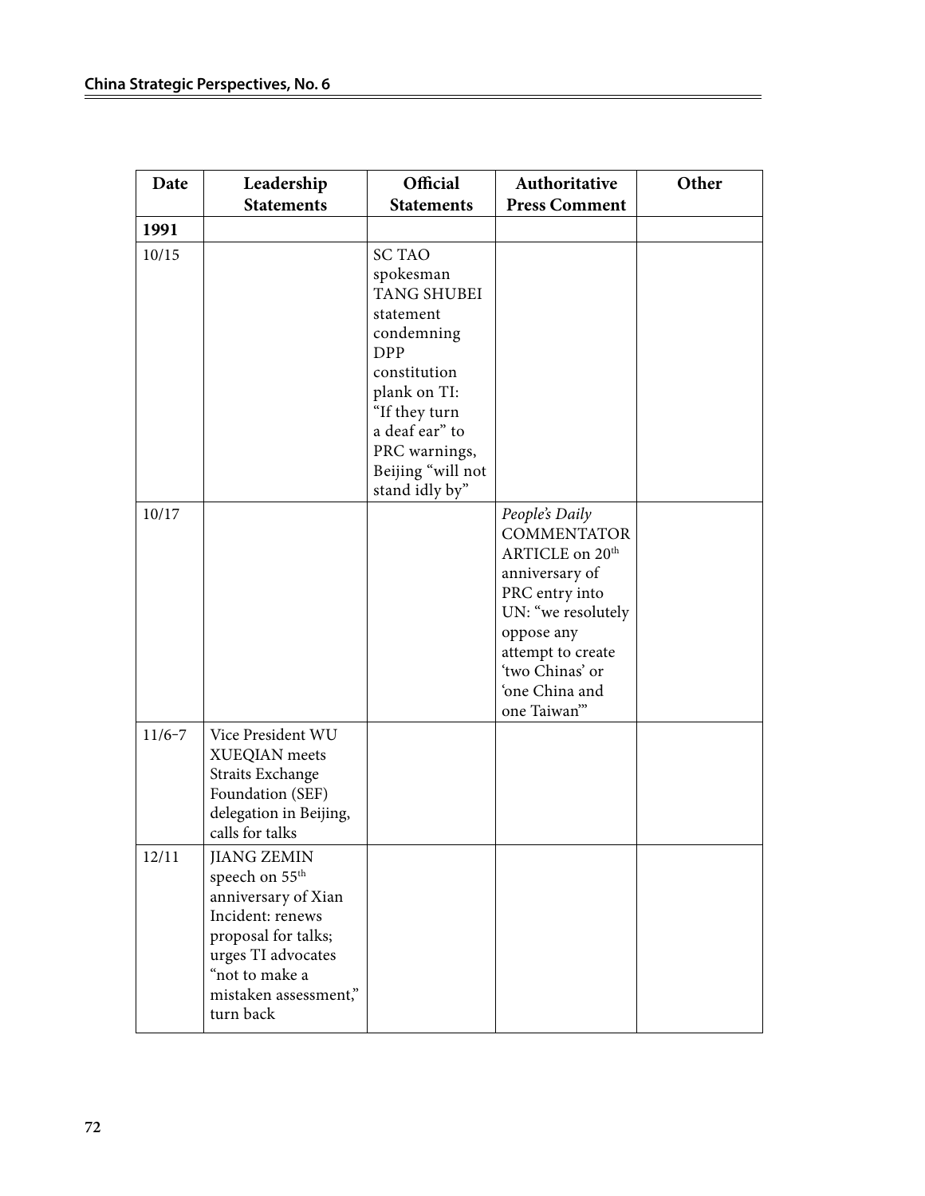| Date | Leadership Statements | Official Statements | Authoritative Press Comment | Other |
|---|---|---|---|---|
| **1991** | | | | |
| 10/15 | | SC TAO spokesman TANG SHUBEI statement condemning DPP constitution plank on TI: "If they turn a deaf ear" to PRC warnings, Beijing "will not stand idly by" | | |
| 10/17 | | | *People's Daily* COMMENTATOR ARTICLE on 20th anniversary of PRC entry into UN: "we resolutely oppose any attempt to create 'two Chinas' or 'one China and one Taiwan'" | |
| 11/6-7 | Vice President WU XUEQIAN meets Straits Exchange Foundation (SEF) delegation in Beijing, calls for talks | | | |
| 12/11 | JIANG ZEMIN speech on 55th anniversary of Xian Incident: renews proposal for talks; urges TI advocates "not to make a mistaken assessment," turn back | | | |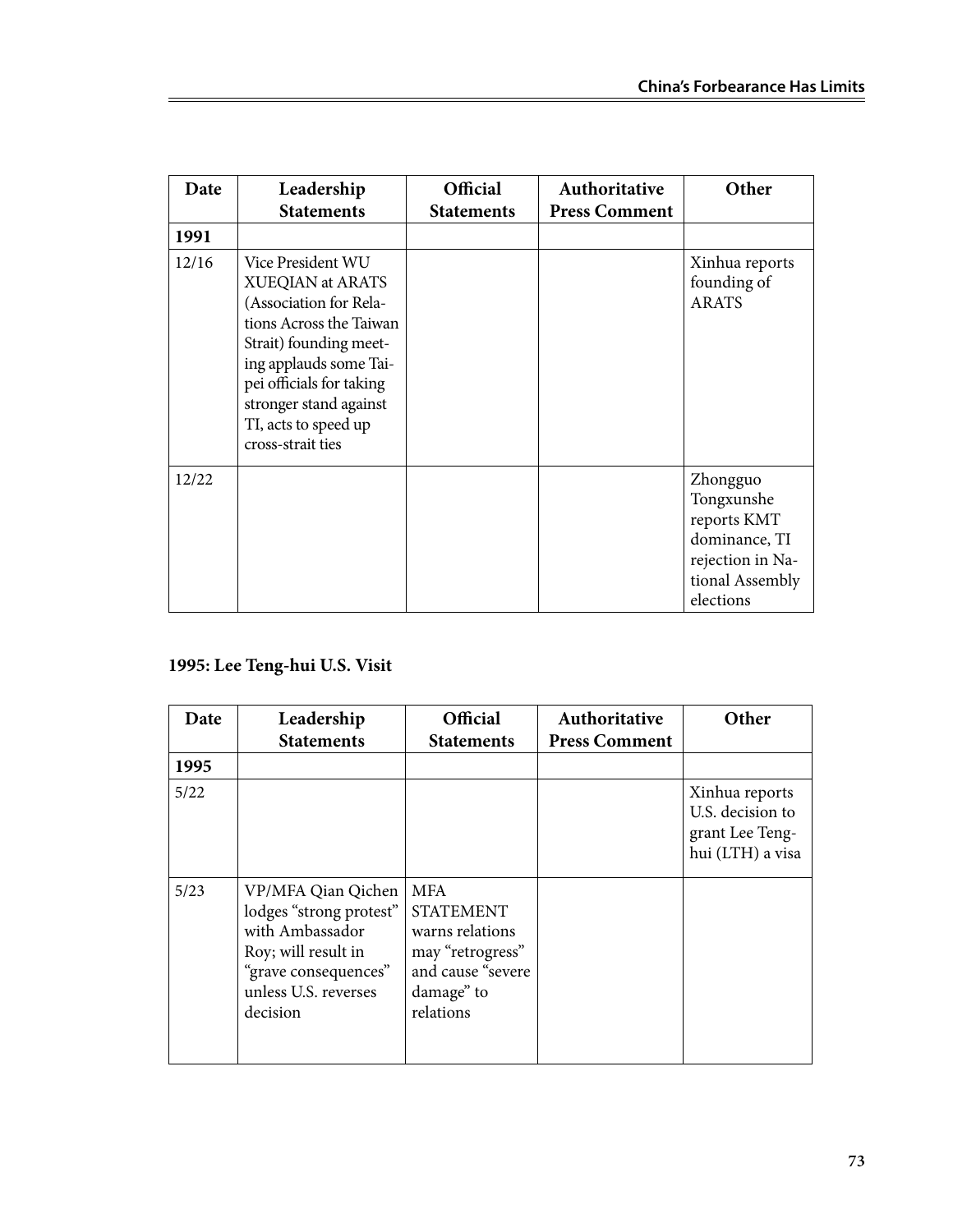| Date | Leadership Statements | Official Statements | Authoritative Press Comment | Other |
|---|---|---|---|---|
| **1991** | | | | |
| 12/16 | Vice President WU XUEQIAN at ARATS (Association for Relations Across the Taiwan Strait) founding meeting applauds some Taipei officials for taking stronger stand against TI, acts to speed up cross-strait ties | | | Xinhua reports founding of ARATS |
| 12/22 | | | | Zhongguo Tongxunshe reports KMT dominance, TI rejection in National Assembly elections |

**1995: Lee Teng-hui U.S. Visit**

| Date | Leadership Statements | Official Statements | Authoritative Press Comment | Other |
|---|---|---|---|---|
| **1995** | | | | |
| 5/22 | | | | Xinhua reports U.S. decision to grant Lee Teng-hui (LTH) a visa |
| 5/23 | VP/MFA Qian Qichen lodges "strong protest" with Ambassador Roy; will result in "grave consequences" unless U.S. reverses decision | MFA STATEMENT warns relations may "retrogress" and cause "severe damage" to relations | | |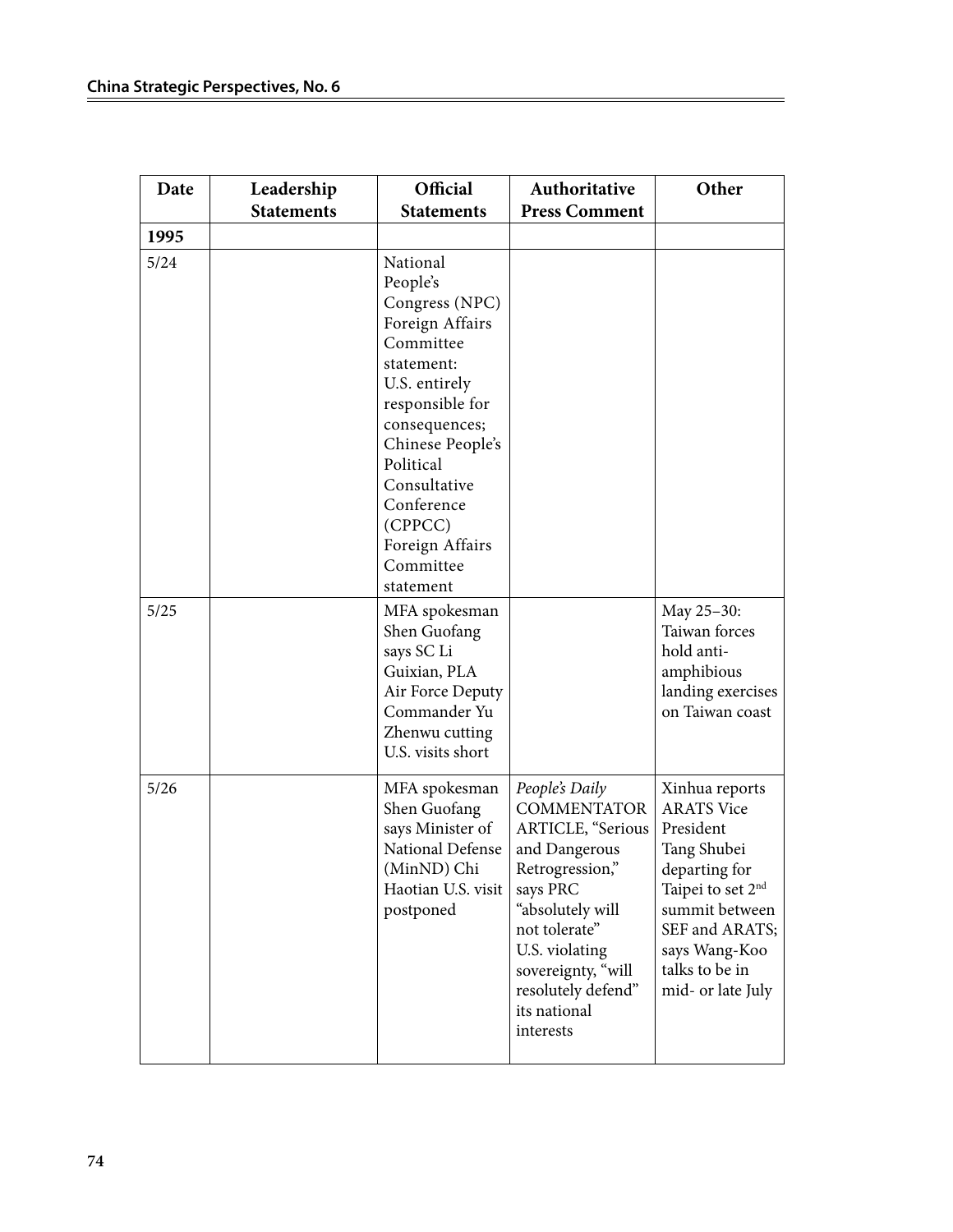| Date | Leadership Statements | Official Statements | Authoritative Press Comment | Other |
|---|---|---|---|---|
| 1995 | | | | |
| 5/24 | | National People's Congress (NPC) Foreign Affairs Committee statement: U.S. entirely responsible for consequences; Chinese People's Political Consultative Conference (CPPCC) Foreign Affairs Committee statement | | |
| 5/25 | | MFA spokesman Shen Guofang says SC Li Guixian, PLA Air Force Deputy Commander Yu Zhenwu cutting U.S. visits short | | May 25–30: Taiwan forces hold anti-amphibious landing exercises on Taiwan coast |
| 5/26 | | MFA spokesman Shen Guofang says Minister of National Defense (MinND) Chi Haotian U.S. visit postponed | *People's Daily* COMMENTATOR ARTICLE, "Serious and Dangerous Retrogression," says PRC "absolutely will not tolerate" U.S. violating sovereignty, "will resolutely defend" its national interests | Xinhua reports ARATS Vice President Tang Shubei departing for Taipei to set 2nd summit between SEF and ARATS; says Wang-Koo talks to be in mid- or late July |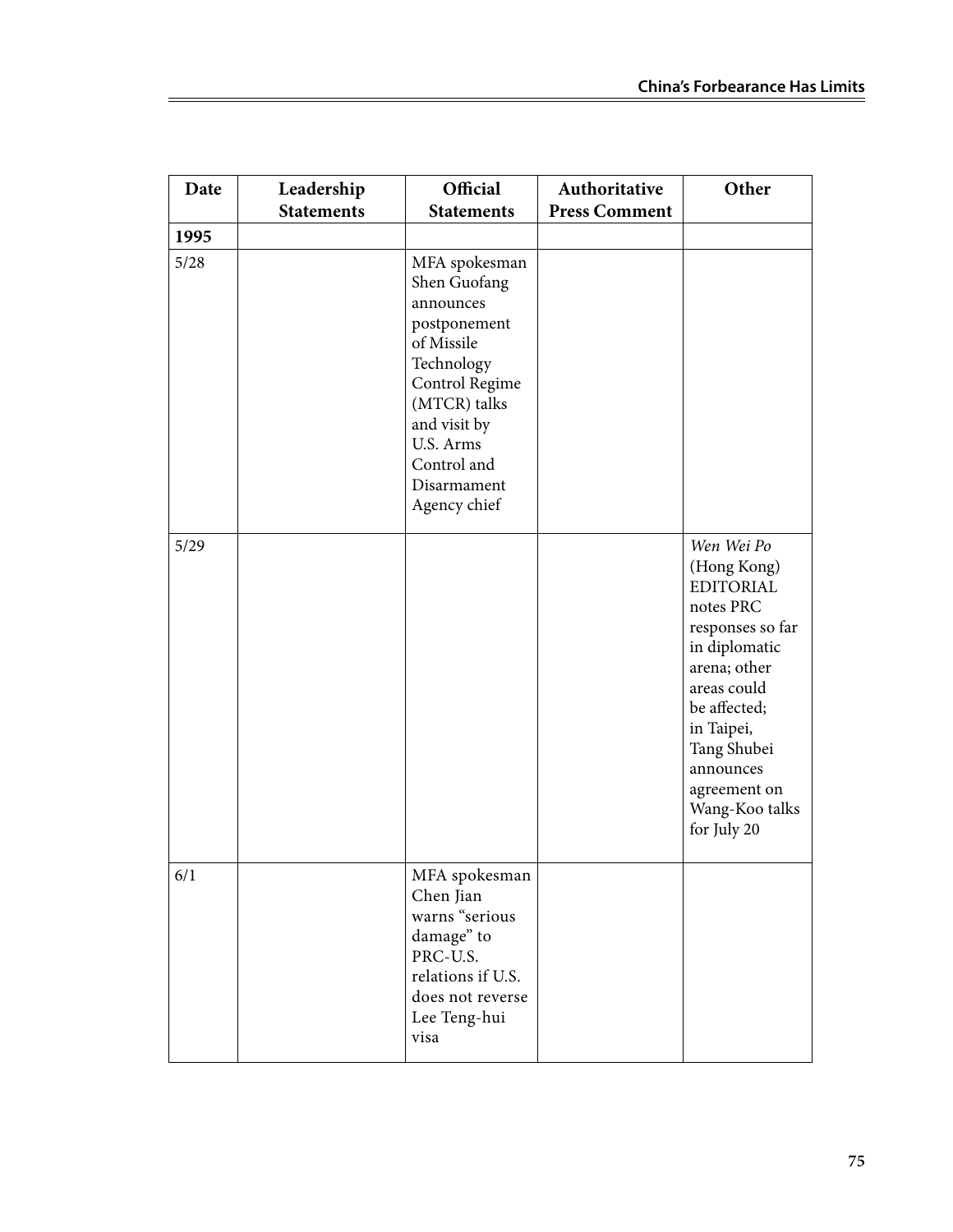| Date | Leadership Statements | Official Statements | Authoritative Press Comment | Other |
|---|---|---|---|---|
| **1995** | | | | |
| 5/28 | | MFA spokesman Shen Guofang announces postponement of Missile Technology Control Regime (MTCR) talks and visit by U.S. Arms Control and Disarmament Agency chief | | |
| 5/29 | | | | *Wen Wei Po* (Hong Kong) EDITORIAL notes PRC responses so far in diplomatic arena; other areas could be affected; in Taipei, Tang Shubei announces agreement on Wang-Koo talks for July 20 |
| 6/1 | | MFA spokesman Chen Jian warns "serious damage" to PRC-U.S. relations if U.S. does not reverse Lee Teng-hui visa | | |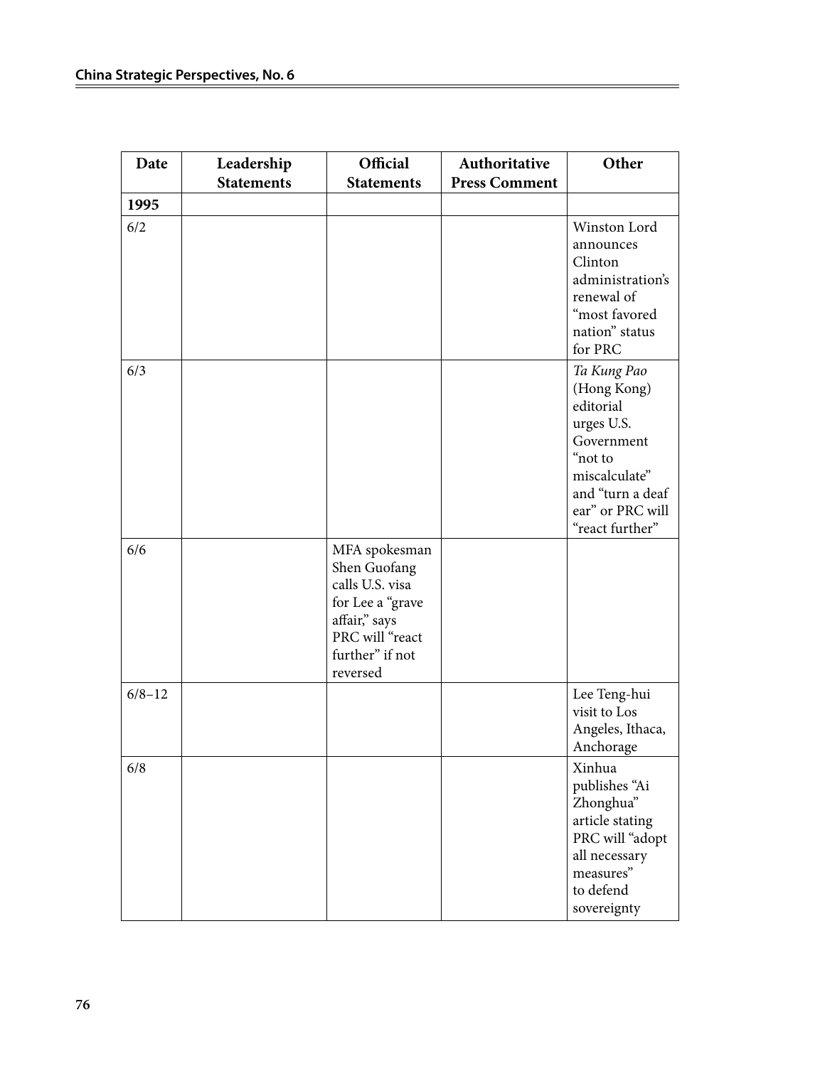| Date | Leadership Statements | Official Statements | Authoritative Press Comment | Other |
|---|---|---|---|---|
| **1995** | | | | |
| 6/2 | | | | Winston Lord announces Clinton administration's renewal of "most favored nation" status for PRC |
| 6/3 | | | | *Ta Kung Pao* (Hong Kong) editorial urges U.S. Government "not to miscalculate" and "turn a deaf ear" or PRC will "react further" |
| 6/6 | | MFA spokesman Shen Guofang calls U.S. visa for Lee a "grave affair," says PRC will "react further" if not reversed | | |
| 6/8–12 | | | | Lee Teng-hui visit to Los Angeles, Ithaca, Anchorage |
| 6/8 | | | | Xinhua publishes "Ai Zhonghua" article stating PRC will "adopt all necessary measures" to defend sovereignty |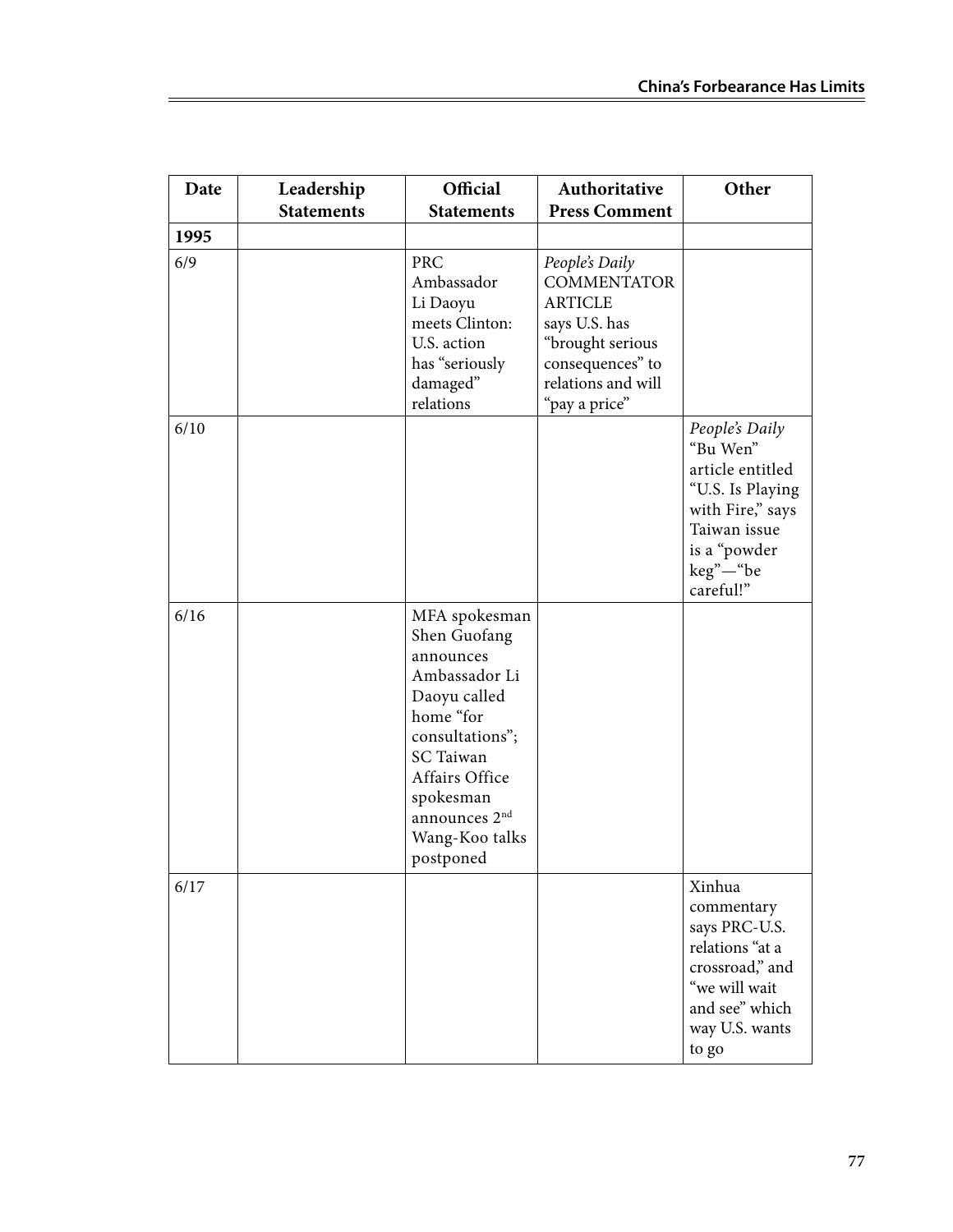| Date | Leadership Statements | Official Statements | Authoritative Press Comment | Other |
|---|---|---|---|---|
| **1995** | | | | |
| 6/9 | | PRC Ambassador Li Daoyu meets Clinton: U.S. action has "seriously damaged" relations | *People's Daily* COMMENTATOR ARTICLE says U.S. has "brought serious consequences" to relations and will "pay a price" | |
| 6/10 | | | | *People's Daily* "Bu Wen" article entitled "U.S. Is Playing with Fire," says Taiwan issue is a "powder keg"—"be careful!" |
| 6/16 | | MFA spokesman Shen Guofang announces Ambassador Li Daoyu called home "for consultations"; SC Taiwan Affairs Office spokesman announces 2nd Wang-Koo talks postponed | | |
| 6/17 | | | | Xinhua commentary says PRC-U.S. relations "at a crossroad," and "we will wait and see" which way U.S. wants to go |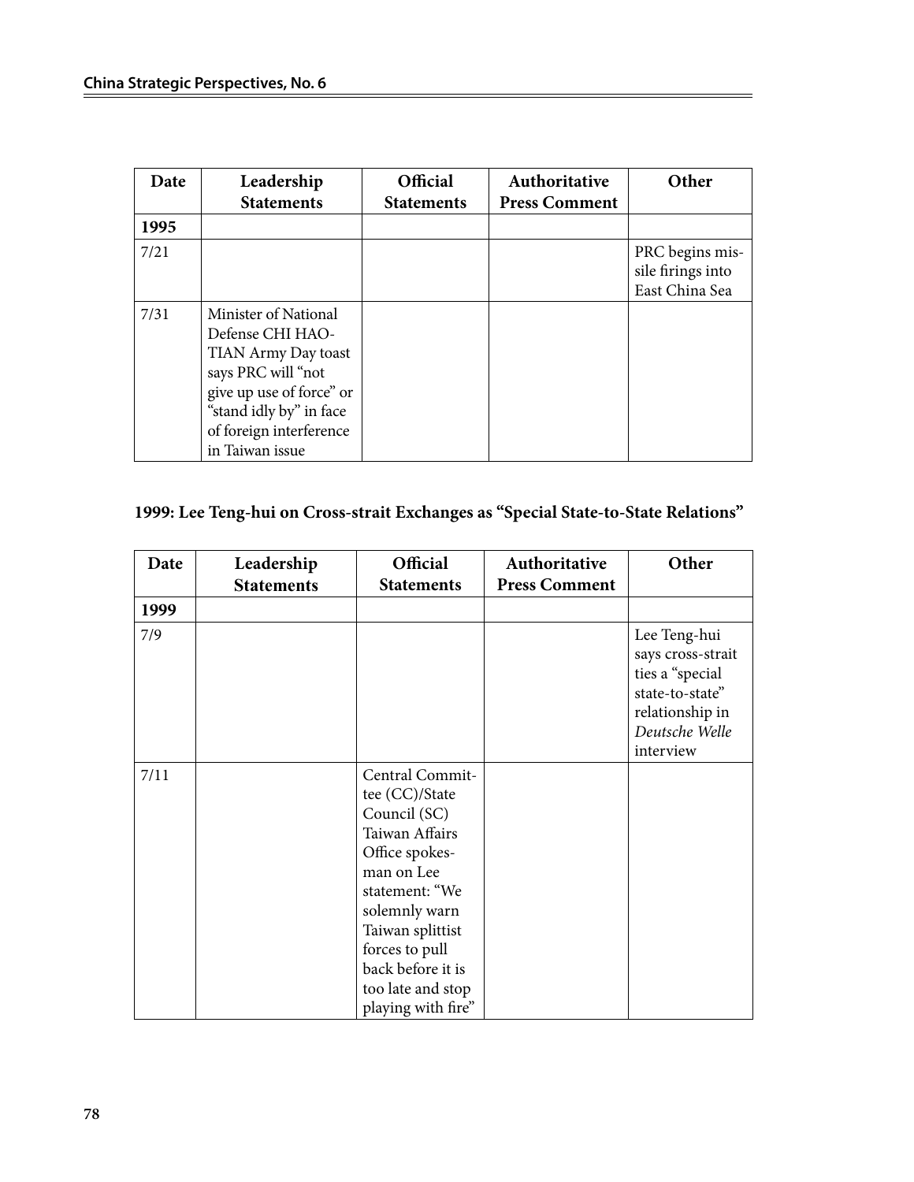| Date | Leadership Statements | Official Statements | Authoritative Press Comment | Other |
|---|---|---|---|---|
| **1995** | | | | |
| 7/21 | | | | PRC begins missile firings into East China Sea |
| 7/31 | Minister of National Defense CHI HAOTIAN Army Day toast says PRC will "not give up use of force" or "stand idly by" in face of foreign interference in Taiwan issue | | | |

### 1999: Lee Teng-hui on Cross-strait Exchanges as "Special State-to-State Relations"

| Date | Leadership Statements | Official Statements | Authoritative Press Comment | Other |
|---|---|---|---|---|
| **1999** | | | | |
| 7/9 | | | | Lee Teng-hui says cross-strait ties a "special state-to-state" relationship in *Deutsche Welle* interview |
| 7/11 | | Central Committee (CC)/State Council (SC) Taiwan Affairs Office spokesman on Lee statement: "We solemnly warn Taiwan splittist forces to pull back before it is too late and stop playing with fire" | | |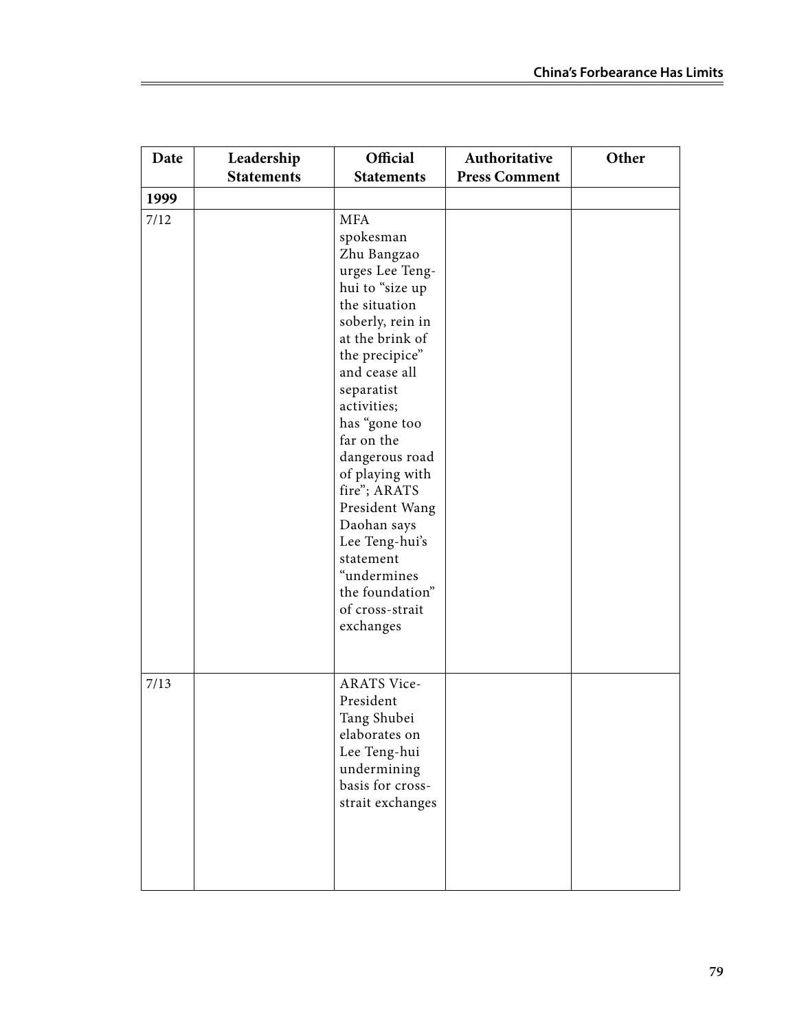| Date | Leadership Statements | Official Statements | Authoritative Press Comment | Other |
|---|---|---|---|---|
| **1999** | | | | |
| 7/12 | | MFA spokesman Zhu Bangzao urges Lee Teng-hui to "size up the situation soberly, rein in at the brink of the precipice" and cease all separatist activities; has "gone too far on the dangerous road of playing with fire"; ARATS President Wang Daohan says Lee Teng-hui's statement "undermines the foundation" of cross-strait exchanges | | |
| 7/13 | | ARATS Vice-President Tang Shubei elaborates on Lee Teng-hui undermining basis for cross-strait exchanges | | |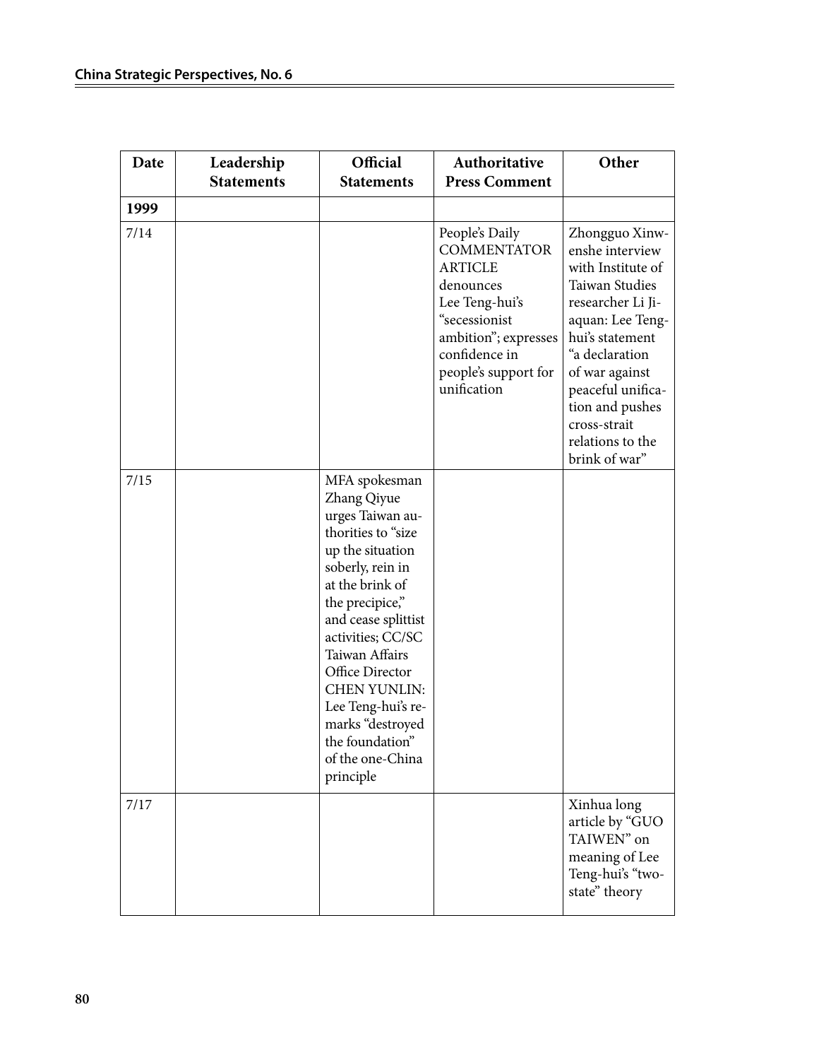| Date | Leadership Statements | Official Statements | Authoritative Press Comment | Other |
|---|---|---|---|---|
| **1999** | | | | |
| 7/14 | | | People's Daily COMMENTATOR ARTICLE denounces Lee Teng-hui's "secessionist ambition"; expresses confidence in people's support for unification | Zhongguo Xinwenshe interview with Institute of Taiwan Studies researcher Li Jiaquan: Lee Teng-hui's statement "a declaration of war against peaceful unification and pushes cross-strait relations to the brink of war" |
| 7/15 | | MFA spokesman Zhang Qiyue urges Taiwan authorities to "size up the situation soberly, rein in at the brink of the precipice," and cease splittist activities; CC/SC Taiwan Affairs Office Director CHEN YUNLIN: Lee Teng-hui's remarks "destroyed the foundation" of the one-China principle | | |
| 7/17 | | | | Xinhua long article by "GUO TAIWEN" on meaning of Lee Teng-hui's "two-state" theory |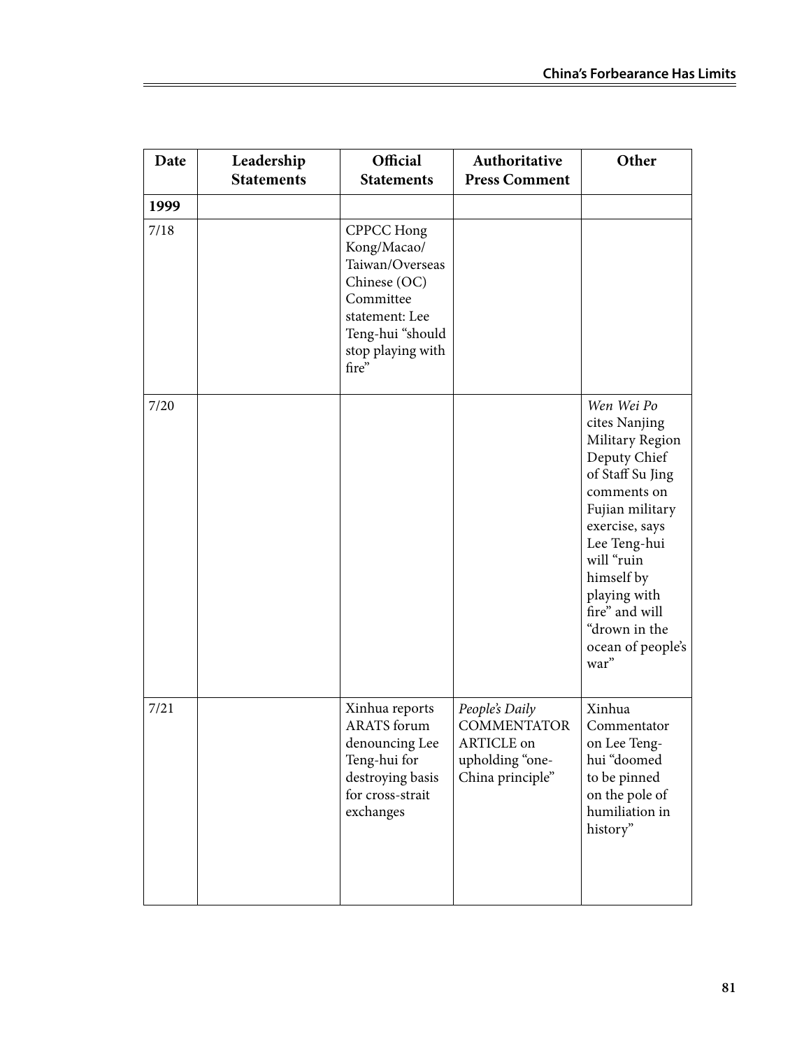| Date | Leadership Statements | Official Statements | Authoritative Press Comment | Other |
|---|---|---|---|---|
| **1999** | | | | |
| 7/18 | | CPPCC Hong Kong/Macao/Taiwan/Overseas Chinese (OC) Committee statement: Lee Teng-hui "should stop playing with fire" | | |
| 7/20 | | | | *Wen Wei Po* cites Nanjing Military Region Deputy Chief of Staff Su Jing comments on Fujian military exercise, says Lee Teng-hui will "ruin himself by playing with fire" and will "drown in the ocean of people's war" |
| 7/21 | | Xinhua reports ARATS forum denouncing Lee Teng-hui for destroying basis for cross-strait exchanges | *People's Daily* COMMENTATOR ARTICLE on upholding "one-China principle" | Xinhua Commentator on Lee Teng-hui "doomed to be pinned on the pole of humiliation in history" |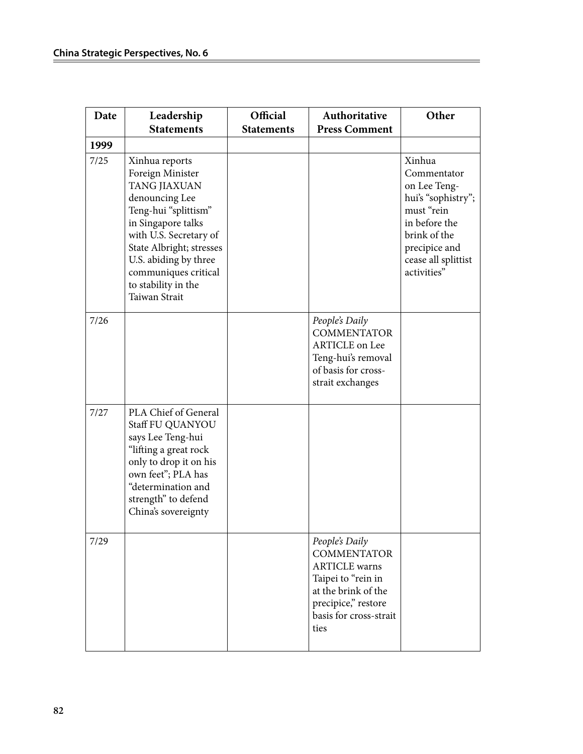| Date | Leadership Statements | Official Statements | Authoritative Press Comment | Other |
|---|---|---|---|---|
| **1999** | | | | |
| 7/25 | Xinhua reports Foreign Minister TANG JIAXUAN denouncing Lee Teng-hui "splittism" in Singapore talks with U.S. Secretary of State Albright; stresses U.S. abiding by three communiques critical to stability in the Taiwan Strait | | | Xinhua Commentator on Lee Teng-hui's "sophistry"; must "rein in before the brink of the precipice and cease all splittist activities" |
| 7/26 | | | *People's Daily* COMMENTATOR ARTICLE on Lee Teng-hui's removal of basis for cross-strait exchanges | |
| 7/27 | PLA Chief of General Staff FU QUANYOU says Lee Teng-hui "lifting a great rock only to drop it on his own feet"; PLA has "determination and strength" to defend China's sovereignty | | | |
| 7/29 | | | *People's Daily* COMMENTATOR ARTICLE warns Taipei to "rein in at the brink of the precipice," restore basis for cross-strait ties | |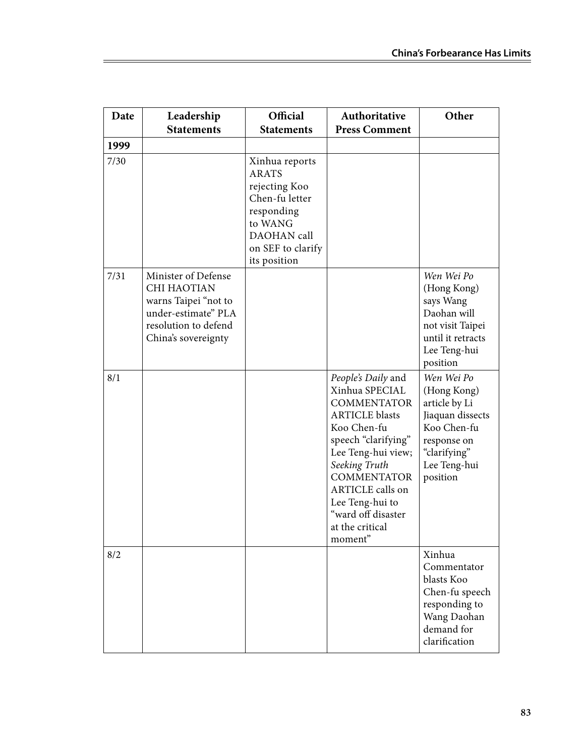| Date | Leadership Statements | Official Statements | Authoritative Press Comment | Other |
|---|---|---|---|---|
| **1999** | | | | |
| 7/30 | | Xinhua reports ARATS rejecting Koo Chen-fu letter responding to WANG DAOHAN call on SEF to clarify its position | | |
| 7/31 | Minister of Defense CHI HAOTIAN warns Taipei "not to under-estimate" PLA resolution to defend China's sovereignty | | | *Wen Wei Po* (Hong Kong) says Wang Daohan will not visit Taipei until it retracts Lee Teng-hui position |
| 8/1 | | | *People's Daily* and Xinhua SPECIAL COMMENTATOR ARTICLE blasts Koo Chen-fu speech "clarifying" Lee Teng-hui view; *Seeking Truth* COMMENTATOR ARTICLE calls on Lee Teng-hui to "ward off disaster at the critical moment" | *Wen Wei Po* (Hong Kong) article by Li Jiaquan dissects Koo Chen-fu response on "clarifying" Lee Teng-hui position |
| 8/2 | | | | Xinhua Commentator blasts Koo Chen-fu speech responding to Wang Daohan demand for clarification |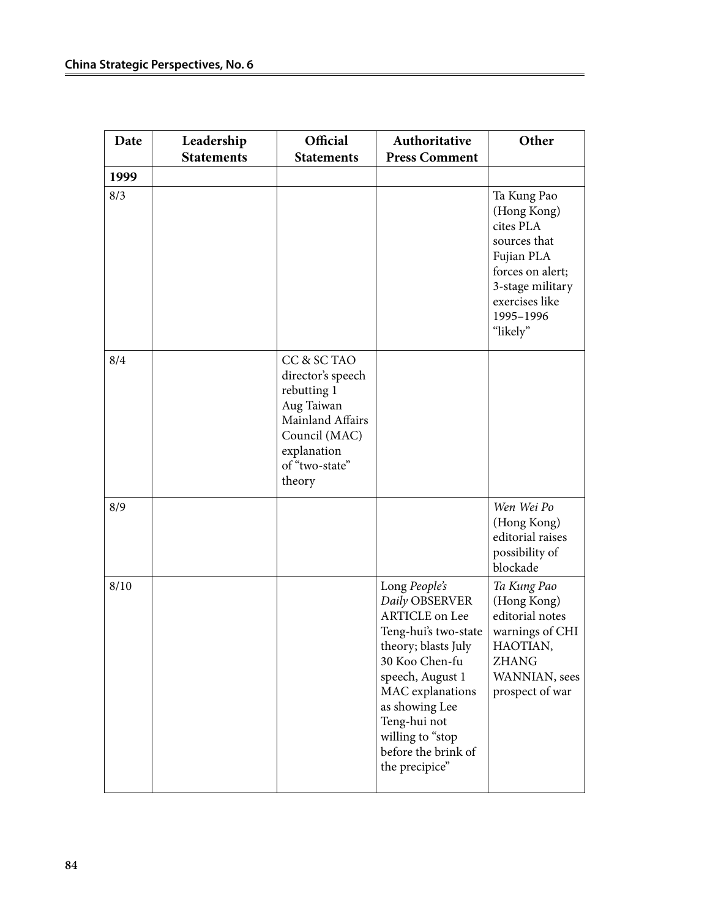| Date | Leadership Statements | Official Statements | Authoritative Press Comment | Other |
|---|---|---|---|---|
| **1999** | | | | |
| 8/3 | | | | Ta Kung Pao (Hong Kong) cites PLA sources that Fujian PLA forces on alert; 3-stage military exercises like 1995–1996 "likely" |
| 8/4 | | CC & SC TAO director's speech rebutting 1 Aug Taiwan Mainland Affairs Council (MAC) explanation of "two-state" theory | | |
| 8/9 | | | | *Wen Wei Po* (Hong Kong) editorial raises possibility of blockade |
| 8/10 | | | Long *People's Daily* OBSERVER ARTICLE on Lee Teng-hui's two-state theory; blasts July 30 Koo Chen-fu speech, August 1 MAC explanations as showing Lee Teng-hui not willing to "stop before the brink of the precipice" | *Ta Kung Pao* (Hong Kong) editorial notes warnings of CHI HAOTIAN, ZHANG WANNIAN, sees prospect of war |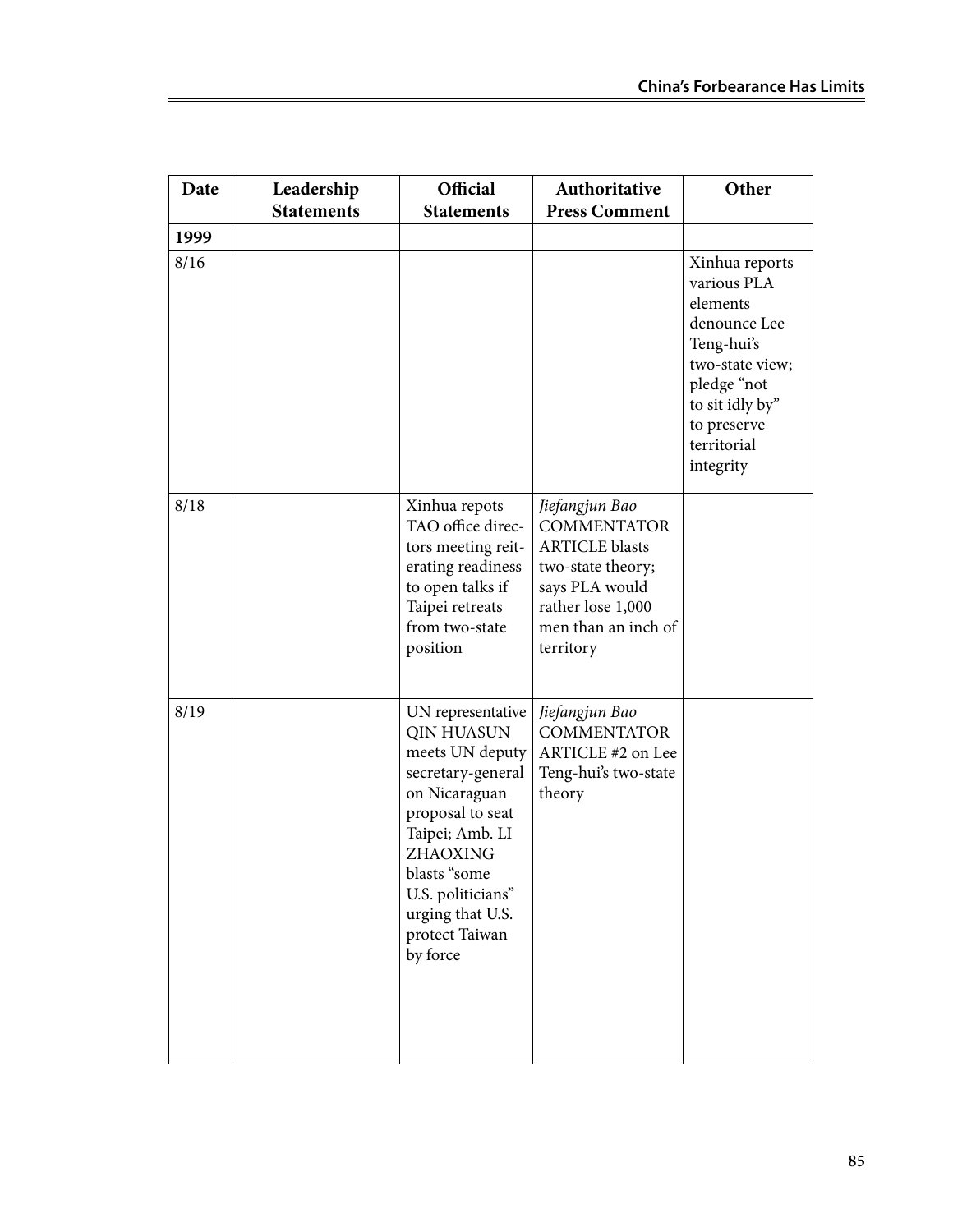| Date | Leadership Statements | Official Statements | Authoritative Press Comment | Other |
|---|---|---|---|---|
| **1999** | | | | |
| 8/16 | | | | Xinhua reports various PLA elements denounce Lee Teng-hui's two-state view; pledge "not to sit idly by" to preserve territorial integrity |
| 8/18 | | Xinhua repots TAO office directors meeting reiterating readiness to open talks if Taipei retreats from two-state position | *Jiefangjun Bao* COMMENTATOR ARTICLE blasts two-state theory; says PLA would rather lose 1,000 men than an inch of territory | |
| 8/19 | | UN representative QIN HUASUN meets UN deputy secretary-general on Nicaraguan proposal to seat Taipei; Amb. LI ZHAOXING blasts "some U.S. politicians" urging that U.S. protect Taiwan by force | *Jiefangjun Bao* COMMENTATOR ARTICLE #2 on Lee Teng-hui's two-state theory | |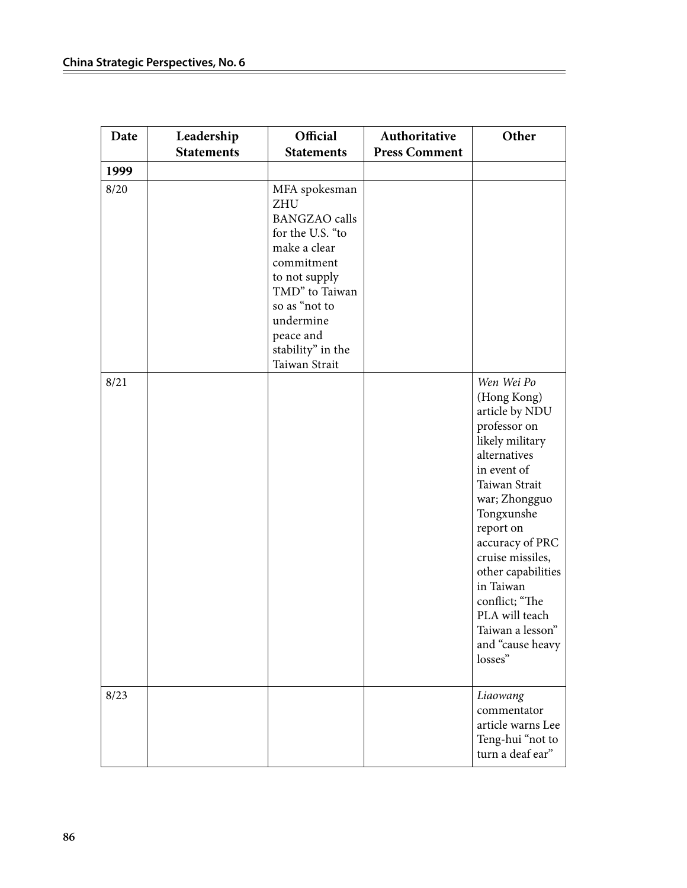| Date | Leadership Statements | Official Statements | Authoritative Press Comment | Other |
|---|---|---|---|---|
| **1999** | | | | |
| 8/20 | | MFA spokesman ZHU BANGZAO calls for the U.S. "to make a clear commitment to not supply TMD" to Taiwan so as "not to undermine peace and stability" in the Taiwan Strait | | |
| 8/21 | | | | *Wen Wei Po* (Hong Kong) article by NDU professor on likely military alternatives in event of Taiwan Strait war; Zhongguo Tongxunshe report on accuracy of PRC cruise missiles, other capabilities in Taiwan conflict; "The PLA will teach Taiwan a lesson" and "cause heavy losses" |
| 8/23 | | | | *Liaowang* commentator article warns Lee Teng-hui "not to turn a deaf ear" |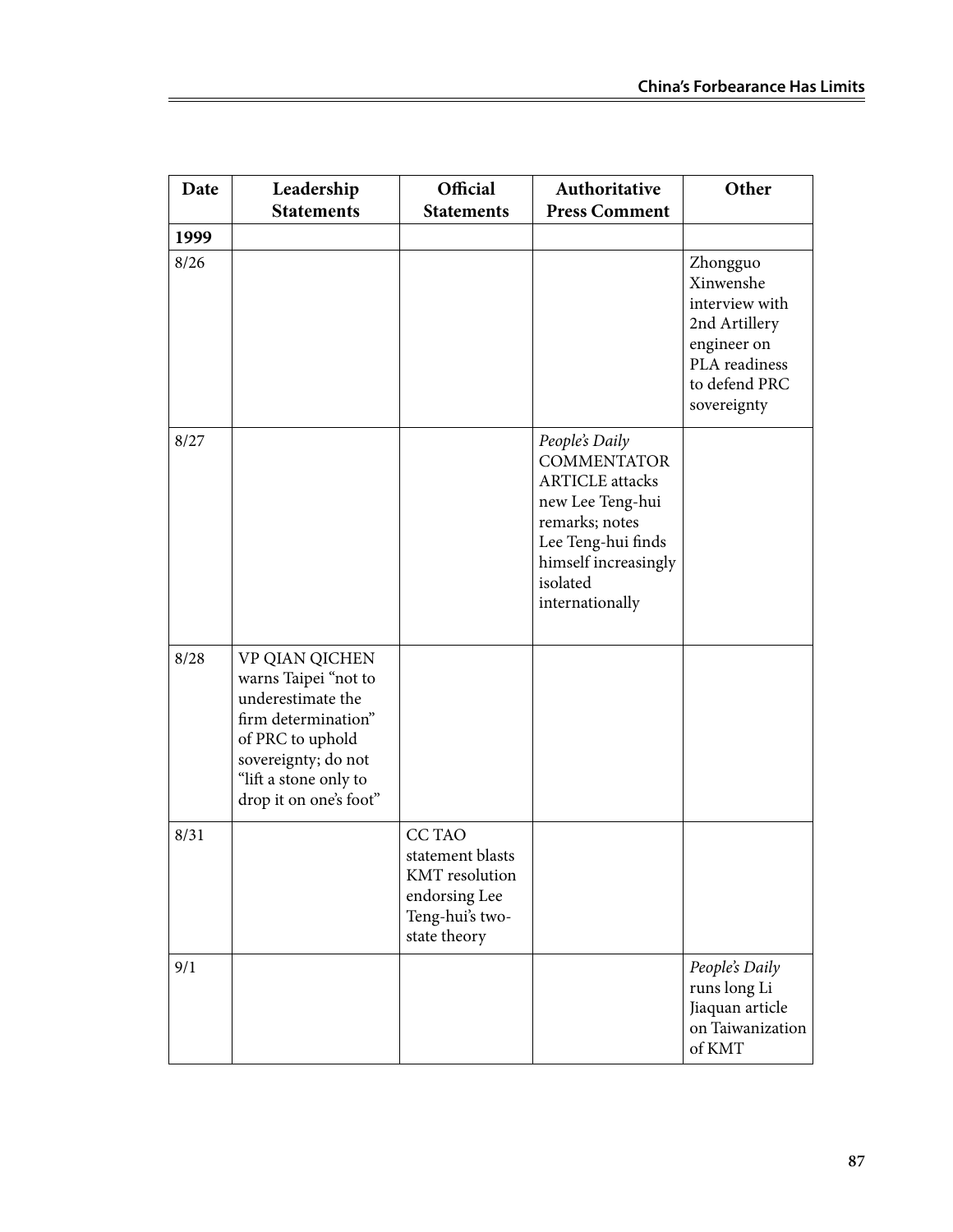| Date | Leadership Statements | Official Statements | Authoritative Press Comment | Other |
|---|---|---|---|---|
| **1999** | | | | |
| 8/26 | | | | Zhongguo Xinwenshe interview with 2nd Artillery engineer on PLA readiness to defend PRC sovereignty |
| 8/27 | | | *People's Daily* COMMENTATOR ARTICLE attacks new Lee Teng-hui remarks; notes Lee Teng-hui finds himself increasingly isolated internationally | |
| 8/28 | VP QIAN QICHEN warns Taipei "not to underestimate the firm determination" of PRC to uphold sovereignty; do not "lift a stone only to drop it on one's foot" | | | |
| 8/31 | | CC TAO statement blasts KMT resolution endorsing Lee Teng-hui's two-state theory | | |
| 9/1 | | | | *People's Daily* runs long Li Jiaquan article on Taiwanization of KMT |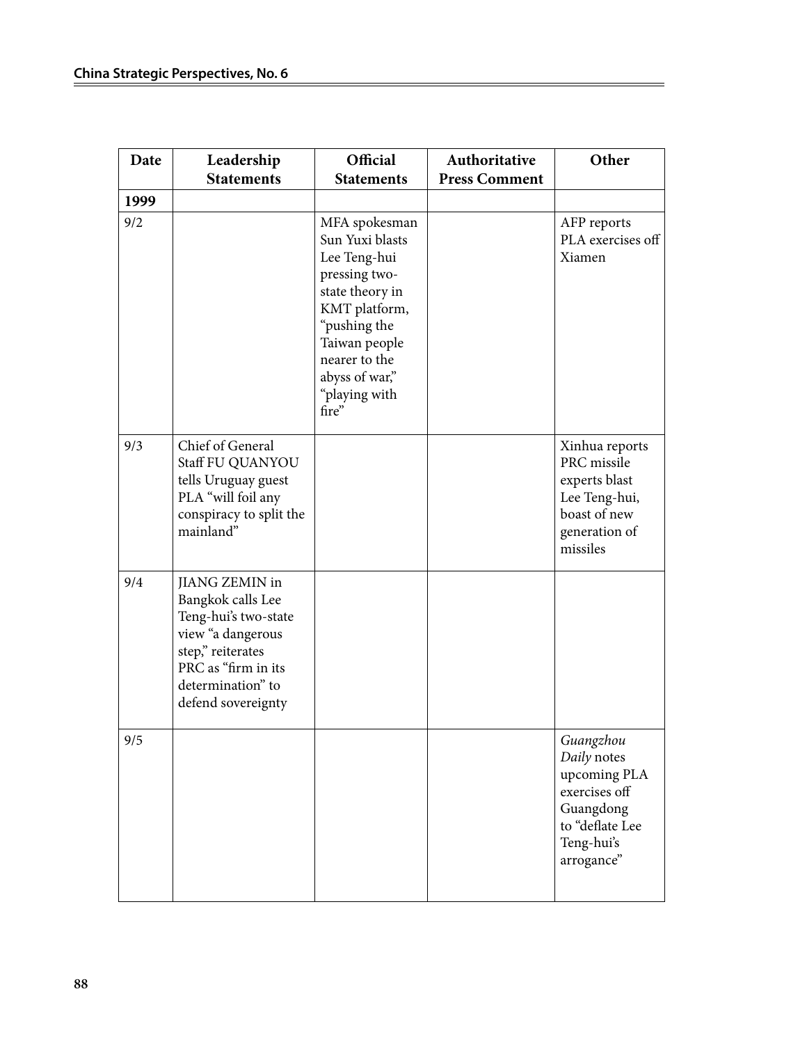| Date | Leadership Statements | Official Statements | Authoritative Press Comment | Other |
|---|---|---|---|---|
| **1999** | | | | |
| 9/2 | | MFA spokesman Sun Yuxi blasts Lee Teng-hui pressing two-state theory in KMT platform, "pushing the Taiwan people nearer to the abyss of war," "playing with fire" | | AFP reports PLA exercises off Xiamen |
| 9/3 | Chief of General Staff FU QUANYOU tells Uruguay guest PLA "will foil any conspiracy to split the mainland" | | | Xinhua reports PRC missile experts blast Lee Teng-hui, boast of new generation of missiles |
| 9/4 | JIANG ZEMIN in Bangkok calls Lee Teng-hui's two-state view "a dangerous step," reiterates PRC as "firm in its determination" to defend sovereignty | | | |
| 9/5 | | | | *Guangzhou Daily* notes upcoming PLA exercises off Guangdong to "deflate Lee Teng-hui's arrogance" |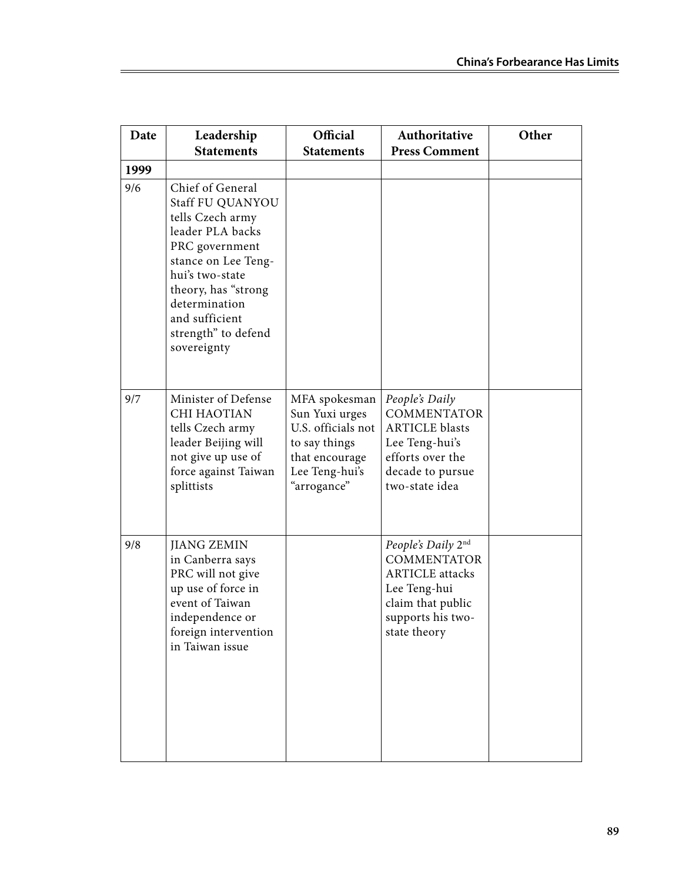| Date | Leadership Statements | Official Statements | Authoritative Press Comment | Other |
|---|---|---|---|---|
| **1999** | | | | |
| 9/6 | Chief of General Staff FU QUANYOU tells Czech army leader PLA backs PRC government stance on Lee Teng-hui's two-state theory, has "strong determination and sufficient strength" to defend sovereignty | | | |
| 9/7 | Minister of Defense CHI HAOTIAN tells Czech army leader Beijing will not give up use of force against Taiwan splittists | MFA spokesman Sun Yuxi urges U.S. officials not to say things that encourage Lee Teng-hui's "arrogance" | *People's Daily* COMMENTATOR ARTICLE blasts Lee Teng-hui's efforts over the decade to pursue two-state idea | |
| 9/8 | JIANG ZEMIN in Canberra says PRC will not give up use of force in event of Taiwan independence or foreign intervention in Taiwan issue | | *People's Daily* 2nd COMMENTATOR ARTICLE attacks Lee Teng-hui claim that public supports his two-state theory | |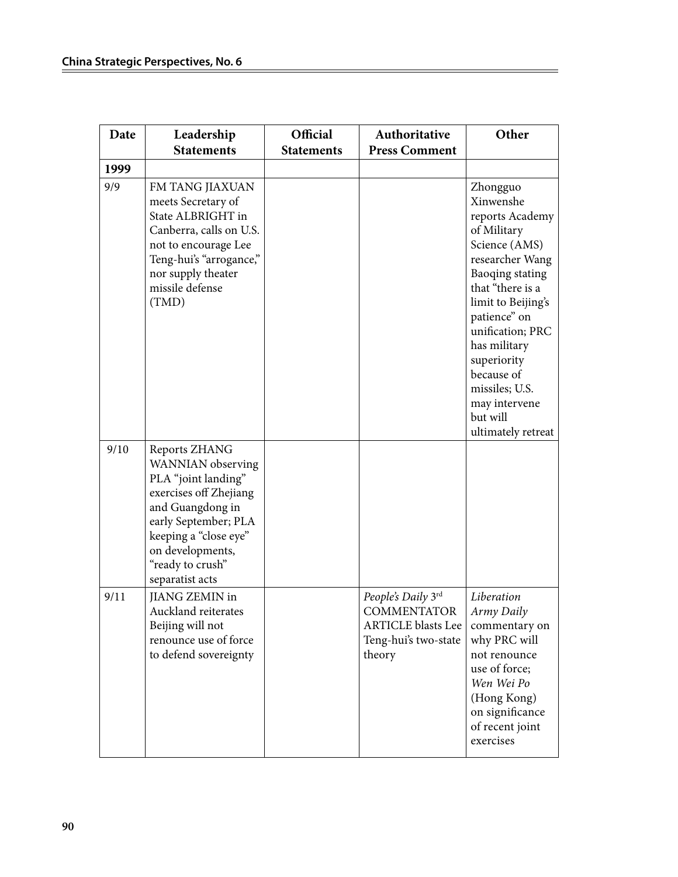| Date | Leadership Statements | Official Statements | Authoritative Press Comment | Other |
|---|---|---|---|---|
| **1999** | | | | |
| 9/9 | FM TANG JIAXUAN meets Secretary of State ALBRIGHT in Canberra, calls on U.S. not to encourage Lee Teng-hui's "arrogance," nor supply theater missile defense (TMD) | | | Zhongguo Xinwenshe reports Academy of Military Science (AMS) researcher Wang Baoqing stating that "there is a limit to Beijing's patience" on unification; PRC has military superiority because of missiles; U.S. may intervene but will ultimately retreat |
| 9/10 | Reports ZHANG WANNIAN observing PLA "joint landing" exercises off Zhejiang and Guangdong in early September; PLA keeping a "close eye" on developments, "ready to crush" separatist acts | | | |
| 9/11 | JIANG ZEMIN in Auckland reiterates Beijing will not renounce use of force to defend sovereignty | | *People's Daily* 3rd COMMENTATOR ARTICLE blasts Lee Teng-hui's two-state theory | *Liberation Army Daily* commentary on why PRC will not renounce use of force; *Wen Wei Po* (Hong Kong) on significance of recent joint exercises |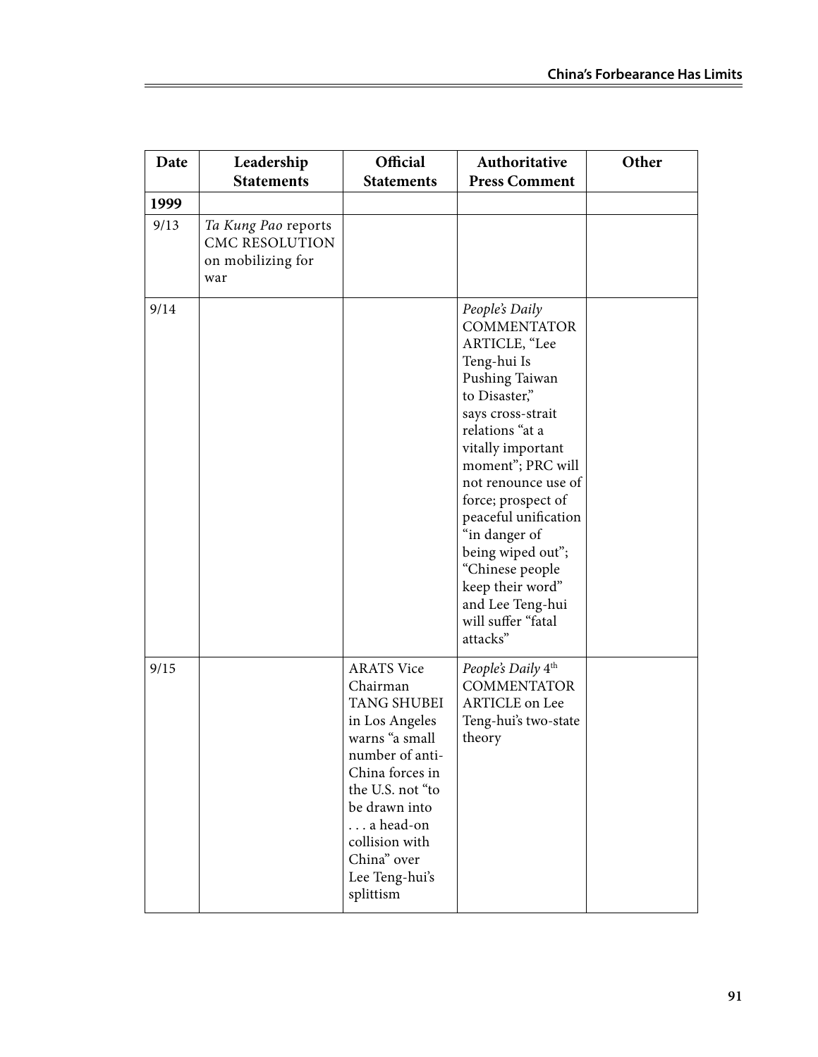| Date | Leadership Statements | Official Statements | Authoritative Press Comment | Other |
|---|---|---|---|---|
| **1999** | | | | |
| 9/13 | *Ta Kung Pao* reports CMC RESOLUTION on mobilizing for war | | | |
| 9/14 | | | *People's Daily* COMMENTATOR ARTICLE, "Lee Teng-hui Is Pushing Taiwan to Disaster," says cross-strait relations "at a vitally important moment"; PRC will not renounce use of force; prospect of peaceful unification "in danger of being wiped out"; "Chinese people keep their word" and Lee Teng-hui will suffer "fatal attacks" | |
| 9/15 | | ARATS Vice Chairman TANG SHUBEI in Los Angeles warns "a small number of anti-China forces in the U.S. not "to be drawn into . . . a head-on collision with China" over Lee Teng-hui's splittism | *People's Daily* 4th COMMENTATOR ARTICLE on Lee Teng-hui's two-state theory | |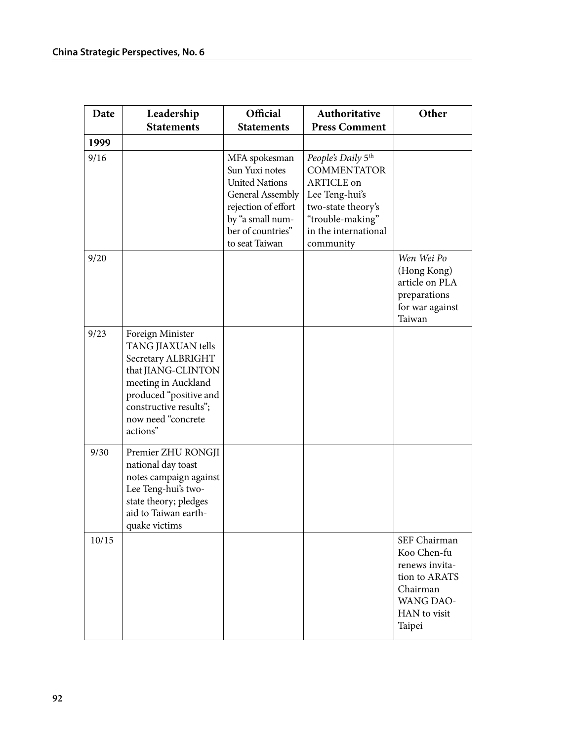| Date | Leadership Statements | Official Statements | Authoritative Press Comment | Other |
|---|---|---|---|---|
| **1999** | | | | |
| 9/16 | | MFA spokesman Sun Yuxi notes United Nations General Assembly rejection of effort by "a small number of countries" to seat Taiwan | *People's Daily* 5th COMMENTATOR ARTICLE on Lee Teng-hui's two-state theory's "trouble-making" in the international community | |
| 9/20 | | | | *Wen Wei Po* (Hong Kong) article on PLA preparations for war against Taiwan |
| 9/23 | Foreign Minister TANG JIAXUAN tells Secretary ALBRIGHT that JIANG-CLINTON meeting in Auckland produced "positive and constructive results"; now need "concrete actions" | | | |
| 9/30 | Premier ZHU RONGJI national day toast notes campaign against Lee Teng-hui's two-state theory; pledges aid to Taiwan earthquake victims | | | |
| 10/15 | | | | SEF Chairman Koo Chen-fu renews invitation to ARATS Chairman WANG DAOHAN to visit Taipei |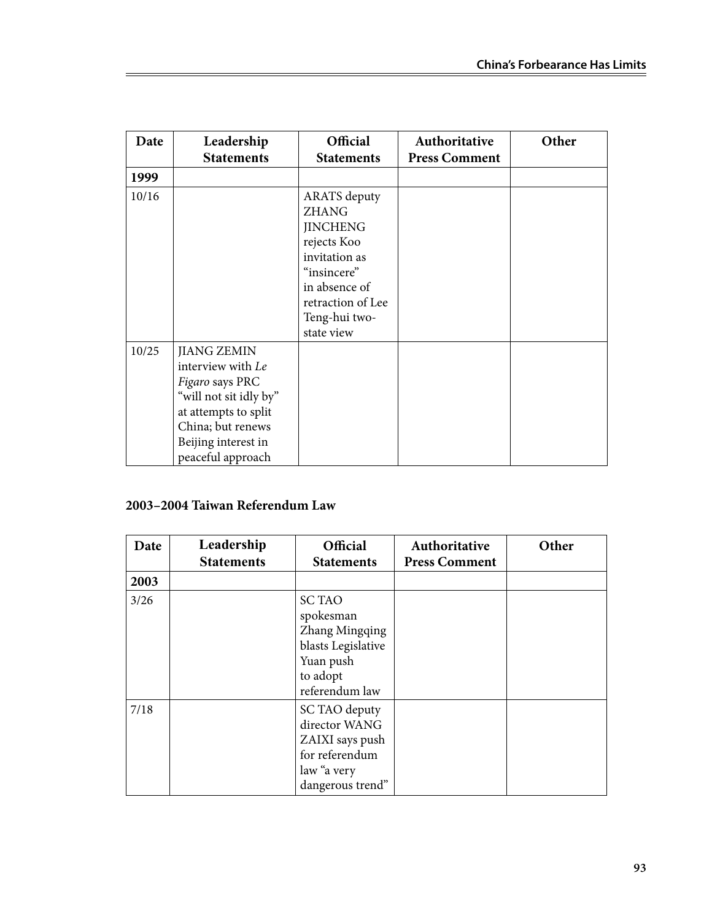| Date | Leadership Statements | Official Statements | Authoritative Press Comment | Other |
|---|---|---|---|---|
| **1999** | | | | |
| 10/16 | | ARATS deputy ZHANG JINCHENG rejects Koo invitation as "insincere" in absence of retraction of Lee Teng-hui two-state view | | |
| 10/25 | JIANG ZEMIN interview with *Le Figaro* says PRC "will not sit idly by" at attempts to split China; but renews Beijing interest in peaceful approach | | | |

**2003–2004 Taiwan Referendum Law**

| Date | Leadership Statements | Official Statements | Authoritative Press Comment | Other |
|---|---|---|---|---|
| **2003** | | | | |
| 3/26 | | SC TAO spokesman Zhang Mingqing blasts Legislative Yuan push to adopt referendum law | | |
| 7/18 | | SC TAO deputy director WANG ZAIXI says push for referendum law "a very dangerous trend" | | |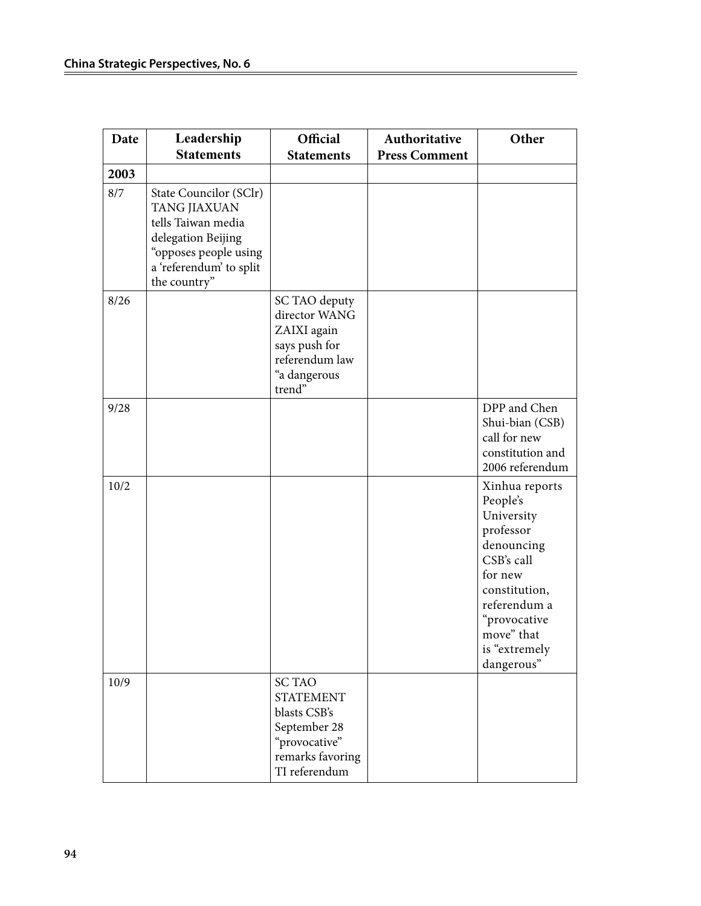| Date | Leadership Statements | Official Statements | Authoritative Press Comment | Other |
|---|---|---|---|---|
| **2003** | | | | |
| 8/7 | State Councilor (SClr) TANG JIAXUAN tells Taiwan media delegation Beijing “opposes people using a ‘referendum’ to split the country” | | | |
| 8/26 | | SC TAO deputy director WANG ZAIXI again says push for referendum law “a dangerous trend” | | |
| 9/28 | | | | DPP and Chen Shui-bian (CSB) call for new constitution and 2006 referendum |
| 10/2 | | | | Xinhua reports People’s University professor denouncing CSB’s call for new constitution, referendum a “provocative move” that is “extremely dangerous” |
| 10/9 | | SC TAO STATEMENT blasts CSB’s September 28 “provocative” remarks favoring TI referendum | | |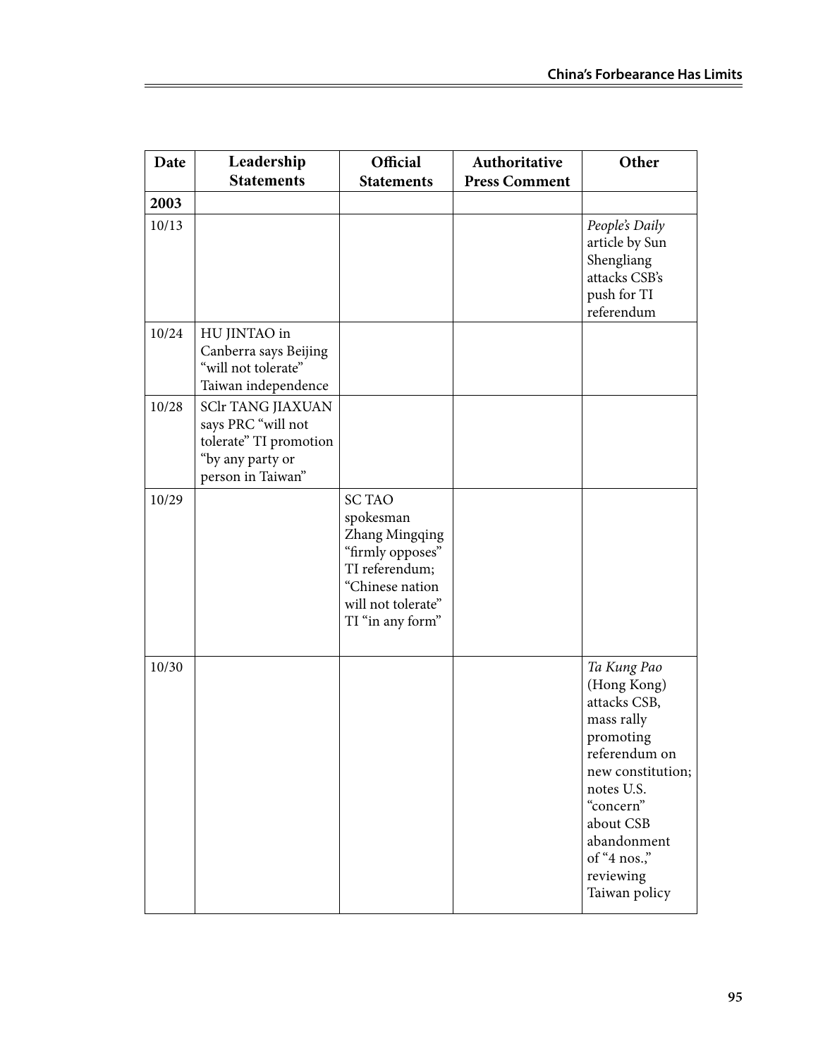| Date | Leadership Statements | Official Statements | Authoritative Press Comment | Other |
|---|---|---|---|---|
| **2003** | | | | |
| 10/13 | | | | *People's Daily* article by Sun Shengliang attacks CSB's push for TI referendum |
| 10/24 | HU JINTAO in Canberra says Beijing "will not tolerate" Taiwan independence | | | |
| 10/28 | SClr TANG JIAXUAN says PRC "will not tolerate" TI promotion "by any party or person in Taiwan" | | | |
| 10/29 | | SC TAO spokesman Zhang Mingqing "firmly opposes" TI referendum; "Chinese nation will not tolerate" TI "in any form" | | |
| 10/30 | | | | *Ta Kung Pao* (Hong Kong) attacks CSB, mass rally promoting referendum on new constitution; notes U.S. "concern" about CSB abandonment of "4 nos.," reviewing Taiwan policy |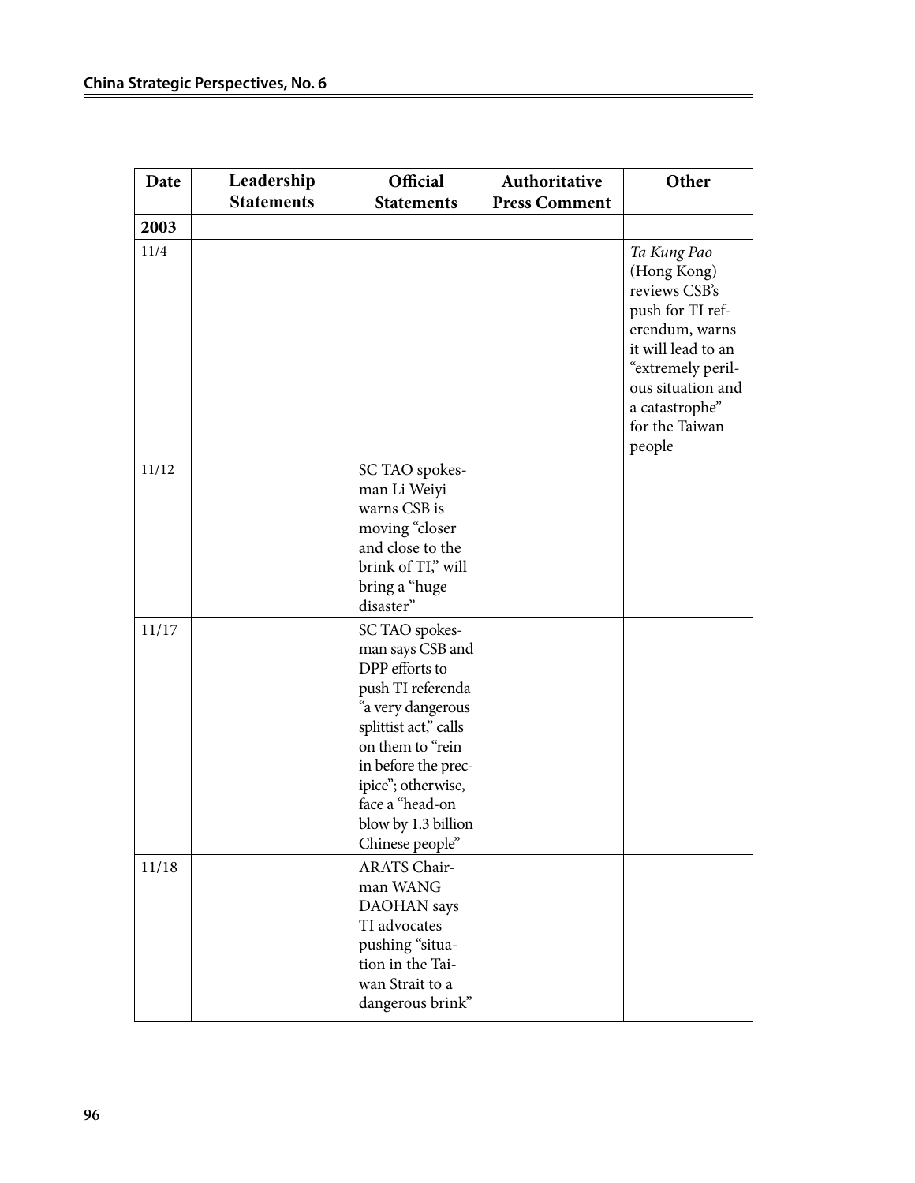| Date | Leadership Statements | Official Statements | Authoritative Press Comment | Other |
|---|---|---|---|---|
| **2003** | | | | |
| 11/4 | | | | *Ta Kung Pao* (Hong Kong) reviews CSB's push for TI referendum, warns it will lead to an "extremely perilous situation and a catastrophe" for the Taiwan people |
| 11/12 | | SC TAO spokesman Li Weiyi warns CSB is moving "closer and close to the brink of TI," will bring a "huge disaster" | | |
| 11/17 | | SC TAO spokesman says CSB and DPP efforts to push TI referenda "a very dangerous splittist act," calls on them to "rein in before the precipice"; otherwise, face a "head-on blow by 1.3 billion Chinese people" | | |
| 11/18 | | ARATS Chairman WANG DAOHAN says TI advocates pushing "situation in the Taiwan Strait to a dangerous brink" | | |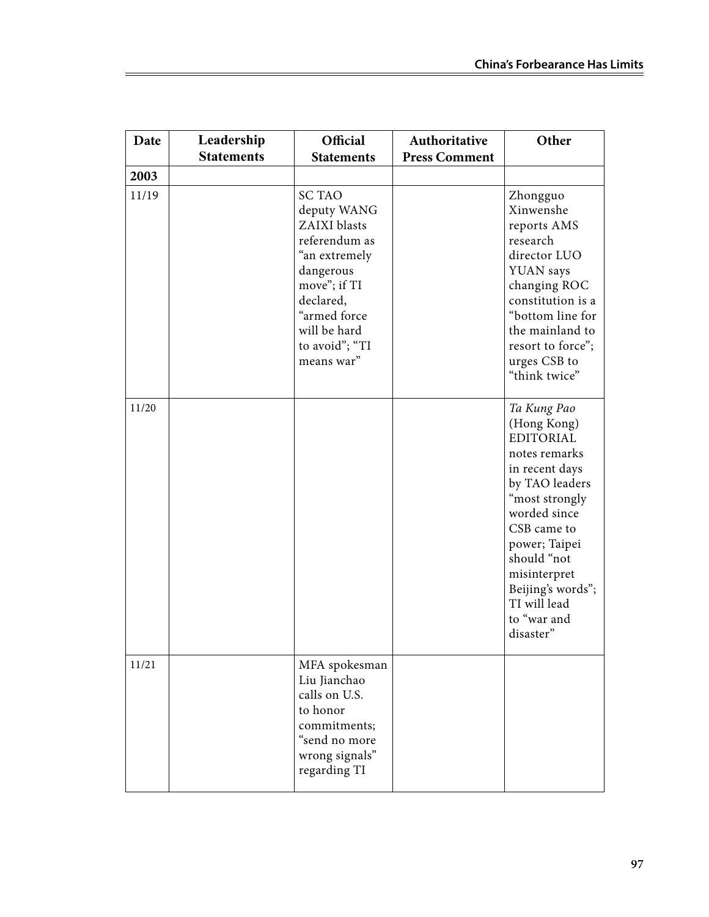| Date | Leadership Statements | Official Statements | Authoritative Press Comment | Other |
|---|---|---|---|---|
| **2003** | | | | |
| 11/19 | | SC TAO deputy WANG ZAIXI blasts referendum as "an extremely dangerous move"; if TI declared, "armed force will be hard to avoid"; "TI means war" | | Zhongguo Xinwenshe reports AMS research director LUO YUAN says changing ROC constitution is a "bottom line for the mainland to resort to force"; urges CSB to "think twice" |
| 11/20 | | | | *Ta Kung Pao* (Hong Kong) EDITORIAL notes remarks in recent days by TAO leaders "most strongly worded since CSB came to power; Taipei should "not misinterpret Beijing's words"; TI will lead to "war and disaster" |
| 11/21 | | MFA spokesman Liu Jianchao calls on U.S. to honor commitments; "send no more wrong signals" regarding TI | | |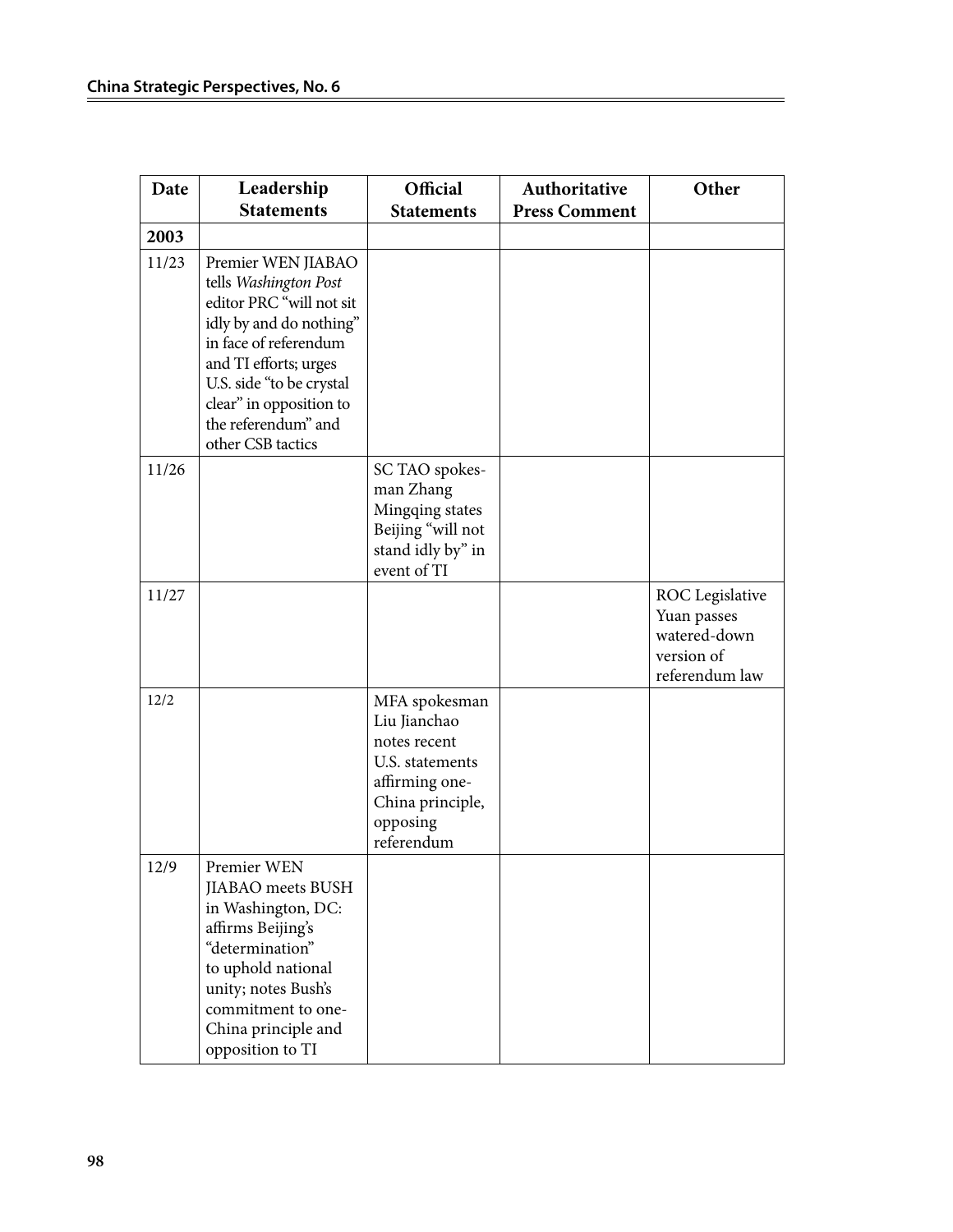| Date | Leadership Statements | Official Statements | Authoritative Press Comment | Other |
|---|---|---|---|---|
| **2003** | | | | |
| 11/23 | Premier WEN JIABAO tells *Washington Post* editor PRC "will not sit idly by and do nothing" in face of referendum and TI efforts; urges U.S. side "to be crystal clear" in opposition to the referendum" and other CSB tactics | | | |
| 11/26 | | SC TAO spokesman Zhang Mingqing states Beijing "will not stand idly by" in event of TI | | |
| 11/27 | | | | ROC Legislative Yuan passes watered-down version of referendum law |
| 12/2 | | MFA spokesman Liu Jianchao notes recent U.S. statements affirming one-China principle, opposing referendum | | |
| 12/9 | Premier WEN JIABAO meets BUSH in Washington, DC: affirms Beijing's "determination" to uphold national unity; notes Bush's commitment to one-China principle and opposition to TI | | | |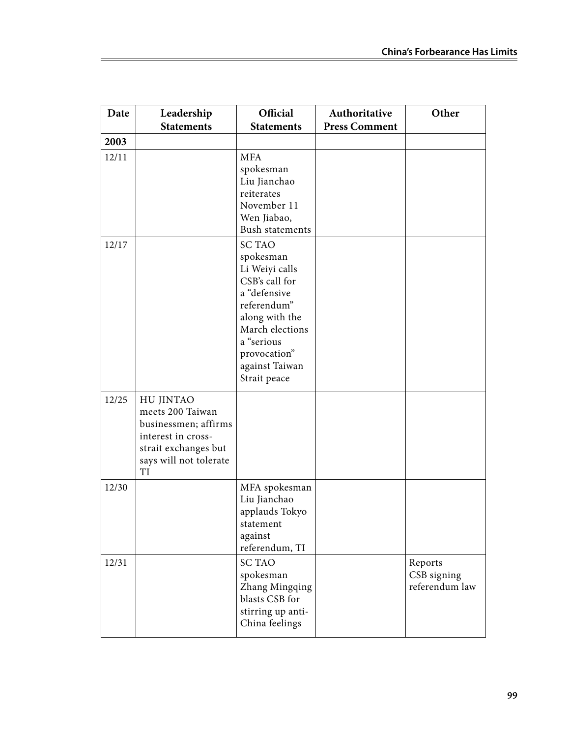| Date | Leadership Statements | Official Statements | Authoritative Press Comment | Other |
|---|---|---|---|---|
| **2003** | | | | |
| 12/11 | | MFA spokesman Liu Jianchao reiterates November 11 Wen Jiabao, Bush statements | | |
| 12/17 | | SC TAO spokesman Li Weiyi calls CSB's call for a "defensive referendum" along with the March elections a "serious provocation" against Taiwan Strait peace | | |
| 12/25 | HU JINTAO meets 200 Taiwan businessmen; affirms interest in cross-strait exchanges but says will not tolerate TI | | | |
| 12/30 | | MFA spokesman Liu Jianchao applauds Tokyo statement against referendum, TI | | |
| 12/31 | | SC TAO spokesman Zhang Mingqing blasts CSB for stirring up anti-China feelings | | Reports CSB signing referendum law |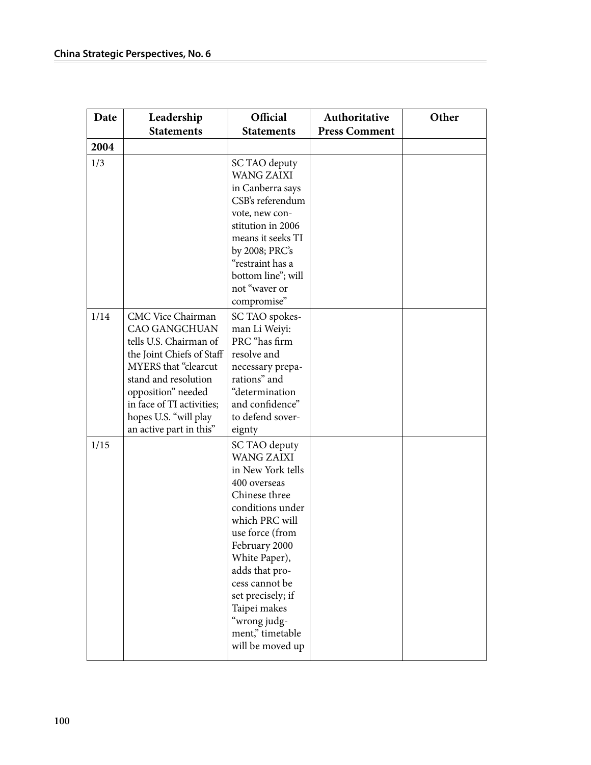| Date | Leadership Statements | Official Statements | Authoritative Press Comment | Other |
|---|---|---|---|---|
| **2004** | | | | |
| 1/3 | | SC TAO deputy WANG ZAIXI in Canberra says CSB's referendum vote, new constitution in 2006 means it seeks TI by 2008; PRC's "restraint has a bottom line"; will not "waver or compromise" | | |
| 1/14 | CMC Vice Chairman CAO GANGCHUAN tells U.S. Chairman of the Joint Chiefs of Staff MYERS that "clearcut stand and resolution opposition" needed in face of TI activities; hopes U.S. "will play an active part in this" | SC TAO spokesman Li Weiyi: PRC "has firm resolve and necessary preparations" and "determination and confidence" to defend sovereignty | | |
| 1/15 | | SC TAO deputy WANG ZAIXI in New York tells 400 overseas Chinese three conditions under which PRC will use force (from February 2000 White Paper), adds that process cannot be set precisely; if Taipei makes "wrong judgment," timetable will be moved up | | |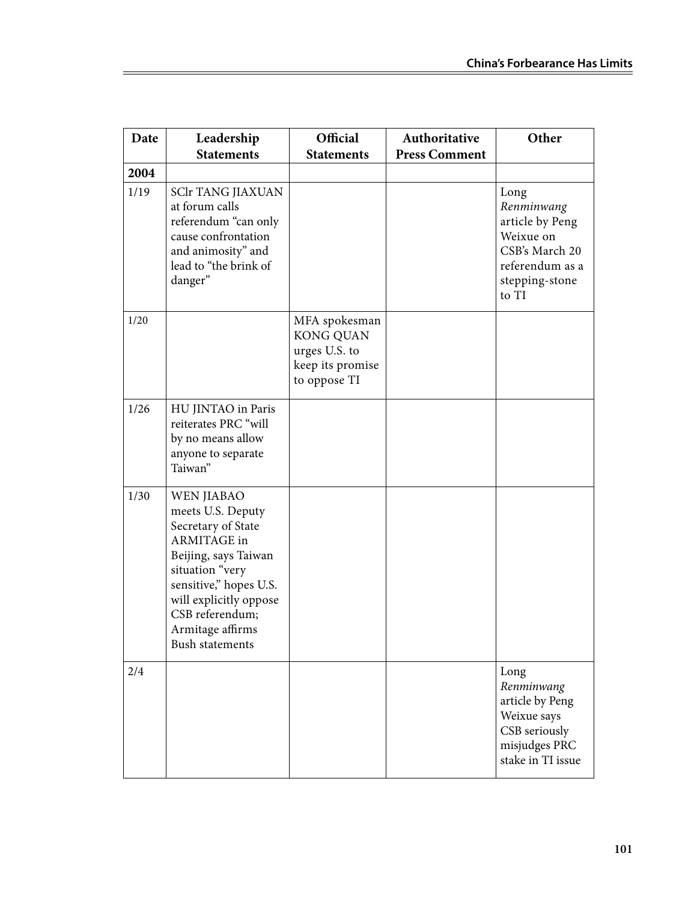| Date | Leadership Statements | Official Statements | Authoritative Press Comment | Other |
|---|---|---|---|---|
| **2004** | | | | |
| 1/19 | SClr TANG JIAXUAN at forum calls referendum "can only cause confrontation and animosity" and lead to "the brink of danger" | | | Long *Renminwang* article by Peng Weixue on CSB's March 20 referendum as a stepping-stone to TI |
| 1/20 | | MFA spokesman KONG QUAN urges U.S. to keep its promise to oppose TI | | |
| 1/26 | HU JINTAO in Paris reiterates PRC "will by no means allow anyone to separate Taiwan" | | | |
| 1/30 | WEN JIABAO meets U.S. Deputy Secretary of State ARMITAGE in Beijing, says Taiwan situation "very sensitive," hopes U.S. will explicitly oppose CSB referendum; Armitage affirms Bush statements | | | |
| 2/4 | | | | Long *Renminwang* article by Peng Weixue says CSB seriously misjudges PRC stake in TI issue |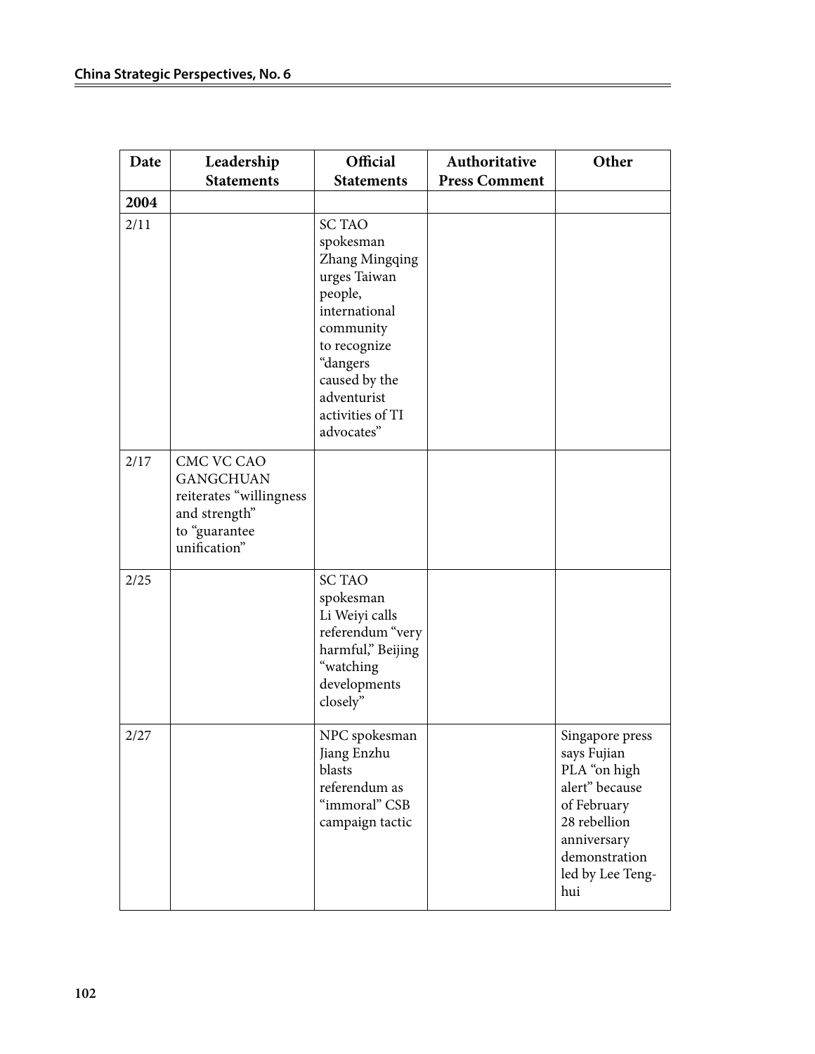| Date | Leadership Statements | Official Statements | Authoritative Press Comment | Other |
|---|---|---|---|---|
| **2004** | | | | |
| 2/11 | | SC TAO spokesman Zhang Mingqing urges Taiwan people, international community to recognize "dangers caused by the adventurist activities of TI advocates" | | |
| 2/17 | CMC VC CAO GANGCHUAN reiterates "willingness and strength" to "guarantee unification" | | | |
| 2/25 | | SC TAO spokesman Li Weiyi calls referendum "very harmful," Beijing "watching developments closely" | | |
| 2/27 | | NPC spokesman Jiang Enzhu blasts referendum as "immoral" CSB campaign tactic | | Singapore press says Fujian PLA "on high alert" because of February 28 rebellion anniversary demonstration led by Lee Teng-hui |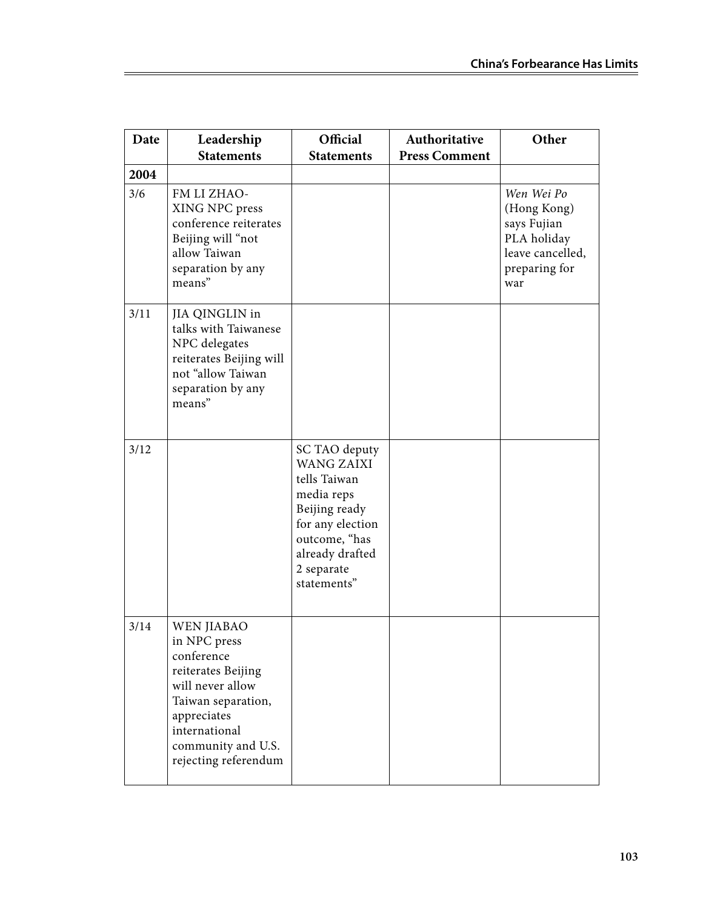| Date | Leadership Statements | Official Statements | Authoritative Press Comment | Other |
|---|---|---|---|---|
| **2004** | | | | |
| 3/6 | FM LI ZHAO-XING NPC press conference reiterates Beijing will "not allow Taiwan separation by any means" | | | *Wen Wei Po* (Hong Kong) says Fujian PLA holiday leave cancelled, preparing for war |
| 3/11 | JIA QINGLIN in talks with Taiwanese NPC delegates reiterates Beijing will not "allow Taiwan separation by any means" | | | |
| 3/12 | | SC TAO deputy WANG ZAIXI tells Taiwan media reps Beijing ready for any election outcome, "has already drafted 2 separate statements" | | |
| 3/14 | WEN JIABAO in NPC press conference reiterates Beijing will never allow Taiwan separation, appreciates international community and U.S. rejecting referendum | | | |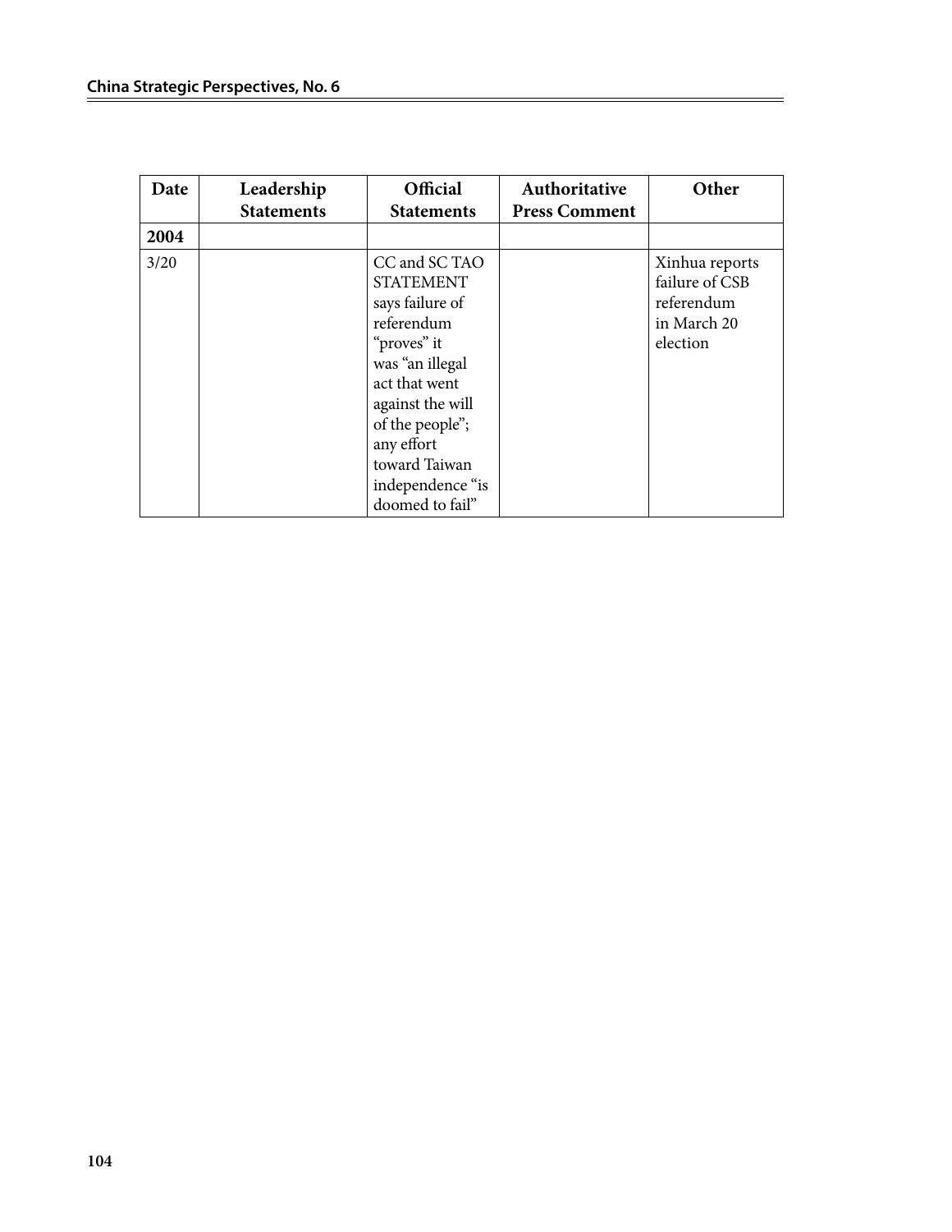| Date | Leadership Statements | Official Statements | Authoritative Press Comment | Other |
|---|---|---|---|---|
| **2004** | | | | |
| 3/20 | | CC and SC TAO STATEMENT says failure of referendum “proves” it was “an illegal act that went against the will of the people”; any effort toward Taiwan independence “is doomed to fail” | | Xinhua reports failure of CSB referendum in March 20 election |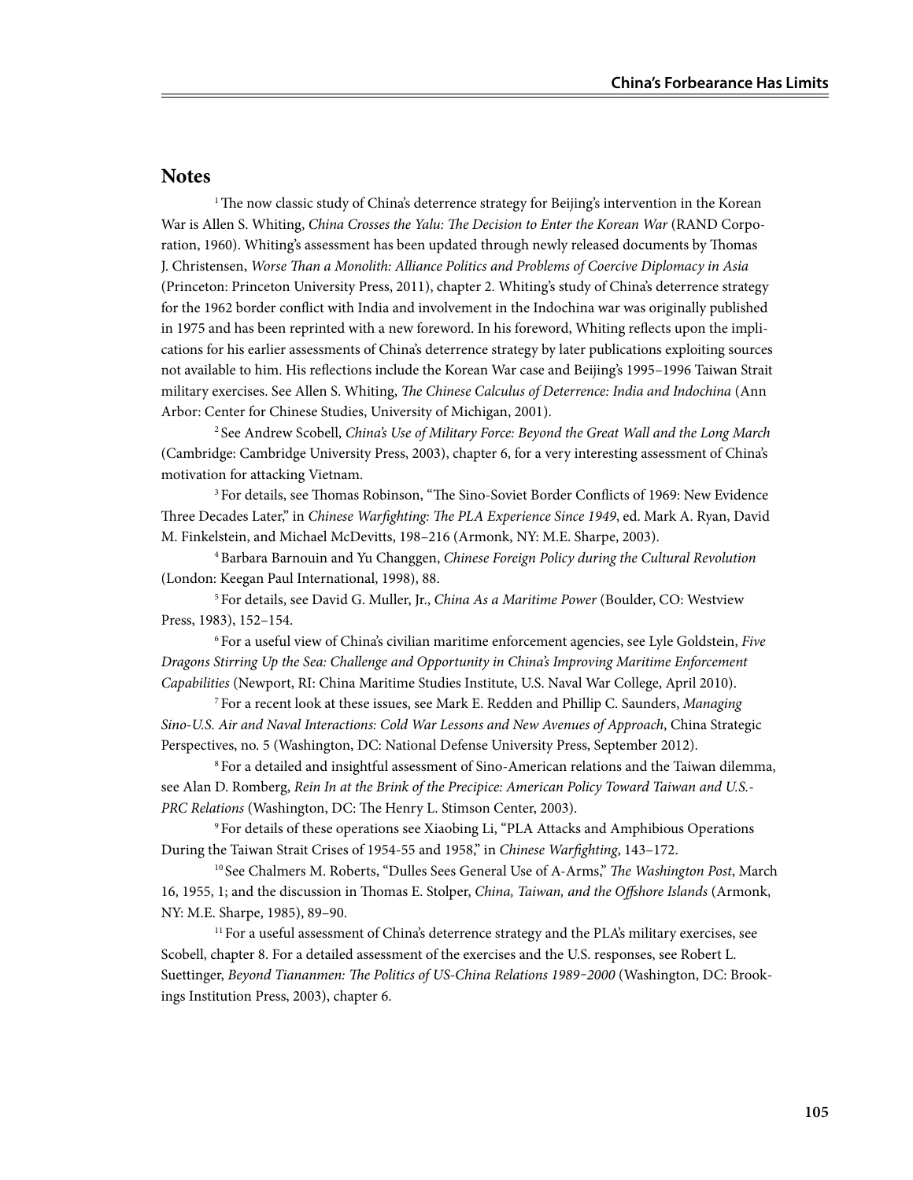## Notes

[1] The now classic study of China's deterrence strategy for Beijing's intervention in the Korean War is Allen S. Whiting, *China Crosses the Yalu: The Decision to Enter the Korean War* (RAND Corporation, 1960). Whiting's assessment has been updated through newly released documents by Thomas J. Christensen, *Worse Than a Monolith: Alliance Politics and Problems of Coercive Diplomacy in Asia* (Princeton: Princeton University Press, 2011), chapter 2. Whiting's study of China's deterrence strategy for the 1962 border conflict with India and involvement in the Indochina war was originally published in 1975 and has been reprinted with a new foreword. In his foreword, Whiting reflects upon the implications for his earlier assessments of China's deterrence strategy by later publications exploiting sources not available to him. His reflections include the Korean War case and Beijing's 1995–1996 Taiwan Strait military exercises. See Allen S. Whiting, *The Chinese Calculus of Deterrence: India and Indochina* (Ann Arbor: Center for Chinese Studies, University of Michigan, 2001).

[2] See Andrew Scobell, *China's Use of Military Force: Beyond the Great Wall and the Long March* (Cambridge: Cambridge University Press, 2003), chapter 6, for a very interesting assessment of China's motivation for attacking Vietnam.

[3] For details, see Thomas Robinson, "The Sino-Soviet Border Conflicts of 1969: New Evidence Three Decades Later," in *Chinese Warfighting: The PLA Experience Since 1949*, ed. Mark A. Ryan, David M. Finkelstein, and Michael McDevitts, 198–216 (Armonk, NY: M.E. Sharpe, 2003).

[4] Barbara Barnouin and Yu Changgen, *Chinese Foreign Policy during the Cultural Revolution* (London: Keegan Paul International, 1998), 88.

[5] For details, see David G. Muller, Jr., *China As a Maritime Power* (Boulder, CO: Westview Press, 1983), 152–154.

[6] For a useful view of China's civilian maritime enforcement agencies, see Lyle Goldstein, *Five Dragons Stirring Up the Sea: Challenge and Opportunity in China's Improving Maritime Enforcement Capabilities* (Newport, RI: China Maritime Studies Institute, U.S. Naval War College, April 2010).

[7] For a recent look at these issues, see Mark E. Redden and Phillip C. Saunders, *Managing Sino-U.S. Air and Naval Interactions: Cold War Lessons and New Avenues of Approach*, China Strategic Perspectives, no. 5 (Washington, DC: National Defense University Press, September 2012).

[8] For a detailed and insightful assessment of Sino-American relations and the Taiwan dilemma, see Alan D. Romberg, *Rein In at the Brink of the Precipice: American Policy Toward Taiwan and U.S.-PRC Relations* (Washington, DC: The Henry L. Stimson Center, 2003).

[9] For details of these operations see Xiaobing Li, "PLA Attacks and Amphibious Operations During the Taiwan Strait Crises of 1954-55 and 1958," in *Chinese Warfighting*, 143–172.

[10] See Chalmers M. Roberts, "Dulles Sees General Use of A-Arms," *The Washington Post*, March 16, 1955, 1; and the discussion in Thomas E. Stolper, *China, Taiwan, and the Offshore Islands* (Armonk, NY: M.E. Sharpe, 1985), 89–90.

[11] For a useful assessment of China's deterrence strategy and the PLA's military exercises, see Scobell, chapter 8. For a detailed assessment of the exercises and the U.S. responses, see Robert L. Suettinger, *Beyond Tiananmen: The Politics of US-China Relations 1989-2000* (Washington, DC: Brookings Institution Press, 2003), chapter 6.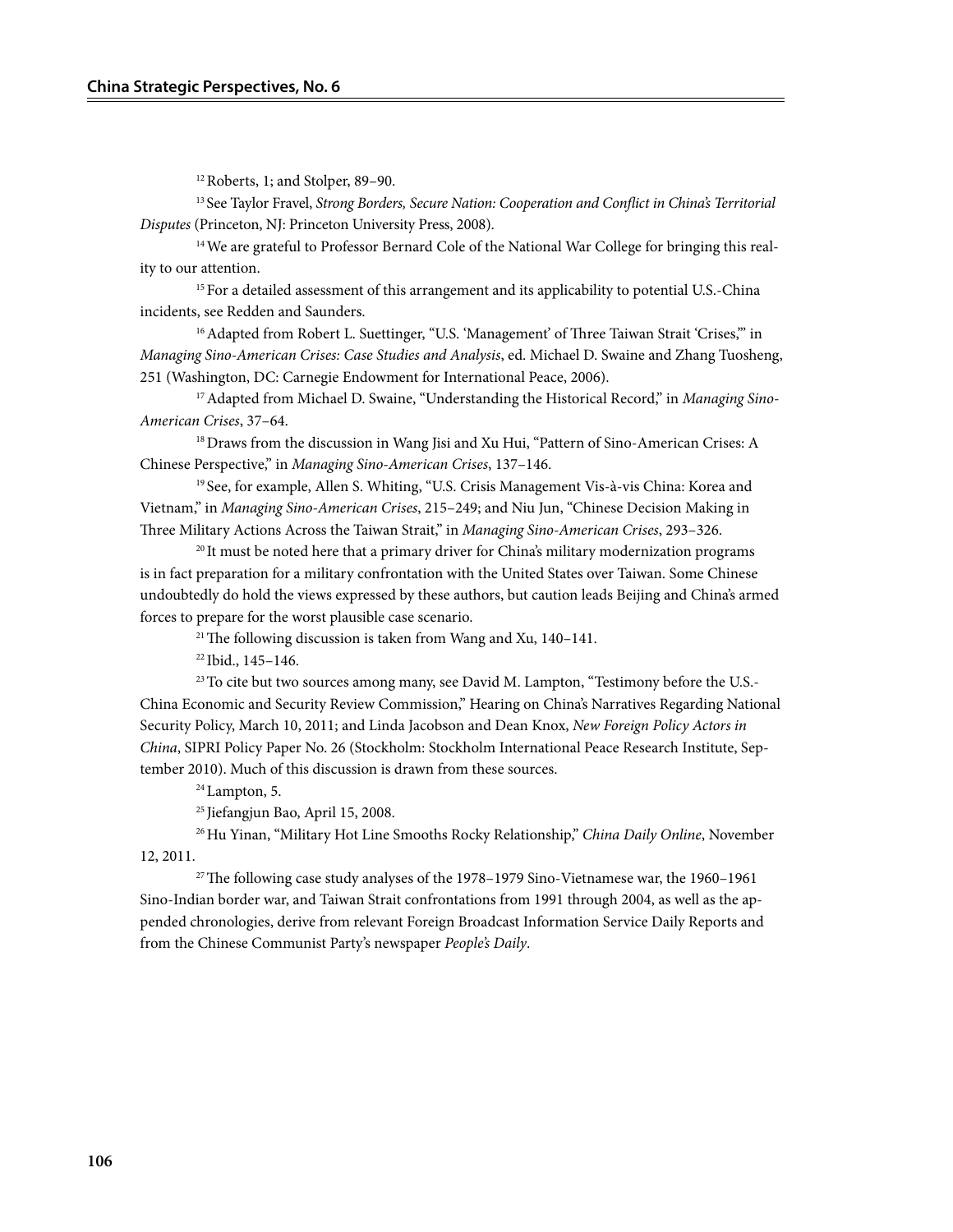[12] Roberts, 1; and Stolper, 89–90.

[13] See Taylor Fravel, *Strong Borders, Secure Nation: Cooperation and Conflict in China's Territorial Disputes* (Princeton, NJ: Princeton University Press, 2008).

[14] We are grateful to Professor Bernard Cole of the National War College for bringing this reality to our attention.

[15] For a detailed assessment of this arrangement and its applicability to potential U.S.-China incidents, see Redden and Saunders.

[16] Adapted from Robert L. Suettinger, "U.S. 'Management' of Three Taiwan Strait 'Crises,'" in *Managing Sino-American Crises: Case Studies and Analysis*, ed. Michael D. Swaine and Zhang Tuosheng, 251 (Washington, DC: Carnegie Endowment for International Peace, 2006).

[17] Adapted from Michael D. Swaine, "Understanding the Historical Record," in *Managing Sino-American Crises*, 37–64.

[18] Draws from the discussion in Wang Jisi and Xu Hui, "Pattern of Sino-American Crises: A Chinese Perspective," in *Managing Sino-American Crises*, 137–146.

[19] See, for example, Allen S. Whiting, "U.S. Crisis Management Vis-à-vis China: Korea and Vietnam," in *Managing Sino-American Crises*, 215–249; and Niu Jun, "Chinese Decision Making in Three Military Actions Across the Taiwan Strait," in *Managing Sino-American Crises*, 293–326.

[20] It must be noted here that a primary driver for China's military modernization programs is in fact preparation for a military confrontation with the United States over Taiwan. Some Chinese undoubtedly do hold the views expressed by these authors, but caution leads Beijing and China's armed forces to prepare for the worst plausible case scenario.

[21] The following discussion is taken from Wang and Xu, 140–141.

[22] Ibid., 145–146.

[23] To cite but two sources among many, see David M. Lampton, "Testimony before the U.S.-China Economic and Security Review Commission," Hearing on China's Narratives Regarding National Security Policy, March 10, 2011; and Linda Jacobson and Dean Knox, *New Foreign Policy Actors in China*, SIPRI Policy Paper No. 26 (Stockholm: Stockholm International Peace Research Institute, September 2010). Much of this discussion is drawn from these sources.

[24] Lampton, 5.

[25] Jiefangjun Bao, April 15, 2008.

[26] Hu Yinan, "Military Hot Line Smooths Rocky Relationship," *China Daily Online*, November 12, 2011.

[27] The following case study analyses of the 1978–1979 Sino-Vietnamese war, the 1960–1961 Sino-Indian border war, and Taiwan Strait confrontations from 1991 through 2004, as well as the appended chronologies, derive from relevant Foreign Broadcast Information Service Daily Reports and from the Chinese Communist Party's newspaper *People's Daily*.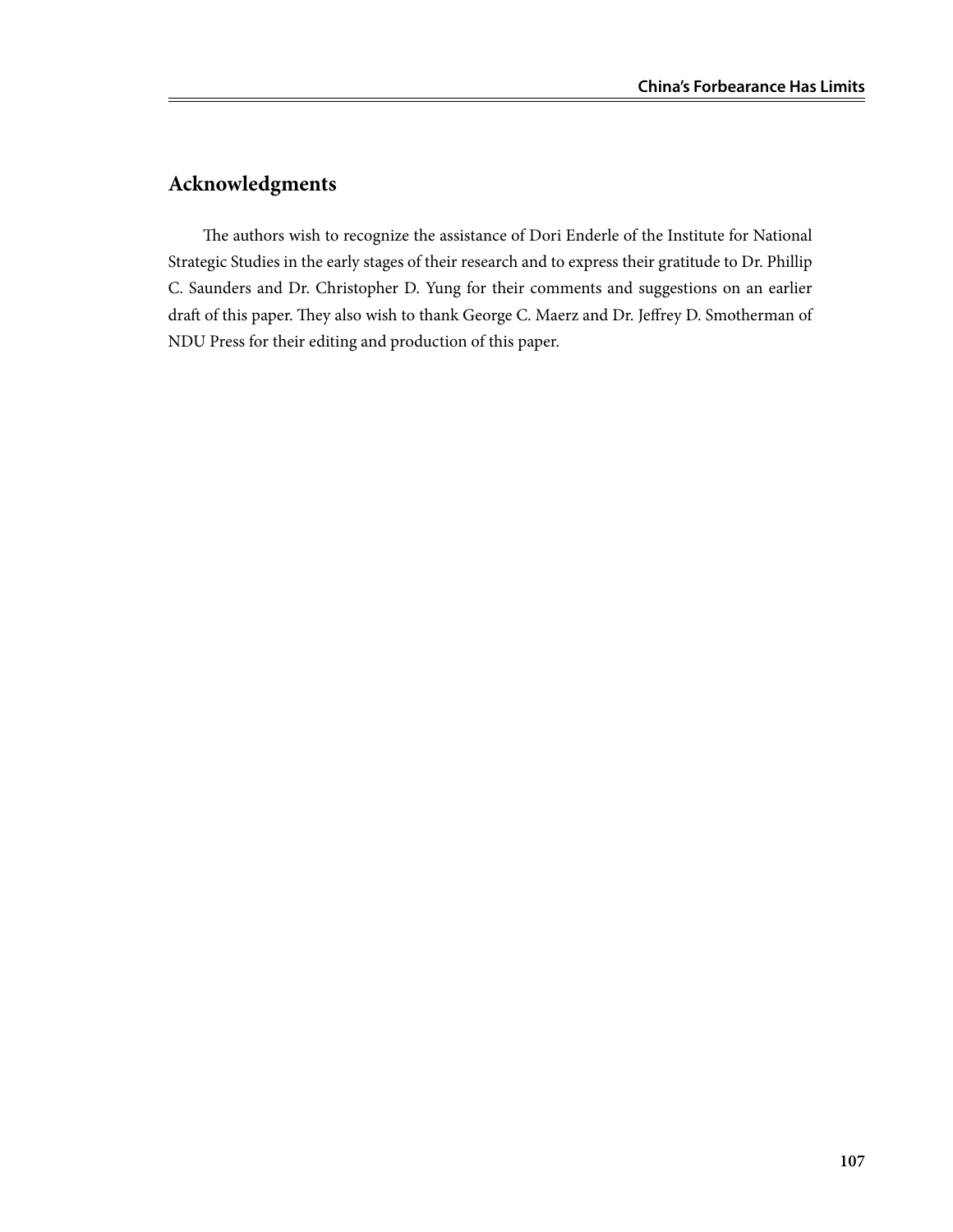## Acknowledgments

The authors wish to recognize the assistance of Dori Enderle of the Institute for National Strategic Studies in the early stages of their research and to express their gratitude to Dr. Phillip C. Saunders and Dr. Christopher D. Yung for their comments and suggestions on an earlier draft of this paper. They also wish to thank George C. Maerz and Dr. Jeffrey D. Smotherman of NDU Press for their editing and production of this paper.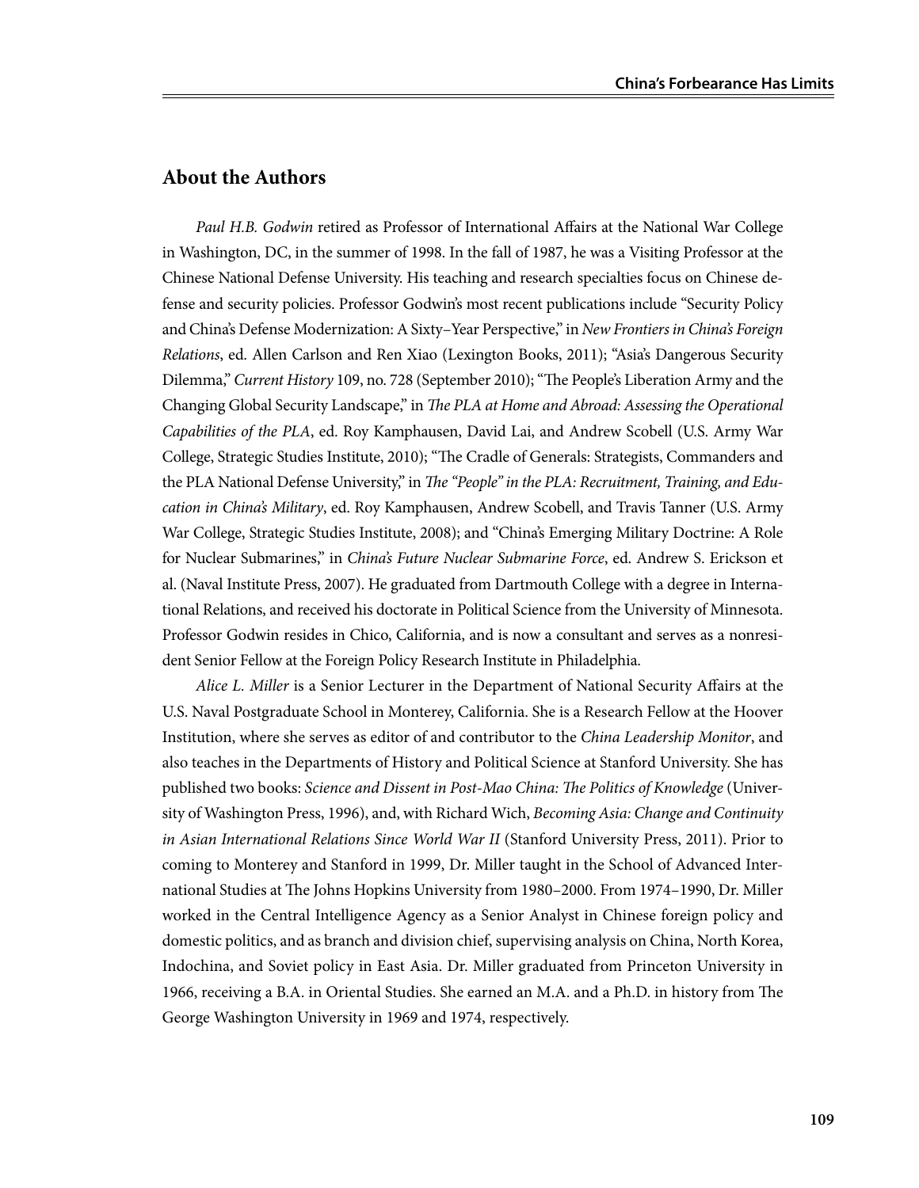## About the Authors

*Paul H.B. Godwin* retired as Professor of International Affairs at the National War College in Washington, DC, in the summer of 1998. In the fall of 1987, he was a Visiting Professor at the Chinese National Defense University. His teaching and research specialties focus on Chinese defense and security policies. Professor Godwin's most recent publications include "Security Policy and China's Defense Modernization: A Sixty–Year Perspective," in *New Frontiers in China's Foreign Relations*, ed. Allen Carlson and Ren Xiao (Lexington Books, 2011); "Asia's Dangerous Security Dilemma," *Current History* 109, no. 728 (September 2010); "The People's Liberation Army and the Changing Global Security Landscape," in *The PLA at Home and Abroad: Assessing the Operational Capabilities of the PLA*, ed. Roy Kamphausen, David Lai, and Andrew Scobell (U.S. Army War College, Strategic Studies Institute, 2010); "The Cradle of Generals: Strategists, Commanders and the PLA National Defense University," in *The "People" in the PLA: Recruitment, Training, and Education in China's Military*, ed. Roy Kamphausen, Andrew Scobell, and Travis Tanner (U.S. Army War College, Strategic Studies Institute, 2008); and "China's Emerging Military Doctrine: A Role for Nuclear Submarines," in *China's Future Nuclear Submarine Force*, ed. Andrew S. Erickson et al. (Naval Institute Press, 2007). He graduated from Dartmouth College with a degree in International Relations, and received his doctorate in Political Science from the University of Minnesota. Professor Godwin resides in Chico, California, and is now a consultant and serves as a nonresident Senior Fellow at the Foreign Policy Research Institute in Philadelphia.

*Alice L. Miller* is a Senior Lecturer in the Department of National Security Affairs at the U.S. Naval Postgraduate School in Monterey, California. She is a Research Fellow at the Hoover Institution, where she serves as editor of and contributor to the *China Leadership Monitor*, and also teaches in the Departments of History and Political Science at Stanford University. She has published two books: *Science and Dissent in Post-Mao China: The Politics of Knowledge* (University of Washington Press, 1996), and, with Richard Wich, *Becoming Asia: Change and Continuity in Asian International Relations Since World War II* (Stanford University Press, 2011). Prior to coming to Monterey and Stanford in 1999, Dr. Miller taught in the School of Advanced International Studies at The Johns Hopkins University from 1980–2000. From 1974–1990, Dr. Miller worked in the Central Intelligence Agency as a Senior Analyst in Chinese foreign policy and domestic politics, and as branch and division chief, supervising analysis on China, North Korea, Indochina, and Soviet policy in East Asia. Dr. Miller graduated from Princeton University in 1966, receiving a B.A. in Oriental Studies. She earned an M.A. and a Ph.D. in history from The George Washington University in 1969 and 1974, respectively.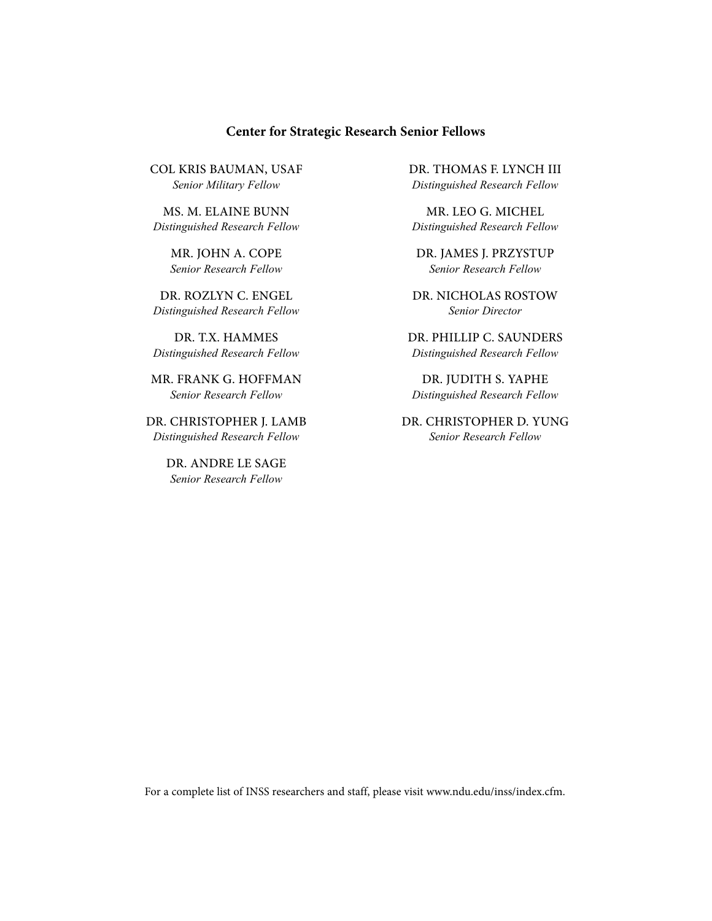## Center for Strategic Research Senior Fellows

COL KRIS BAUMAN, USAF
*Senior Military Fellow*

MS. M. ELAINE BUNN
*Distinguished Research Fellow*

MR. JOHN A. COPE
*Senior Research Fellow*

DR. ROZLYN C. ENGEL
*Distinguished Research Fellow*

DR. T.X. HAMMES
*Distinguished Research Fellow*

MR. FRANK G. HOFFMAN
*Senior Research Fellow*

DR. CHRISTOPHER J. LAMB
*Distinguished Research Fellow*

DR. ANDRE LE SAGE
*Senior Research Fellow*

DR. THOMAS F. LYNCH III
*Distinguished Research Fellow*

MR. LEO G. MICHEL
*Distinguished Research Fellow*

DR. JAMES J. PRZYSTUP
*Senior Research Fellow*

DR. NICHOLAS ROSTOW
*Senior Director*

DR. PHILLIP C. SAUNDERS
*Distinguished Research Fellow*

DR. JUDITH S. YAPHE
*Distinguished Research Fellow*

DR. CHRISTOPHER D. YUNG
*Senior Research Fellow*

For a complete list of INSS researchers and staff, please visit www.ndu.edu/inss/index.cfm.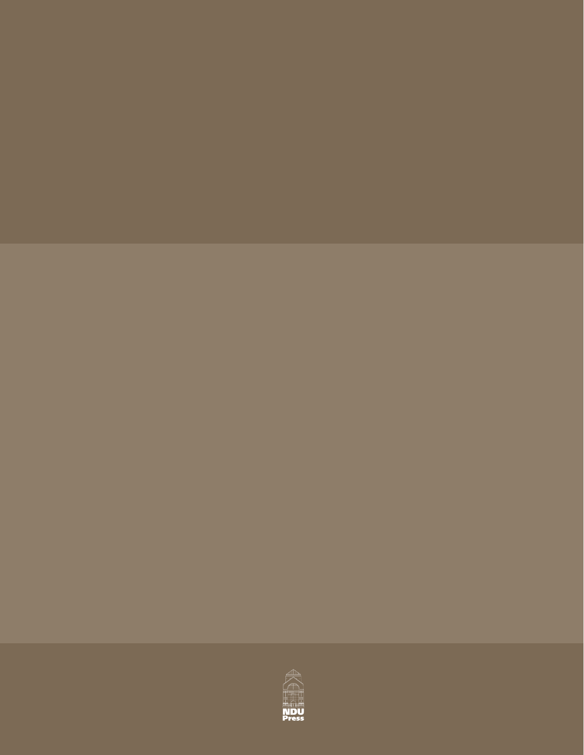NDU
Press